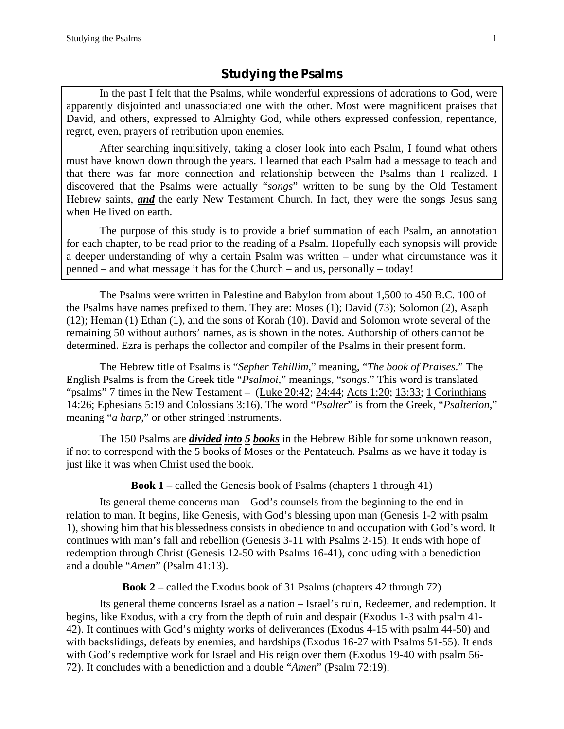# Studying the Psalms

In the past I felt that the Psalms, while wonderful expressions of adorations to God, were apparently disjointed and unassociated one with the other. Most were magnificent praises that David, and others, expressed to Almighty God, while others expressed confession, repentance, regret, even, prayers of retribution upon enemies.

After searching inquisitively, taking a closer look into each Psalm, I found what others must have known down through the years. I learned that each Psalm had a message to teach and that there was far more connection and relationship between the Psalms than I realized. I discovered that the Psalms were actually "*songs*" written to be sung by the Old Testament Hebrew saints, ***and*** the early New Testament Church. In fact, they were the songs Jesus sang when He lived on earth.

The purpose of this study is to provide a brief summation of each Psalm, an annotation for each chapter, to be read prior to the reading of a Psalm. Hopefully each synopsis will provide a deeper understanding of why a certain Psalm was written – under what circumstance was it penned – and what message it has for the Church – and us, personally – today!

The Psalms were written in Palestine and Babylon from about 1,500 to 450 B.C. 100 of the Psalms have names prefixed to them. They are: Moses (1); David (73); Solomon (2), Asaph (12); Heman (1) Ethan (1), and the sons of Korah (10). David and Solomon wrote several of the remaining 50 without authors' names, as is shown in the notes. Authorship of others cannot be determined. Ezra is perhaps the collector and compiler of the Psalms in their present form.

The Hebrew title of Psalms is "*Sepher Tehillim*," meaning, "*The book of Praises*." The English Psalms is from the Greek title "*Psalmoi*," meanings, "*songs*." This word is translated "psalms" 7 times in the New Testament – (Luke 20:42; 24:44; Acts 1:20; 13:33; 1 Corinthians 14:26; Ephesians 5:19 and Colossians 3:16). The word "*Psalter*" is from the Greek, "*Psalterion*," meaning "*a harp*," or other stringed instruments.

The 150 Psalms are ***divided into 5 books*** in the Hebrew Bible for some unknown reason, if not to correspond with the 5 books of Moses or the Pentateuch. Psalms as we have it today is just like it was when Christ used the book.

**Book 1** – called the Genesis book of Psalms (chapters 1 through 41)

Its general theme concerns man – God's counsels from the beginning to the end in relation to man. It begins, like Genesis, with God's blessing upon man (Genesis 1-2 with psalm 1), showing him that his blessedness consists in obedience to and occupation with God's word. It continues with man's fall and rebellion (Genesis 3-11 with Psalms 2-15). It ends with hope of redemption through Christ (Genesis 12-50 with Psalms 16-41), concluding with a benediction and a double "*Amen*" (Psalm 41:13).

**Book 2** – called the Exodus book of 31 Psalms (chapters 42 through 72)

Its general theme concerns Israel as a nation – Israel's ruin, Redeemer, and redemption. It begins, like Exodus, with a cry from the depth of ruin and despair (Exodus 1-3 with psalm 41-42). It continues with God's mighty works of deliverances (Exodus 4-15 with psalm 44-50) and with backslidings, defeats by enemies, and hardships (Exodus 16-27 with Psalms 51-55). It ends with God's redemptive work for Israel and His reign over them (Exodus 19-40 with psalm 56-72). It concludes with a benediction and a double "*Amen*" (Psalm 72:19).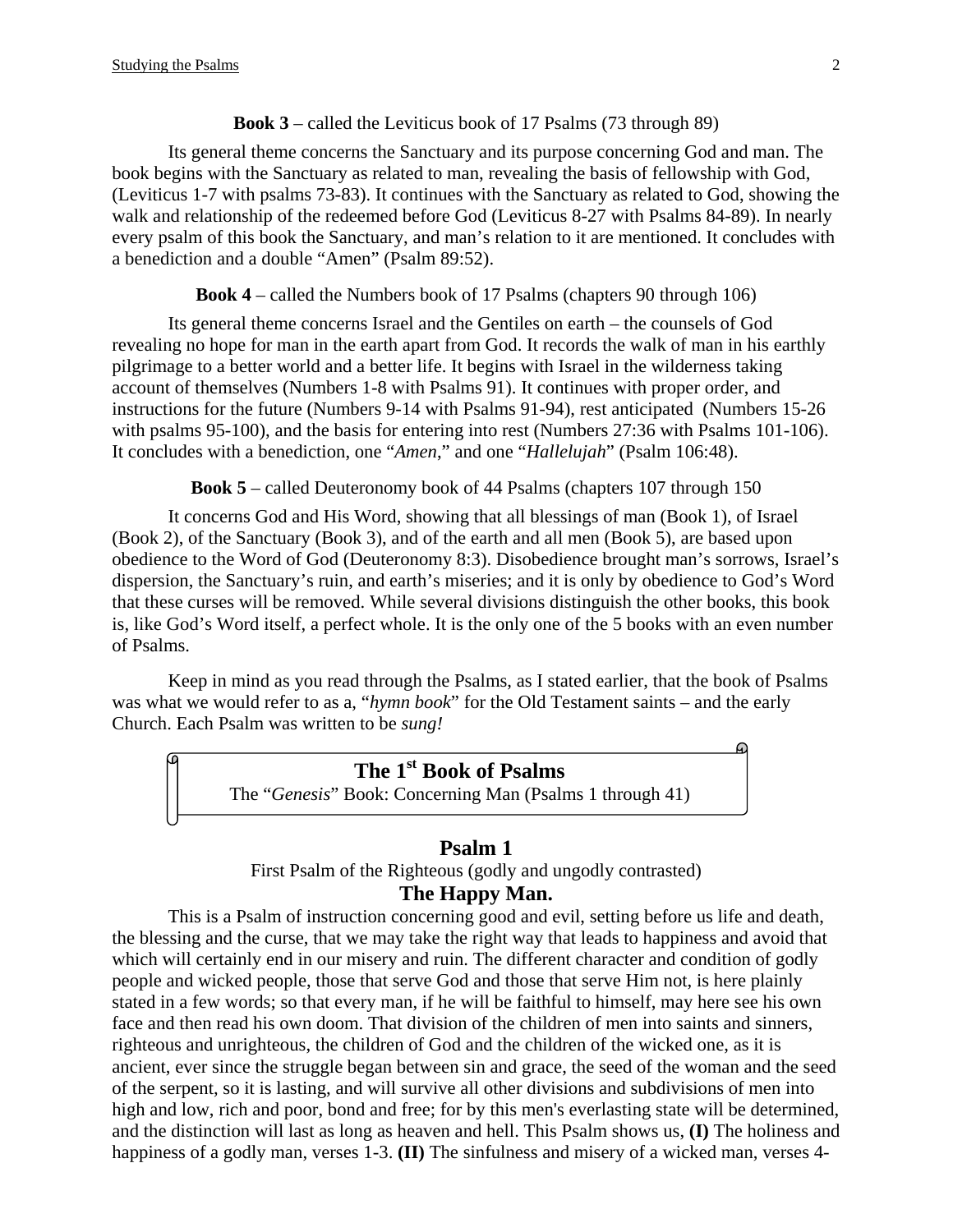**Book 3** – called the Leviticus book of 17 Psalms (73 through 89)

Its general theme concerns the Sanctuary and its purpose concerning God and man. The book begins with the Sanctuary as related to man, revealing the basis of fellowship with God, (Leviticus 1-7 with psalms 73-83). It continues with the Sanctuary as related to God, showing the walk and relationship of the redeemed before God (Leviticus 8-27 with Psalms 84-89). In nearly every psalm of this book the Sanctuary, and man's relation to it are mentioned. It concludes with a benediction and a double "Amen" (Psalm 89:52).

**Book 4** – called the Numbers book of 17 Psalms (chapters 90 through 106)

Its general theme concerns Israel and the Gentiles on earth – the counsels of God revealing no hope for man in the earth apart from God. It records the walk of man in his earthly pilgrimage to a better world and a better life. It begins with Israel in the wilderness taking account of themselves (Numbers 1-8 with Psalms 91). It continues with proper order, and instructions for the future (Numbers 9-14 with Psalms 91-94), rest anticipated (Numbers 15-26 with psalms 95-100), and the basis for entering into rest (Numbers 27:36 with Psalms 101-106). It concludes with a benediction, one "*Amen*," and one "*Hallelujah*" (Psalm 106:48).

**Book 5** – called Deuteronomy book of 44 Psalms (chapters 107 through 150

It concerns God and His Word, showing that all blessings of man (Book 1), of Israel (Book 2), of the Sanctuary (Book 3), and of the earth and all men (Book 5), are based upon obedience to the Word of God (Deuteronomy 8:3). Disobedience brought man's sorrows, Israel's dispersion, the Sanctuary's ruin, and earth's miseries; and it is only by obedience to God's Word that these curses will be removed. While several divisions distinguish the other books, this book is, like God's Word itself, a perfect whole. It is the only one of the 5 books with an even number of Psalms.

Keep in mind as you read through the Psalms, as I stated earlier, that the book of Psalms was what we would refer to as a, "*hymn book*" for the Old Testament saints – and the early Church. Each Psalm was written to be *sung!*

## The 1st Book of Psalms

The "*Genesis*" Book: Concerning Man (Psalms 1 through 41)

### Psalm 1

First Psalm of the Righteous (godly and ungodly contrasted)

### The Happy Man.

This is a Psalm of instruction concerning good and evil, setting before us life and death, the blessing and the curse, that we may take the right way that leads to happiness and avoid that which will certainly end in our misery and ruin. The different character and condition of godly people and wicked people, those that serve God and those that serve Him not, is here plainly stated in a few words; so that every man, if he will be faithful to himself, may here see his own face and then read his own doom. That division of the children of men into saints and sinners, righteous and unrighteous, the children of God and the children of the wicked one, as it is ancient, ever since the struggle began between sin and grace, the seed of the woman and the seed of the serpent, so it is lasting, and will survive all other divisions and subdivisions of men into high and low, rich and poor, bond and free; for by this men's everlasting state will be determined, and the distinction will last as long as heaven and hell. This Psalm shows us, **(I)** The holiness and happiness of a godly man, verses 1-3. **(II)** The sinfulness and misery of a wicked man, verses 4-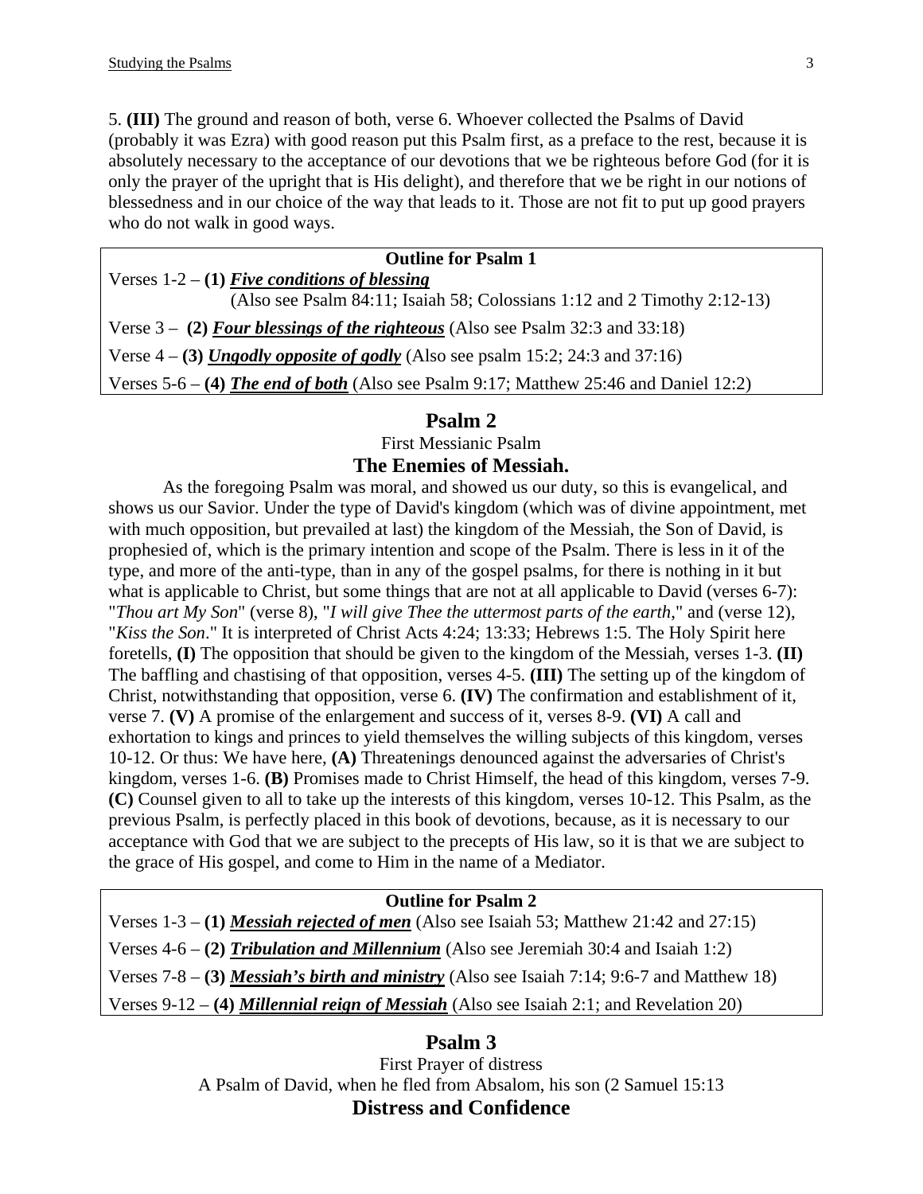5. **(III)** The ground and reason of both, verse 6. Whoever collected the Psalms of David (probably it was Ezra) with good reason put this Psalm first, as a preface to the rest, because it is absolutely necessary to the acceptance of our devotions that we be righteous before God (for it is only the prayer of the upright that is His delight), and therefore that we be right in our notions of blessedness and in our choice of the way that leads to it. Those are not fit to put up good prayers who do not walk in good ways.

| **Outline for Psalm 1** |
|---|
| Verses 1-2 – **(1)** ***Five conditions of blessing*** (Also see Psalm 84:11; Isaiah 58; Colossians 1:12 and 2 Timothy 2:12-13) |
| Verse 3 – **(2)** ***Four blessings of the righteous*** (Also see Psalm 32:3 and 33:18) |
| Verse 4 – **(3)** ***Ungodly opposite of godly*** (Also see psalm 15:2; 24:3 and 37:16) |
| Verses 5-6 – **(4)** ***The end of both*** (Also see Psalm 9:17; Matthew 25:46 and Daniel 12:2) |

## Psalm 2

First Messianic Psalm

### The Enemies of Messiah.

As the foregoing Psalm was moral, and showed us our duty, so this is evangelical, and shows us our Savior. Under the type of David's kingdom (which was of divine appointment, met with much opposition, but prevailed at last) the kingdom of the Messiah, the Son of David, is prophesied of, which is the primary intention and scope of the Psalm. There is less in it of the type, and more of the anti-type, than in any of the gospel psalms, for there is nothing in it but what is applicable to Christ, but some things that are not at all applicable to David (verses 6-7): "*Thou art My Son*" (verse 8), "*I will give Thee the uttermost parts of the earth*," and (verse 12), "*Kiss the Son*." It is interpreted of Christ Acts 4:24; 13:33; Hebrews 1:5. The Holy Spirit here foretells, **(I)** The opposition that should be given to the kingdom of the Messiah, verses 1-3. **(II)** The baffling and chastising of that opposition, verses 4-5. **(III)** The setting up of the kingdom of Christ, notwithstanding that opposition, verse 6. **(IV)** The confirmation and establishment of it, verse 7. **(V)** A promise of the enlargement and success of it, verses 8-9. **(VI)** A call and exhortation to kings and princes to yield themselves the willing subjects of this kingdom, verses 10-12. Or thus: We have here, **(A)** Threatenings denounced against the adversaries of Christ's kingdom, verses 1-6. **(B)** Promises made to Christ Himself, the head of this kingdom, verses 7-9. **(C)** Counsel given to all to take up the interests of this kingdom, verses 10-12. This Psalm, as the previous Psalm, is perfectly placed in this book of devotions, because, as it is necessary to our acceptance with God that we are subject to the precepts of His law, so it is that we are subject to the grace of His gospel, and come to Him in the name of a Mediator.

| **Outline for Psalm 2** |
|---|
| Verses 1-3 – **(1)** ***Messiah rejected of men*** (Also see Isaiah 53; Matthew 21:42 and 27:15) |
| Verses 4-6 – **(2)** ***Tribulation and Millennium*** (Also see Jeremiah 30:4 and Isaiah 1:2) |
| Verses 7-8 – **(3)** ***Messiah's birth and ministry*** (Also see Isaiah 7:14; 9:6-7 and Matthew 18) |
| Verses 9-12 – **(4)** ***Millennial reign of Messiah*** (Also see Isaiah 2:1; and Revelation 20) |

## Psalm 3

First Prayer of distress

A Psalm of David, when he fled from Absalom, his son (2 Samuel 15:13

### Distress and Confidence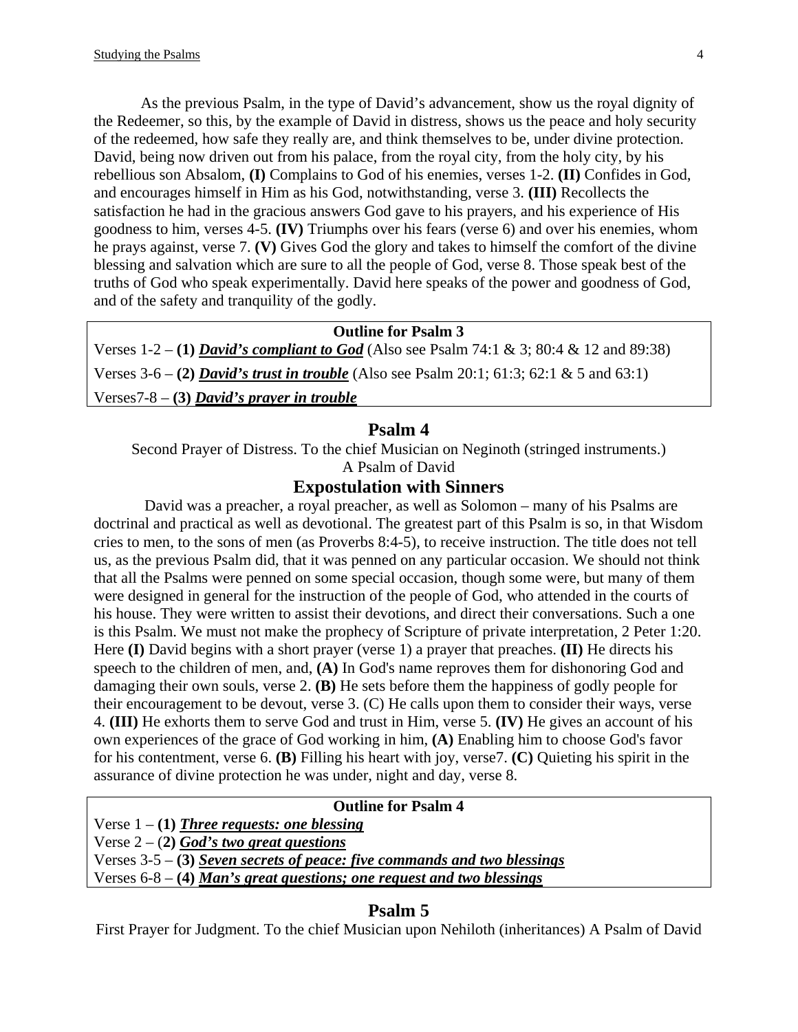As the previous Psalm, in the type of David's advancement, show us the royal dignity of the Redeemer, so this, by the example of David in distress, shows us the peace and holy security of the redeemed, how safe they really are, and think themselves to be, under divine protection. David, being now driven out from his palace, from the royal city, from the holy city, by his rebellious son Absalom, **(I)** Complains to God of his enemies, verses 1-2. **(II)** Confides in God, and encourages himself in Him as his God, notwithstanding, verse 3. **(III)** Recollects the satisfaction he had in the gracious answers God gave to his prayers, and his experience of His goodness to him, verses 4-5. **(IV)** Triumphs over his fears (verse 6) and over his enemies, whom he prays against, verse 7. **(V)** Gives God the glory and takes to himself the comfort of the divine blessing and salvation which are sure to all the people of God, verse 8. Those speak best of the truths of God who speak experimentally. David here speaks of the power and goodness of God, and of the safety and tranquility of the godly.

| Outline for Psalm 3 |
|---|
| Verses 1-2 – **(1)** ***David's compliant to God*** (Also see Psalm 74:1 & 3; 80:4 & 12 and 89:38) |
| Verses 3-6 – **(2)** ***David's trust in trouble*** (Also see Psalm 20:1; 61:3; 62:1 & 5 and 63:1) |
| Verses7-8 – **(3)** ***David's prayer in trouble*** |

## Psalm 4

Second Prayer of Distress. To the chief Musician on Neginoth (stringed instruments.)
A Psalm of David

## Expostulation with Sinners

David was a preacher, a royal preacher, as well as Solomon – many of his Psalms are doctrinal and practical as well as devotional. The greatest part of this Psalm is so, in that Wisdom cries to men, to the sons of men (as Proverbs 8:4-5), to receive instruction. The title does not tell us, as the previous Psalm did, that it was penned on any particular occasion. We should not think that all the Psalms were penned on some special occasion, though some were, but many of them were designed in general for the instruction of the people of God, who attended in the courts of his house. They were written to assist their devotions, and direct their conversations. Such a one is this Psalm. We must not make the prophecy of Scripture of private interpretation, 2 Peter 1:20. Here **(I)** David begins with a short prayer (verse 1) a prayer that preaches. **(II)** He directs his speech to the children of men, and, **(A)** In God's name reproves them for dishonoring God and damaging their own souls, verse 2. **(B)** He sets before them the happiness of godly people for their encouragement to be devout, verse 3. (C) He calls upon them to consider their ways, verse 4. **(III)** He exhorts them to serve God and trust in Him, verse 5. **(IV)** He gives an account of his own experiences of the grace of God working in him, **(A)** Enabling him to choose God's favor for his contentment, verse 6. **(B)** Filling his heart with joy, verse7. **(C)** Quieting his spirit in the assurance of divine protection he was under, night and day, verse 8.

| Outline for Psalm 4 |
|---|
| Verse 1 – **(1)** ***Three requests: one blessing*** |
| Verse 2 – (**2)** ***God's two great questions*** |
| Verses 3-5 – **(3)** ***Seven secrets of peace: five commands and two blessings*** |
| Verses 6-8 – **(4)** ***Man's great questions; one request and two blessings*** |

## Psalm 5

First Prayer for Judgment. To the chief Musician upon Nehiloth (inheritances) A Psalm of David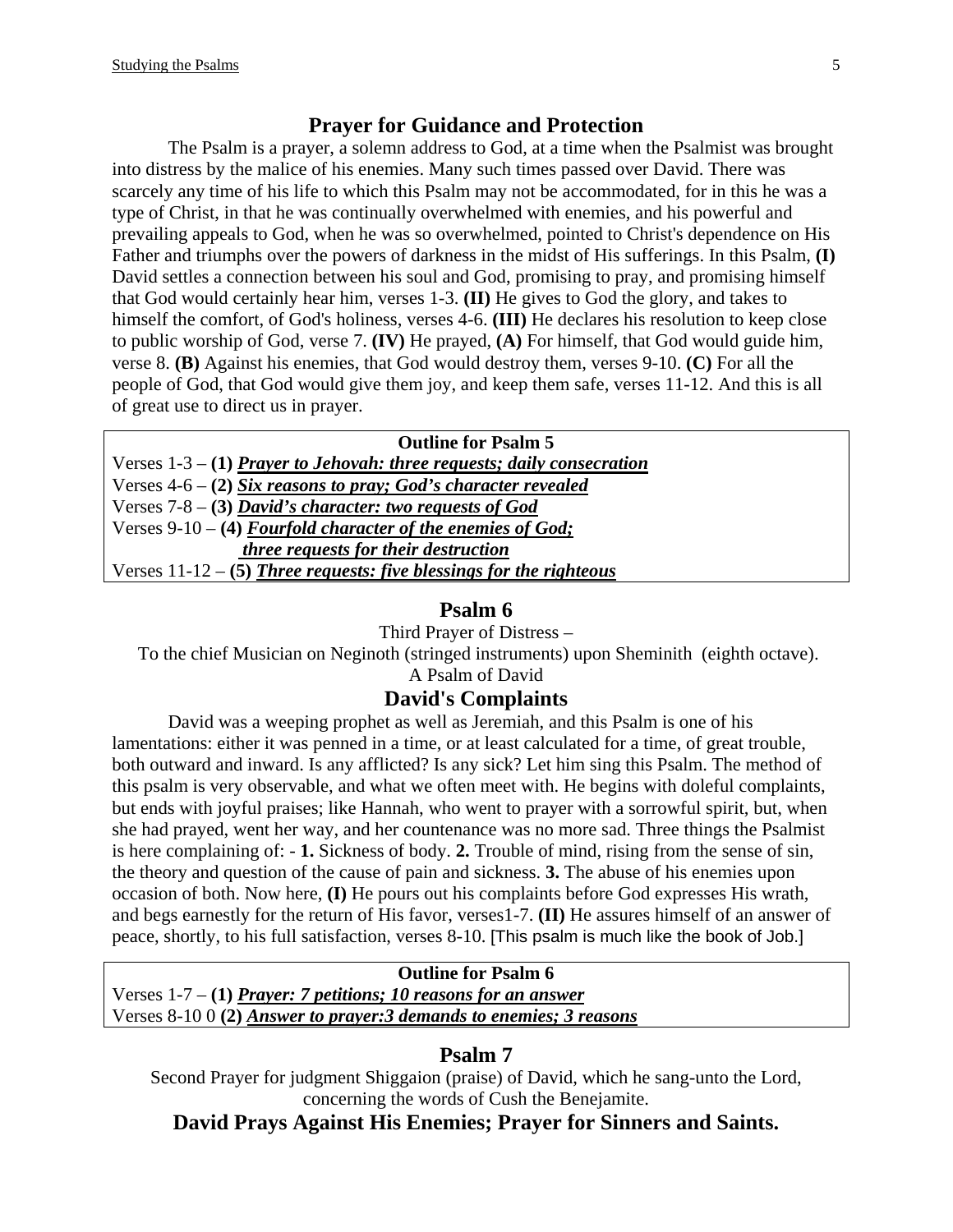## Prayer for Guidance and Protection

The Psalm is a prayer, a solemn address to God, at a time when the Psalmist was brought into distress by the malice of his enemies. Many such times passed over David. There was scarcely any time of his life to which this Psalm may not be accommodated, for in this he was a type of Christ, in that he was continually overwhelmed with enemies, and his powerful and prevailing appeals to God, when he was so overwhelmed, pointed to Christ's dependence on His Father and triumphs over the powers of darkness in the midst of His sufferings. In this Psalm, **(I)** David settles a connection between his soul and God, promising to pray, and promising himself that God would certainly hear him, verses 1-3. **(II)** He gives to God the glory, and takes to himself the comfort, of God's holiness, verses 4-6. **(III)** He declares his resolution to keep close to public worship of God, verse 7. **(IV)** He prayed, **(A)** For himself, that God would guide him, verse 8. **(B)** Against his enemies, that God would destroy them, verses 9-10. **(C)** For all the people of God, that God would give them joy, and keep them safe, verses 11-12. And this is all of great use to direct us in prayer.

**Outline for Psalm 5**

Verses 1-3 – **(1)** ***Prayer to Jehovah: three requests; daily consecration***
Verses 4-6 – **(2)** ***Six reasons to pray; God's character revealed***
Verses 7-8 – **(3)** ***David's character: two requests of God***
Verses 9-10 – **(4)** ***Fourfold character of the enemies of God; three requests for their destruction***
Verses 11-12 – **(5)** ***Three requests: five blessings for the righteous***

## Psalm 6

Third Prayer of Distress –
To the chief Musician on Neginoth (stringed instruments) upon Sheminith (eighth octave).
A Psalm of David

## David's Complaints

David was a weeping prophet as well as Jeremiah, and this Psalm is one of his lamentations: either it was penned in a time, or at least calculated for a time, of great trouble, both outward and inward. Is any afflicted? Is any sick? Let him sing this Psalm. The method of this psalm is very observable, and what we often meet with. He begins with doleful complaints, but ends with joyful praises; like Hannah, who went to prayer with a sorrowful spirit, but, when she had prayed, went her way, and her countenance was no more sad. Three things the Psalmist is here complaining of: - **1.** Sickness of body. **2.** Trouble of mind, rising from the sense of sin, the theory and question of the cause of pain and sickness. **3.** The abuse of his enemies upon occasion of both. Now here, **(I)** He pours out his complaints before God expresses His wrath, and begs earnestly for the return of His favor, verses1-7. **(II)** He assures himself of an answer of peace, shortly, to his full satisfaction, verses 8-10. [This psalm is much like the book of Job.]

**Outline for Psalm 6**

Verses 1-7 – **(1)** ***Prayer: 7 petitions; 10 reasons for an answer***
Verses 8-10 0 **(2)** ***Answer to prayer:3 demands to enemies; 3 reasons***

## Psalm 7

Second Prayer for judgment Shiggaion (praise) of David, which he sang-unto the Lord, concerning the words of Cush the Benejamite.

## David Prays Against His Enemies; Prayer for Sinners and Saints.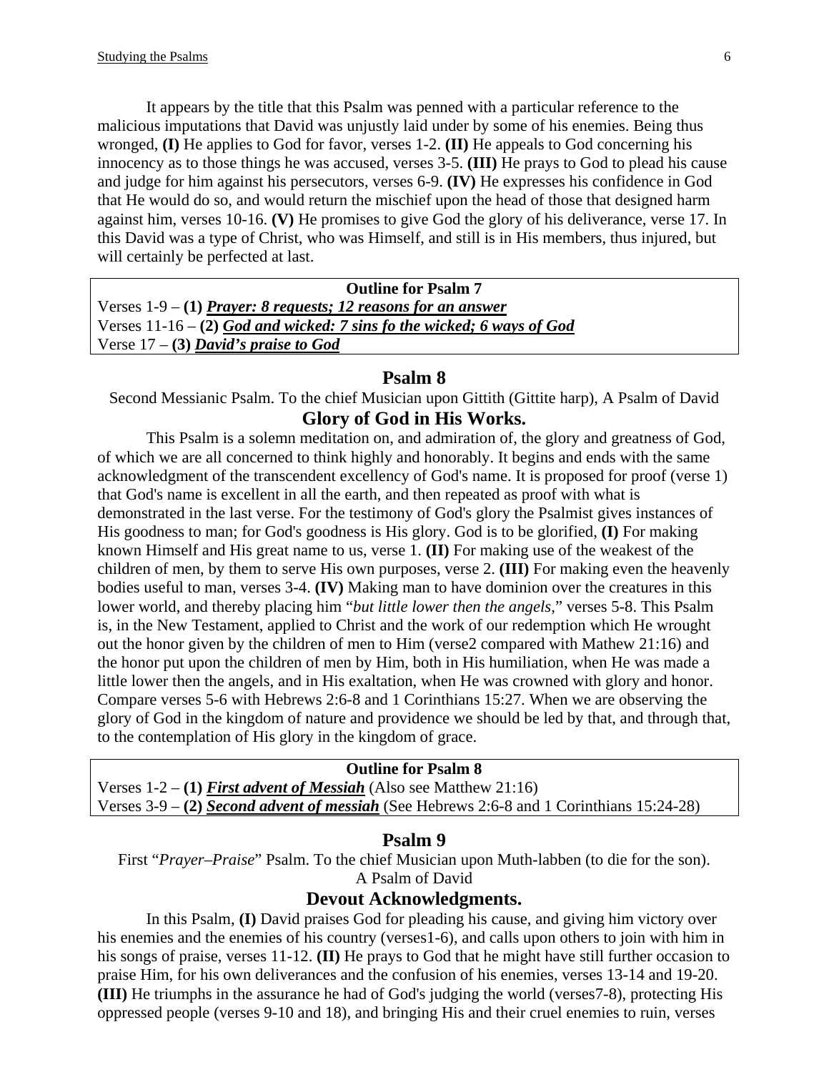It appears by the title that this Psalm was penned with a particular reference to the malicious imputations that David was unjustly laid under by some of his enemies. Being thus wronged, **(I)** He applies to God for favor, verses 1-2. **(II)** He appeals to God concerning his innocency as to those things he was accused, verses 3-5. **(III)** He prays to God to plead his cause and judge for him against his persecutors, verses 6-9. **(IV)** He expresses his confidence in God that He would do so, and would return the mischief upon the head of those that designed harm against him, verses 10-16. **(V)** He promises to give God the glory of his deliverance, verse 17. In this David was a type of Christ, who was Himself, and still is in His members, thus injured, but will certainly be perfected at last.

| **Outline for Psalm 7** |
|---|
| Verses 1-9 – **(1)** ***Prayer: 8 requests; 12 reasons for an answer*** |
| Verses 11-16 – **(2)** ***God and wicked: 7 sins fo the wicked; 6 ways of God*** |
| Verse 17 – **(3)** ***David's praise to God*** |

## Psalm 8

Second Messianic Psalm. To the chief Musician upon Gittith (Gittite harp), A Psalm of David

### Glory of God in His Works.

This Psalm is a solemn meditation on, and admiration of, the glory and greatness of God, of which we are all concerned to think highly and honorably. It begins and ends with the same acknowledgment of the transcendent excellency of God's name. It is proposed for proof (verse 1) that God's name is excellent in all the earth, and then repeated as proof with what is demonstrated in the last verse. For the testimony of God's glory the Psalmist gives instances of His goodness to man; for God's goodness is His glory. God is to be glorified, **(I)** For making known Himself and His great name to us, verse 1. **(II)** For making use of the weakest of the children of men, by them to serve His own purposes, verse 2. **(III)** For making even the heavenly bodies useful to man, verses 3-4. **(IV)** Making man to have dominion over the creatures in this lower world, and thereby placing him "*but little lower then the angels*," verses 5-8. This Psalm is, in the New Testament, applied to Christ and the work of our redemption which He wrought out the honor given by the children of men to Him (verse2 compared with Mathew 21:16) and the honor put upon the children of men by Him, both in His humiliation, when He was made a little lower then the angels, and in His exaltation, when He was crowned with glory and honor. Compare verses 5-6 with Hebrews 2:6-8 and 1 Corinthians 15:27. When we are observing the glory of God in the kingdom of nature and providence we should be led by that, and through that, to the contemplation of His glory in the kingdom of grace.

| **Outline for Psalm 8** |
|---|
| Verses 1-2 – **(1)** ***First advent of Messiah*** (Also see Matthew 21:16) |
| Verses 3-9 – **(2)** ***Second advent of messiah*** (See Hebrews 2:6-8 and 1 Corinthians 15:24-28) |

## Psalm 9

First "*Prayer–Praise*" Psalm. To the chief Musician upon Muth-labben (to die for the son). A Psalm of David

### Devout Acknowledgments.

In this Psalm, **(I)** David praises God for pleading his cause, and giving him victory over his enemies and the enemies of his country (verses1-6), and calls upon others to join with him in his songs of praise, verses 11-12. **(II)** He prays to God that he might have still further occasion to praise Him, for his own deliverances and the confusion of his enemies, verses 13-14 and 19-20. **(III)** He triumphs in the assurance he had of God's judging the world (verses7-8), protecting His oppressed people (verses 9-10 and 18), and bringing His and their cruel enemies to ruin, verses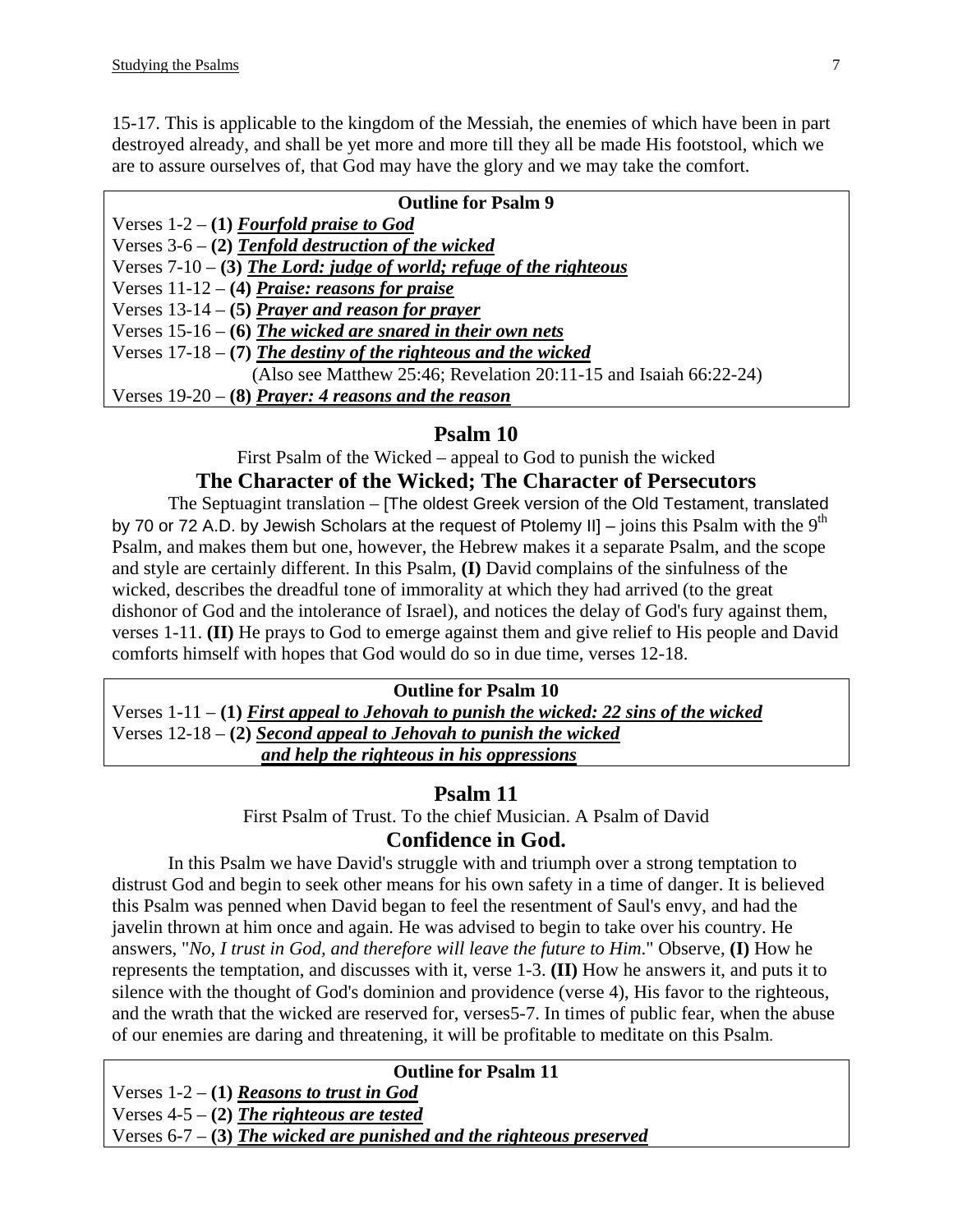15-17. This is applicable to the kingdom of the Messiah, the enemies of which have been in part destroyed already, and shall be yet more and more till they all be made His footstool, which we are to assure ourselves of, that God may have the glory and we may take the comfort.

**Outline for Psalm 9**

Verses 1-2 – **(1)** ***Fourfold praise to God***
Verses 3-6 – **(2)** ***Tenfold destruction of the wicked***
Verses 7-10 – **(3)** ***The Lord: judge of world; refuge of the righteous***
Verses 11-12 – **(4)** ***Praise: reasons for praise***
Verses 13-14 – **(5)** ***Prayer and reason for prayer***
Verses 15-16 – **(6)** ***The wicked are snared in their own nets***
Verses 17-18 – **(7)** ***The destiny of the righteous and the wicked***
(Also see Matthew 25:46; Revelation 20:11-15 and Isaiah 66:22-24)
Verses 19-20 – **(8)** ***Prayer: 4 reasons and the reason***

## Psalm 10

First Psalm of the Wicked – appeal to God to punish the wicked

### The Character of the Wicked; The Character of Persecutors

The Septuagint translation – [The oldest Greek version of the Old Testament, translated by 70 or 72 A.D. by Jewish Scholars at the request of Ptolemy II] – joins this Psalm with the 9th Psalm, and makes them but one, however, the Hebrew makes it a separate Psalm, and the scope and style are certainly different. In this Psalm, **(I)** David complains of the sinfulness of the wicked, describes the dreadful tone of immorality at which they had arrived (to the great dishonor of God and the intolerance of Israel), and notices the delay of God's fury against them, verses 1-11. **(II)** He prays to God to emerge against them and give relief to His people and David comforts himself with hopes that God would do so in due time, verses 12-18.

**Outline for Psalm 10**

Verses 1-11 – **(1)** ***First appeal to Jehovah to punish the wicked: 22 sins of the wicked***
Verses 12-18 – **(2)** ***Second appeal to Jehovah to punish the wicked and help the righteous in his oppressions***

## Psalm 11

First Psalm of Trust. To the chief Musician. A Psalm of David

### Confidence in God.

In this Psalm we have David's struggle with and triumph over a strong temptation to distrust God and begin to seek other means for his own safety in a time of danger. It is believed this Psalm was penned when David began to feel the resentment of Saul's envy, and had the javelin thrown at him once and again. He was advised to begin to take over his country. He answers, "*No, I trust in God, and therefore will leave the future to Him*." Observe, **(I)** How he represents the temptation, and discusses with it, verse 1-3. **(II)** How he answers it, and puts it to silence with the thought of God's dominion and providence (verse 4), His favor to the righteous, and the wrath that the wicked are reserved for, verses5-7. In times of public fear, when the abuse of our enemies are daring and threatening, it will be profitable to meditate on this Psalm.

**Outline for Psalm 11**

Verses 1-2 – **(1)** ***Reasons to trust in God***
Verses 4-5 – **(2)** ***The righteous are tested***
Verses 6-7 – **(3)** ***The wicked are punished and the righteous preserved***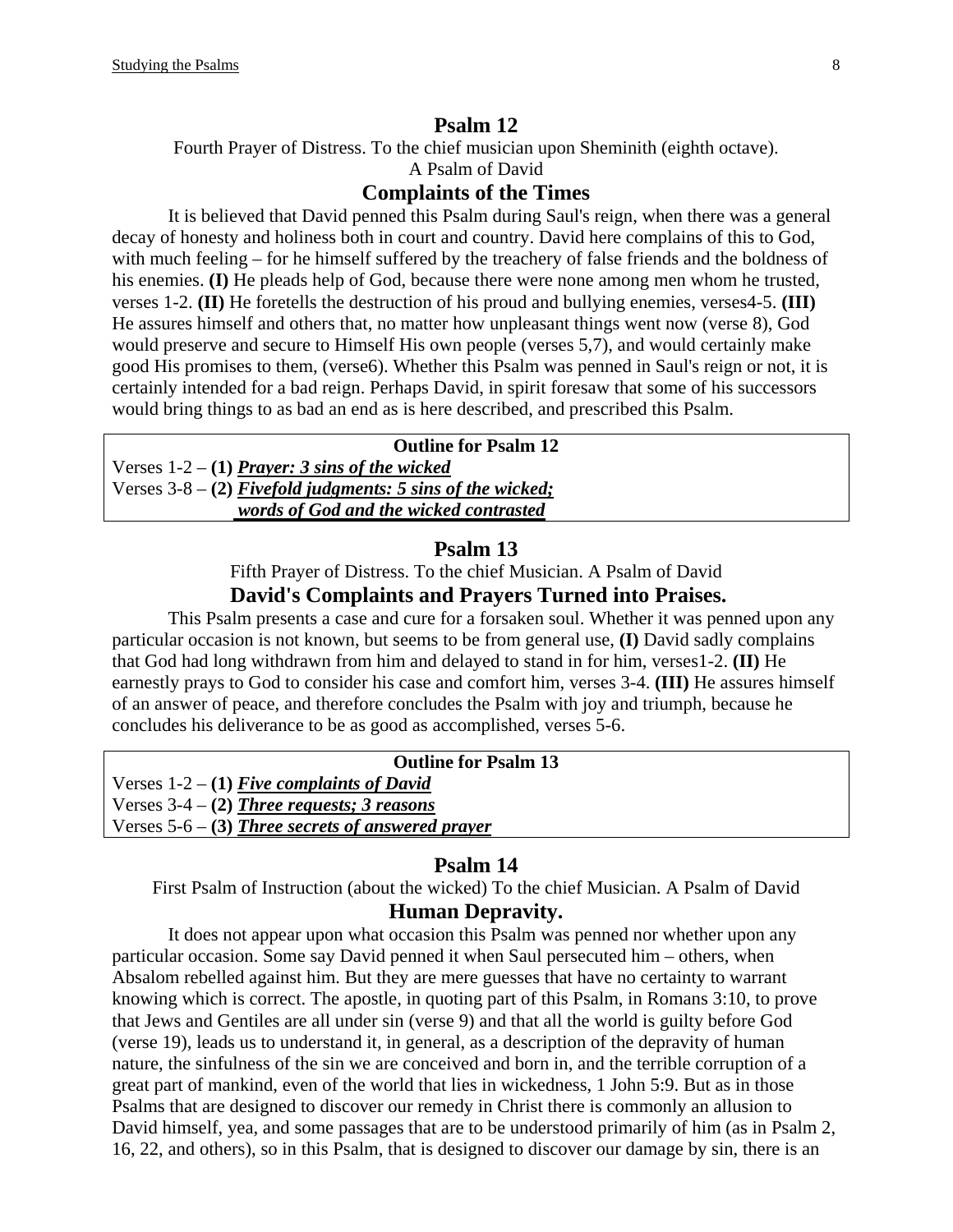## Psalm 12

Fourth Prayer of Distress. To the chief musician upon Sheminith (eighth octave).
A Psalm of David

### Complaints of the Times

It is believed that David penned this Psalm during Saul's reign, when there was a general decay of honesty and holiness both in court and country. David here complains of this to God, with much feeling – for he himself suffered by the treachery of false friends and the boldness of his enemies. **(I)** He pleads help of God, because there were none among men whom he trusted, verses 1-2. **(II)** He foretells the destruction of his proud and bullying enemies, verses4-5. **(III)** He assures himself and others that, no matter how unpleasant things went now (verse 8), God would preserve and secure to Himself His own people (verses 5,7), and would certainly make good His promises to them, (verse6). Whether this Psalm was penned in Saul's reign or not, it is certainly intended for a bad reign. Perhaps David, in spirit foresaw that some of his successors would bring things to as bad an end as is here described, and prescribed this Psalm.

**Outline for Psalm 12**

Verses 1-2 – **(1)** ***Prayer: 3 sins of the wicked***
Verses 3-8 – **(2)** ***Fivefold judgments: 5 sins of the wicked; words of God and the wicked contrasted***

## Psalm 13

Fifth Prayer of Distress. To the chief Musician. A Psalm of David

### David's Complaints and Prayers Turned into Praises.

This Psalm presents a case and cure for a forsaken soul. Whether it was penned upon any particular occasion is not known, but seems to be from general use, **(I)** David sadly complains that God had long withdrawn from him and delayed to stand in for him, verses1-2. **(II)** He earnestly prays to God to consider his case and comfort him, verses 3-4. **(III)** He assures himself of an answer of peace, and therefore concludes the Psalm with joy and triumph, because he concludes his deliverance to be as good as accomplished, verses 5-6.

**Outline for Psalm 13**

Verses 1-2 – **(1)** ***Five complaints of David***
Verses 3-4 – **(2)** ***Three requests; 3 reasons***
Verses 5-6 – **(3)** ***Three secrets of answered prayer***

## Psalm 14

First Psalm of Instruction (about the wicked) To the chief Musician. A Psalm of David

### Human Depravity.

It does not appear upon what occasion this Psalm was penned nor whether upon any particular occasion. Some say David penned it when Saul persecuted him – others, when Absalom rebelled against him. But they are mere guesses that have no certainty to warrant knowing which is correct. The apostle, in quoting part of this Psalm, in Romans 3:10, to prove that Jews and Gentiles are all under sin (verse 9) and that all the world is guilty before God (verse 19), leads us to understand it, in general, as a description of the depravity of human nature, the sinfulness of the sin we are conceived and born in, and the terrible corruption of a great part of mankind, even of the world that lies in wickedness, 1 John 5:9. But as in those Psalms that are designed to discover our remedy in Christ there is commonly an allusion to David himself, yea, and some passages that are to be understood primarily of him (as in Psalm 2, 16, 22, and others), so in this Psalm, that is designed to discover our damage by sin, there is an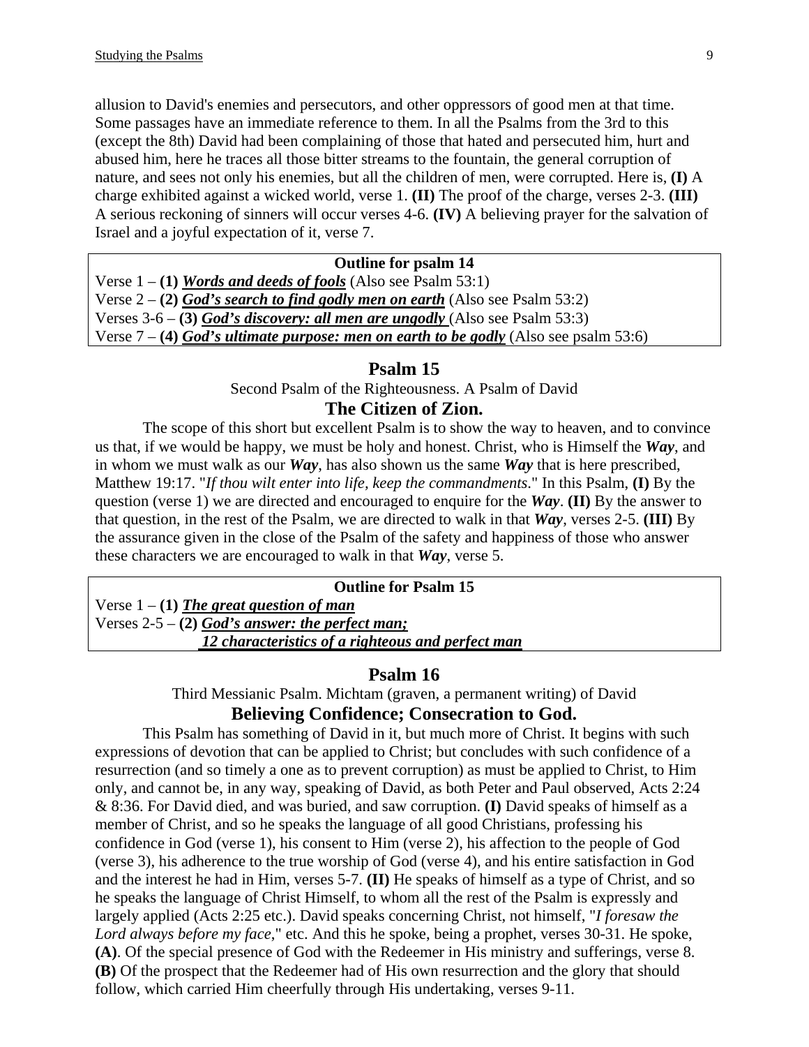allusion to David's enemies and persecutors, and other oppressors of good men at that time. Some passages have an immediate reference to them. In all the Psalms from the 3rd to this (except the 8th) David had been complaining of those that hated and persecuted him, hurt and abused him, here he traces all those bitter streams to the fountain, the general corruption of nature, and sees not only his enemies, but all the children of men, were corrupted. Here is, **(I)** A charge exhibited against a wicked world, verse 1. **(II)** The proof of the charge, verses 2-3. **(III)** A serious reckoning of sinners will occur verses 4-6. **(IV)** A believing prayer for the salvation of Israel and a joyful expectation of it, verse 7.

| **Outline for psalm 14** |
|---|
| Verse 1 – **(1)** ***Words and deeds of fools*** (Also see Psalm 53:1) |
| Verse 2 – **(2)** ***God's search to find godly men on earth*** (Also see Psalm 53:2) |
| Verses 3-6 – **(3)** ***God's discovery: all men are ungodly*** (Also see Psalm 53:3) |
| Verse 7 – **(4)** ***God's ultimate purpose: men on earth to be godly*** (Also see psalm 53:6) |

## Psalm 15

Second Psalm of the Righteousness. A Psalm of David

### The Citizen of Zion.

The scope of this short but excellent Psalm is to show the way to heaven, and to convince us that, if we would be happy, we must be holy and honest. Christ, who is Himself the ***Way***, and in whom we must walk as our ***Way***, has also shown us the same ***Way*** that is here prescribed, Matthew 19:17. "*If thou wilt enter into life, keep the commandments*." In this Psalm, **(I)** By the question (verse 1) we are directed and encouraged to enquire for the ***Way***. **(II)** By the answer to that question, in the rest of the Psalm, we are directed to walk in that ***Way***, verses 2-5. **(III)** By the assurance given in the close of the Psalm of the safety and happiness of those who answer these characters we are encouraged to walk in that ***Way***, verse 5.

| **Outline for Psalm 15** |
|---|
| Verse 1 – **(1)** ***The great question of man*** |
| Verses 2-5 – **(2)** ***God's answer: the perfect man; 12 characteristics of a righteous and perfect man*** |

## Psalm 16

Third Messianic Psalm. Michtam (graven, a permanent writing) of David

### Believing Confidence; Consecration to God.

This Psalm has something of David in it, but much more of Christ. It begins with such expressions of devotion that can be applied to Christ; but concludes with such confidence of a resurrection (and so timely a one as to prevent corruption) as must be applied to Christ, to Him only, and cannot be, in any way, speaking of David, as both Peter and Paul observed, Acts 2:24 & 8:36. For David died, and was buried, and saw corruption. **(I)** David speaks of himself as a member of Christ, and so he speaks the language of all good Christians, professing his confidence in God (verse 1), his consent to Him (verse 2), his affection to the people of God (verse 3), his adherence to the true worship of God (verse 4), and his entire satisfaction in God and the interest he had in Him, verses 5-7. **(II)** He speaks of himself as a type of Christ, and so he speaks the language of Christ Himself, to whom all the rest of the Psalm is expressly and largely applied (Acts 2:25 etc.). David speaks concerning Christ, not himself, "*I foresaw the Lord always before my face*," etc. And this he spoke, being a prophet, verses 30-31. He spoke, **(A)**. Of the special presence of God with the Redeemer in His ministry and sufferings, verse 8. **(B)** Of the prospect that the Redeemer had of His own resurrection and the glory that should follow, which carried Him cheerfully through His undertaking, verses 9-11.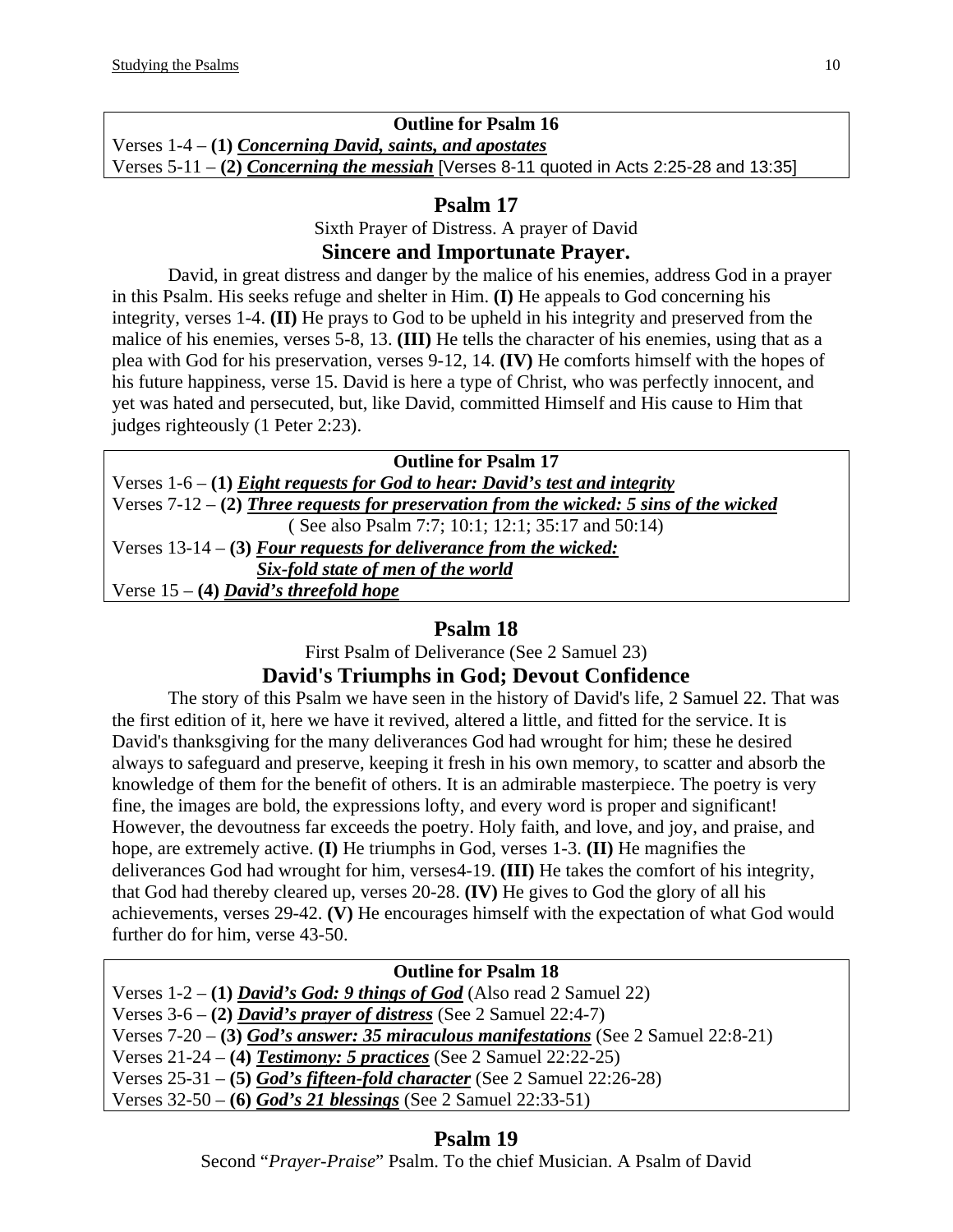**Outline for Psalm 16**

Verses 1-4 – **(1)** ***Concerning David, saints, and apostates***
Verses 5-11 – **(2)** ***Concerning the messiah*** [Verses 8-11 quoted in Acts 2:25-28 and 13:35]

## Psalm 17

Sixth Prayer of Distress. A prayer of David

### Sincere and Importunate Prayer.

David, in great distress and danger by the malice of his enemies, address God in a prayer in this Psalm. His seeks refuge and shelter in Him. **(I)** He appeals to God concerning his integrity, verses 1-4. **(II)** He prays to God to be upheld in his integrity and preserved from the malice of his enemies, verses 5-8, 13. **(III)** He tells the character of his enemies, using that as a plea with God for his preservation, verses 9-12, 14. **(IV)** He comforts himself with the hopes of his future happiness, verse 15. David is here a type of Christ, who was perfectly innocent, and yet was hated and persecuted, but, like David, committed Himself and His cause to Him that judges righteously (1 Peter 2:23).

**Outline for Psalm 17**

Verses 1-6 – **(1)** ***Eight requests for God to hear: David's test and integrity***
Verses 7-12 – **(2)** ***Three requests for preservation from the wicked: 5 sins of the wicked***
( See also Psalm 7:7; 10:1; 12:1; 35:17 and 50:14)
Verses 13-14 – **(3)** ***Four requests for deliverance from the wicked: Six-fold state of men of the world***
Verse 15 – **(4)** ***David's threefold hope***

## Psalm 18

First Psalm of Deliverance (See 2 Samuel 23)

### David's Triumphs in God; Devout Confidence

The story of this Psalm we have seen in the history of David's life, 2 Samuel 22. That was the first edition of it, here we have it revived, altered a little, and fitted for the service. It is David's thanksgiving for the many deliverances God had wrought for him; these he desired always to safeguard and preserve, keeping it fresh in his own memory, to scatter and absorb the knowledge of them for the benefit of others. It is an admirable masterpiece. The poetry is very fine, the images are bold, the expressions lofty, and every word is proper and significant! However, the devoutness far exceeds the poetry. Holy faith, and love, and joy, and praise, and hope, are extremely active. **(I)** He triumphs in God, verses 1-3. **(II)** He magnifies the deliverances God had wrought for him, verses4-19. **(III)** He takes the comfort of his integrity, that God had thereby cleared up, verses 20-28. **(IV)** He gives to God the glory of all his achievements, verses 29-42. **(V)** He encourages himself with the expectation of what God would further do for him, verse 43-50.

**Outline for Psalm 18**

Verses 1-2 – **(1)** ***David's God: 9 things of God*** (Also read 2 Samuel 22)
Verses 3-6 – **(2)** ***David's prayer of distress*** (See 2 Samuel 22:4-7)
Verses 7-20 – **(3)** ***God's answer: 35 miraculous manifestations*** (See 2 Samuel 22:8-21)
Verses 21-24 – **(4)** ***Testimony: 5 practices*** (See 2 Samuel 22:22-25)
Verses 25-31 – **(5)** ***God's fifteen-fold character*** (See 2 Samuel 22:26-28)
Verses 32-50 – **(6)** ***God's 21 blessings*** (See 2 Samuel 22:33-51)

## Psalm 19

Second "*Prayer-Praise*" Psalm. To the chief Musician. A Psalm of David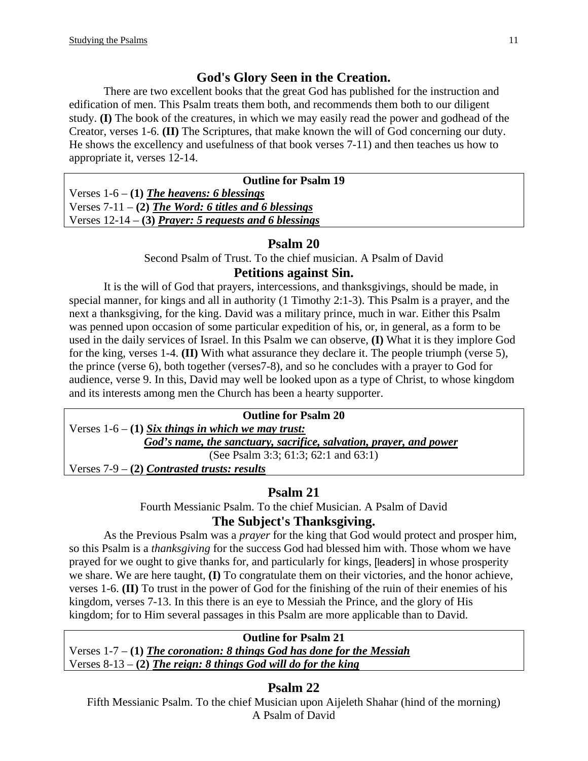## God's Glory Seen in the Creation.

There are two excellent books that the great God has published for the instruction and edification of men. This Psalm treats them both, and recommends them both to our diligent study. **(I)** The book of the creatures, in which we may easily read the power and godhead of the Creator, verses 1-6. **(II)** The Scriptures, that make known the will of God concerning our duty. He shows the excellency and usefulness of that book verses 7-11) and then teaches us how to appropriate it, verses 12-14.

| **Outline for Psalm 19** |
|---|
| Verses 1-6 – **(1)** ***The heavens: 6 blessings*** |
| Verses 7-11 – **(2)** ***The Word: 6 titles and 6 blessings*** |
| Verses 12-14 – **(3)** ***Prayer: 5 requests and 6 blessings*** |

## Psalm 20

Second Psalm of Trust. To the chief musician. A Psalm of David

### Petitions against Sin.

It is the will of God that prayers, intercessions, and thanksgivings, should be made, in special manner, for kings and all in authority (1 Timothy 2:1-3). This Psalm is a prayer, and the next a thanksgiving, for the king. David was a military prince, much in war. Either this Psalm was penned upon occasion of some particular expedition of his, or, in general, as a form to be used in the daily services of Israel. In this Psalm we can observe, **(I)** What it is they implore God for the king, verses 1-4. **(II)** With what assurance they declare it. The people triumph (verse 5), the prince (verse 6), both together (verses7-8), and so he concludes with a prayer to God for audience, verse 9. In this, David may well be looked upon as a type of Christ, to whose kingdom and its interests among men the Church has been a hearty supporter.

| **Outline for Psalm 20** |
|---|
| Verses 1-6 – **(1)** ***Six things in which we may trust:*** ***God's name, the sanctuary, sacrifice, salvation, prayer, and power*** (See Psalm 3:3; 61:3; 62:1 and 63:1) |
| Verses 7-9 – **(2)** ***Contrasted trusts: results*** |

## Psalm 21

Fourth Messianic Psalm. To the chief Musician. A Psalm of David

### The Subject's Thanksgiving.

As the Previous Psalm was a *prayer* for the king that God would protect and prosper him, so this Psalm is a *thanksgiving* for the success God had blessed him with. Those whom we have prayed for we ought to give thanks for, and particularly for kings, [leaders] in whose prosperity we share. We are here taught, **(I)** To congratulate them on their victories, and the honor achieve, verses 1-6. **(II)** To trust in the power of God for the finishing of the ruin of their enemies of his kingdom, verses 7-13. In this there is an eye to Messiah the Prince, and the glory of His kingdom; for to Him several passages in this Psalm are more applicable than to David.

| **Outline for Psalm 21** |
|---|
| Verses 1-7 – **(1)** ***The coronation: 8 things God has done for the Messiah*** |
| Verses 8-13 – **(2)** ***The reign: 8 things God will do for the king*** |

## Psalm 22

Fifth Messianic Psalm. To the chief Musician upon Aijeleth Shahar (hind of the morning) A Psalm of David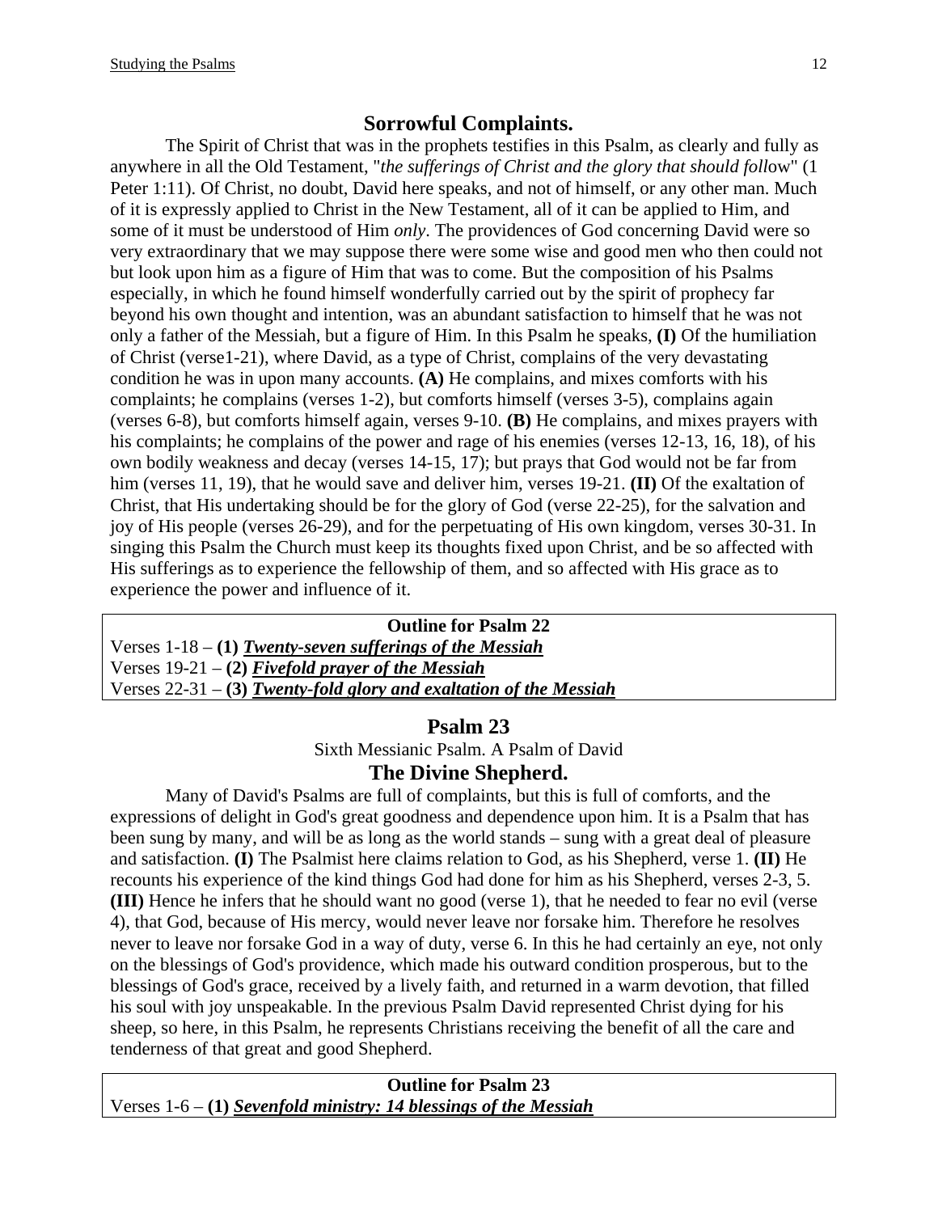## Sorrowful Complaints.

The Spirit of Christ that was in the prophets testifies in this Psalm, as clearly and fully as anywhere in all the Old Testament, "*the sufferings of Christ and the glory that should foll*ow" (1 Peter 1:11). Of Christ, no doubt, David here speaks, and not of himself, or any other man. Much of it is expressly applied to Christ in the New Testament, all of it can be applied to Him, and some of it must be understood of Him *only*. The providences of God concerning David were so very extraordinary that we may suppose there were some wise and good men who then could not but look upon him as a figure of Him that was to come. But the composition of his Psalms especially, in which he found himself wonderfully carried out by the spirit of prophecy far beyond his own thought and intention, was an abundant satisfaction to himself that he was not only a father of the Messiah, but a figure of Him. In this Psalm he speaks, **(I)** Of the humiliation of Christ (verse1-21), where David, as a type of Christ, complains of the very devastating condition he was in upon many accounts. **(A)** He complains, and mixes comforts with his complaints; he complains (verses 1-2), but comforts himself (verses 3-5), complains again (verses 6-8), but comforts himself again, verses 9-10. **(B)** He complains, and mixes prayers with his complaints; he complains of the power and rage of his enemies (verses 12-13, 16, 18), of his own bodily weakness and decay (verses 14-15, 17); but prays that God would not be far from him (verses 11, 19), that he would save and deliver him, verses 19-21. **(II)** Of the exaltation of Christ, that His undertaking should be for the glory of God (verse 22-25), for the salvation and joy of His people (verses 26-29), and for the perpetuating of His own kingdom, verses 30-31. In singing this Psalm the Church must keep its thoughts fixed upon Christ, and be so affected with His sufferings as to experience the fellowship of them, and so affected with His grace as to experience the power and influence of it.

| **Outline for Psalm 22** |
|---|
| Verses 1-18 – **(1)** ***Twenty-seven sufferings of the Messiah*** |
| Verses 19-21 – **(2)** ***Fivefold prayer of the Messiah*** |
| Verses 22-31 – **(3)** ***Twenty-fold glory and exaltation of the Messiah*** |

# Psalm 23

Sixth Messianic Psalm. A Psalm of David

## The Divine Shepherd.

Many of David's Psalms are full of complaints, but this is full of comforts, and the expressions of delight in God's great goodness and dependence upon him. It is a Psalm that has been sung by many, and will be as long as the world stands – sung with a great deal of pleasure and satisfaction. **(I)** The Psalmist here claims relation to God, as his Shepherd, verse 1. **(II)** He recounts his experience of the kind things God had done for him as his Shepherd, verses 2-3, 5. **(III)** Hence he infers that he should want no good (verse 1), that he needed to fear no evil (verse 4), that God, because of His mercy, would never leave nor forsake him. Therefore he resolves never to leave nor forsake God in a way of duty, verse 6. In this he had certainly an eye, not only on the blessings of God's providence, which made his outward condition prosperous, but to the blessings of God's grace, received by a lively faith, and returned in a warm devotion, that filled his soul with joy unspeakable. In the previous Psalm David represented Christ dying for his sheep, so here, in this Psalm, he represents Christians receiving the benefit of all the care and tenderness of that great and good Shepherd.

| **Outline for Psalm 23** |
|---|
| Verses 1-6 – **(1)** ***Sevenfold ministry: 14 blessings of the Messiah*** |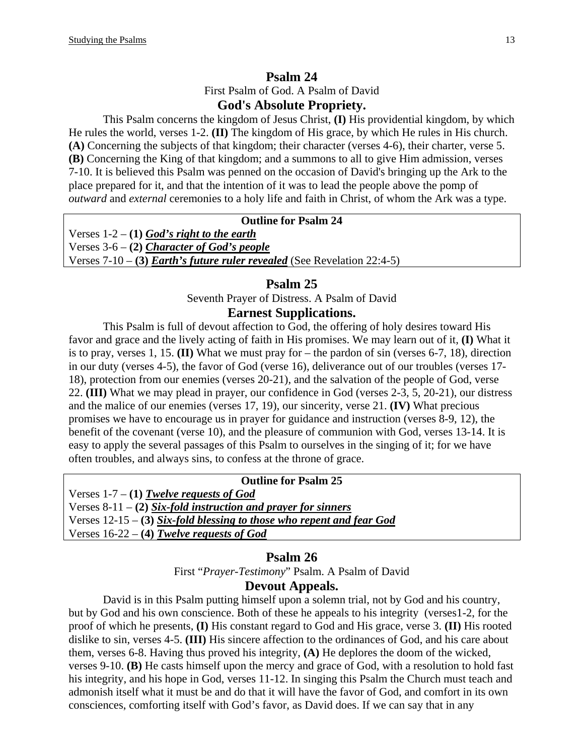## Psalm 24

First Psalm of God. A Psalm of David

### God's Absolute Propriety.

This Psalm concerns the kingdom of Jesus Christ, **(I)** His providential kingdom, by which He rules the world, verses 1-2. **(II)** The kingdom of His grace, by which He rules in His church. **(A)** Concerning the subjects of that kingdom; their character (verses 4-6), their charter, verse 5. **(B)** Concerning the King of that kingdom; and a summons to all to give Him admission, verses 7-10. It is believed this Psalm was penned on the occasion of David's bringing up the Ark to the place prepared for it, and that the intention of it was to lead the people above the pomp of *outward* and *external* ceremonies to a holy life and faith in Christ, of whom the Ark was a type.

| **Outline for Psalm 24** |
|---|
| Verses 1-2 – **(1)** ***God's right to the earth*** |
| Verses 3-6 – **(2)** ***Character of God's people*** |
| Verses 7-10 – **(3)** ***Earth's future ruler revealed*** (See Revelation 22:4-5) |

## Psalm 25

Seventh Prayer of Distress. A Psalm of David

### Earnest Supplications.

This Psalm is full of devout affection to God, the offering of holy desires toward His favor and grace and the lively acting of faith in His promises. We may learn out of it, **(I)** What it is to pray, verses 1, 15. **(II)** What we must pray for – the pardon of sin (verses 6-7, 18), direction in our duty (verses 4-5), the favor of God (verse 16), deliverance out of our troubles (verses 17-18), protection from our enemies (verses 20-21), and the salvation of the people of God, verse 22. **(III)** What we may plead in prayer, our confidence in God (verses 2-3, 5, 20-21), our distress and the malice of our enemies (verses 17, 19), our sincerity, verse 21. **(IV)** What precious promises we have to encourage us in prayer for guidance and instruction (verses 8-9, 12), the benefit of the covenant (verse 10), and the pleasure of communion with God, verses 13-14. It is easy to apply the several passages of this Psalm to ourselves in the singing of it; for we have often troubles, and always sins, to confess at the throne of grace.

| **Outline for Psalm 25** |
|---|
| Verses 1-7 – **(1)** ***Twelve requests of God*** |
| Verses 8-11 – **(2)** ***Six-fold instruction and prayer for sinners*** |
| Verses 12-15 – **(3)** ***Six-fold blessing to those who repent and fear God*** |
| Verses 16-22 – **(4)** ***Twelve requests of God*** |

## Psalm 26

First "*Prayer-Testimony*" Psalm. A Psalm of David

### Devout Appeals.

David is in this Psalm putting himself upon a solemn trial, not by God and his country, but by God and his own conscience. Both of these he appeals to his integrity (verses1-2, for the proof of which he presents, **(I)** His constant regard to God and His grace, verse 3. **(II)** His rooted dislike to sin, verses 4-5. **(III)** His sincere affection to the ordinances of God, and his care about them, verses 6-8. Having thus proved his integrity, **(A)** He deplores the doom of the wicked, verses 9-10. **(B)** He casts himself upon the mercy and grace of God, with a resolution to hold fast his integrity, and his hope in God, verses 11-12. In singing this Psalm the Church must teach and admonish itself what it must be and do that it will have the favor of God, and comfort in its own consciences, comforting itself with God's favor, as David does. If we can say that in any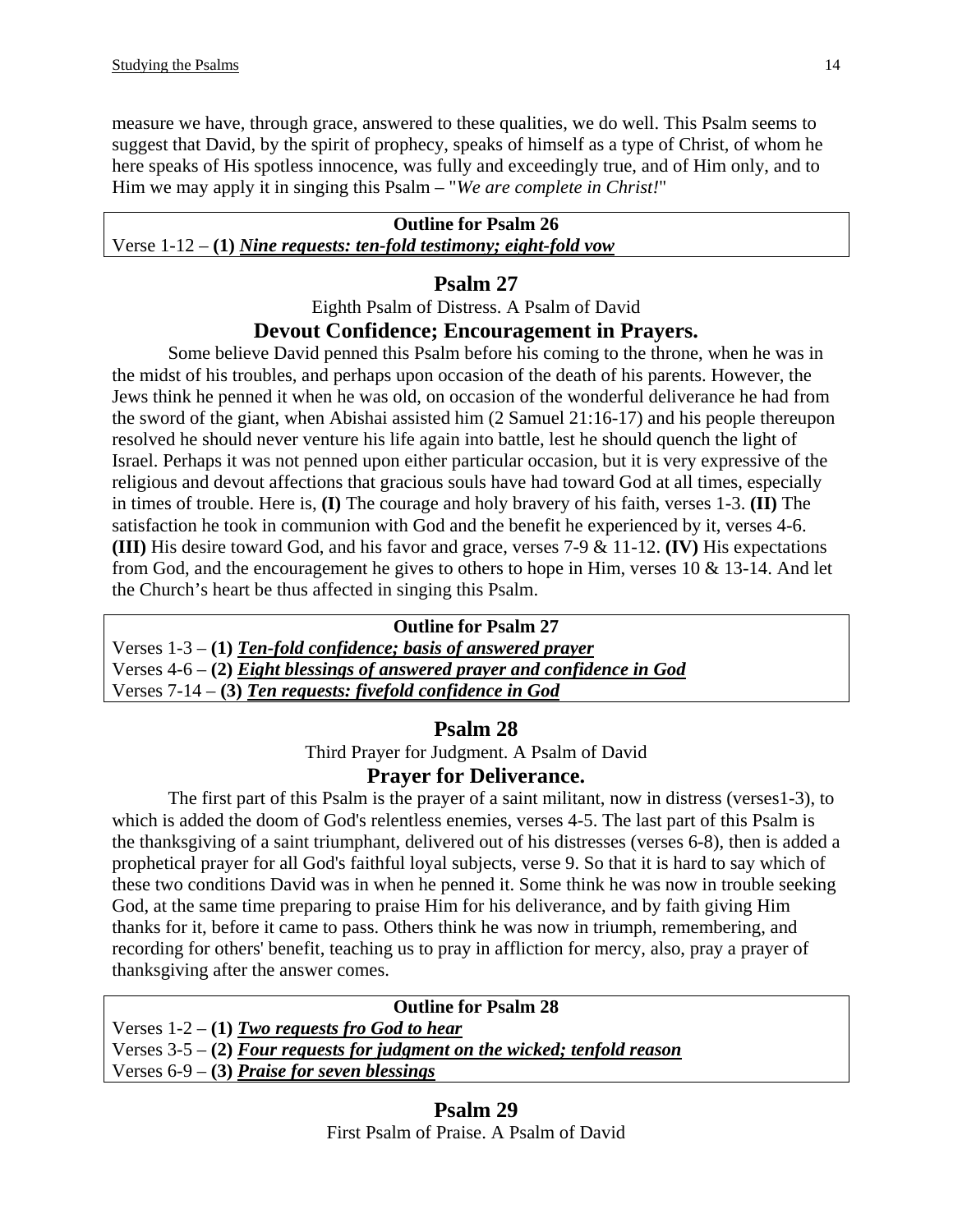measure we have, through grace, answered to these qualities, we do well. This Psalm seems to suggest that David, by the spirit of prophecy, speaks of himself as a type of Christ, of whom he here speaks of His spotless innocence, was fully and exceedingly true, and of Him only, and to Him we may apply it in singing this Psalm – "*We are complete in Christ!*"

| **Outline for Psalm 26** |
|---|
| Verse 1-12 – **(1)** ***<u>Nine requests: ten-fold testimony; eight-fold vow</u>*** |

## Psalm 27

Eighth Psalm of Distress. A Psalm of David

### Devout Confidence; Encouragement in Prayers.

Some believe David penned this Psalm before his coming to the throne, when he was in the midst of his troubles, and perhaps upon occasion of the death of his parents. However, the Jews think he penned it when he was old, on occasion of the wonderful deliverance he had from the sword of the giant, when Abishai assisted him (2 Samuel 21:16-17) and his people thereupon resolved he should never venture his life again into battle, lest he should quench the light of Israel. Perhaps it was not penned upon either particular occasion, but it is very expressive of the religious and devout affections that gracious souls have had toward God at all times, especially in times of trouble. Here is, **(I)** The courage and holy bravery of his faith, verses 1-3. **(II)** The satisfaction he took in communion with God and the benefit he experienced by it, verses 4-6. **(III)** His desire toward God, and his favor and grace, verses 7-9 & 11-12. **(IV)** His expectations from God, and the encouragement he gives to others to hope in Him, verses 10 & 13-14. And let the Church's heart be thus affected in singing this Psalm.

| **Outline for Psalm 27** |
|---|
| Verses 1-3 – **(1)** ***<u>Ten-fold confidence; basis of answered prayer</u>*** |
| Verses 4-6 – **(2)** ***<u>Eight blessings of answered prayer and confidence in God</u>*** |
| Verses 7-14 – **(3)** ***<u>Ten requests: fivefold confidence in God</u>*** |

## Psalm 28

Third Prayer for Judgment. A Psalm of David

### Prayer for Deliverance.

The first part of this Psalm is the prayer of a saint militant, now in distress (verses1-3), to which is added the doom of God's relentless enemies, verses 4-5. The last part of this Psalm is the thanksgiving of a saint triumphant, delivered out of his distresses (verses 6-8), then is added a prophetical prayer for all God's faithful loyal subjects, verse 9. So that it is hard to say which of these two conditions David was in when he penned it. Some think he was now in trouble seeking God, at the same time preparing to praise Him for his deliverance, and by faith giving Him thanks for it, before it came to pass. Others think he was now in triumph, remembering, and recording for others' benefit, teaching us to pray in affliction for mercy, also, pray a prayer of thanksgiving after the answer comes.

| **Outline for Psalm 28** |
|---|
| Verses 1-2 – **(1)** ***<u>Two requests fro God to hear</u>*** |
| Verses 3-5 – **(2)** ***<u>Four requests for judgment on the wicked; tenfold reason</u>*** |
| Verses 6-9 – **(3)** ***<u>Praise for seven blessings</u>*** |

## Psalm 29

First Psalm of Praise. A Psalm of David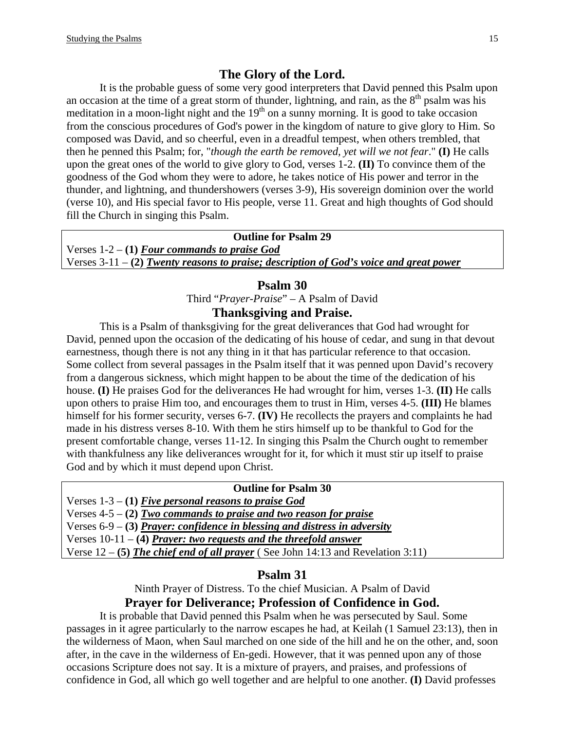## The Glory of the Lord.

It is the probable guess of some very good interpreters that David penned this Psalm upon an occasion at the time of a great storm of thunder, lightning, and rain, as the 8th psalm was his meditation in a moon-light night and the 19th on a sunny morning. It is good to take occasion from the conscious procedures of God's power in the kingdom of nature to give glory to Him. So composed was David, and so cheerful, even in a dreadful tempest, when others trembled, that then he penned this Psalm; for, "*though the earth be removed, yet will we not fear*." **(I)** He calls upon the great ones of the world to give glory to God, verses 1-2. **(II)** To convince them of the goodness of the God whom they were to adore, he takes notice of His power and terror in the thunder, and lightning, and thundershowers (verses 3-9), His sovereign dominion over the world (verse 10), and His special favor to His people, verse 11. Great and high thoughts of God should fill the Church in singing this Psalm.

| **Outline for Psalm 29** |
|---|
| Verses 1-2 – **(1)** ***Four commands to praise God*** |
| Verses 3-11 – **(2)** ***Twenty reasons to praise; description of God's voice and great power*** |

## Psalm 30

Third "*Prayer-Praise*" – A Psalm of David

## Thanksgiving and Praise.

This is a Psalm of thanksgiving for the great deliverances that God had wrought for David, penned upon the occasion of the dedicating of his house of cedar, and sung in that devout earnestness, though there is not any thing in it that has particular reference to that occasion. Some collect from several passages in the Psalm itself that it was penned upon David's recovery from a dangerous sickness, which might happen to be about the time of the dedication of his house. **(I)** He praises God for the deliverances He had wrought for him, verses 1-3. **(II)** He calls upon others to praise Him too, and encourages them to trust in Him, verses 4-5. **(III)** He blames himself for his former security, verses 6-7. **(IV)** He recollects the prayers and complaints he had made in his distress verses 8-10. With them he stirs himself up to be thankful to God for the present comfortable change, verses 11-12. In singing this Psalm the Church ought to remember with thankfulness any like deliverances wrought for it, for which it must stir up itself to praise God and by which it must depend upon Christ.

| **Outline for Psalm 30** |
|---|
| Verses 1-3 – **(1)** ***Five personal reasons to praise God*** |
| Verses 4-5 – **(2)** ***Two commands to praise and two reason for praise*** |
| Verses 6-9 – **(3)** ***Prayer: confidence in blessing and distress in adversity*** |
| Verses 10-11 – **(4)** ***Prayer: two requests and the threefold answer*** |
| Verse 12 – **(5)** ***The chief end of all prayer*** ( See John 14:13 and Revelation 3:11) |

## Psalm 31

Ninth Prayer of Distress. To the chief Musician. A Psalm of David

## Prayer for Deliverance; Profession of Confidence in God.

It is probable that David penned this Psalm when he was persecuted by Saul. Some passages in it agree particularly to the narrow escapes he had, at Keilah (1 Samuel 23:13), then in the wilderness of Maon, when Saul marched on one side of the hill and he on the other, and, soon after, in the cave in the wilderness of En-gedi. However, that it was penned upon any of those occasions Scripture does not say. It is a mixture of prayers, and praises, and professions of confidence in God, all which go well together and are helpful to one another. **(I)** David professes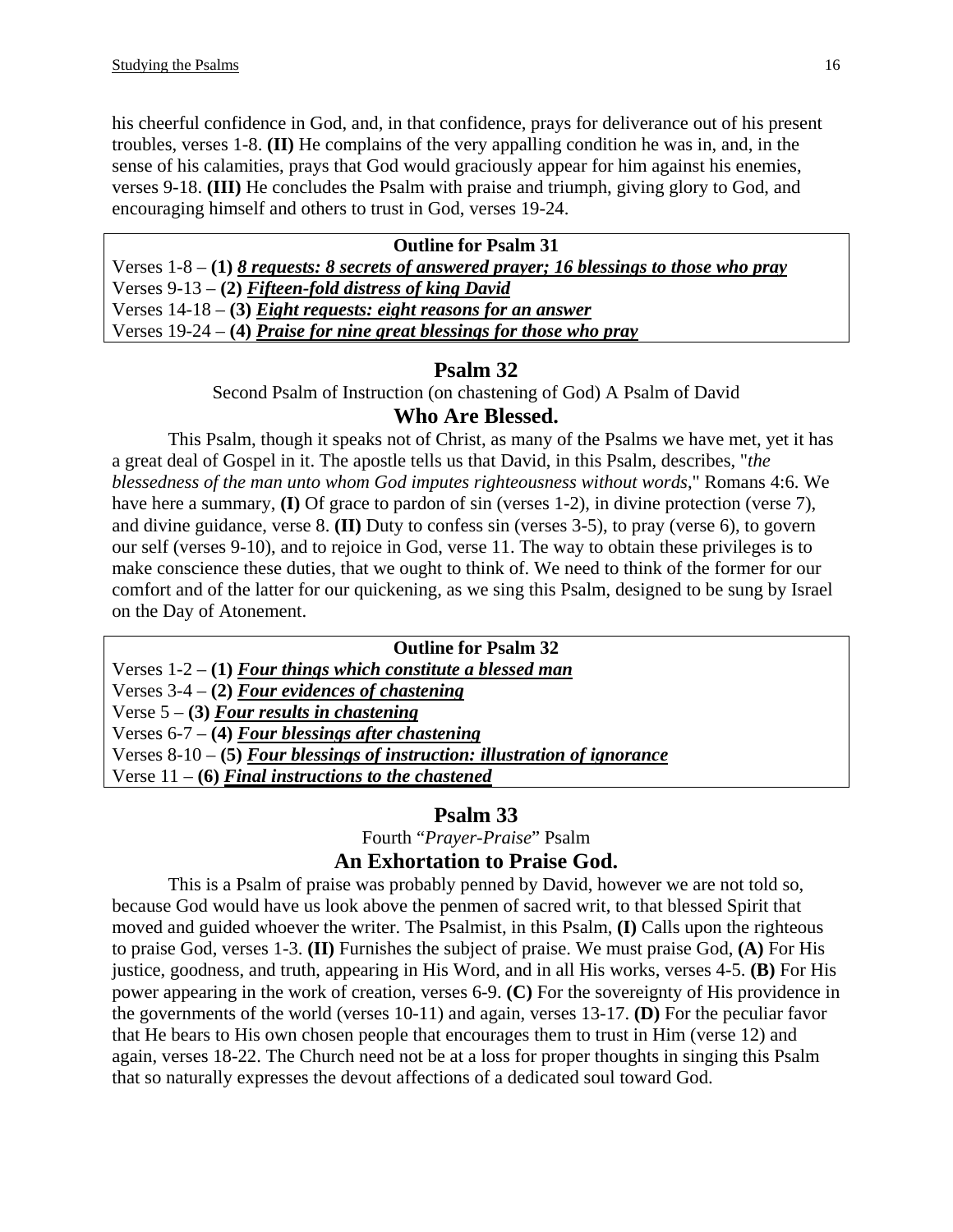his cheerful confidence in God, and, in that confidence, prays for deliverance out of his present troubles, verses 1-8. **(II)** He complains of the very appalling condition he was in, and, in the sense of his calamities, prays that God would graciously appear for him against his enemies, verses 9-18. **(III)** He concludes the Psalm with praise and triumph, giving glory to God, and encouraging himself and others to trust in God, verses 19-24.

**Outline for Psalm 31**

Verses 1-8 – **(1)** ***8 requests: 8 secrets of answered prayer; 16 blessings to those who pray***
Verses 9-13 – **(2)** ***Fifteen-fold distress of king David***
Verses 14-18 – **(3)** ***Eight requests: eight reasons for an answer***
Verses 19-24 – **(4)** ***Praise for nine great blessings for those who pray***

## Psalm 32

Second Psalm of Instruction (on chastening of God) A Psalm of David

### Who Are Blessed.

This Psalm, though it speaks not of Christ, as many of the Psalms we have met, yet it has a great deal of Gospel in it. The apostle tells us that David, in this Psalm, describes, "*the blessedness of the man unto whom God imputes righteousness without words*," Romans 4:6. We have here a summary, **(I)** Of grace to pardon of sin (verses 1-2), in divine protection (verse 7), and divine guidance, verse 8. **(II)** Duty to confess sin (verses 3-5), to pray (verse 6), to govern our self (verses 9-10), and to rejoice in God, verse 11. The way to obtain these privileges is to make conscience these duties, that we ought to think of. We need to think of the former for our comfort and of the latter for our quickening, as we sing this Psalm, designed to be sung by Israel on the Day of Atonement.

**Outline for Psalm 32**

Verses 1-2 – **(1)** ***Four things which constitute a blessed man***
Verses 3-4 – **(2)** ***Four evidences of chastening***
Verse 5 – **(3)** ***Four results in chastening***
Verses 6-7 – **(4)** ***Four blessings after chastening***
Verses 8-10 – **(5)** ***Four blessings of instruction: illustration of ignorance***
Verse 11 – **(6)** ***Final instructions to the chastened***

## Psalm 33

Fourth "*Prayer-Praise*" Psalm

### An Exhortation to Praise God.

This is a Psalm of praise was probably penned by David, however we are not told so, because God would have us look above the penmen of sacred writ, to that blessed Spirit that moved and guided whoever the writer. The Psalmist, in this Psalm, **(I)** Calls upon the righteous to praise God, verses 1-3. **(II)** Furnishes the subject of praise. We must praise God, **(A)** For His justice, goodness, and truth, appearing in His Word, and in all His works, verses 4-5. **(B)** For His power appearing in the work of creation, verses 6-9. **(C)** For the sovereignty of His providence in the governments of the world (verses 10-11) and again, verses 13-17. **(D)** For the peculiar favor that He bears to His own chosen people that encourages them to trust in Him (verse 12) and again, verses 18-22. The Church need not be at a loss for proper thoughts in singing this Psalm that so naturally expresses the devout affections of a dedicated soul toward God.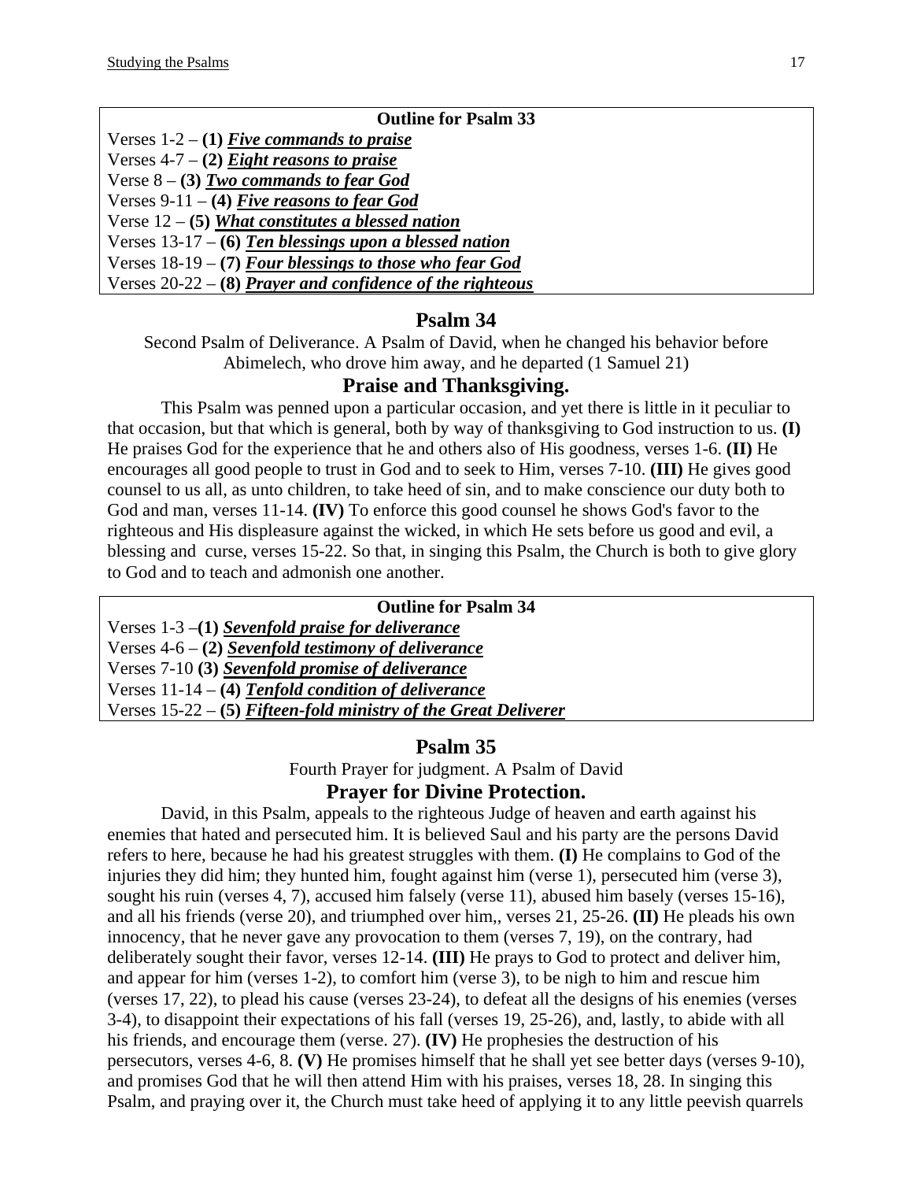**Outline for Psalm 33**

Verses 1-2 – **(1)** ***Five commands to praise***
Verses 4-7 – **(2)** ***Eight reasons to praise***
Verse 8 – **(3)** ***Two commands to fear God***
Verses 9-11 – **(4)** ***Five reasons to fear God***
Verse 12 – **(5)** ***What constitutes a blessed nation***
Verses 13-17 – **(6)** ***Ten blessings upon a blessed nation***
Verses 18-19 – **(7)** ***Four blessings to those who fear God***
Verses 20-22 – **(8)** ***Prayer and confidence of the righteous***

## Psalm 34

Second Psalm of Deliverance. A Psalm of David, when he changed his behavior before Abimelech, who drove him away, and he departed (1 Samuel 21)

### Praise and Thanksgiving.

This Psalm was penned upon a particular occasion, and yet there is little in it peculiar to that occasion, but that which is general, both by way of thanksgiving to God instruction to us. **(I)** He praises God for the experience that he and others also of His goodness, verses 1-6. **(II)** He encourages all good people to trust in God and to seek to Him, verses 7-10. **(III)** He gives good counsel to us all, as unto children, to take heed of sin, and to make conscience our duty both to God and man, verses 11-14. **(IV)** To enforce this good counsel he shows God's favor to the righteous and His displeasure against the wicked, in which He sets before us good and evil, a blessing and curse, verses 15-22. So that, in singing this Psalm, the Church is both to give glory to God and to teach and admonish one another.

**Outline for Psalm 34**

Verses 1-3 –**(1)** ***Sevenfold praise for deliverance***
Verses 4-6 – **(2)** ***Sevenfold testimony of deliverance***
Verses 7-10 **(3)** ***Sevenfold promise of deliverance***
Verses 11-14 – **(4)** ***Tenfold condition of deliverance***
Verses 15-22 – **(5)** ***Fifteen-fold ministry of the Great Deliverer***

## Psalm 35

Fourth Prayer for judgment. A Psalm of David

### Prayer for Divine Protection.

David, in this Psalm, appeals to the righteous Judge of heaven and earth against his enemies that hated and persecuted him. It is believed Saul and his party are the persons David refers to here, because he had his greatest struggles with them. **(I)** He complains to God of the injuries they did him; they hunted him, fought against him (verse 1), persecuted him (verse 3), sought his ruin (verses 4, 7), accused him falsely (verse 11), abused him basely (verses 15-16), and all his friends (verse 20), and triumphed over him,, verses 21, 25-26. **(II)** He pleads his own innocency, that he never gave any provocation to them (verses 7, 19), on the contrary, had deliberately sought their favor, verses 12-14. **(III)** He prays to God to protect and deliver him, and appear for him (verses 1-2), to comfort him (verse 3), to be nigh to him and rescue him (verses 17, 22), to plead his cause (verses 23-24), to defeat all the designs of his enemies (verses 3-4), to disappoint their expectations of his fall (verses 19, 25-26), and, lastly, to abide with all his friends, and encourage them (verse. 27). **(IV)** He prophesies the destruction of his persecutors, verses 4-6, 8. **(V)** He promises himself that he shall yet see better days (verses 9-10), and promises God that he will then attend Him with his praises, verses 18, 28. In singing this Psalm, and praying over it, the Church must take heed of applying it to any little peevish quarrels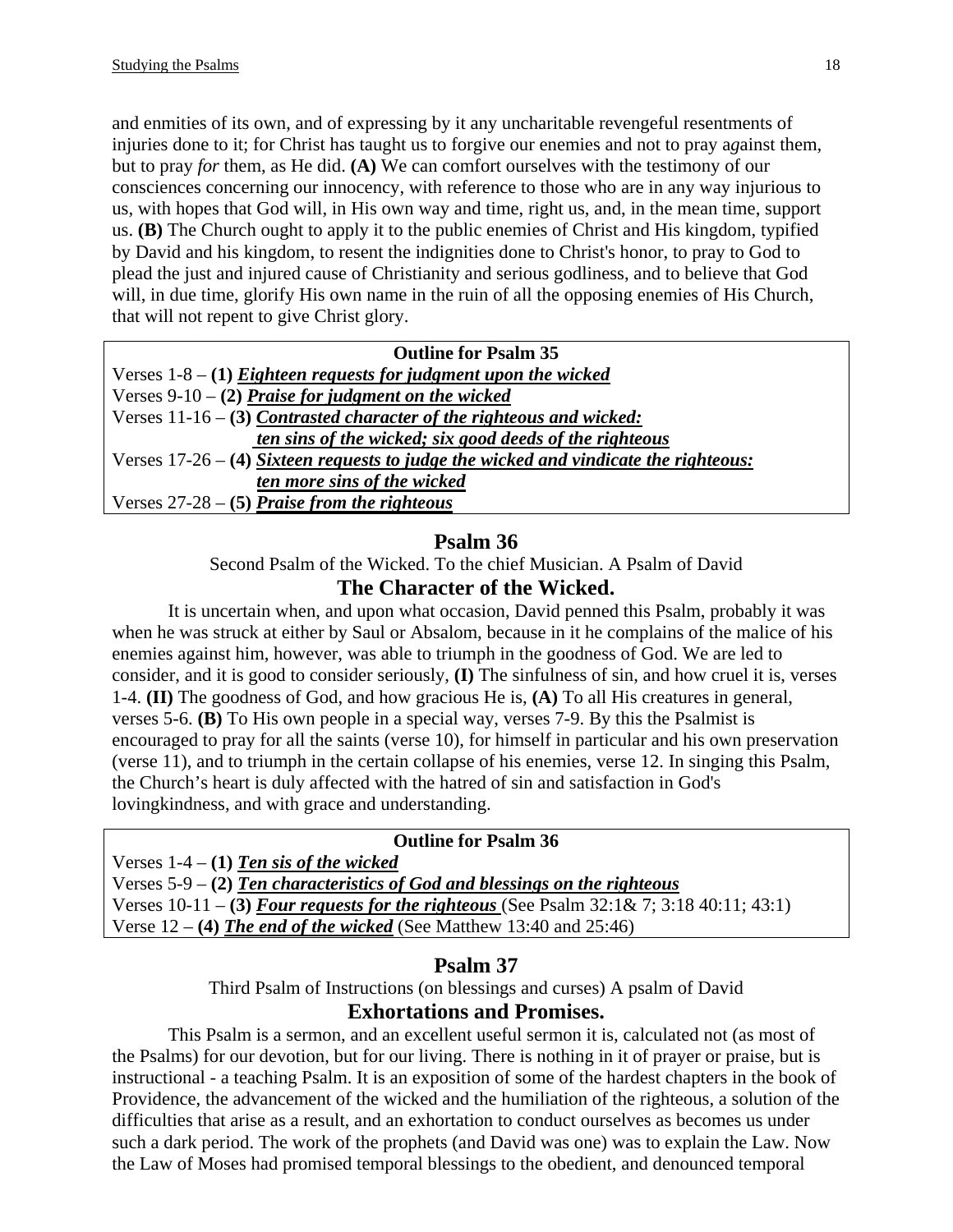and enmities of its own, and of expressing by it any uncharitable revengeful resentments of injuries done to it; for Christ has taught us to forgive our enemies and not to pray a*g*ainst them, but to pray *for* them, as He did. **(A)** We can comfort ourselves with the testimony of our consciences concerning our innocency, with reference to those who are in any way injurious to us, with hopes that God will, in His own way and time, right us, and, in the mean time, support us. **(B)** The Church ought to apply it to the public enemies of Christ and His kingdom, typified by David and his kingdom, to resent the indignities done to Christ's honor, to pray to God to plead the just and injured cause of Christianity and serious godliness, and to believe that God will, in due time, glorify His own name in the ruin of all the opposing enemies of His Church, that will not repent to give Christ glory.

**Outline for Psalm 35**

Verses 1-8 – **(1)** ***Eighteen requests for judgment upon the wicked***
Verses 9-10 – **(2)** ***Praise for judgment on the wicked***
Verses 11-16 – **(3)** ***Contrasted character of the righteous and wicked: ten sins of the wicked; six good deeds of the righteous***
Verses 17-26 – **(4)** ***Sixteen requests to judge the wicked and vindicate the righteous: ten more sins of the wicked***
Verses 27-28 – **(5)** ***Praise from the righteous***

## Psalm 36

Second Psalm of the Wicked. To the chief Musician. A Psalm of David

### The Character of the Wicked.

It is uncertain when, and upon what occasion, David penned this Psalm, probably it was when he was struck at either by Saul or Absalom, because in it he complains of the malice of his enemies against him, however, was able to triumph in the goodness of God. We are led to consider, and it is good to consider seriously, **(I)** The sinfulness of sin, and how cruel it is, verses 1-4. **(II)** The goodness of God, and how gracious He is, **(A)** To all His creatures in general, verses 5-6. **(B)** To His own people in a special way, verses 7-9. By this the Psalmist is encouraged to pray for all the saints (verse 10), for himself in particular and his own preservation (verse 11), and to triumph in the certain collapse of his enemies, verse 12. In singing this Psalm, the Church's heart is duly affected with the hatred of sin and satisfaction in God's lovingkindness, and with grace and understanding.

**Outline for Psalm 36**

Verses 1-4 – **(1)** ***Ten sis of the wicked***
Verses 5-9 – **(2)** ***Ten characteristics of God and blessings on the righteous***
Verses 10-11 – **(3)** ***Four requests for the righteous*** (See Psalm 32:1& 7; 3:18 40:11; 43:1)
Verse 12 – **(4)** ***The end of the wicked*** (See Matthew 13:40 and 25:46)

## Psalm 37

Third Psalm of Instructions (on blessings and curses) A psalm of David

### Exhortations and Promises.

This Psalm is a sermon, and an excellent useful sermon it is, calculated not (as most of the Psalms) for our devotion, but for our living. There is nothing in it of prayer or praise, but is instructional - a teaching Psalm. It is an exposition of some of the hardest chapters in the book of Providence, the advancement of the wicked and the humiliation of the righteous, a solution of the difficulties that arise as a result, and an exhortation to conduct ourselves as becomes us under such a dark period. The work of the prophets (and David was one) was to explain the Law. Now the Law of Moses had promised temporal blessings to the obedient, and denounced temporal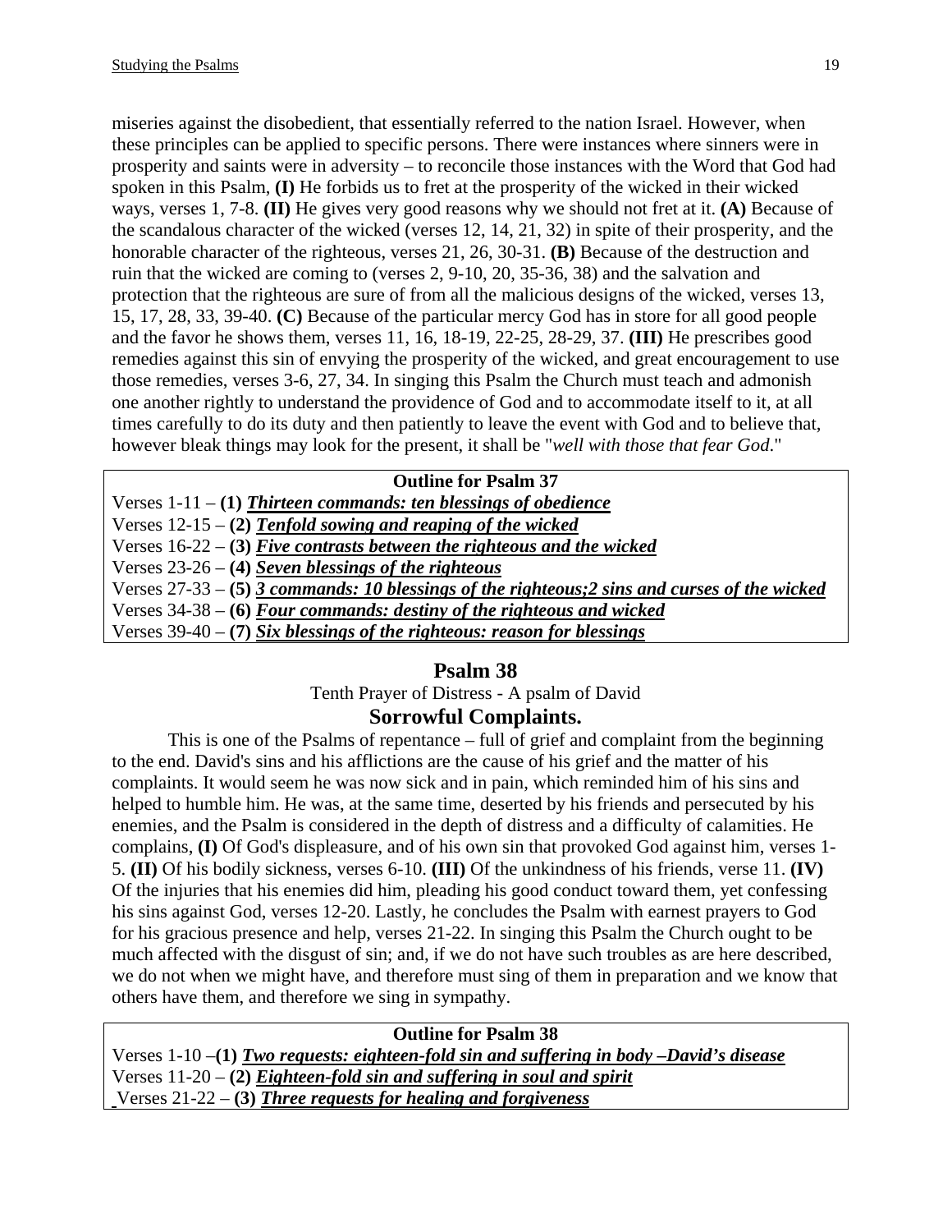miseries against the disobedient, that essentially referred to the nation Israel. However, when these principles can be applied to specific persons. There were instances where sinners were in prosperity and saints were in adversity – to reconcile those instances with the Word that God had spoken in this Psalm, **(I)** He forbids us to fret at the prosperity of the wicked in their wicked ways, verses 1, 7-8. **(II)** He gives very good reasons why we should not fret at it. **(A)** Because of the scandalous character of the wicked (verses 12, 14, 21, 32) in spite of their prosperity, and the honorable character of the righteous, verses 21, 26, 30-31. **(B)** Because of the destruction and ruin that the wicked are coming to (verses 2, 9-10, 20, 35-36, 38) and the salvation and protection that the righteous are sure of from all the malicious designs of the wicked, verses 13, 15, 17, 28, 33, 39-40. **(C)** Because of the particular mercy God has in store for all good people and the favor he shows them, verses 11, 16, 18-19, 22-25, 28-29, 37. **(III)** He prescribes good remedies against this sin of envying the prosperity of the wicked, and great encouragement to use those remedies, verses 3-6, 27, 34. In singing this Psalm the Church must teach and admonish one another rightly to understand the providence of God and to accommodate itself to it, at all times carefully to do its duty and then patiently to leave the event with God and to believe that, however bleak things may look for the present, it shall be "*well with those that fear God*."

| **Outline for Psalm 37** |
|---|
| Verses 1-11 – **(1)** ***Thirteen commands: ten blessings of obedience*** |
| Verses 12-15 – **(2)** ***Tenfold sowing and reaping of the wicked*** |
| Verses 16-22 – **(3)** ***Five contrasts between the righteous and the wicked*** |
| Verses 23-26 – **(4)** ***Seven blessings of the righteous*** |
| Verses 27-33 – **(5)** ***3 commands: 10 blessings of the righteous;2 sins and curses of the wicked*** |
| Verses 34-38 – **(6)** ***Four commands: destiny of the righteous and wicked*** |
| Verses 39-40 – **(7)** ***Six blessings of the righteous: reason for blessings*** |

## Psalm 38

Tenth Prayer of Distress - A psalm of David

### Sorrowful Complaints.

This is one of the Psalms of repentance – full of grief and complaint from the beginning to the end. David's sins and his afflictions are the cause of his grief and the matter of his complaints. It would seem he was now sick and in pain, which reminded him of his sins and helped to humble him. He was, at the same time, deserted by his friends and persecuted by his enemies, and the Psalm is considered in the depth of distress and a difficulty of calamities. He complains, **(I)** Of God's displeasure, and of his own sin that provoked God against him, verses 1-5. **(II)** Of his bodily sickness, verses 6-10. **(III)** Of the unkindness of his friends, verse 11. **(IV)** Of the injuries that his enemies did him, pleading his good conduct toward them, yet confessing his sins against God, verses 12-20. Lastly, he concludes the Psalm with earnest prayers to God for his gracious presence and help, verses 21-22. In singing this Psalm the Church ought to be much affected with the disgust of sin; and, if we do not have such troubles as are here described, we do not when we might have, and therefore must sing of them in preparation and we know that others have them, and therefore we sing in sympathy.

| **Outline for Psalm 38** |
|---|
| Verses 1-10 –**(1)** ***Two requests: eighteen-fold sin and suffering in body –David's disease*** |
| Verses 11-20 – **(2)** ***Eighteen-fold sin and suffering in soul and spirit*** |
| Verses 21-22 – **(3)** ***Three requests for healing and forgiveness*** |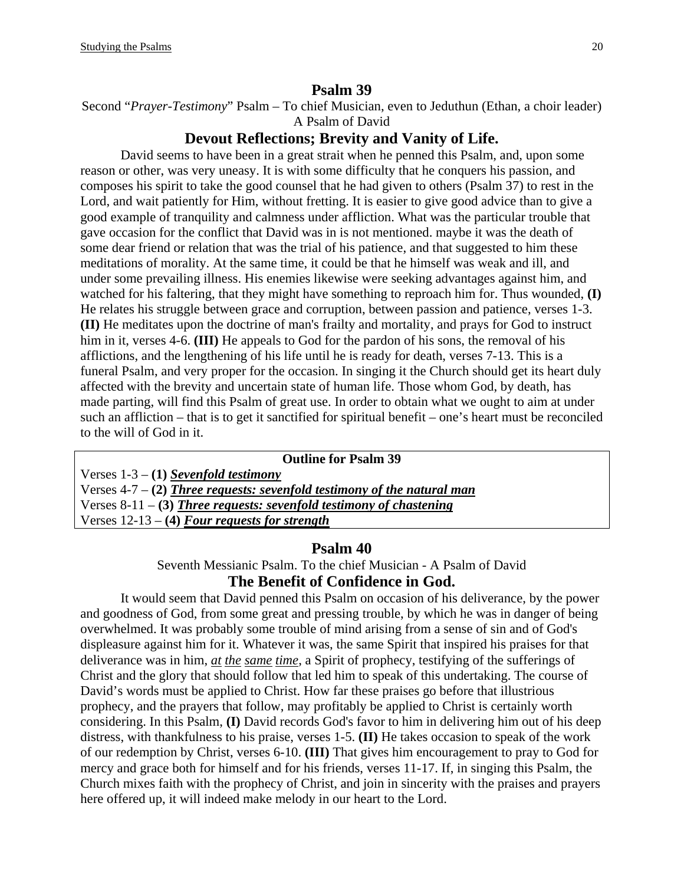## Psalm 39

Second "*Prayer-Testimony*" Psalm – To chief Musician, even to Jeduthun (Ethan, a choir leader)
A Psalm of David

### Devout Reflections; Brevity and Vanity of Life.

David seems to have been in a great strait when he penned this Psalm, and, upon some reason or other, was very uneasy. It is with some difficulty that he conquers his passion, and composes his spirit to take the good counsel that he had given to others (Psalm 37) to rest in the Lord, and wait patiently for Him, without fretting. It is easier to give good advice than to give a good example of tranquility and calmness under affliction. What was the particular trouble that gave occasion for the conflict that David was in is not mentioned. maybe it was the death of some dear friend or relation that was the trial of his patience, and that suggested to him these meditations of morality. At the same time, it could be that he himself was weak and ill, and under some prevailing illness. His enemies likewise were seeking advantages against him, and watched for his faltering, that they might have something to reproach him for. Thus wounded, **(I)** He relates his struggle between grace and corruption, between passion and patience, verses 1-3. **(II)** He meditates upon the doctrine of man's frailty and mortality, and prays for God to instruct him in it, verses 4-6. **(III)** He appeals to God for the pardon of his sons, the removal of his afflictions, and the lengthening of his life until he is ready for death, verses 7-13. This is a funeral Psalm, and very proper for the occasion. In singing it the Church should get its heart duly affected with the brevity and uncertain state of human life. Those whom God, by death, has made parting, will find this Psalm of great use. In order to obtain what we ought to aim at under such an affliction – that is to get it sanctified for spiritual benefit – one's heart must be reconciled to the will of God in it.

| Outline for Psalm 39 |
|---|
| Verses 1-3 – **(1)** ***Sevenfold testimony*** |
| Verses 4-7 – **(2)** ***Three requests: sevenfold testimony of the natural man*** |
| Verses 8-11 – **(3)** ***Three requests: sevenfold testimony of chastening*** |
| Verses 12-13 – **(4)** ***Four requests for strength*** |

## Psalm 40

Seventh Messianic Psalm. To the chief Musician - A Psalm of David

### The Benefit of Confidence in God.

It would seem that David penned this Psalm on occasion of his deliverance, by the power and goodness of God, from some great and pressing trouble, by which he was in danger of being overwhelmed. It was probably some trouble of mind arising from a sense of sin and of God's displeasure against him for it. Whatever it was, the same Spirit that inspired his praises for that deliverance was in him, *at the same time*, a Spirit of prophecy, testifying of the sufferings of Christ and the glory that should follow that led him to speak of this undertaking. The course of David's words must be applied to Christ. How far these praises go before that illustrious prophecy, and the prayers that follow, may profitably be applied to Christ is certainly worth considering. In this Psalm, **(I)** David records God's favor to him in delivering him out of his deep distress, with thankfulness to his praise, verses 1-5. **(II)** He takes occasion to speak of the work of our redemption by Christ, verses 6-10. **(III)** That gives him encouragement to pray to God for mercy and grace both for himself and for his friends, verses 11-17. If, in singing this Psalm, the Church mixes faith with the prophecy of Christ, and join in sincerity with the praises and prayers here offered up, it will indeed make melody in our heart to the Lord.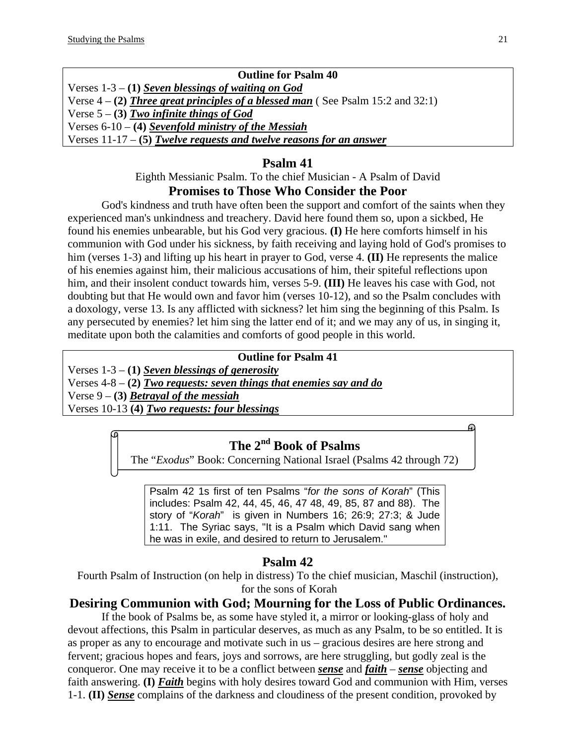**Outline for Psalm 40**

Verses 1-3 – **(1)** ***Seven blessings of waiting on God***
Verse 4 – **(2)** ***Three great principles of a blessed man*** ( See Psalm 15:2 and 32:1)
Verse 5 – **(3)** ***Two infinite things of God***
Verses 6-10 – **(4)** ***Sevenfold ministry of the Messiah***
Verses 11-17 – **(5)** ***Twelve requests and twelve reasons for an answer***

## Psalm 41

Eighth Messianic Psalm. To the chief Musician - A Psalm of David

### Promises to Those Who Consider the Poor

God's kindness and truth have often been the support and comfort of the saints when they experienced man's unkindness and treachery. David here found them so, upon a sickbed, He found his enemies unbearable, but his God very gracious. **(I)** He here comforts himself in his communion with God under his sickness, by faith receiving and laying hold of God's promises to him (verses 1-3) and lifting up his heart in prayer to God, verse 4. **(II)** He represents the malice of his enemies against him, their malicious accusations of him, their spiteful reflections upon him, and their insolent conduct towards him, verses 5-9. **(III)** He leaves his case with God, not doubting but that He would own and favor him (verses 10-12), and so the Psalm concludes with a doxology, verse 13. Is any afflicted with sickness? let him sing the beginning of this Psalm. Is any persecuted by enemies? let him sing the latter end of it; and we may any of us, in singing it, meditate upon both the calamities and comforts of good people in this world.

**Outline for Psalm 41**

Verses 1-3 – **(1)** ***Seven blessings of generosity***
Verses 4-8 – **(2)** ***Two requests: seven things that enemies say and do***
Verse 9 – **(3)** ***Betrayal of the messiah***
Verses 10-13 **(4)** ***Two requests: four blessings***

## The 2nd Book of Psalms

The "*Exodus*" Book: Concerning National Israel (Psalms 42 through 72)

Psalm 42 1s first of ten Psalms "*for the sons of Korah*" (This includes: Psalm 42, 44, 45, 46, 47 48, 49, 85, 87 and 88). The story of "*Korah*" is given in Numbers 16; 26:9; 27:3; & Jude 1:11. The Syriac says, "It is a Psalm which David sang when he was in exile, and desired to return to Jerusalem."

## Psalm 42

Fourth Psalm of Instruction (on help in distress) To the chief musician, Maschil (instruction), for the sons of Korah

### Desiring Communion with God; Mourning for the Loss of Public Ordinances.

If the book of Psalms be, as some have styled it, a mirror or looking-glass of holy and devout affections, this Psalm in particular deserves, as much as any Psalm, to be so entitled. It is as proper as any to encourage and motivate such in us – gracious desires are here strong and fervent; gracious hopes and fears, joys and sorrows, are here struggling, but godly zeal is the conqueror. One may receive it to be a conflict between ***sense*** and ***faith*** – ***sense*** objecting and faith answering. **(I)** ***Faith*** begins with holy desires toward God and communion with Him, verses 1-1. **(II)** ***Sense*** complains of the darkness and cloudiness of the present condition, provoked by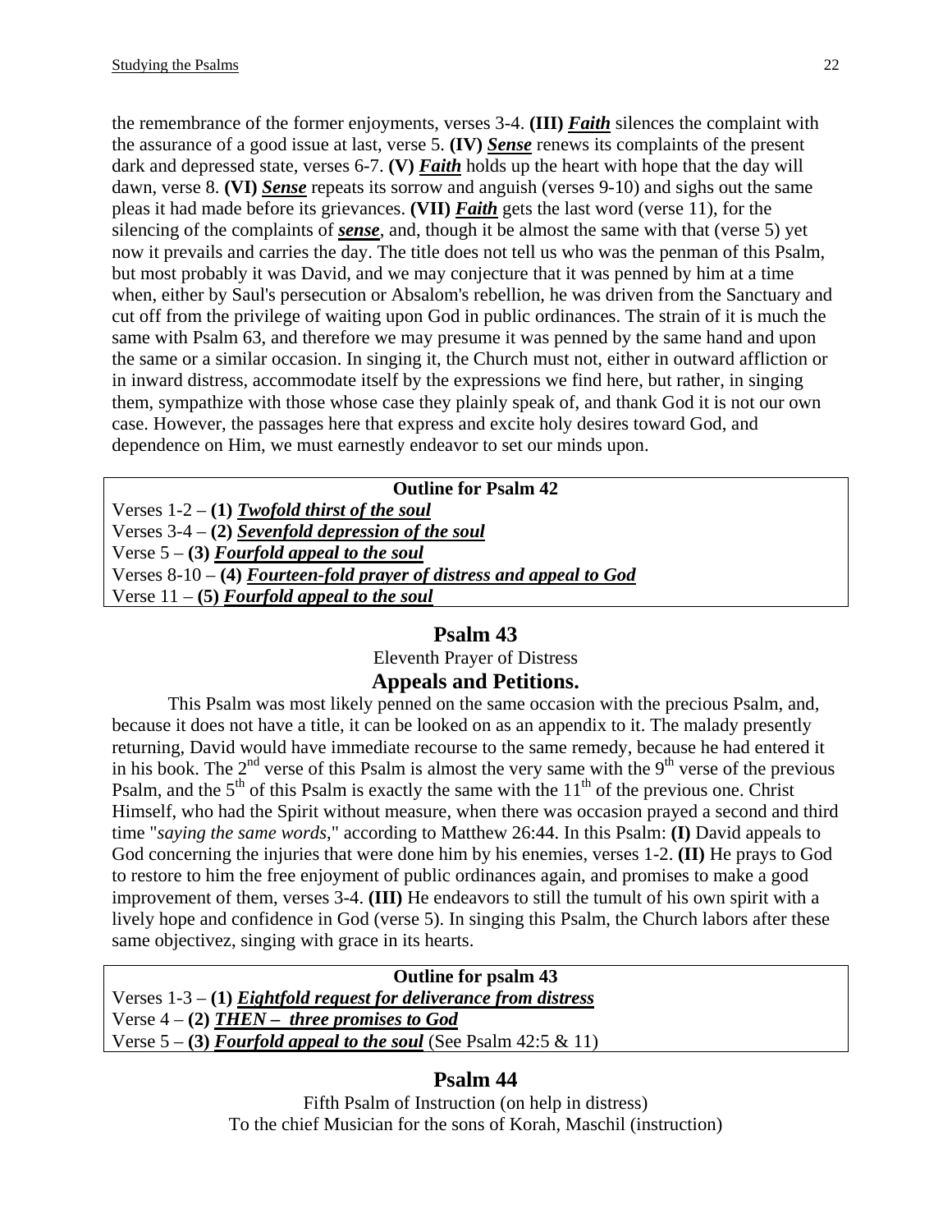the remembrance of the former enjoyments, verses 3-4. **(III)** ***Faith*** silences the complaint with the assurance of a good issue at last, verse 5. **(IV)** ***Sense*** renews its complaints of the present dark and depressed state, verses 6-7. **(V)** ***Faith*** holds up the heart with hope that the day will dawn, verse 8. **(VI)** ***Sense*** repeats its sorrow and anguish (verses 9-10) and sighs out the same pleas it had made before its grievances. **(VII)** ***Faith*** gets the last word (verse 11), for the silencing of the complaints of ***sense***, and, though it be almost the same with that (verse 5) yet now it prevails and carries the day. The title does not tell us who was the penman of this Psalm, but most probably it was David, and we may conjecture that it was penned by him at a time when, either by Saul's persecution or Absalom's rebellion, he was driven from the Sanctuary and cut off from the privilege of waiting upon God in public ordinances. The strain of it is much the same with Psalm 63, and therefore we may presume it was penned by the same hand and upon the same or a similar occasion. In singing it, the Church must not, either in outward affliction or in inward distress, accommodate itself by the expressions we find here, but rather, in singing them, sympathize with those whose case they plainly speak of, and thank God it is not our own case. However, the passages here that express and excite holy desires toward God, and dependence on Him, we must earnestly endeavor to set our minds upon.

| **Outline for Psalm 42** |
|---|
| Verses 1-2 – **(1)** ***Twofold thirst of the soul*** |
| Verses 3-4 – **(2)** ***Sevenfold depression of the soul*** |
| Verse 5 – **(3)** ***Fourfold appeal to the soul*** |
| Verses 8-10 – **(4)** ***Fourteen-fold prayer of distress and appeal to God*** |
| Verse 11 – **(5)** ***Fourfold appeal to the soul*** |

## Psalm 43

Eleventh Prayer of Distress

### Appeals and Petitions.

This Psalm was most likely penned on the same occasion with the precious Psalm, and, because it does not have a title, it can be looked on as an appendix to it. The malady presently returning, David would have immediate recourse to the same remedy, because he had entered it in his book. The 2nd verse of this Psalm is almost the very same with the 9th verse of the previous Psalm, and the 5th of this Psalm is exactly the same with the 11th of the previous one. Christ Himself, who had the Spirit without measure, when there was occasion prayed a second and third time "*saying the same words,*" according to Matthew 26:44. In this Psalm: **(I)** David appeals to God concerning the injuries that were done him by his enemies, verses 1-2. **(II)** He prays to God to restore to him the free enjoyment of public ordinances again, and promises to make a good improvement of them, verses 3-4. **(III)** He endeavors to still the tumult of his own spirit with a lively hope and confidence in God (verse 5). In singing this Psalm, the Church labors after these same objectivez, singing with grace in its hearts.

| **Outline for psalm 43** |
|---|
| Verses 1-3 – **(1)** ***Eightfold request for deliverance from distress*** |
| Verse 4 – **(2)** ***THEN – three promises to God*** |
| Verse 5 – **(3)** ***Fourfold appeal to the soul*** (See Psalm 42:5 & 11) |

## Psalm 44

Fifth Psalm of Instruction (on help in distress)

To the chief Musician for the sons of Korah, Maschil (instruction)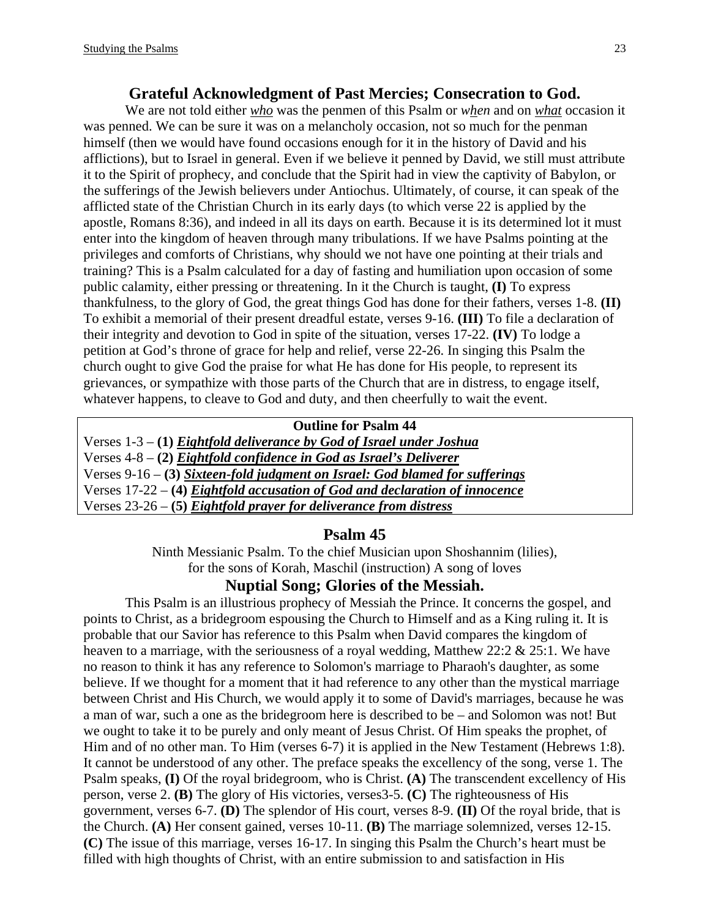## Grateful Acknowledgment of Past Mercies; Consecration to God.

We are not told either *who* was the penmen of this Psalm or *when* and on *what* occasion it was penned. We can be sure it was on a melancholy occasion, not so much for the penman himself (then we would have found occasions enough for it in the history of David and his afflictions), but to Israel in general. Even if we believe it penned by David, we still must attribute it to the Spirit of prophecy, and conclude that the Spirit had in view the captivity of Babylon, or the sufferings of the Jewish believers under Antiochus. Ultimately, of course, it can speak of the afflicted state of the Christian Church in its early days (to which verse 22 is applied by the apostle, Romans 8:36), and indeed in all its days on earth. Because it is its determined lot it must enter into the kingdom of heaven through many tribulations. If we have Psalms pointing at the privileges and comforts of Christians, why should we not have one pointing at their trials and training? This is a Psalm calculated for a day of fasting and humiliation upon occasion of some public calamity, either pressing or threatening. In it the Church is taught, **(I)** To express thankfulness, to the glory of God, the great things God has done for their fathers, verses 1-8. **(II)** To exhibit a memorial of their present dreadful estate, verses 9-16. **(III)** To file a declaration of their integrity and devotion to God in spite of the situation, verses 17-22. **(IV)** To lodge a petition at God's throne of grace for help and relief, verse 22-26. In singing this Psalm the church ought to give God the praise for what He has done for His people, to represent its grievances, or sympathize with those parts of the Church that are in distress, to engage itself, whatever happens, to cleave to God and duty, and then cheerfully to wait the event.

**Outline for Psalm 44**

Verses 1-3 – **(1)** ***Eightfold deliverance by God of Israel under Joshua***
Verses 4-8 – **(2)** ***Eightfold confidence in God as Israel's Deliverer***
Verses 9-16 – **(3)** ***Sixteen-fold judgment on Israel: God blamed for sufferings***
Verses 17-22 – **(4)** ***Eightfold accusation of God and declaration of innocence***
Verses 23-26 – **(5)** ***Eightfold prayer for deliverance from distress***

## Psalm 45

Ninth Messianic Psalm. To the chief Musician upon Shoshannim (lilies),
for the sons of Korah, Maschil (instruction) A song of loves

## Nuptial Song; Glories of the Messiah.

This Psalm is an illustrious prophecy of Messiah the Prince. It concerns the gospel, and points to Christ, as a bridegroom espousing the Church to Himself and as a King ruling it. It is probable that our Savior has reference to this Psalm when David compares the kingdom of heaven to a marriage, with the seriousness of a royal wedding, Matthew 22:2 & 25:1. We have no reason to think it has any reference to Solomon's marriage to Pharaoh's daughter, as some believe. If we thought for a moment that it had reference to any other than the mystical marriage between Christ and His Church, we would apply it to some of David's marriages, because he was a man of war, such a one as the bridegroom here is described to be – and Solomon was not! But we ought to take it to be purely and only meant of Jesus Christ. Of Him speaks the prophet, of Him and of no other man. To Him (verses 6-7) it is applied in the New Testament (Hebrews 1:8). It cannot be understood of any other. The preface speaks the excellency of the song, verse 1. The Psalm speaks, **(I)** Of the royal bridegroom, who is Christ. **(A)** The transcendent excellency of His person, verse 2. **(B)** The glory of His victories, verses3-5. **(C)** The righteousness of His government, verses 6-7. **(D)** The splendor of His court, verses 8-9. **(II)** Of the royal bride, that is the Church. **(A)** Her consent gained, verses 10-11. **(B)** The marriage solemnized, verses 12-15. **(C)** The issue of this marriage, verses 16-17. In singing this Psalm the Church's heart must be filled with high thoughts of Christ, with an entire submission to and satisfaction in His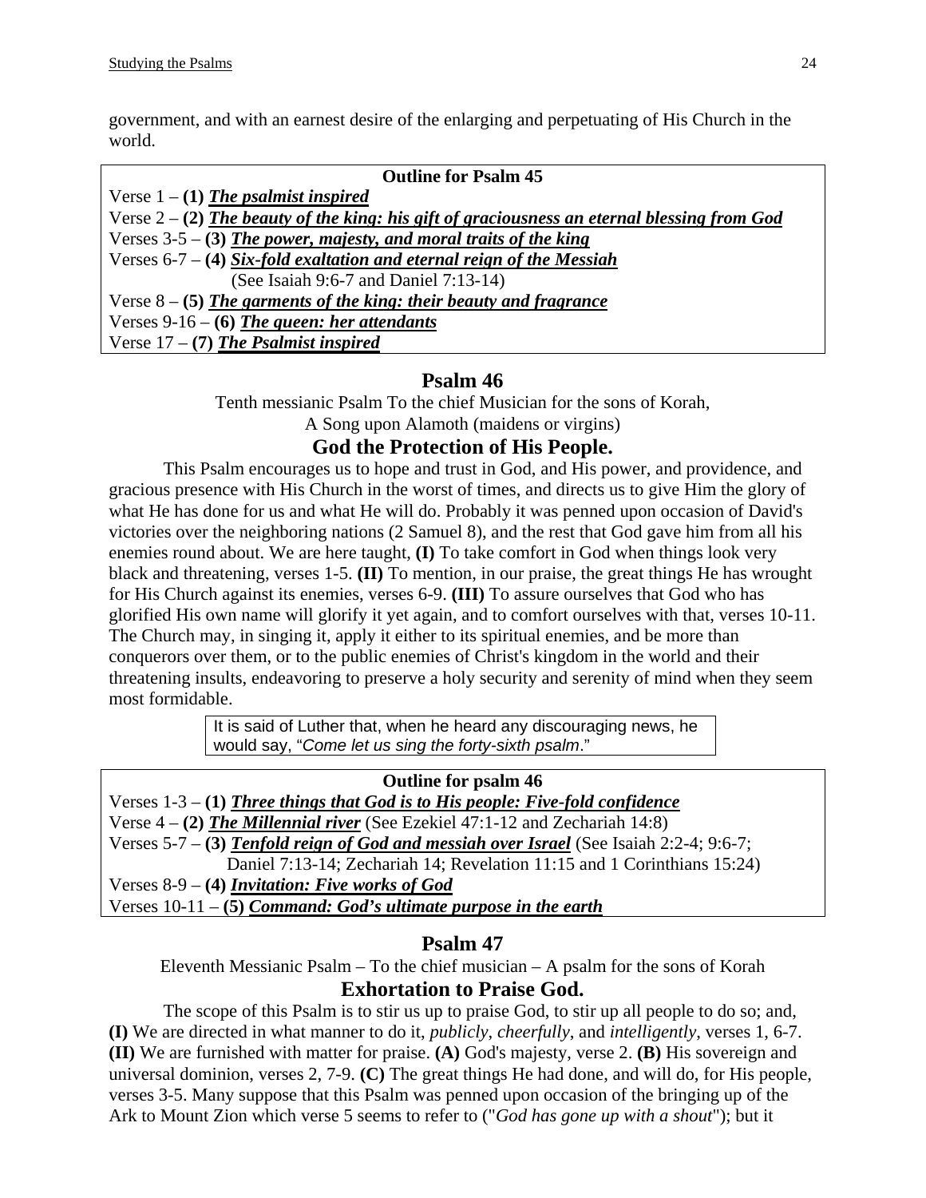government, and with an earnest desire of the enlarging and perpetuating of His Church in the world.

**Outline for Psalm 45**

Verse 1 – **(1)** ***The psalmist inspired***
Verse 2 – **(2)** ***The beauty of the king: his gift of graciousness an eternal blessing from God***
Verses 3-5 – **(3)** ***The power, majesty, and moral traits of the king***
Verses 6-7 – **(4)** ***Six-fold exaltation and eternal reign of the Messiah*** (See Isaiah 9:6-7 and Daniel 7:13-14)
Verse 8 – **(5)** ***The garments of the king: their beauty and fragrance***
Verses 9-16 – **(6)** ***The queen: her attendants***
Verse 17 – **(7)** ***The Psalmist inspired***

## Psalm 46

Tenth messianic Psalm To the chief Musician for the sons of Korah,
A Song upon Alamoth (maidens or virgins)

### God the Protection of His People.

This Psalm encourages us to hope and trust in God, and His power, and providence, and gracious presence with His Church in the worst of times, and directs us to give Him the glory of what He has done for us and what He will do. Probably it was penned upon occasion of David's victories over the neighboring nations (2 Samuel 8), and the rest that God gave him from all his enemies round about. We are here taught, **(I)** To take comfort in God when things look very black and threatening, verses 1-5. **(II)** To mention, in our praise, the great things He has wrought for His Church against its enemies, verses 6-9. **(III)** To assure ourselves that God who has glorified His own name will glorify it yet again, and to comfort ourselves with that, verses 10-11. The Church may, in singing it, apply it either to its spiritual enemies, and be more than conquerors over them, or to the public enemies of Christ's kingdom in the world and their threatening insults, endeavoring to preserve a holy security and serenity of mind when they seem most formidable.

It is said of Luther that, when he heard any discouraging news, he would say, "*Come let us sing the forty-sixth psalm*."

**Outline for psalm 46**

Verses 1-3 – **(1)** ***Three things that God is to His people: Five-fold confidence***
Verse 4 – **(2)** ***The Millennial river*** (See Ezekiel 47:1-12 and Zechariah 14:8)
Verses 5-7 – **(3)** ***Tenfold reign of God and messiah over Israel*** (See Isaiah 2:2-4; 9:6-7; Daniel 7:13-14; Zechariah 14; Revelation 11:15 and 1 Corinthians 15:24)
Verses 8-9 – **(4)** ***Invitation: Five works of God***
Verses 10-11 – **(5)** ***Command: God's ultimate purpose in the earth***

## Psalm 47

Eleventh Messianic Psalm – To the chief musician – A psalm for the sons of Korah

### Exhortation to Praise God.

The scope of this Psalm is to stir us up to praise God, to stir up all people to do so; and, **(I)** We are directed in what manner to do it, *publicly*, *cheerfully*, and *intelligently*, verses 1, 6-7. **(II)** We are furnished with matter for praise. **(A)** God's majesty, verse 2. **(B)** His sovereign and universal dominion, verses 2, 7-9. **(C)** The great things He had done, and will do, for His people, verses 3-5. Many suppose that this Psalm was penned upon occasion of the bringing up of the Ark to Mount Zion which verse 5 seems to refer to ("*God has gone up with a shout*"); but it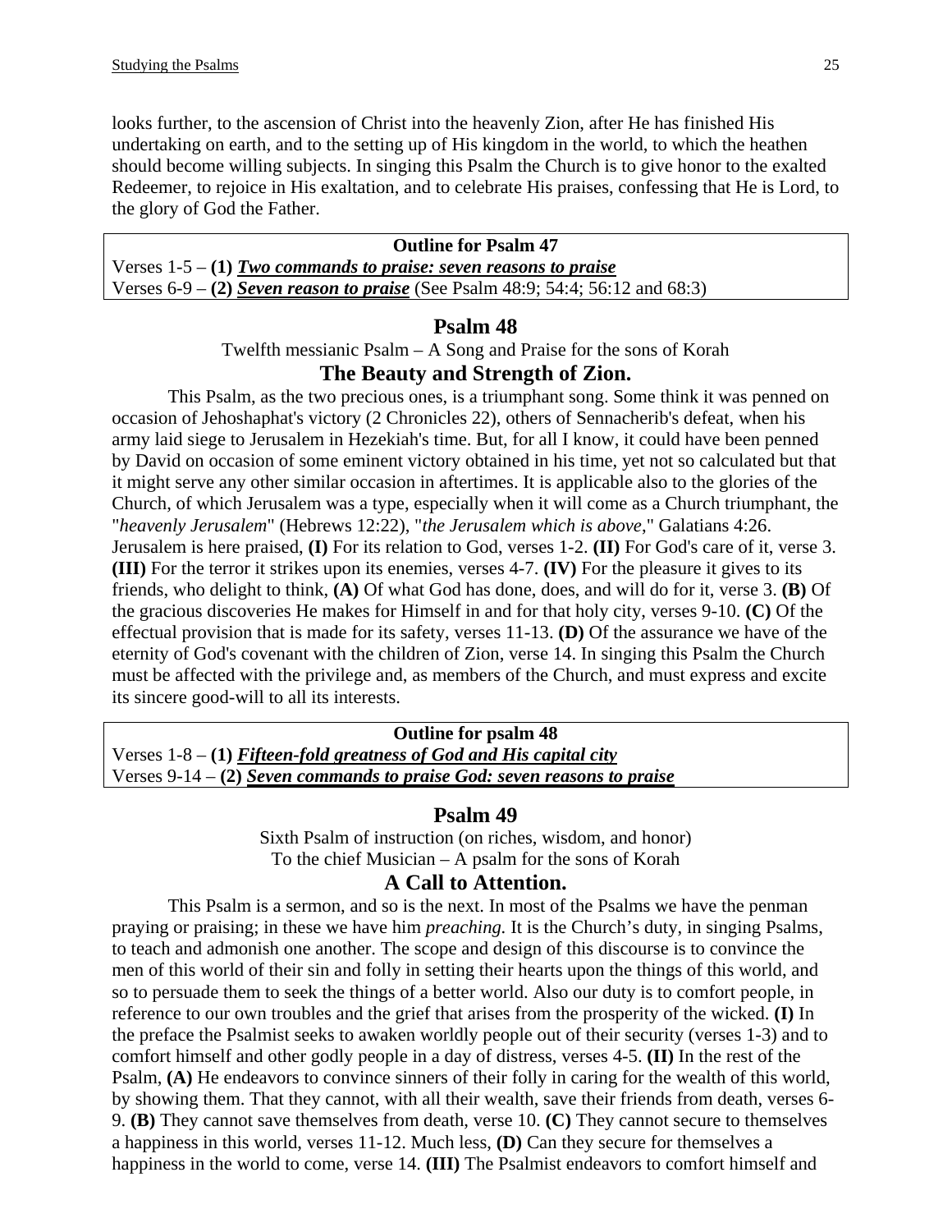looks further, to the ascension of Christ into the heavenly Zion, after He has finished His undertaking on earth, and to the setting up of His kingdom in the world, to which the heathen should become willing subjects. In singing this Psalm the Church is to give honor to the exalted Redeemer, to rejoice in His exaltation, and to celebrate His praises, confessing that He is Lord, to the glory of God the Father.

| **Outline for Psalm 47** |
|---|
| Verses 1-5 – **(1)** ***Two commands to praise: seven reasons to praise*** |
| Verses 6-9 – **(2)** ***Seven reason to praise*** (See Psalm 48:9; 54:4; 56:12 and 68:3) |

## Psalm 48

Twelfth messianic Psalm – A Song and Praise for the sons of Korah

### The Beauty and Strength of Zion.

This Psalm, as the two precious ones, is a triumphant song. Some think it was penned on occasion of Jehoshaphat's victory (2 Chronicles 22), others of Sennacherib's defeat, when his army laid siege to Jerusalem in Hezekiah's time. But, for all I know, it could have been penned by David on occasion of some eminent victory obtained in his time, yet not so calculated but that it might serve any other similar occasion in aftertimes. It is applicable also to the glories of the Church, of which Jerusalem was a type, especially when it will come as a Church triumphant, the "*heavenly Jerusalem*" (Hebrews 12:22), "*the Jerusalem which is above*," Galatians 4:26. Jerusalem is here praised, **(I)** For its relation to God, verses 1-2. **(II)** For God's care of it, verse 3. **(III)** For the terror it strikes upon its enemies, verses 4-7. **(IV)** For the pleasure it gives to its friends, who delight to think, **(A)** Of what God has done, does, and will do for it, verse 3. **(B)** Of the gracious discoveries He makes for Himself in and for that holy city, verses 9-10. **(C)** Of the effectual provision that is made for its safety, verses 11-13. **(D)** Of the assurance we have of the eternity of God's covenant with the children of Zion, verse 14. In singing this Psalm the Church must be affected with the privilege and, as members of the Church, and must express and excite its sincere good-will to all its interests.

| **Outline for psalm 48** |
|---|
| Verses 1-8 – **(1)** ***Fifteen-fold greatness of God and His capital city*** |
| Verses 9-14 – **(2)** ***Seven commands to praise God: seven reasons to praise*** |

## Psalm 49

Sixth Psalm of instruction (on riches, wisdom, and honor)

To the chief Musician – A psalm for the sons of Korah

### A Call to Attention.

This Psalm is a sermon, and so is the next. In most of the Psalms we have the penman praying or praising; in these we have him *preaching.* It is the Church's duty, in singing Psalms, to teach and admonish one another. The scope and design of this discourse is to convince the men of this world of their sin and folly in setting their hearts upon the things of this world, and so to persuade them to seek the things of a better world. Also our duty is to comfort people, in reference to our own troubles and the grief that arises from the prosperity of the wicked. **(I)** In the preface the Psalmist seeks to awaken worldly people out of their security (verses 1-3) and to comfort himself and other godly people in a day of distress, verses 4-5. **(II)** In the rest of the Psalm, **(A)** He endeavors to convince sinners of their folly in caring for the wealth of this world, by showing them. That they cannot, with all their wealth, save their friends from death, verses 6-9. **(B)** They cannot save themselves from death, verse 10. **(C)** They cannot secure to themselves a happiness in this world, verses 11-12. Much less, **(D)** Can they secure for themselves a happiness in the world to come, verse 14. **(III)** The Psalmist endeavors to comfort himself and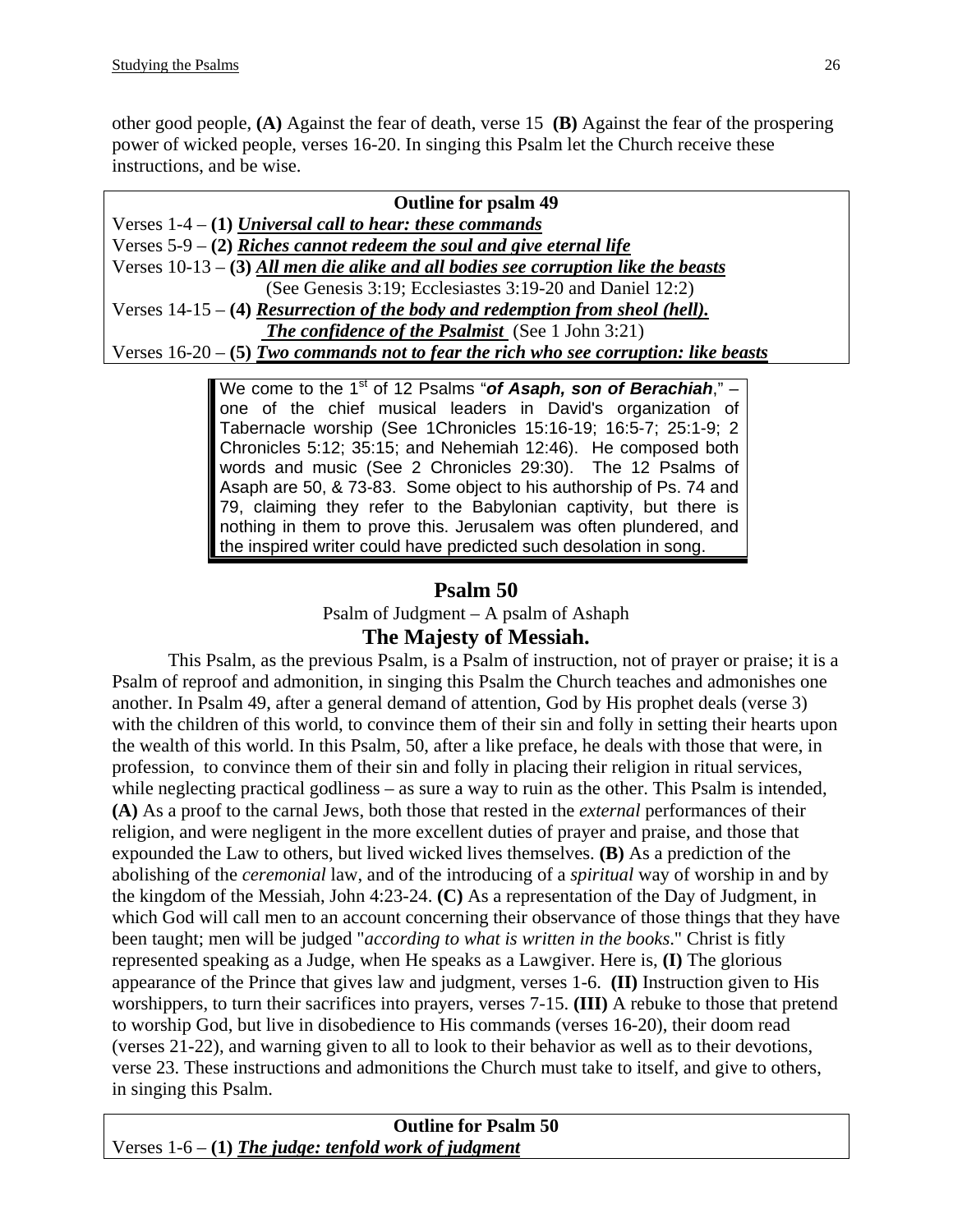other good people, **(A)** Against the fear of death, verse 15 **(B)** Against the fear of the prospering power of wicked people, verses 16-20. In singing this Psalm let the Church receive these instructions, and be wise.

**Outline for psalm 49**

Verses 1-4 – **(1)** ***Universal call to hear: these commands***
Verses 5-9 – **(2)** ***Riches cannot redeem the soul and give eternal life***
Verses 10-13 – **(3)** ***All men die alike and all bodies see corruption like the beasts*** (See Genesis 3:19; Ecclesiastes 3:19-20 and Daniel 12:2)
Verses 14-15 – **(4)** ***Resurrection of the body and redemption from sheol (hell).*** ***The confidence of the Psalmist*** (See 1 John 3:21)
Verses 16-20 – **(5)** ***Two commands not to fear the rich who see corruption: like beasts***

We come to the 1st of 12 Psalms "***of Asaph, son of Berachiah***," – one of the chief musical leaders in David's organization of Tabernacle worship (See 1Chronicles 15:16-19; 16:5-7; 25:1-9; 2 Chronicles 5:12; 35:15; and Nehemiah 12:46). He composed both words and music (See 2 Chronicles 29:30). The 12 Psalms of Asaph are 50, & 73-83. Some object to his authorship of Ps. 74 and 79, claiming they refer to the Babylonian captivity, but there is nothing in them to prove this. Jerusalem was often plundered, and the inspired writer could have predicted such desolation in song.

## Psalm 50

Psalm of Judgment – A psalm of Ashaph

### The Majesty of Messiah.

This Psalm, as the previous Psalm, is a Psalm of instruction, not of prayer or praise; it is a Psalm of reproof and admonition, in singing this Psalm the Church teaches and admonishes one another. In Psalm 49, after a general demand of attention, God by His prophet deals (verse 3) with the children of this world, to convince them of their sin and folly in setting their hearts upon the wealth of this world. In this Psalm, 50, after a like preface, he deals with those that were, in profession, to convince them of their sin and folly in placing their religion in ritual services, while neglecting practical godliness – as sure a way to ruin as the other. This Psalm is intended, **(A)** As a proof to the carnal Jews, both those that rested in the *external* performances of their religion, and were negligent in the more excellent duties of prayer and praise, and those that expounded the Law to others, but lived wicked lives themselves. **(B)** As a prediction of the abolishing of the *ceremonial* law, and of the introducing of a *spiritual* way of worship in and by the kingdom of the Messiah, John 4:23-24. **(C)** As a representation of the Day of Judgment, in which God will call men to an account concerning their observance of those things that they have been taught; men will be judged "*according to what is written in the books*." Christ is fitly represented speaking as a Judge, when He speaks as a Lawgiver. Here is, **(I)** The glorious appearance of the Prince that gives law and judgment, verses 1-6. **(II)** Instruction given to His worshippers, to turn their sacrifices into prayers, verses 7-15. **(III)** A rebuke to those that pretend to worship God, but live in disobedience to His commands (verses 16-20), their doom read (verses 21-22), and warning given to all to look to their behavior as well as to their devotions, verse 23. These instructions and admonitions the Church must take to itself, and give to others, in singing this Psalm.

**Outline for Psalm 50**

Verses 1-6 – **(1)** ***The judge: tenfold work of judgment***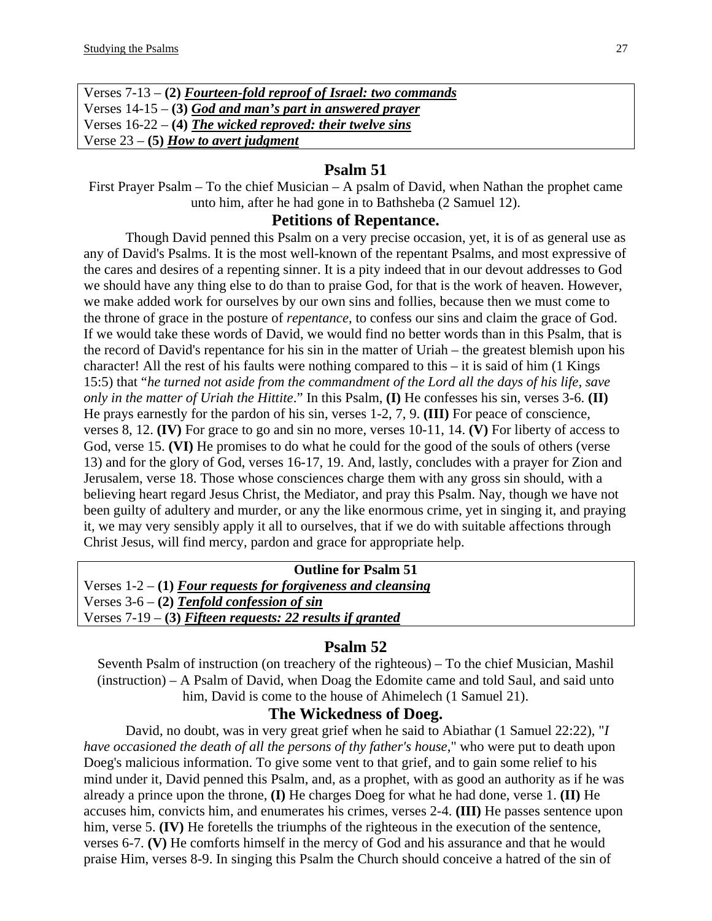Verses 7-13 – **(2)** ***Fourteen-fold reproof of Israel: two commands***
Verses 14-15 – **(3)** ***God and man's part in answered prayer***
Verses 16-22 – **(4)** ***The wicked reproved: their twelve sins***
Verse 23 – **(5)** ***How to avert judgment***

## Psalm 51

First Prayer Psalm – To the chief Musician – A psalm of David, when Nathan the prophet came unto him, after he had gone in to Bathsheba (2 Samuel 12).

### Petitions of Repentance.

Though David penned this Psalm on a very precise occasion, yet, it is of as general use as any of David's Psalms. It is the most well-known of the repentant Psalms, and most expressive of the cares and desires of a repenting sinner. It is a pity indeed that in our devout addresses to God we should have any thing else to do than to praise God, for that is the work of heaven. However, we make added work for ourselves by our own sins and follies, because then we must come to the throne of grace in the posture of *repentance*, to confess our sins and claim the grace of God. If we would take these words of David, we would find no better words than in this Psalm, that is the record of David's repentance for his sin in the matter of Uriah – the greatest blemish upon his character! All the rest of his faults were nothing compared to this – it is said of him (1 Kings 15:5) that "*he turned not aside from the commandment of the Lord all the days of his life, save only in the matter of Uriah the Hittite*." In this Psalm, **(I)** He confesses his sin, verses 3-6. **(II)** He prays earnestly for the pardon of his sin, verses 1-2, 7, 9. **(III)** For peace of conscience, verses 8, 12. **(IV)** For grace to go and sin no more, verses 10-11, 14. **(V)** For liberty of access to God, verse 15. **(VI)** He promises to do what he could for the good of the souls of others (verse 13) and for the glory of God, verses 16-17, 19. And, lastly, concludes with a prayer for Zion and Jerusalem, verse 18. Those whose consciences charge them with any gross sin should, with a believing heart regard Jesus Christ, the Mediator, and pray this Psalm. Nay, though we have not been guilty of adultery and murder, or any the like enormous crime, yet in singing it, and praying it, we may very sensibly apply it all to ourselves, that if we do with suitable affections through Christ Jesus, will find mercy, pardon and grace for appropriate help.

**Outline for Psalm 51**
Verses 1-2 – **(1)** ***Four requests for forgiveness and cleansing***
Verses 3-6 – **(2)** ***Tenfold confession of sin***
Verses 7-19 – **(3)** ***Fifteen requests: 22 results if granted***

## Psalm 52

Seventh Psalm of instruction (on treachery of the righteous) – To the chief Musician, Mashil (instruction) – A Psalm of David, when Doag the Edomite came and told Saul, and said unto him, David is come to the house of Ahimelech (1 Samuel 21).

### The Wickedness of Doeg.

David, no doubt, was in very great grief when he said to Abiathar (1 Samuel 22:22), "*I have occasioned the death of all the persons of thy father's house*," who were put to death upon Doeg's malicious information. To give some vent to that grief, and to gain some relief to his mind under it, David penned this Psalm, and, as a prophet, with as good an authority as if he was already a prince upon the throne, **(I)** He charges Doeg for what he had done, verse 1. **(II)** He accuses him, convicts him, and enumerates his crimes, verses 2-4. **(III)** He passes sentence upon him, verse 5. **(IV)** He foretells the triumphs of the righteous in the execution of the sentence, verses 6-7. **(V)** He comforts himself in the mercy of God and his assurance and that he would praise Him, verses 8-9. In singing this Psalm the Church should conceive a hatred of the sin of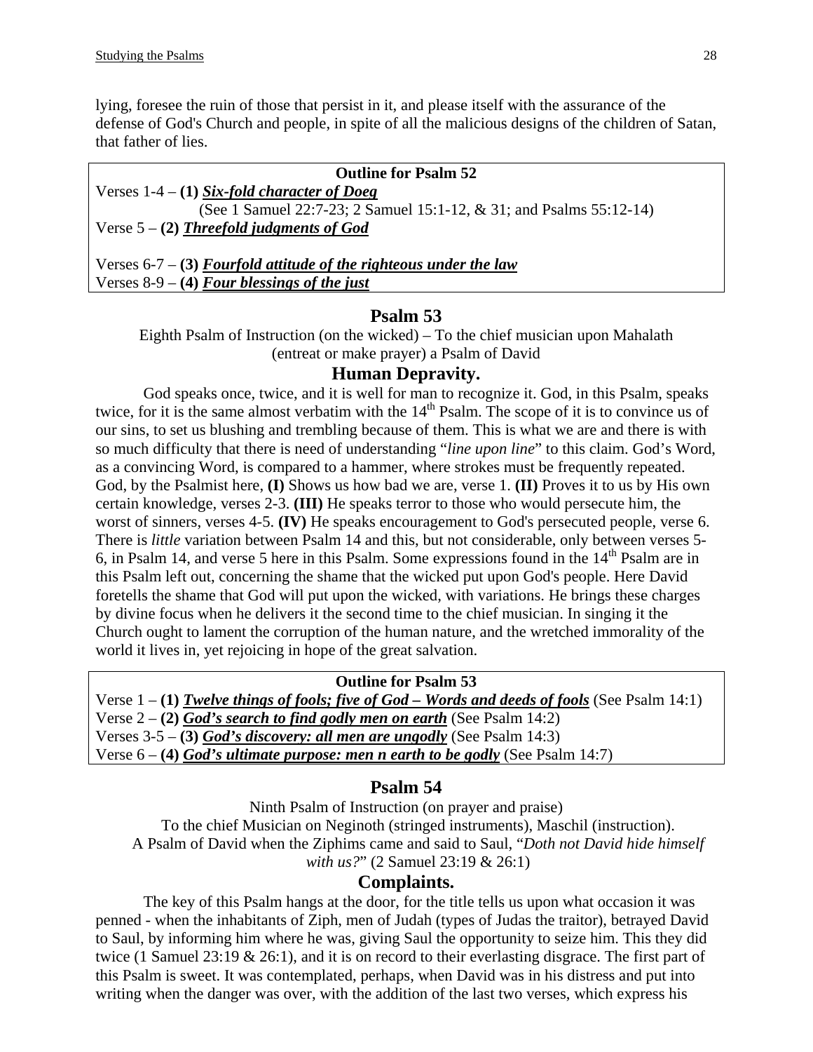lying, foresee the ruin of those that persist in it, and please itself with the assurance of the defense of God's Church and people, in spite of all the malicious designs of the children of Satan, that father of lies.

**Outline for Psalm 52**

Verses 1-4 – **(1)** ***Six-fold character of Doeg***
(See 1 Samuel 22:7-23; 2 Samuel 15:1-12, & 31; and Psalms 55:12-14)
Verse 5 – **(2)** ***Threefold judgments of God***

Verses 6-7 – **(3)** ***Fourfold attitude of the righteous under the law***
Verses 8-9 – **(4)** ***Four blessings of the just***

## Psalm 53

Eighth Psalm of Instruction (on the wicked) – To the chief musician upon Mahalath (entreat or make prayer) a Psalm of David

### Human Depravity.

God speaks once, twice, and it is well for man to recognize it. God, in this Psalm, speaks twice, for it is the same almost verbatim with the 14th Psalm. The scope of it is to convince us of our sins, to set us blushing and trembling because of them. This is what we are and there is with so much difficulty that there is need of understanding "*line upon line*" to this claim. God's Word, as a convincing Word, is compared to a hammer, where strokes must be frequently repeated. God, by the Psalmist here, **(I)** Shows us how bad we are, verse 1. **(II)** Proves it to us by His own certain knowledge, verses 2-3. **(III)** He speaks terror to those who would persecute him, the worst of sinners, verses 4-5. **(IV)** He speaks encouragement to God's persecuted people, verse 6. There is *little* variation between Psalm 14 and this, but not considerable, only between verses 5-6, in Psalm 14, and verse 5 here in this Psalm. Some expressions found in the 14th Psalm are in this Psalm left out, concerning the shame that the wicked put upon God's people. Here David foretells the shame that God will put upon the wicked, with variations. He brings these charges by divine focus when he delivers it the second time to the chief musician. In singing it the Church ought to lament the corruption of the human nature, and the wretched immorality of the world it lives in, yet rejoicing in hope of the great salvation.

**Outline for Psalm 53**

Verse 1 – **(1)** ***Twelve things of fools; five of God – Words and deeds of fools*** (See Psalm 14:1)
Verse 2 – **(2)** ***God's search to find godly men on earth*** (See Psalm 14:2)
Verses 3-5 – **(3)** ***God's discovery: all men are ungodly*** (See Psalm 14:3)
Verse 6 – **(4)** ***God's ultimate purpose: men n earth to be godly*** (See Psalm 14:7)

## Psalm 54

Ninth Psalm of Instruction (on prayer and praise)
To the chief Musician on Neginoth (stringed instruments), Maschil (instruction).
A Psalm of David when the Ziphims came and said to Saul, "*Doth not David hide himself with us?*" (2 Samuel 23:19 & 26:1)

### Complaints.

The key of this Psalm hangs at the door, for the title tells us upon what occasion it was penned - when the inhabitants of Ziph, men of Judah (types of Judas the traitor), betrayed David to Saul, by informing him where he was, giving Saul the opportunity to seize him. This they did twice (1 Samuel 23:19 & 26:1), and it is on record to their everlasting disgrace. The first part of this Psalm is sweet. It was contemplated, perhaps, when David was in his distress and put into writing when the danger was over, with the addition of the last two verses, which express his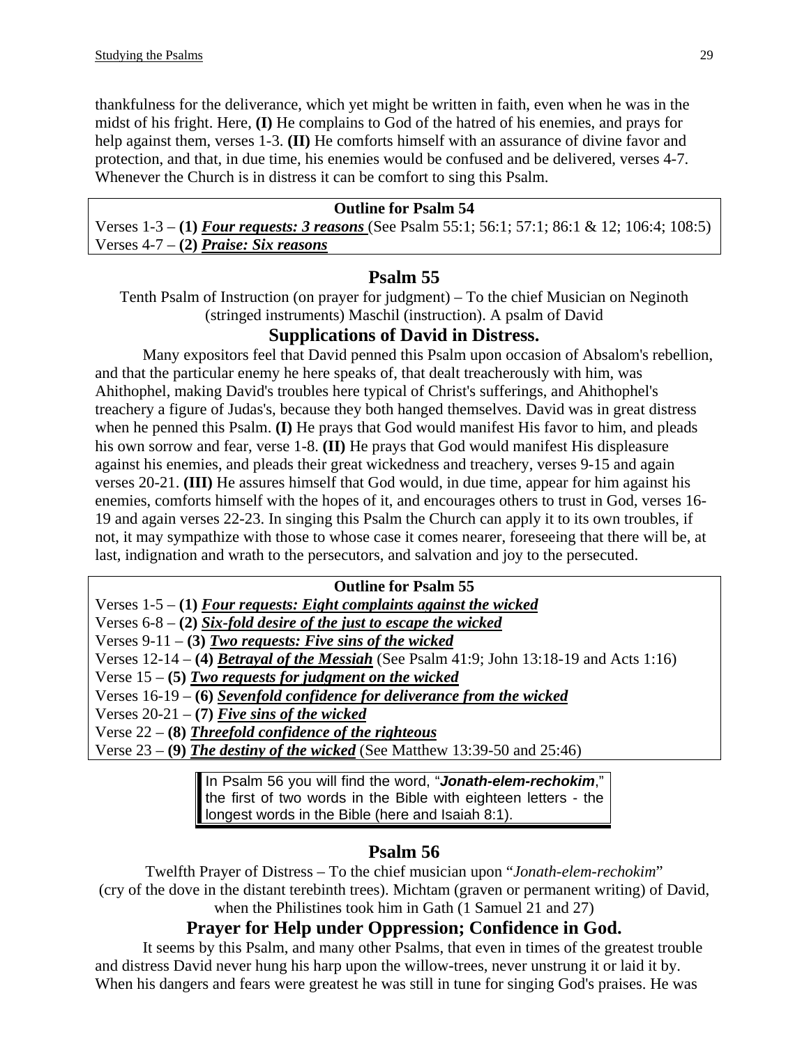thankfulness for the deliverance, which yet might be written in faith, even when he was in the midst of his fright. Here, **(I)** He complains to God of the hatred of his enemies, and prays for help against them, verses 1-3. **(II)** He comforts himself with an assurance of divine favor and protection, and that, in due time, his enemies would be confused and be delivered, verses 4-7. Whenever the Church is in distress it can be comfort to sing this Psalm.

**Outline for Psalm 54**

Verses 1-3 – **(1)** ***Four requests: 3 reasons*** (See Psalm 55:1; 56:1; 57:1; 86:1 & 12; 106:4; 108:5)
Verses 4-7 – **(2)** ***Praise: Six reasons***

## Psalm 55

Tenth Psalm of Instruction (on prayer for judgment) – To the chief Musician on Neginoth (stringed instruments) Maschil (instruction). A psalm of David

### Supplications of David in Distress.

Many expositors feel that David penned this Psalm upon occasion of Absalom's rebellion, and that the particular enemy he here speaks of, that dealt treacherously with him, was Ahithophel, making David's troubles here typical of Christ's sufferings, and Ahithophel's treachery a figure of Judas's, because they both hanged themselves. David was in great distress when he penned this Psalm. **(I)** He prays that God would manifest His favor to him, and pleads his own sorrow and fear, verse 1-8. **(II)** He prays that God would manifest His displeasure against his enemies, and pleads their great wickedness and treachery, verses 9-15 and again verses 20-21. **(III)** He assures himself that God would, in due time, appear for him against his enemies, comforts himself with the hopes of it, and encourages others to trust in God, verses 16-19 and again verses 22-23. In singing this Psalm the Church can apply it to its own troubles, if not, it may sympathize with those to whose case it comes nearer, foreseeing that there will be, at last, indignation and wrath to the persecutors, and salvation and joy to the persecuted.

**Outline for Psalm 55**

Verses 1-5 – **(1)** ***Four requests: Eight complaints against the wicked***
Verses 6-8 – **(2)** ***Six-fold desire of the just to escape the wicked***
Verses 9-11 – **(3)** ***Two requests: Five sins of the wicked***
Verses 12-14 – **(4)** ***Betrayal of the Messiah*** (See Psalm 41:9; John 13:18-19 and Acts 1:16)
Verse 15 – **(5)** ***Two requests for judgment on the wicked***
Verses 16-19 – **(6)** ***Sevenfold confidence for deliverance from the wicked***
Verses 20-21 – **(7)** ***Five sins of the wicked***
Verse 22 – **(8)** ***Threefold confidence of the righteous***
Verse 23 – **(9)** ***The destiny of the wicked*** (See Matthew 13:39-50 and 25:46)

In Psalm 56 you will find the word, "***Jonath-elem-rechokim***," the first of two words in the Bible with eighteen letters - the longest words in the Bible (here and Isaiah 8:1).

## Psalm 56

Twelfth Prayer of Distress – To the chief musician upon "*Jonath-elem-rechokim*" (cry of the dove in the distant terebinth trees). Michtam (graven or permanent writing) of David, when the Philistines took him in Gath (1 Samuel 21 and 27)

### Prayer for Help under Oppression; Confidence in God.

It seems by this Psalm, and many other Psalms, that even in times of the greatest trouble and distress David never hung his harp upon the willow-trees, never unstrung it or laid it by. When his dangers and fears were greatest he was still in tune for singing God's praises. He was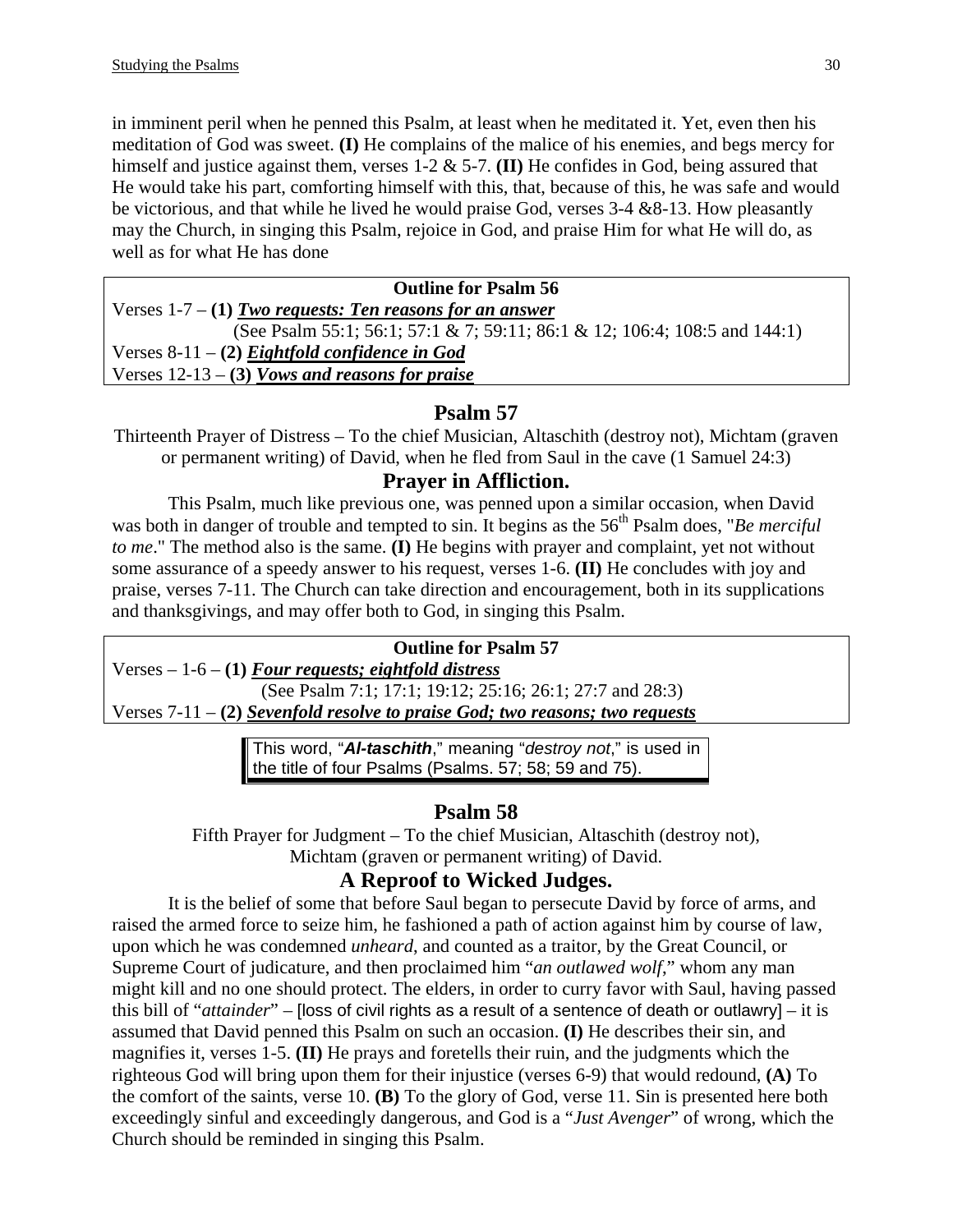in imminent peril when he penned this Psalm, at least when he meditated it. Yet, even then his meditation of God was sweet. **(I)** He complains of the malice of his enemies, and begs mercy for himself and justice against them, verses 1-2 & 5-7. **(II)** He confides in God, being assured that He would take his part, comforting himself with this, that, because of this, he was safe and would be victorious, and that while he lived he would praise God, verses 3-4 &8-13. How pleasantly may the Church, in singing this Psalm, rejoice in God, and praise Him for what He will do, as well as for what He has done

| **Outline for Psalm 56** |
|---|
| Verses 1-7 – **(1)** ***Two requests: Ten reasons for an answer*** |
| (See Psalm 55:1; 56:1; 57:1 & 7; 59:11; 86:1 & 12; 106:4; 108:5 and 144:1) |
| Verses 8-11 – **(2)** ***Eightfold confidence in God*** |
| Verses 12-13 – **(3)** ***Vows and reasons for praise*** |

## Psalm 57

Thirteenth Prayer of Distress – To the chief Musician, Altaschith (destroy not), Michtam (graven or permanent writing) of David, when he fled from Saul in the cave (1 Samuel 24:3)

### Prayer in Affliction.

This Psalm, much like previous one, was penned upon a similar occasion, when David was both in danger of trouble and tempted to sin. It begins as the 56th Psalm does, "*Be merciful to me*." The method also is the same. **(I)** He begins with prayer and complaint, yet not without some assurance of a speedy answer to his request, verses 1-6. **(II)** He concludes with joy and praise, verses 7-11. The Church can take direction and encouragement, both in its supplications and thanksgivings, and may offer both to God, in singing this Psalm.

| **Outline for Psalm 57** |
|---|
| Verses – 1-6 – **(1)** ***Four requests; eightfold distress*** |
| (See Psalm 7:1; 17:1; 19:12; 25:16; 26:1; 27:7 and 28:3) |
| Verses 7-11 – **(2)** ***Sevenfold resolve to praise God; two reasons; two requests*** |

> This word, "***Al-taschith***," meaning "*destroy not*," is used in the title of four Psalms (Psalms. 57; 58; 59 and 75).

## Psalm 58

Fifth Prayer for Judgment – To the chief Musician, Altaschith (destroy not), Michtam (graven or permanent writing) of David.

### A Reproof to Wicked Judges.

It is the belief of some that before Saul began to persecute David by force of arms, and raised the armed force to seize him, he fashioned a path of action against him by course of law, upon which he was condemned *unheard*, and counted as a traitor, by the Great Council, or Supreme Court of judicature, and then proclaimed him "*an outlawed wolf*," whom any man might kill and no one should protect. The elders, in order to curry favor with Saul, having passed this bill of "*attainder*" – [loss of civil rights as a result of a sentence of death or outlawry] – it is assumed that David penned this Psalm on such an occasion. **(I)** He describes their sin, and magnifies it, verses 1-5. **(II)** He prays and foretells their ruin, and the judgments which the righteous God will bring upon them for their injustice (verses 6-9) that would redound, **(A)** To the comfort of the saints, verse 10. **(B)** To the glory of God, verse 11. Sin is presented here both exceedingly sinful and exceedingly dangerous, and God is a "*Just Avenger*" of wrong, which the Church should be reminded in singing this Psalm.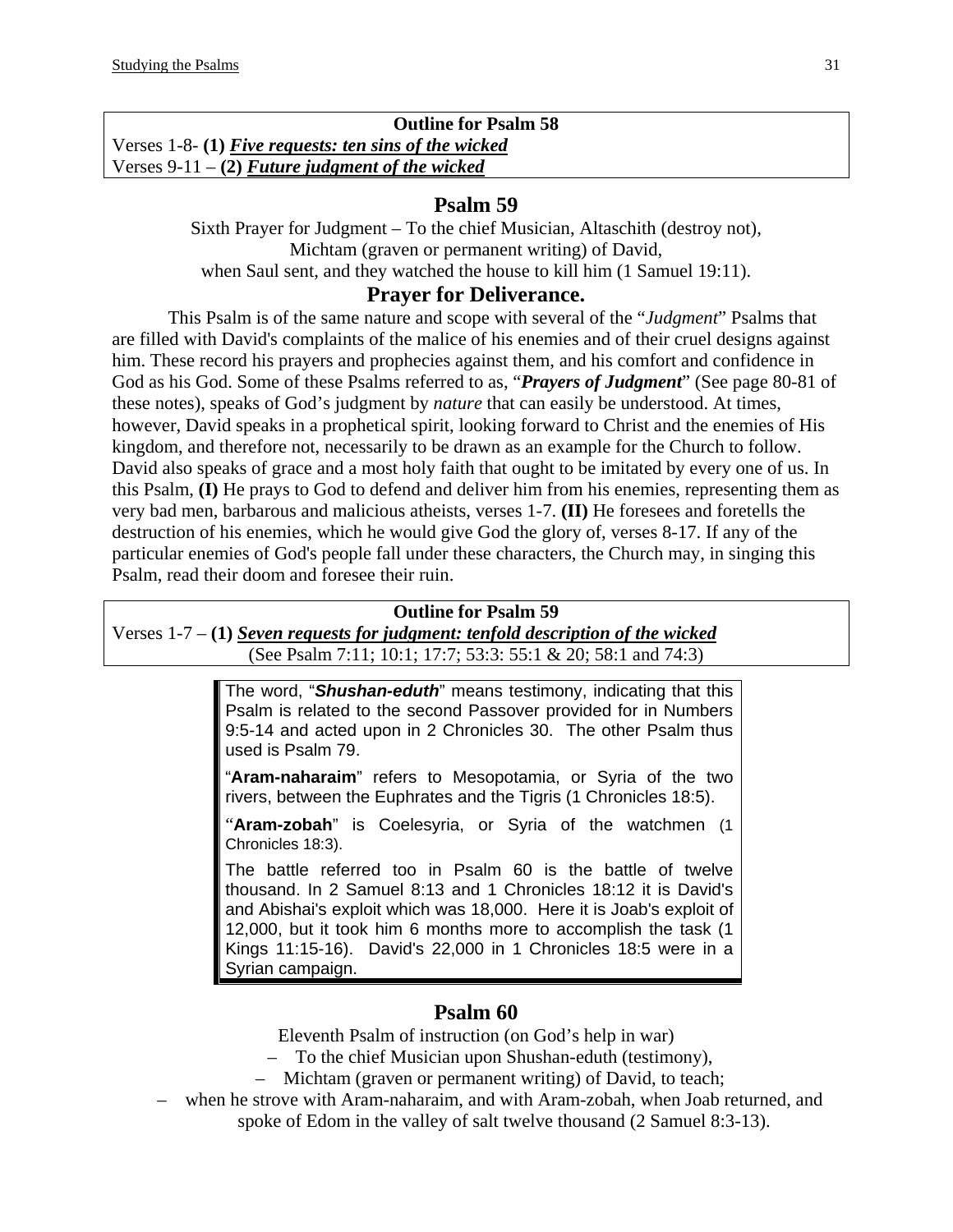**Outline for Psalm 58**

Verses 1-8- **(1)** ***Five requests: ten sins of the wicked***
Verses 9-11 – **(2)** ***Future judgment of the wicked***

## Psalm 59

Sixth Prayer for Judgment – To the chief Musician, Altaschith (destroy not),
Michtam (graven or permanent writing) of David,
when Saul sent, and they watched the house to kill him (1 Samuel 19:11).

## Prayer for Deliverance.

This Psalm is of the same nature and scope with several of the "*Judgment*" Psalms that are filled with David's complaints of the malice of his enemies and of their cruel designs against him. These record his prayers and prophecies against them, and his comfort and confidence in God as his God. Some of these Psalms referred to as, "***Prayers of Judgment***" (See page 80-81 of these notes), speaks of God's judgment by *nature* that can easily be understood. At times, however, David speaks in a prophetical spirit, looking forward to Christ and the enemies of His kingdom, and therefore not, necessarily to be drawn as an example for the Church to follow. David also speaks of grace and a most holy faith that ought to be imitated by every one of us. In this Psalm, **(I)** He prays to God to defend and deliver him from his enemies, representing them as very bad men, barbarous and malicious atheists, verses 1-7. **(II)** He foresees and foretells the destruction of his enemies, which he would give God the glory of, verses 8-17. If any of the particular enemies of God's people fall under these characters, the Church may, in singing this Psalm, read their doom and foresee their ruin.

**Outline for Psalm 59**

Verses 1-7 – **(1)** ***Seven requests for judgment: tenfold description of the wicked***
(See Psalm 7:11; 10:1; 17:7; 53:3: 55:1 & 20; 58:1 and 74:3)

The word, "***Shushan-eduth***" means testimony, indicating that this Psalm is related to the second Passover provided for in Numbers 9:5-14 and acted upon in 2 Chronicles 30. The other Psalm thus used is Psalm 79.

"**Aram-naharaim**" refers to Mesopotamia, or Syria of the two rivers, between the Euphrates and the Tigris (1 Chronicles 18:5).

"**Aram-zobah**" is Coelesyria, or Syria of the watchmen (1 Chronicles 18:3).

The battle referred too in Psalm 60 is the battle of twelve thousand. In 2 Samuel 8:13 and 1 Chronicles 18:12 it is David's and Abishai's exploit which was 18,000. Here it is Joab's exploit of 12,000, but it took him 6 months more to accomplish the task (1 Kings 11:15-16). David's 22,000 in 1 Chronicles 18:5 were in a Syrian campaign.

## Psalm 60

Eleventh Psalm of instruction (on God's help in war)
– To the chief Musician upon Shushan-eduth (testimony),
– Michtam (graven or permanent writing) of David, to teach;
– when he strove with Aram-naharaim, and with Aram-zobah, when Joab returned, and spoke of Edom in the valley of salt twelve thousand (2 Samuel 8:3-13).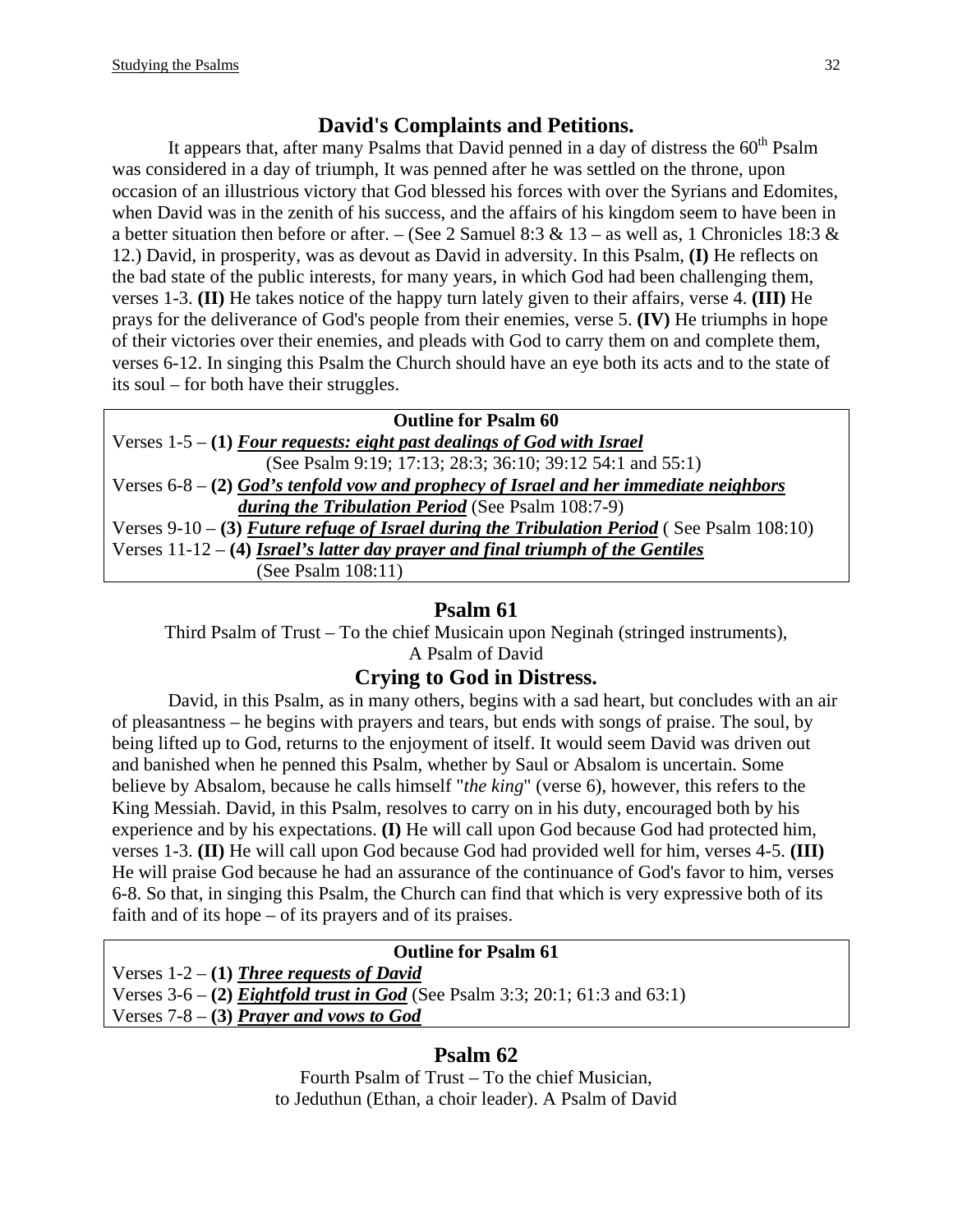## David's Complaints and Petitions.

It appears that, after many Psalms that David penned in a day of distress the 60th Psalm was considered in a day of triumph, It was penned after he was settled on the throne, upon occasion of an illustrious victory that God blessed his forces with over the Syrians and Edomites, when David was in the zenith of his success, and the affairs of his kingdom seem to have been in a better situation then before or after. – (See 2 Samuel 8:3 & 13 – as well as, 1 Chronicles 18:3 & 12.) David, in prosperity, was as devout as David in adversity. In this Psalm, **(I)** He reflects on the bad state of the public interests, for many years, in which God had been challenging them, verses 1-3. **(II)** He takes notice of the happy turn lately given to their affairs, verse 4. **(III)** He prays for the deliverance of God's people from their enemies, verse 5. **(IV)** He triumphs in hope of their victories over their enemies, and pleads with God to carry them on and complete them, verses 6-12. In singing this Psalm the Church should have an eye both its acts and to the state of its soul – for both have their struggles.

| Outline for Psalm 60 |
|---|
| Verses 1-5 – **(1)** ***Four requests: eight past dealings of God with Israel*** (See Psalm 9:19; 17:13; 28:3; 36:10; 39:12 54:1 and 55:1) |
| Verses 6-8 – **(2)** ***God's tenfold vow and prophecy of Israel and her immediate neighbors during the Tribulation Period*** (See Psalm 108:7-9) |
| Verses 9-10 – **(3)** ***Future refuge of Israel during the Tribulation Period*** ( See Psalm 108:10) |
| Verses 11-12 – **(4)** ***Israel's latter day prayer and final triumph of the Gentiles*** (See Psalm 108:11) |

## Psalm 61

Third Psalm of Trust – To the chief Musicain upon Neginah (stringed instruments), A Psalm of David

## Crying to God in Distress.

David, in this Psalm, as in many others, begins with a sad heart, but concludes with an air of pleasantness – he begins with prayers and tears, but ends with songs of praise. The soul, by being lifted up to God, returns to the enjoyment of itself. It would seem David was driven out and banished when he penned this Psalm, whether by Saul or Absalom is uncertain. Some believe by Absalom, because he calls himself "*the king*" (verse 6), however, this refers to the King Messiah. David, in this Psalm, resolves to carry on in his duty, encouraged both by his experience and by his expectations. **(I)** He will call upon God because God had protected him, verses 1-3. **(II)** He will call upon God because God had provided well for him, verses 4-5. **(III)** He will praise God because he had an assurance of the continuance of God's favor to him, verses 6-8. So that, in singing this Psalm, the Church can find that which is very expressive both of its faith and of its hope – of its prayers and of its praises.

| Outline for Psalm 61 |
|---|
| Verses 1-2 – **(1)** ***Three requests of David*** |
| Verses 3-6 – **(2)** ***Eightfold trust in God*** (See Psalm 3:3; 20:1; 61:3 and 63:1) |
| Verses 7-8 – **(3)** ***Prayer and vows to God*** |

## Psalm 62

Fourth Psalm of Trust – To the chief Musician, to Jeduthun (Ethan, a choir leader). A Psalm of David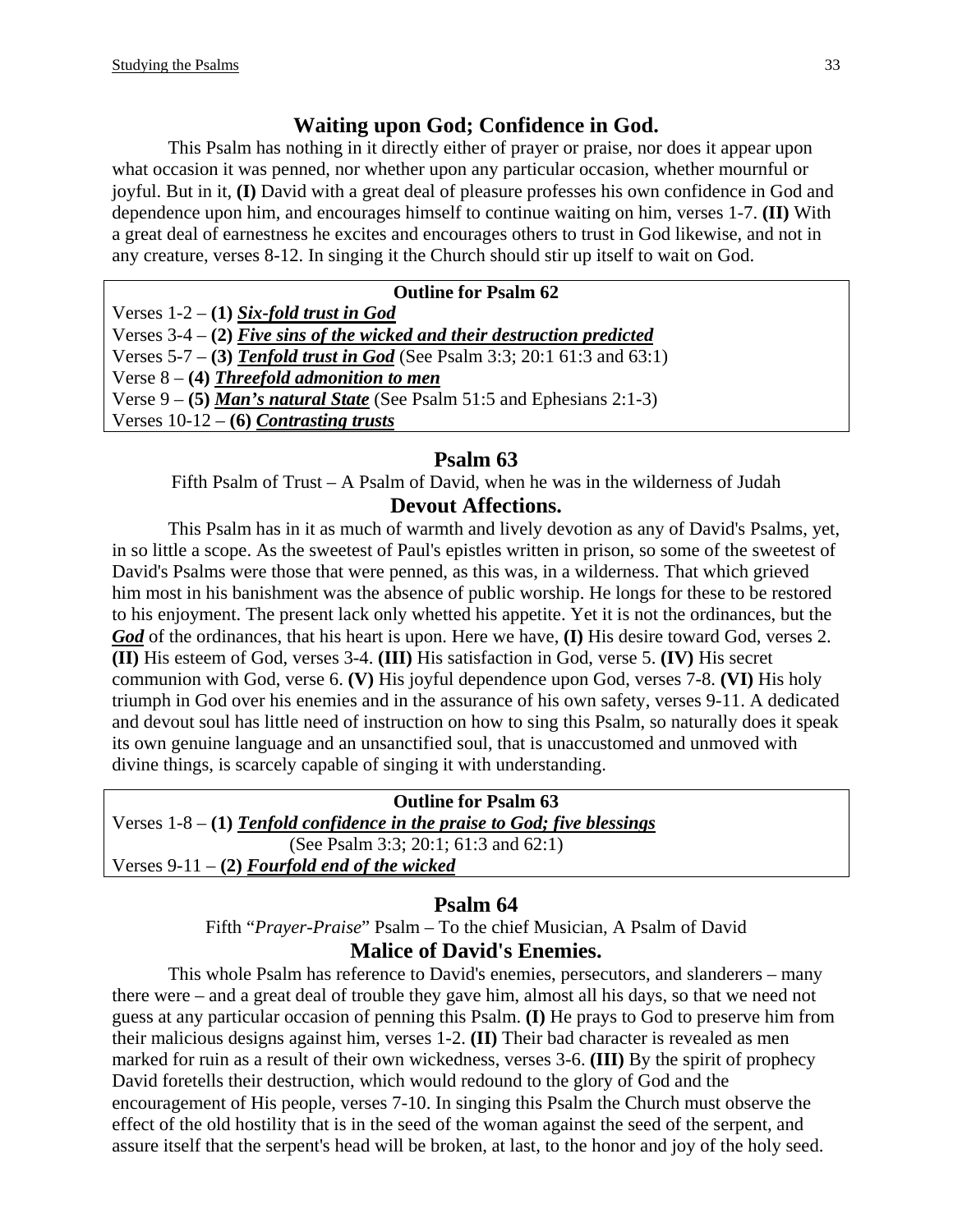## Waiting upon God; Confidence in God.

This Psalm has nothing in it directly either of prayer or praise, nor does it appear upon what occasion it was penned, nor whether upon any particular occasion, whether mournful or joyful. But in it, **(I)** David with a great deal of pleasure professes his own confidence in God and dependence upon him, and encourages himself to continue waiting on him, verses 1-7. **(II)** With a great deal of earnestness he excites and encourages others to trust in God likewise, and not in any creature, verses 8-12. In singing it the Church should stir up itself to wait on God.

**Outline for Psalm 62**

Verses 1-2 – **(1) *Six-fold trust in God***
Verses 3-4 – **(2) *Five sins of the wicked and their destruction predicted***
Verses 5-7 – **(3) *Tenfold trust in God*** (See Psalm 3:3; 20:1 61:3 and 63:1)
Verse 8 – **(4) *Threefold admonition to men***
Verse 9 – **(5) *Man's natural State*** (See Psalm 51:5 and Ephesians 2:1-3)
Verses 10-12 – **(6) *Contrasting trusts***

## Psalm 63

Fifth Psalm of Trust – A Psalm of David, when he was in the wilderness of Judah

### Devout Affections.

This Psalm has in it as much of warmth and lively devotion as any of David's Psalms, yet, in so little a scope. As the sweetest of Paul's epistles written in prison, so some of the sweetest of David's Psalms were those that were penned, as this was, in a wilderness. That which grieved him most in his banishment was the absence of public worship. He longs for these to be restored to his enjoyment. The present lack only whetted his appetite. Yet it is not the ordinances, but the ***God*** of the ordinances, that his heart is upon. Here we have, **(I)** His desire toward God, verses 2. **(II)** His esteem of God, verses 3-4. **(III)** His satisfaction in God, verse 5. **(IV)** His secret communion with God, verse 6. **(V)** His joyful dependence upon God, verses 7-8. **(VI)** His holy triumph in God over his enemies and in the assurance of his own safety, verses 9-11. A dedicated and devout soul has little need of instruction on how to sing this Psalm, so naturally does it speak its own genuine language and an unsanctified soul, that is unaccustomed and unmoved with divine things, is scarcely capable of singing it with understanding.

**Outline for Psalm 63**

Verses 1-8 – **(1) *Tenfold confidence in the praise to God; five blessings***
(See Psalm 3:3; 20:1; 61:3 and 62:1)
Verses 9-11 – **(2) *Fourfold end of the wicked***

## Psalm 64

Fifth "*Prayer-Praise*" Psalm – To the chief Musician, A Psalm of David

### Malice of David's Enemies.

This whole Psalm has reference to David's enemies, persecutors, and slanderers – many there were – and a great deal of trouble they gave him, almost all his days, so that we need not guess at any particular occasion of penning this Psalm. **(I)** He prays to God to preserve him from their malicious designs against him, verses 1-2. **(II)** Their bad character is revealed as men marked for ruin as a result of their own wickedness, verses 3-6. **(III)** By the spirit of prophecy David foretells their destruction, which would redound to the glory of God and the encouragement of His people, verses 7-10. In singing this Psalm the Church must observe the effect of the old hostility that is in the seed of the woman against the seed of the serpent, and assure itself that the serpent's head will be broken, at last, to the honor and joy of the holy seed.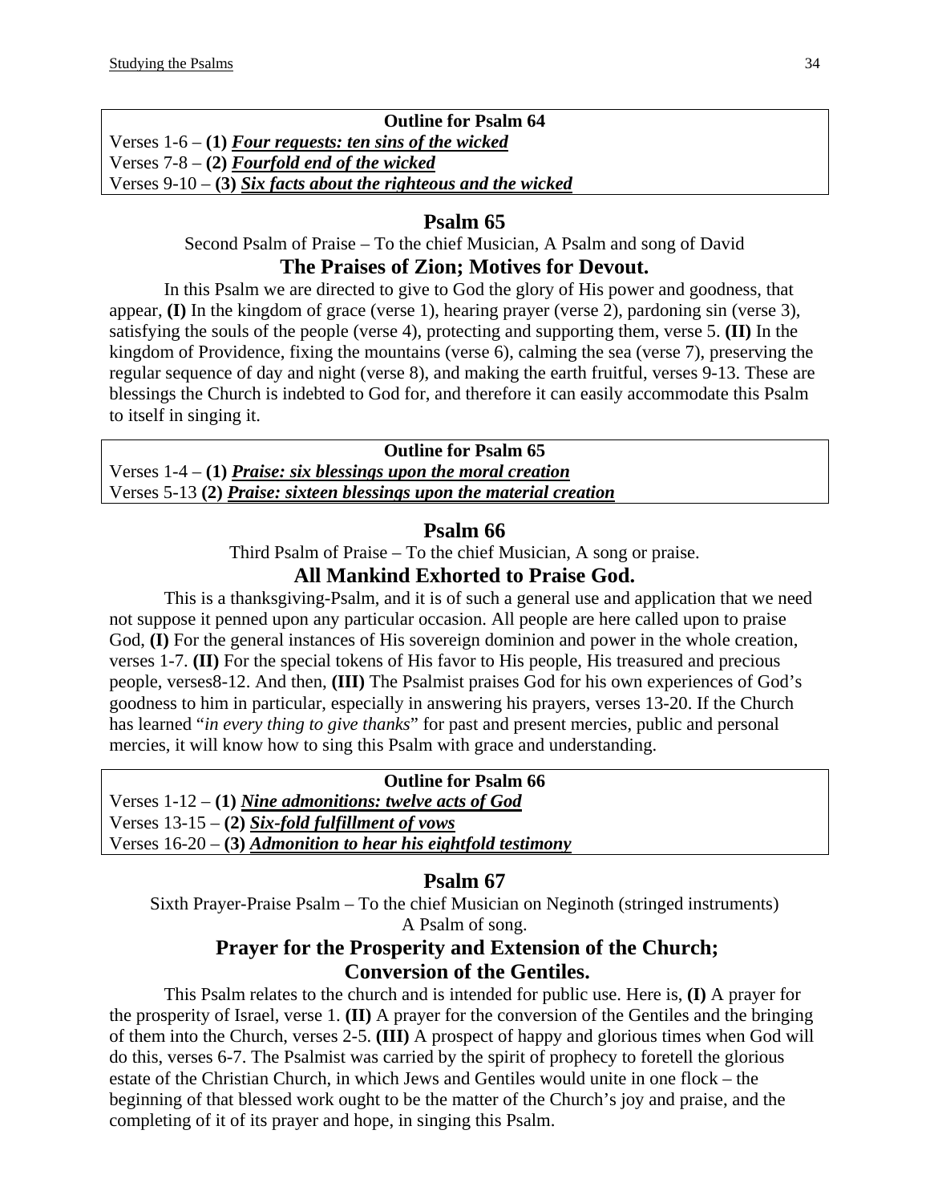**Outline for Psalm 64**

Verses 1-6 – **(1)** ***Four requests: ten sins of the wicked***
Verses 7-8 – **(2)** ***Fourfold end of the wicked***
Verses 9-10 – **(3)** ***Six facts about the righteous and the wicked***

## Psalm 65

Second Psalm of Praise – To the chief Musician, A Psalm and song of David

### The Praises of Zion; Motives for Devout.

In this Psalm we are directed to give to God the glory of His power and goodness, that appear, **(I)** In the kingdom of grace (verse 1), hearing prayer (verse 2), pardoning sin (verse 3), satisfying the souls of the people (verse 4), protecting and supporting them, verse 5. **(II)** In the kingdom of Providence, fixing the mountains (verse 6), calming the sea (verse 7), preserving the regular sequence of day and night (verse 8), and making the earth fruitful, verses 9-13. These are blessings the Church is indebted to God for, and therefore it can easily accommodate this Psalm to itself in singing it.

**Outline for Psalm 65**

Verses 1-4 – **(1)** ***Praise: six blessings upon the moral creation***
Verses 5-13 **(2)** ***Praise: sixteen blessings upon the material creation***

## Psalm 66

Third Psalm of Praise – To the chief Musician, A song or praise.

### All Mankind Exhorted to Praise God.

This is a thanksgiving-Psalm, and it is of such a general use and application that we need not suppose it penned upon any particular occasion. All people are here called upon to praise God, **(I)** For the general instances of His sovereign dominion and power in the whole creation, verses 1-7. **(II)** For the special tokens of His favor to His people, His treasured and precious people, verses8-12. And then, **(III)** The Psalmist praises God for his own experiences of God's goodness to him in particular, especially in answering his prayers, verses 13-20. If the Church has learned "*in every thing to give thanks*" for past and present mercies, public and personal mercies, it will know how to sing this Psalm with grace and understanding.

**Outline for Psalm 66**

Verses 1-12 – **(1)** ***Nine admonitions: twelve acts of God***
Verses 13-15 – **(2)** ***Six-fold fulfillment of vows***
Verses 16-20 – **(3)** ***Admonition to hear his eightfold testimony***

## Psalm 67

Sixth Prayer-Praise Psalm – To the chief Musician on Neginoth (stringed instruments)
A Psalm of song.

### Prayer for the Prosperity and Extension of the Church; Conversion of the Gentiles.

This Psalm relates to the church and is intended for public use. Here is, **(I)** A prayer for the prosperity of Israel, verse 1. **(II)** A prayer for the conversion of the Gentiles and the bringing of them into the Church, verses 2-5. **(III)** A prospect of happy and glorious times when God will do this, verses 6-7. The Psalmist was carried by the spirit of prophecy to foretell the glorious estate of the Christian Church, in which Jews and Gentiles would unite in one flock – the beginning of that blessed work ought to be the matter of the Church's joy and praise, and the completing of it of its prayer and hope, in singing this Psalm.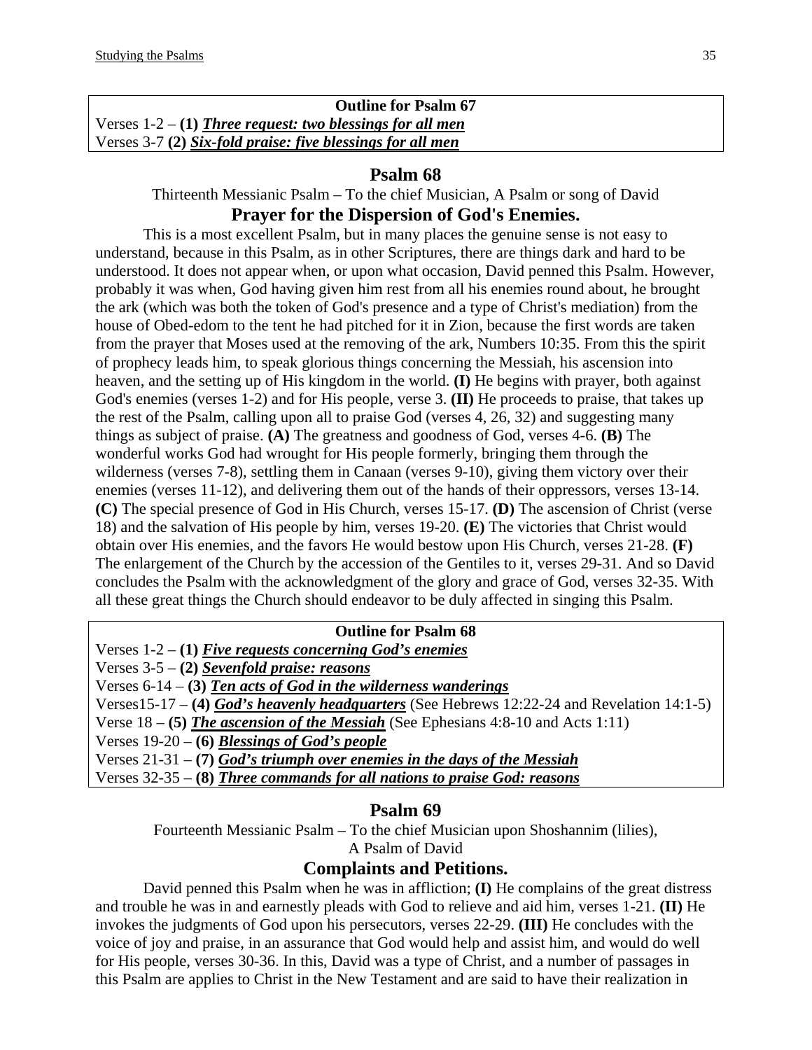**Outline for Psalm 67**

Verses 1-2 – **(1)** ***Three request: two blessings for all men***
Verses 3-7 **(2)** ***Six-fold praise: five blessings for all men***

## Psalm 68

Thirteenth Messianic Psalm – To the chief Musician, A Psalm or song of David

### Prayer for the Dispersion of God's Enemies.

This is a most excellent Psalm, but in many places the genuine sense is not easy to understand, because in this Psalm, as in other Scriptures, there are things dark and hard to be understood. It does not appear when, or upon what occasion, David penned this Psalm. However, probably it was when, God having given him rest from all his enemies round about, he brought the ark (which was both the token of God's presence and a type of Christ's mediation) from the house of Obed-edom to the tent he had pitched for it in Zion, because the first words are taken from the prayer that Moses used at the removing of the ark, Numbers 10:35. From this the spirit of prophecy leads him, to speak glorious things concerning the Messiah, his ascension into heaven, and the setting up of His kingdom in the world. **(I)** He begins with prayer, both against God's enemies (verses 1-2) and for His people, verse 3. **(II)** He proceeds to praise, that takes up the rest of the Psalm, calling upon all to praise God (verses 4, 26, 32) and suggesting many things as subject of praise. **(A)** The greatness and goodness of God, verses 4-6. **(B)** The wonderful works God had wrought for His people formerly, bringing them through the wilderness (verses 7-8), settling them in Canaan (verses 9-10), giving them victory over their enemies (verses 11-12), and delivering them out of the hands of their oppressors, verses 13-14. **(C)** The special presence of God in His Church, verses 15-17. **(D)** The ascension of Christ (verse 18) and the salvation of His people by him, verses 19-20. **(E)** The victories that Christ would obtain over His enemies, and the favors He would bestow upon His Church, verses 21-28. **(F)** The enlargement of the Church by the accession of the Gentiles to it, verses 29-31. And so David concludes the Psalm with the acknowledgment of the glory and grace of God, verses 32-35. With all these great things the Church should endeavor to be duly affected in singing this Psalm.

**Outline for Psalm 68**

Verses 1-2 – **(1)** ***Five requests concerning God's enemies***
Verses 3-5 – **(2)** ***Sevenfold praise: reasons***
Verses 6-14 – **(3)** ***Ten acts of God in the wilderness wanderings***
Verses15-17 – **(4)** ***God's heavenly headquarters*** (See Hebrews 12:22-24 and Revelation 14:1-5)
Verse 18 – **(5)** ***The ascension of the Messiah*** (See Ephesians 4:8-10 and Acts 1:11)
Verses 19-20 – **(6)** ***Blessings of God's people***
Verses 21-31 – **(7)** ***God's triumph over enemies in the days of the Messiah***
Verses 32-35 – **(8)** ***Three commands for all nations to praise God: reasons***

## Psalm 69

Fourteenth Messianic Psalm – To the chief Musician upon Shoshannim (lilies), A Psalm of David

### Complaints and Petitions.

David penned this Psalm when he was in affliction; **(I)** He complains of the great distress and trouble he was in and earnestly pleads with God to relieve and aid him, verses 1-21. **(II)** He invokes the judgments of God upon his persecutors, verses 22-29. **(III)** He concludes with the voice of joy and praise, in an assurance that God would help and assist him, and would do well for His people, verses 30-36. In this, David was a type of Christ, and a number of passages in this Psalm are applies to Christ in the New Testament and are said to have their realization in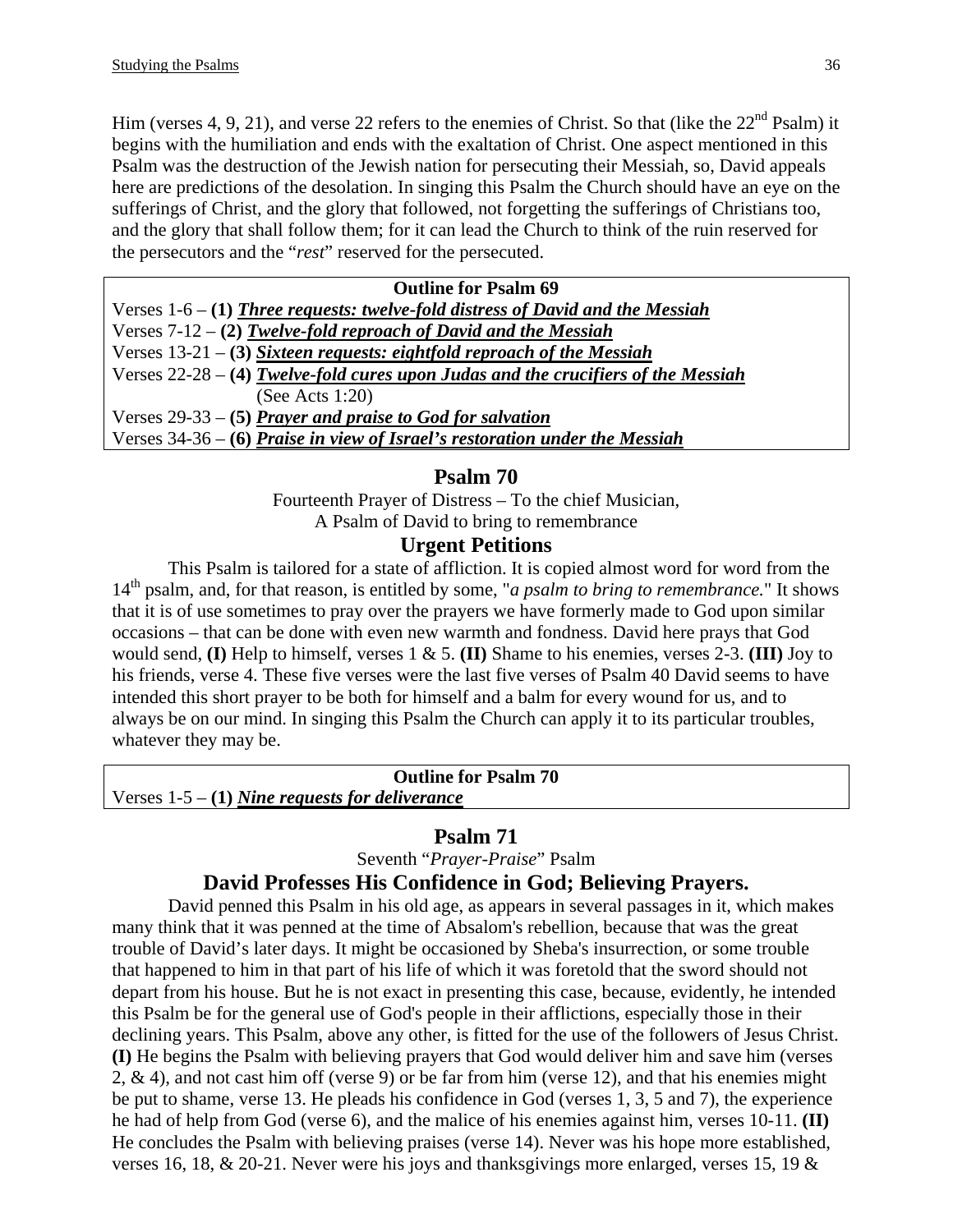Him (verses 4, 9, 21), and verse 22 refers to the enemies of Christ. So that (like the 22nd Psalm) it begins with the humiliation and ends with the exaltation of Christ. One aspect mentioned in this Psalm was the destruction of the Jewish nation for persecuting their Messiah, so, David appeals here are predictions of the desolation. In singing this Psalm the Church should have an eye on the sufferings of Christ, and the glory that followed, not forgetting the sufferings of Christians too, and the glory that shall follow them; for it can lead the Church to think of the ruin reserved for the persecutors and the "*rest*" reserved for the persecuted.

| **Outline for Psalm 69** |
|---|
| Verses 1-6 – **(1)** ***Three requests: twelve-fold distress of David and the Messiah*** |
| Verses 7-12 – **(2)** ***Twelve-fold reproach of David and the Messiah*** |
| Verses 13-21 – **(3)** ***Sixteen requests: eightfold reproach of the Messiah*** |
| Verses 22-28 – **(4)** ***Twelve-fold cures upon Judas and the crucifiers of the Messiah*** (See Acts 1:20) |
| Verses 29-33 – **(5)** ***Prayer and praise to God for salvation*** |
| Verses 34-36 – **(6)** ***Praise in view of Israel's restoration under the Messiah*** |

## Psalm 70

Fourteenth Prayer of Distress – To the chief Musician,
A Psalm of David to bring to remembrance

### Urgent Petitions

This Psalm is tailored for a state of affliction. It is copied almost word for word from the 14th psalm, and, for that reason, is entitled by some, "*a psalm to bring to remembrance.*" It shows that it is of use sometimes to pray over the prayers we have formerly made to God upon similar occasions – that can be done with even new warmth and fondness. David here prays that God would send, **(I)** Help to himself, verses 1 & 5. **(II)** Shame to his enemies, verses 2-3. **(III)** Joy to his friends, verse 4. These five verses were the last five verses of Psalm 40 David seems to have intended this short prayer to be both for himself and a balm for every wound for us, and to always be on our mind. In singing this Psalm the Church can apply it to its particular troubles, whatever they may be.

| **Outline for Psalm 70** |
|---|
| Verses 1-5 – **(1)** ***Nine requests for deliverance*** |

## Psalm 71

Seventh "*Prayer-Praise*" Psalm

### David Professes His Confidence in God; Believing Prayers.

David penned this Psalm in his old age, as appears in several passages in it, which makes many think that it was penned at the time of Absalom's rebellion, because that was the great trouble of David's later days. It might be occasioned by Sheba's insurrection, or some trouble that happened to him in that part of his life of which it was foretold that the sword should not depart from his house. But he is not exact in presenting this case, because, evidently, he intended this Psalm be for the general use of God's people in their afflictions, especially those in their declining years. This Psalm, above any other, is fitted for the use of the followers of Jesus Christ. **(I)** He begins the Psalm with believing prayers that God would deliver him and save him (verses 2, & 4), and not cast him off (verse 9) or be far from him (verse 12), and that his enemies might be put to shame, verse 13. He pleads his confidence in God (verses 1, 3, 5 and 7), the experience he had of help from God (verse 6), and the malice of his enemies against him, verses 10-11. **(II)** He concludes the Psalm with believing praises (verse 14). Never was his hope more established, verses 16, 18, & 20-21. Never were his joys and thanksgivings more enlarged, verses 15, 19 &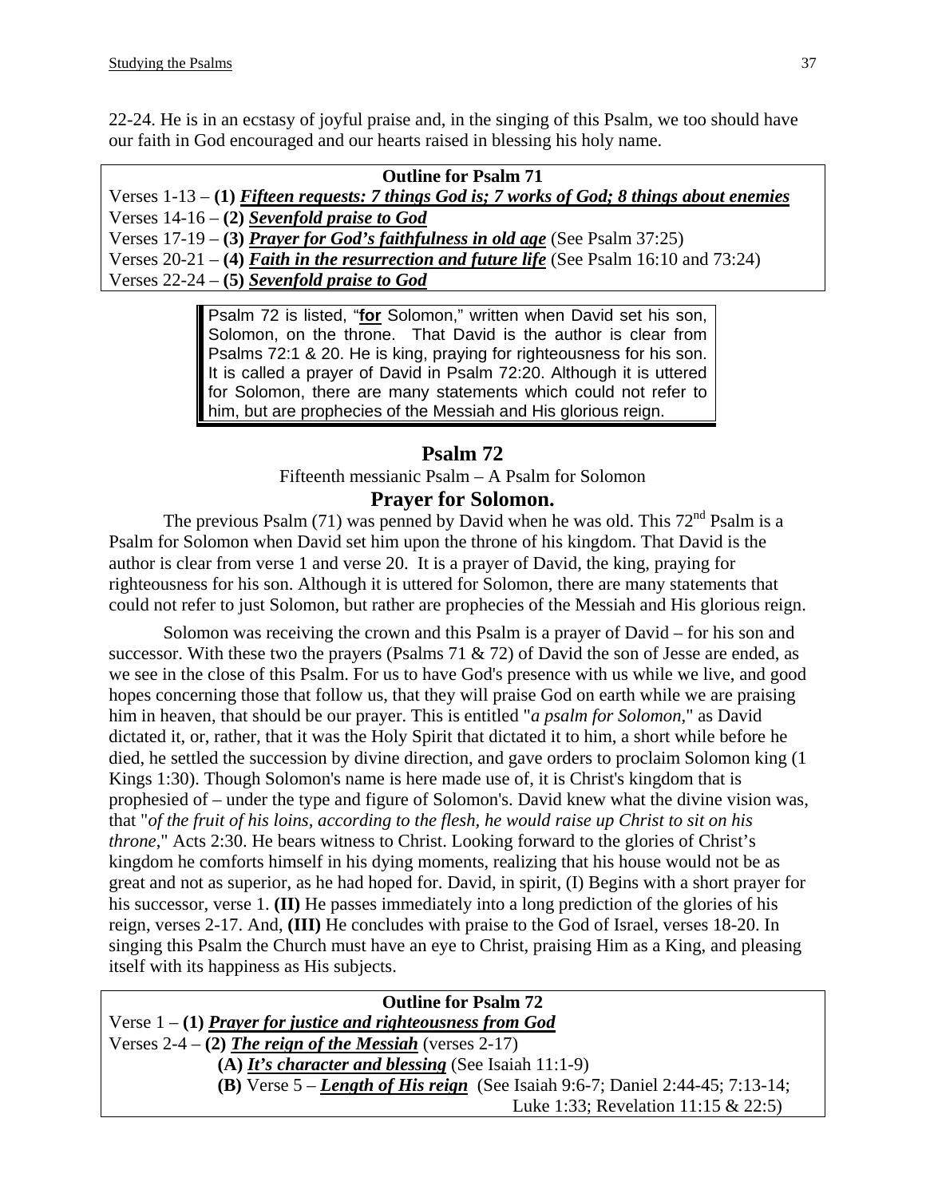22-24. He is in an ecstasy of joyful praise and, in the singing of this Psalm, we too should have our faith in God encouraged and our hearts raised in blessing his holy name.

**Outline for Psalm 71**

Verses 1-13 – **(1)** ***Fifteen requests: 7 things God is; 7 works of God; 8 things about enemies***
Verses 14-16 – **(2)** ***Sevenfold praise to God***
Verses 17-19 – **(3)** ***Prayer for God's faithfulness in old age*** (See Psalm 37:25)
Verses 20-21 – **(4)** ***Faith in the resurrection and future life*** (See Psalm 16:10 and 73:24)
Verses 22-24 – **(5)** ***Sevenfold praise to God***

> Psalm 72 is listed, "**for** Solomon," written when David set his son, Solomon, on the throne. That David is the author is clear from Psalms 72:1 & 20. He is king, praying for righteousness for his son. It is called a prayer of David in Psalm 72:20. Although it is uttered for Solomon, there are many statements which could not refer to him, but are prophecies of the Messiah and His glorious reign.

## Psalm 72

Fifteenth messianic Psalm – A Psalm for Solomon

### Prayer for Solomon.

The previous Psalm (71) was penned by David when he was old. This 72nd Psalm is a Psalm for Solomon when David set him upon the throne of his kingdom. That David is the author is clear from verse 1 and verse 20. It is a prayer of David, the king, praying for righteousness for his son. Although it is uttered for Solomon, there are many statements that could not refer to just Solomon, but rather are prophecies of the Messiah and His glorious reign.

Solomon was receiving the crown and this Psalm is a prayer of David – for his son and successor. With these two the prayers (Psalms 71 & 72) of David the son of Jesse are ended, as we see in the close of this Psalm. For us to have God's presence with us while we live, and good hopes concerning those that follow us, that they will praise God on earth while we are praising him in heaven, that should be our prayer. This is entitled "*a psalm for Solomon*," as David dictated it, or, rather, that it was the Holy Spirit that dictated it to him, a short while before he died, he settled the succession by divine direction, and gave orders to proclaim Solomon king (1 Kings 1:30). Though Solomon's name is here made use of, it is Christ's kingdom that is prophesied of – under the type and figure of Solomon's. David knew what the divine vision was, that "*of the fruit of his loins, according to the flesh, he would raise up Christ to sit on his throne*," Acts 2:30. He bears witness to Christ. Looking forward to the glories of Christ's kingdom he comforts himself in his dying moments, realizing that his house would not be as great and not as superior, as he had hoped for. David, in spirit, (I) Begins with a short prayer for his successor, verse 1. **(II)** He passes immediately into a long prediction of the glories of his reign, verses 2-17. And, **(III)** He concludes with praise to the God of Israel, verses 18-20. In singing this Psalm the Church must have an eye to Christ, praising Him as a King, and pleasing itself with its happiness as His subjects.

**Outline for Psalm 72**

Verse 1 – **(1)** ***Prayer for justice and righteousness from God***
Verses 2-4 – **(2)** ***The reign of the Messiah*** (verses 2-17)
  **(A)** ***It's character and blessing*** (See Isaiah 11:1-9)
  **(B)** Verse 5 – ***Length of His reign*** (See Isaiah 9:6-7; Daniel 2:44-45; 7:13-14; Luke 1:33; Revelation 11:15 & 22:5)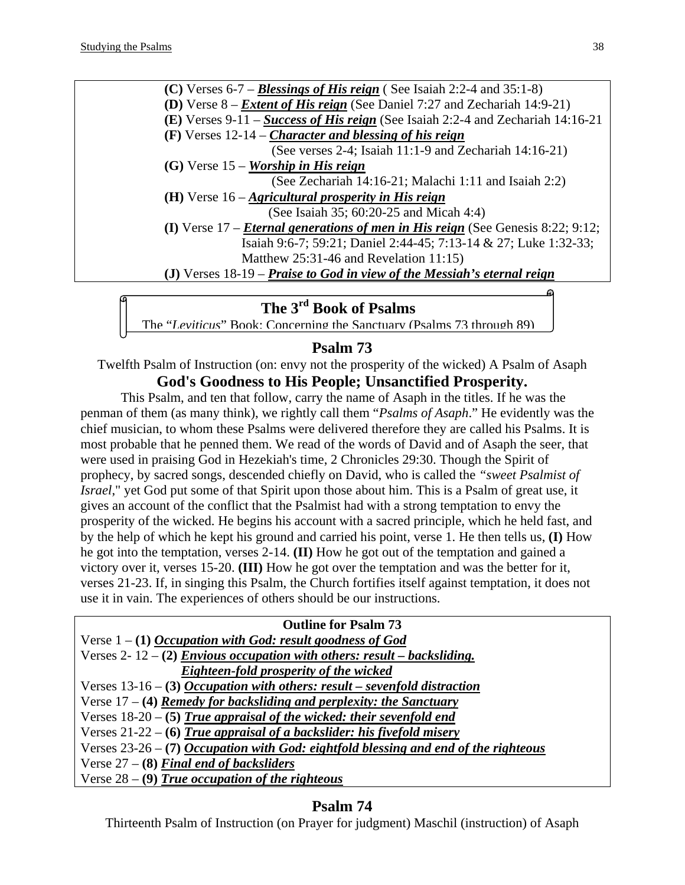**(C)** Verses 6-7 – ***Blessings of His reign*** ( See Isaiah 2:2-4 and 35:1-8)
**(D)** Verse 8 – ***Extent of His reign*** (See Daniel 7:27 and Zechariah 14:9-21)
**(E)** Verses 9-11 – ***Success of His reign*** (See Isaiah 2:2-4 and Zechariah 14:16-21
**(F)** Verses 12-14 – ***Character and blessing of his reign***
(See verses 2-4; Isaiah 11:1-9 and Zechariah 14:16-21)
**(G)** Verse 15 – ***Worship in His reign***
(See Zechariah 14:16-21; Malachi 1:11 and Isaiah 2:2)
**(H)** Verse 16 – ***Agricultural prosperity in His reign***
(See Isaiah 35; 60:20-25 and Micah 4:4)
**(I)** Verse 17 – ***Eternal generations of men in His reign*** (See Genesis 8:22; 9:12; Isaiah 9:6-7; 59:21; Daniel 2:44-45; 7:13-14 & 27; Luke 1:32-33; Matthew 25:31-46 and Revelation 11:15)
**(J)** Verses 18-19 – ***Praise to God in view of the Messiah's eternal reign***

## The 3rd Book of Psalms

The "*Leviticus*" Book: Concerning the Sanctuary (Psalms 73 through 89)

## Psalm 73

Twelfth Psalm of Instruction (on: envy not the prosperity of the wicked) A Psalm of Asaph

### God's Goodness to His People; Unsanctified Prosperity.

This Psalm, and ten that follow, carry the name of Asaph in the titles. If he was the penman of them (as many think), we rightly call them "*Psalms of Asaph*." He evidently was the chief musician, to whom these Psalms were delivered therefore they are called his Psalms. It is most probable that he penned them. We read of the words of David and of Asaph the seer, that were used in praising God in Hezekiah's time, 2 Chronicles 29:30. Though the Spirit of prophecy, by sacred songs, descended chiefly on David, who is called the *"sweet Psalmist of Israel*," yet God put some of that Spirit upon those about him. This is a Psalm of great use, it gives an account of the conflict that the Psalmist had with a strong temptation to envy the prosperity of the wicked. He begins his account with a sacred principle, which he held fast, and by the help of which he kept his ground and carried his point, verse 1. He then tells us, **(I)** How he got into the temptation, verses 2-14. **(II)** How he got out of the temptation and gained a victory over it, verses 15-20. **(III)** How he got over the temptation and was the better for it, verses 21-23. If, in singing this Psalm, the Church fortifies itself against temptation, it does not use it in vain. The experiences of others should be our instructions.

**Outline for Psalm 73**

Verse 1 – **(1)** ***Occupation with God: result goodness of God***
Verses 2- 12 – **(2)** ***Envious occupation with others: result – backsliding. Eighteen-fold prosperity of the wicked***
Verses 13-16 – **(3)** ***Occupation with others: result – sevenfold distraction***
Verse 17 – **(4)** ***Remedy for backsliding and perplexity: the Sanctuary***
Verses 18-20 – **(5)** ***True appraisal of the wicked: their sevenfold end***
Verses 21-22 – **(6)** ***True appraisal of a backslider: his fivefold misery***
Verses 23-26 – **(7)** ***Occupation with God: eightfold blessing and end of the righteous***
Verse 27 – **(8)** ***Final end of backsliders***
Verse 28 – **(9)** ***True occupation of the righteous***

## Psalm 74

Thirteenth Psalm of Instruction (on Prayer for judgment) Maschil (instruction) of Asaph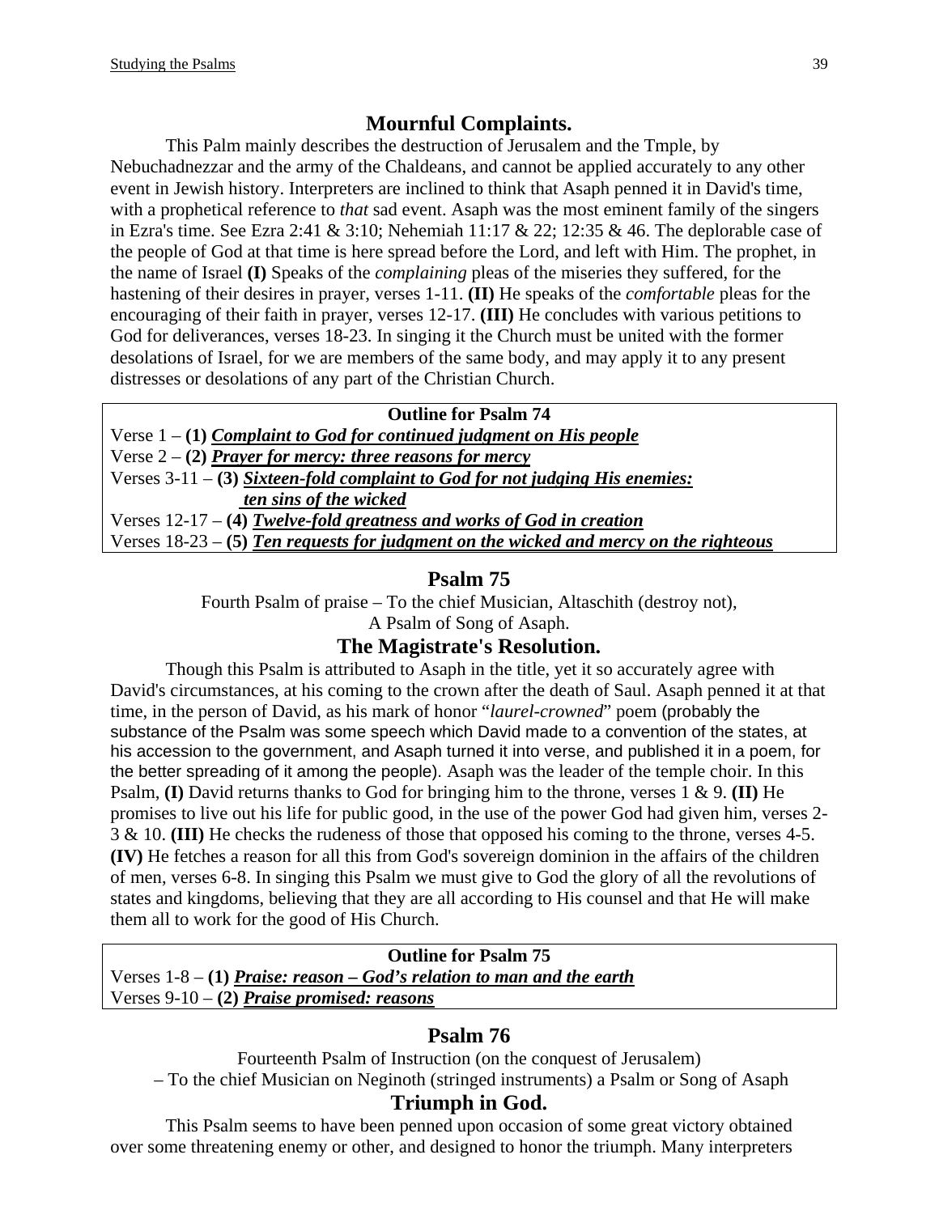## Mournful Complaints.

This Palm mainly describes the destruction of Jerusalem and the Tmple, by Nebuchadnezzar and the army of the Chaldeans, and cannot be applied accurately to any other event in Jewish history. Interpreters are inclined to think that Asaph penned it in David's time, with a prophetical reference to *that* sad event. Asaph was the most eminent family of the singers in Ezra's time. See Ezra 2:41 & 3:10; Nehemiah 11:17 & 22; 12:35 & 46. The deplorable case of the people of God at that time is here spread before the Lord, and left with Him. The prophet, in the name of Israel **(I)** Speaks of the *complaining* pleas of the miseries they suffered, for the hastening of their desires in prayer, verses 1-11. **(II)** He speaks of the *comfortable* pleas for the encouraging of their faith in prayer, verses 12-17. **(III)** He concludes with various petitions to God for deliverances, verses 18-23. In singing it the Church must be united with the former desolations of Israel, for we are members of the same body, and may apply it to any present distresses or desolations of any part of the Christian Church.

**Outline for Psalm 74**

Verse 1 – **(1)** ***Complaint to God for continued judgment on His people***
Verse 2 – **(2)** ***Prayer for mercy: three reasons for mercy***
Verses 3-11 – **(3)** ***Sixteen-fold complaint to God for not judging His enemies: ten sins of the wicked***
Verses 12-17 – **(4)** ***Twelve-fold greatness and works of God in creation***
Verses 18-23 – **(5)** ***Ten requests for judgment on the wicked and mercy on the righteous***

# Psalm 75

Fourth Psalm of praise – To the chief Musician, Altaschith (destroy not),
A Psalm of Song of Asaph.

## The Magistrate's Resolution.

Though this Psalm is attributed to Asaph in the title, yet it so accurately agree with David's circumstances, at his coming to the crown after the death of Saul. Asaph penned it at that time, in the person of David, as his mark of honor "*laurel-crowned*" poem (probably the substance of the Psalm was some speech which David made to a convention of the states, at his accession to the government, and Asaph turned it into verse, and published it in a poem, for the better spreading of it among the people). Asaph was the leader of the temple choir. In this Psalm, **(I)** David returns thanks to God for bringing him to the throne, verses 1 & 9. **(II)** He promises to live out his life for public good, in the use of the power God had given him, verses 2-3 & 10. **(III)** He checks the rudeness of those that opposed his coming to the throne, verses 4-5. **(IV)** He fetches a reason for all this from God's sovereign dominion in the affairs of the children of men, verses 6-8. In singing this Psalm we must give to God the glory of all the revolutions of states and kingdoms, believing that they are all according to His counsel and that He will make them all to work for the good of His Church.

**Outline for Psalm 75**

Verses 1-8 – **(1)** ***Praise: reason – God's relation to man and the earth***
Verses 9-10 – **(2)** ***Praise promised: reasons***

# Psalm 76

Fourteenth Psalm of Instruction (on the conquest of Jerusalem)
– To the chief Musician on Neginoth (stringed instruments) a Psalm or Song of Asaph

## Triumph in God.

This Psalm seems to have been penned upon occasion of some great victory obtained over some threatening enemy or other, and designed to honor the triumph. Many interpreters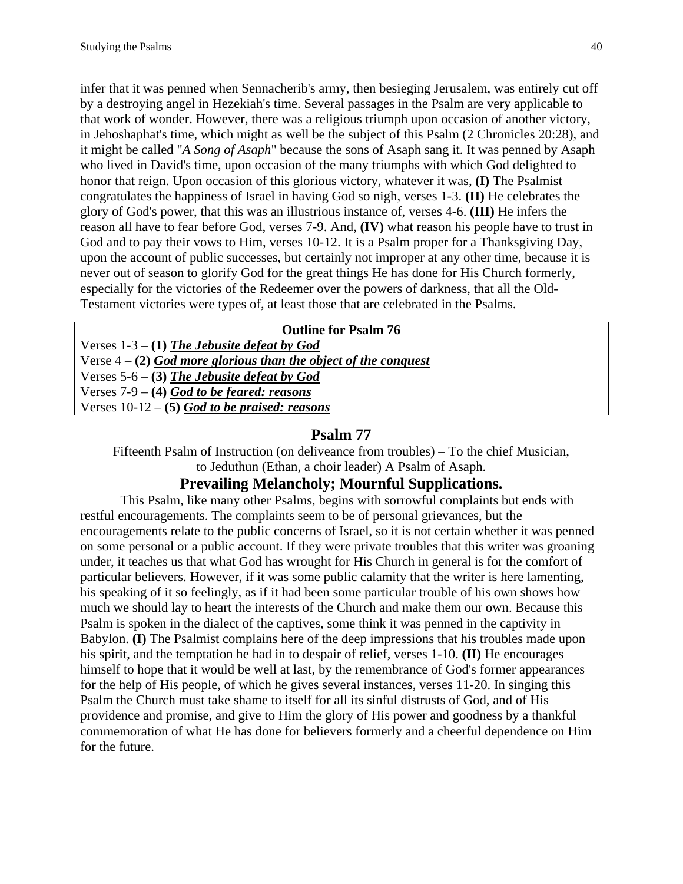infer that it was penned when Sennacherib's army, then besieging Jerusalem, was entirely cut off by a destroying angel in Hezekiah's time. Several passages in the Psalm are very applicable to that work of wonder. However, there was a religious triumph upon occasion of another victory, in Jehoshaphat's time, which might as well be the subject of this Psalm (2 Chronicles 20:28), and it might be called "*A Song of Asaph*" because the sons of Asaph sang it. It was penned by Asaph who lived in David's time, upon occasion of the many triumphs with which God delighted to honor that reign. Upon occasion of this glorious victory, whatever it was, **(I)** The Psalmist congratulates the happiness of Israel in having God so nigh, verses 1-3. **(II)** He celebrates the glory of God's power, that this was an illustrious instance of, verses 4-6. **(III)** He infers the reason all have to fear before God, verses 7-9. And, **(IV)** what reason his people have to trust in God and to pay their vows to Him, verses 10-12. It is a Psalm proper for a Thanksgiving Day, upon the account of public successes, but certainly not improper at any other time, because it is never out of season to glorify God for the great things He has done for His Church formerly, especially for the victories of the Redeemer over the powers of darkness, that all the Old-Testament victories were types of, at least those that are celebrated in the Psalms.

| **Outline for Psalm 76** |
|---|
| Verses 1-3 – **(1)** ***The Jebusite defeat by God*** |
| Verse 4 – **(2)** ***God more glorious than the object of the conquest*** |
| Verses 5-6 – **(3)** ***The Jebusite defeat by God*** |
| Verses 7-9 – **(4)** ***God to be feared: reasons*** |
| Verses 10-12 – **(5)** ***God to be praised: reasons*** |

## Psalm 77

Fifteenth Psalm of Instruction (on deliveance from troubles) – To the chief Musician, to Jeduthun (Ethan, a choir leader) A Psalm of Asaph.

### Prevailing Melancholy; Mournful Supplications.

This Psalm, like many other Psalms, begins with sorrowful complaints but ends with restful encouragements. The complaints seem to be of personal grievances, but the encouragements relate to the public concerns of Israel, so it is not certain whether it was penned on some personal or a public account. If they were private troubles that this writer was groaning under, it teaches us that what God has wrought for His Church in general is for the comfort of particular believers. However, if it was some public calamity that the writer is here lamenting, his speaking of it so feelingly, as if it had been some particular trouble of his own shows how much we should lay to heart the interests of the Church and make them our own. Because this Psalm is spoken in the dialect of the captives, some think it was penned in the captivity in Babylon. **(I)** The Psalmist complains here of the deep impressions that his troubles made upon his spirit, and the temptation he had in to despair of relief, verses 1-10. **(II)** He encourages himself to hope that it would be well at last, by the remembrance of God's former appearances for the help of His people, of which he gives several instances, verses 11-20. In singing this Psalm the Church must take shame to itself for all its sinful distrusts of God, and of His providence and promise, and give to Him the glory of His power and goodness by a thankful commemoration of what He has done for believers formerly and a cheerful dependence on Him for the future.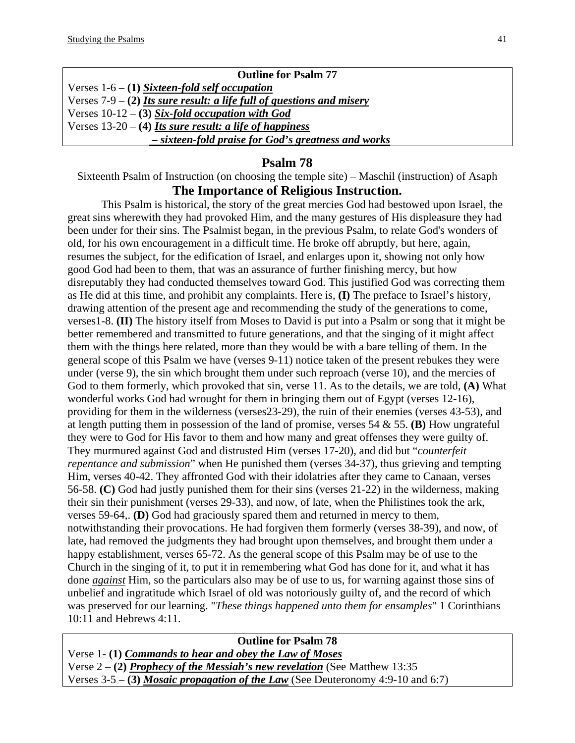**Outline for Psalm 77**

Verses 1-6 – **(1)** ***<u>Sixteen-fold self occupation</u>***
Verses 7-9 – **(2)** ***<u>Its sure result: a life full of questions and misery</u>***
Verses 10-12 – **(3)** ***<u>Six-fold occupation with God</u>***
Verses 13-20 – **(4)** ***<u>Its sure result: a life of happiness</u>***
***<u>– sixteen-fold praise for God's greatness and works</u>***

## Psalm 78

Sixteenth Psalm of Instruction (on choosing the temple site) – Maschil (instruction) of Asaph

### The Importance of Religious Instruction.

This Psalm is historical, the story of the great mercies God had bestowed upon Israel, the great sins wherewith they had provoked Him, and the many gestures of His displeasure they had been under for their sins. The Psalmist began, in the previous Psalm, to relate God's wonders of old, for his own encouragement in a difficult time. He broke off abruptly, but here, again, resumes the subject, for the edification of Israel, and enlarges upon it, showing not only how good God had been to them, that was an assurance of further finishing mercy, but how disreputably they had conducted themselves toward God. This justified God was correcting them as He did at this time, and prohibit any complaints. Here is, **(I)** The preface to Israel's history, drawing attention of the present age and recommending the study of the generations to come, verses1-8. **(II)** The history itself from Moses to David is put into a Psalm or song that it might be better remembered and transmitted to future generations, and that the singing of it might affect them with the things here related, more than they would be with a bare telling of them. In the general scope of this Psalm we have (verses 9-11) notice taken of the present rebukes they were under (verse 9), the sin which brought them under such reproach (verse 10), and the mercies of God to them formerly, which provoked that sin, verse 11. As to the details, we are told, **(A)** What wonderful works God had wrought for them in bringing them out of Egypt (verses 12-16), providing for them in the wilderness (verses23-29), the ruin of their enemies (verses 43-53), and at length putting them in possession of the land of promise, verses 54 & 55. **(B)** How ungrateful they were to God for His favor to them and how many and great offenses they were guilty of. They murmured against God and distrusted Him (verses 17-20), and did but "*counterfeit repentance and submission*" when He punished them (verses 34-37), thus grieving and tempting Him, verses 40-42. They affronted God with their idolatries after they came to Canaan, verses 56-58. **(C)** God had justly punished them for their sins (verses 21-22) in the wilderness, making their sin their punishment (verses 29-33), and now, of late, when the Philistines took the ark, verses 59-64,. **(D)** God had graciously spared them and returned in mercy to them, notwithstanding their provocations. He had forgiven them formerly (verses 38-39), and now, of late, had removed the judgments they had brought upon themselves, and brought them under a happy establishment, verses 65-72. As the general scope of this Psalm may be of use to the Church in the singing of it, to put it in remembering what God has done for it, and what it has done ***<u>against</u>*** Him, so the particulars also may be of use to us, for warning against those sins of unbelief and ingratitude which Israel of old was notoriously guilty of, and the record of which was preserved for our learning. "*These things happened unto them for ensamples*" 1 Corinthians 10:11 and Hebrews 4:11.

**Outline for Psalm 78**

Verse 1- **(1)** ***<u>Commands to hear and obey the Law of Moses</u>***
Verse 2 – **(2)** ***<u>Prophecy of the Messiah's new revelation</u>*** (See Matthew 13:35
Verses 3-5 – **(3)** ***<u>Mosaic propagation of the Law</u>*** (See Deuteronomy 4:9-10 and 6:7)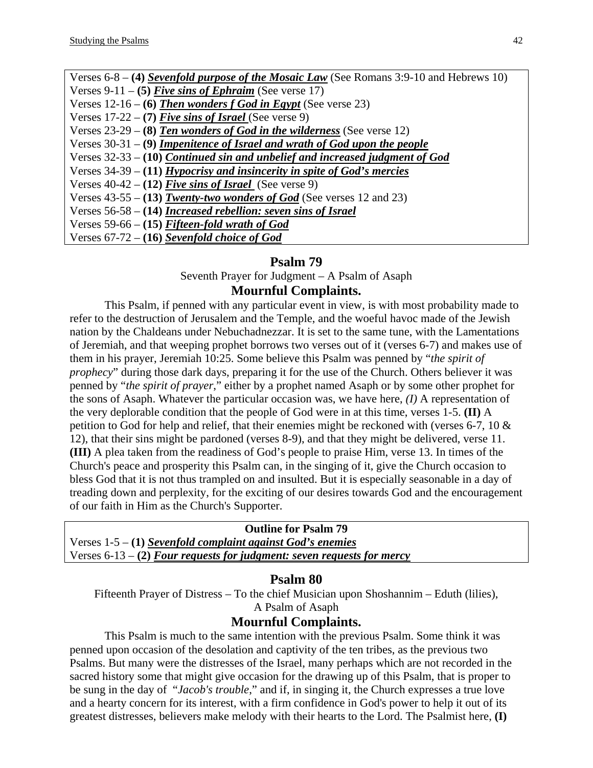Verses 6-8 – **(4)** ***Sevenfold purpose of the Mosaic Law*** (See Romans 3:9-10 and Hebrews 10)
Verses 9-11 – **(5)** ***Five sins of Ephraim*** (See verse 17)
Verses 12-16 – **(6)** ***Then wonders f God in Egypt*** (See verse 23)
Verses 17-22 – **(7)** ***Five sins of Israel*** (See verse 9)
Verses 23-29 – **(8)** ***Ten wonders of God in the wilderness*** (See verse 12)
Verses 30-31 – **(9)** ***Impenitence of Israel and wrath of God upon the people***
Verses 32-33 – **(10)** ***Continued sin and unbelief and increased judgment of God***
Verses 34-39 – **(11)** ***Hypocrisy and insincerity in spite of God's mercies***
Verses 40-42 – **(12)** ***Five sins of Israel*** (See verse 9)
Verses 43-55 – **(13)** ***Twenty-two wonders of God*** (See verses 12 and 23)
Verses 56-58 – **(14)** ***Increased rebellion: seven sins of Israel***
Verses 59-66 – **(15)** ***Fifteen-fold wrath of God***
Verses 67-72 – **(16)** ***Sevenfold choice of God***

## Psalm 79

Seventh Prayer for Judgment – A Psalm of Asaph

### Mournful Complaints.

This Psalm, if penned with any particular event in view, is with most probability made to refer to the destruction of Jerusalem and the Temple, and the woeful havoc made of the Jewish nation by the Chaldeans under Nebuchadnezzar. It is set to the same tune, with the Lamentations of Jeremiah, and that weeping prophet borrows two verses out of it (verses 6-7) and makes use of them in his prayer, Jeremiah 10:25. Some believe this Psalm was penned by "*the spirit of prophecy*" during those dark days, preparing it for the use of the Church. Others believer it was penned by "*the spirit of prayer*," either by a prophet named Asaph or by some other prophet for the sons of Asaph. Whatever the particular occasion was, we have here, *(I)* A representation of the very deplorable condition that the people of God were in at this time, verses 1-5. **(II)** A petition to God for help and relief, that their enemies might be reckoned with (verses 6-7, 10 & 12), that their sins might be pardoned (verses 8-9), and that they might be delivered, verse 11. **(III)** A plea taken from the readiness of God's people to praise Him, verse 13. In times of the Church's peace and prosperity this Psalm can, in the singing of it, give the Church occasion to bless God that it is not thus trampled on and insulted. But it is especially seasonable in a day of treading down and perplexity, for the exciting of our desires towards God and the encouragement of our faith in Him as the Church's Supporter.

**Outline for Psalm 79**

Verses 1-5 – **(1)** ***Sevenfold complaint against God's enemies***
Verses 6-13 – **(2)** ***Four requests for judgment: seven requests for mercy***

## Psalm 80

Fifteenth Prayer of Distress – To the chief Musician upon Shoshannim – Eduth (lilies), A Psalm of Asaph

### Mournful Complaints.

This Psalm is much to the same intention with the previous Psalm. Some think it was penned upon occasion of the desolation and captivity of the ten tribes, as the previous two Psalms. But many were the distresses of the Israel, many perhaps which are not recorded in the sacred history some that might give occasion for the drawing up of this Psalm, that is proper to be sung in the day of "*Jacob's trouble*," and if, in singing it, the Church expresses a true love and a hearty concern for its interest, with a firm confidence in God's power to help it out of its greatest distresses, believers make melody with their hearts to the Lord. The Psalmist here, **(I)**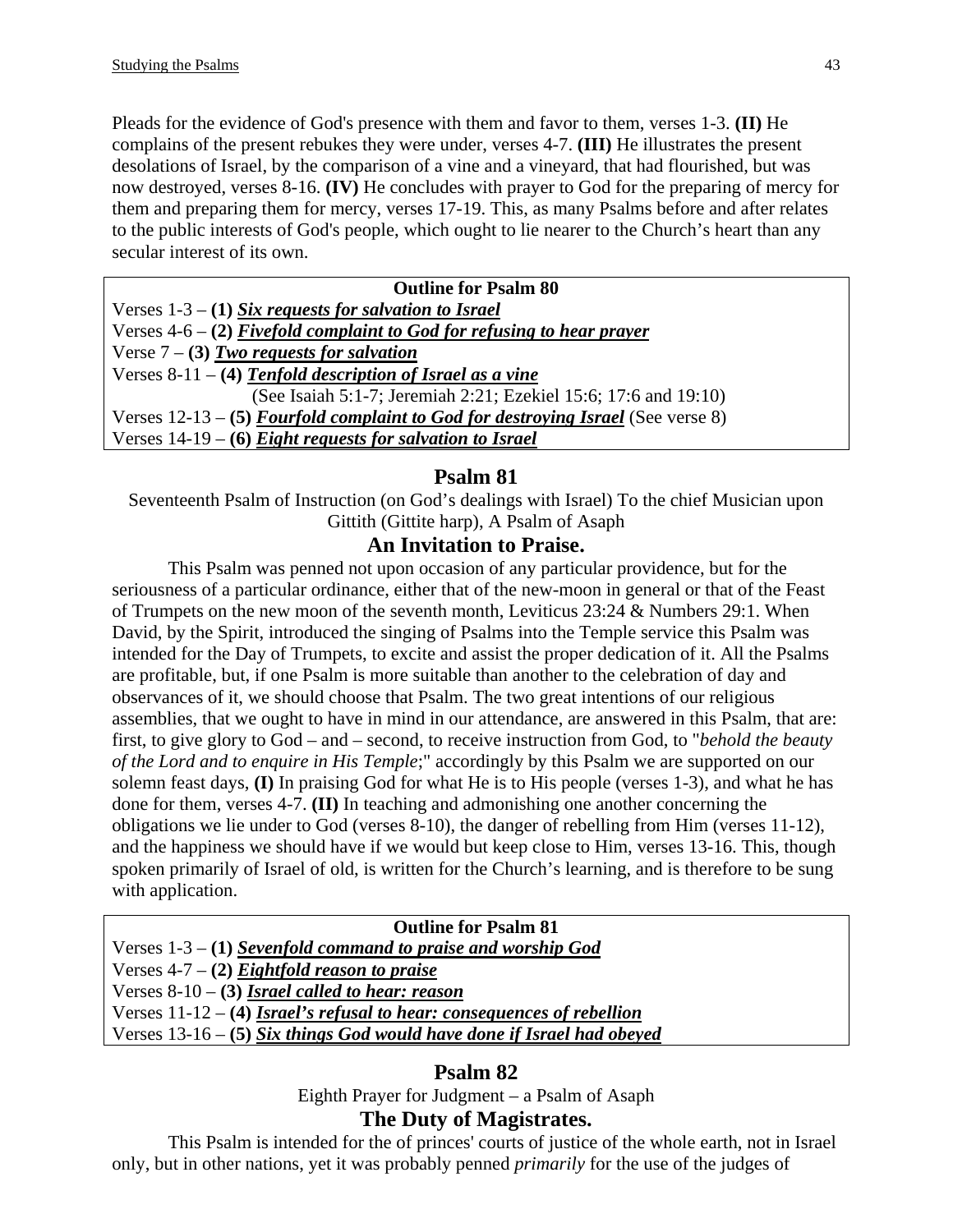Pleads for the evidence of God's presence with them and favor to them, verses 1-3. **(II)** He complains of the present rebukes they were under, verses 4-7. **(III)** He illustrates the present desolations of Israel, by the comparison of a vine and a vineyard, that had flourished, but was now destroyed, verses 8-16. **(IV)** He concludes with prayer to God for the preparing of mercy for them and preparing them for mercy, verses 17-19. This, as many Psalms before and after relates to the public interests of God's people, which ought to lie nearer to the Church's heart than any secular interest of its own.

**Outline for Psalm 80**

Verses 1-3 – **(1)** ***Six requests for salvation to Israel***
Verses 4-6 – **(2)** ***Fivefold complaint to God for refusing to hear prayer***
Verse 7 – **(3)** ***Two requests for salvation***
Verses 8-11 – **(4)** ***Tenfold description of Israel as a vine***
(See Isaiah 5:1-7; Jeremiah 2:21; Ezekiel 15:6; 17:6 and 19:10)
Verses 12-13 – **(5)** ***Fourfold complaint to God for destroying Israel*** (See verse 8)
Verses 14-19 – **(6)** ***Eight requests for salvation to Israel***

## Psalm 81

Seventeenth Psalm of Instruction (on God's dealings with Israel) To the chief Musician upon Gittith (Gittite harp), A Psalm of Asaph

### An Invitation to Praise.

This Psalm was penned not upon occasion of any particular providence, but for the seriousness of a particular ordinance, either that of the new-moon in general or that of the Feast of Trumpets on the new moon of the seventh month, Leviticus 23:24 & Numbers 29:1. When David, by the Spirit, introduced the singing of Psalms into the Temple service this Psalm was intended for the Day of Trumpets, to excite and assist the proper dedication of it. All the Psalms are profitable, but, if one Psalm is more suitable than another to the celebration of day and observances of it, we should choose that Psalm. The two great intentions of our religious assemblies, that we ought to have in mind in our attendance, are answered in this Psalm, that are: first, to give glory to God – and – second, to receive instruction from God, to "*behold the beauty of the Lord and to enquire in His Temple*;" accordingly by this Psalm we are supported on our solemn feast days, **(I)** In praising God for what He is to His people (verses 1-3), and what he has done for them, verses 4-7. **(II)** In teaching and admonishing one another concerning the obligations we lie under to God (verses 8-10), the danger of rebelling from Him (verses 11-12), and the happiness we should have if we would but keep close to Him, verses 13-16. This, though spoken primarily of Israel of old, is written for the Church's learning, and is therefore to be sung with application.

**Outline for Psalm 81**

Verses 1-3 – **(1)** ***Sevenfold command to praise and worship God***
Verses 4-7 – **(2)** ***Eightfold reason to praise***
Verses 8-10 – **(3)** ***Israel called to hear: reason***
Verses 11-12 – **(4)** ***Israel's refusal to hear: consequences of rebellion***
Verses 13-16 – **(5)** ***Six things God would have done if Israel had obeyed***

## Psalm 82

Eighth Prayer for Judgment – a Psalm of Asaph

### The Duty of Magistrates.

This Psalm is intended for the of princes' courts of justice of the whole earth, not in Israel only, but in other nations, yet it was probably penned *primarily* for the use of the judges of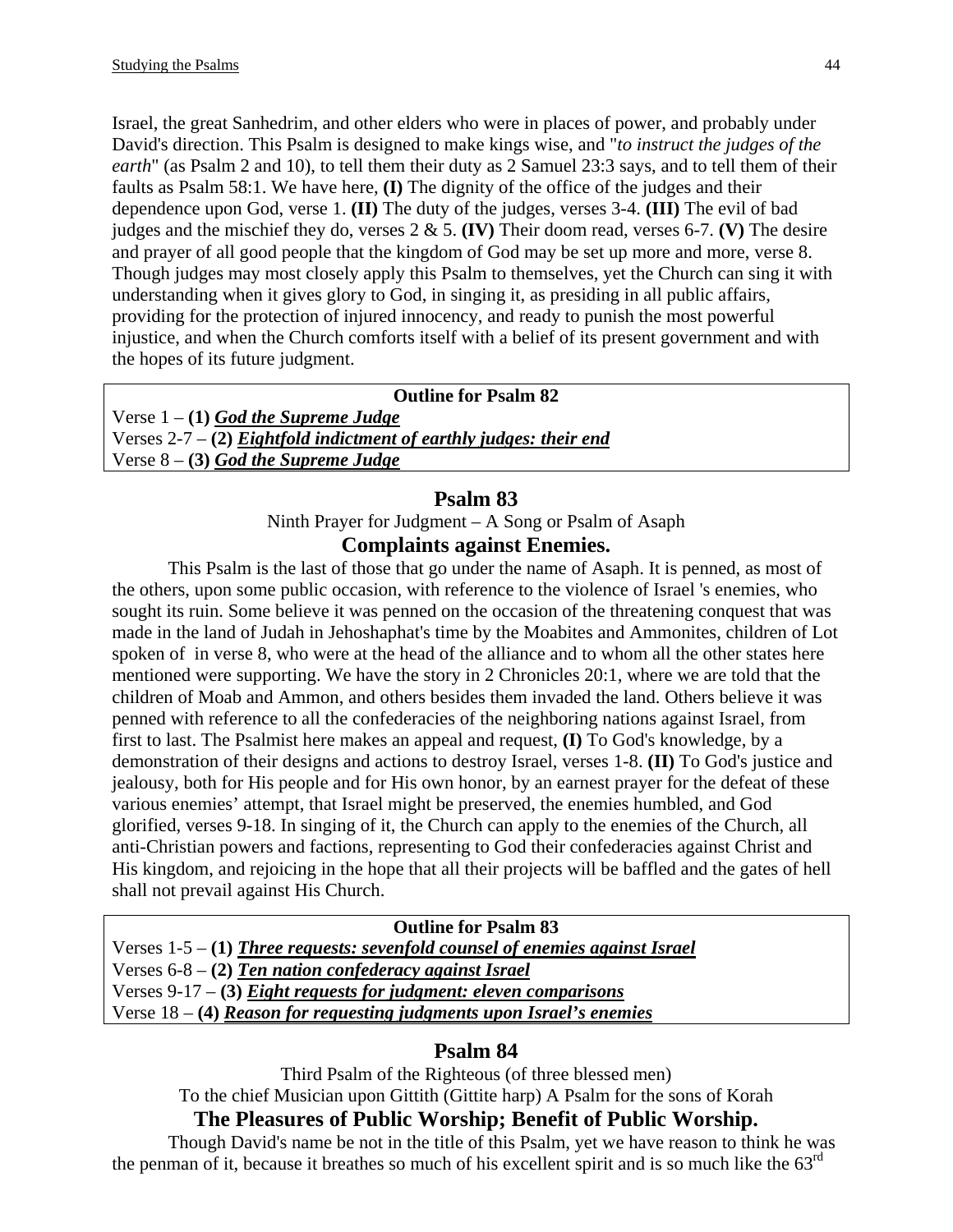Israel, the great Sanhedrim, and other elders who were in places of power, and probably under David's direction. This Psalm is designed to make kings wise, and "*to instruct the judges of the earth*" (as Psalm 2 and 10), to tell them their duty as 2 Samuel 23:3 says, and to tell them of their faults as Psalm 58:1. We have here, **(I)** The dignity of the office of the judges and their dependence upon God, verse 1. **(II)** The duty of the judges, verses 3-4. **(III)** The evil of bad judges and the mischief they do, verses 2 & 5. **(IV)** Their doom read, verses 6-7. **(V)** The desire and prayer of all good people that the kingdom of God may be set up more and more, verse 8. Though judges may most closely apply this Psalm to themselves, yet the Church can sing it with understanding when it gives glory to God, in singing it, as presiding in all public affairs, providing for the protection of injured innocency, and ready to punish the most powerful injustice, and when the Church comforts itself with a belief of its present government and with the hopes of its future judgment.

**Outline for Psalm 82**

Verse 1 – **(1)** ***God the Supreme Judge***
Verses 2-7 – **(2)** ***Eightfold indictment of earthly judges: their end***
Verse 8 – **(3)** ***God the Supreme Judge***

## Psalm 83

Ninth Prayer for Judgment – A Song or Psalm of Asaph

### Complaints against Enemies.

This Psalm is the last of those that go under the name of Asaph. It is penned, as most of the others, upon some public occasion, with reference to the violence of Israel 's enemies, who sought its ruin. Some believe it was penned on the occasion of the threatening conquest that was made in the land of Judah in Jehoshaphat's time by the Moabites and Ammonites, children of Lot spoken of in verse 8, who were at the head of the alliance and to whom all the other states here mentioned were supporting. We have the story in 2 Chronicles 20:1, where we are told that the children of Moab and Ammon, and others besides them invaded the land. Others believe it was penned with reference to all the confederacies of the neighboring nations against Israel, from first to last. The Psalmist here makes an appeal and request, **(I)** To God's knowledge, by a demonstration of their designs and actions to destroy Israel, verses 1-8. **(II)** To God's justice and jealousy, both for His people and for His own honor, by an earnest prayer for the defeat of these various enemies' attempt, that Israel might be preserved, the enemies humbled, and God glorified, verses 9-18. In singing of it, the Church can apply to the enemies of the Church, all anti-Christian powers and factions, representing to God their confederacies against Christ and His kingdom, and rejoicing in the hope that all their projects will be baffled and the gates of hell shall not prevail against His Church.

**Outline for Psalm 83**

Verses 1-5 – **(1)** ***Three requests: sevenfold counsel of enemies against Israel***
Verses 6-8 – **(2)** ***Ten nation confederacy against Israel***
Verses 9-17 – **(3)** ***Eight requests for judgment: eleven comparisons***
Verse 18 – **(4)** ***Reason for requesting judgments upon Israel's enemies***

## Psalm 84

Third Psalm of the Righteous (of three blessed men)

To the chief Musician upon Gittith (Gittite harp) A Psalm for the sons of Korah

### The Pleasures of Public Worship; Benefit of Public Worship.

Though David's name be not in the title of this Psalm, yet we have reason to think he was the penman of it, because it breathes so much of his excellent spirit and is so much like the 63rd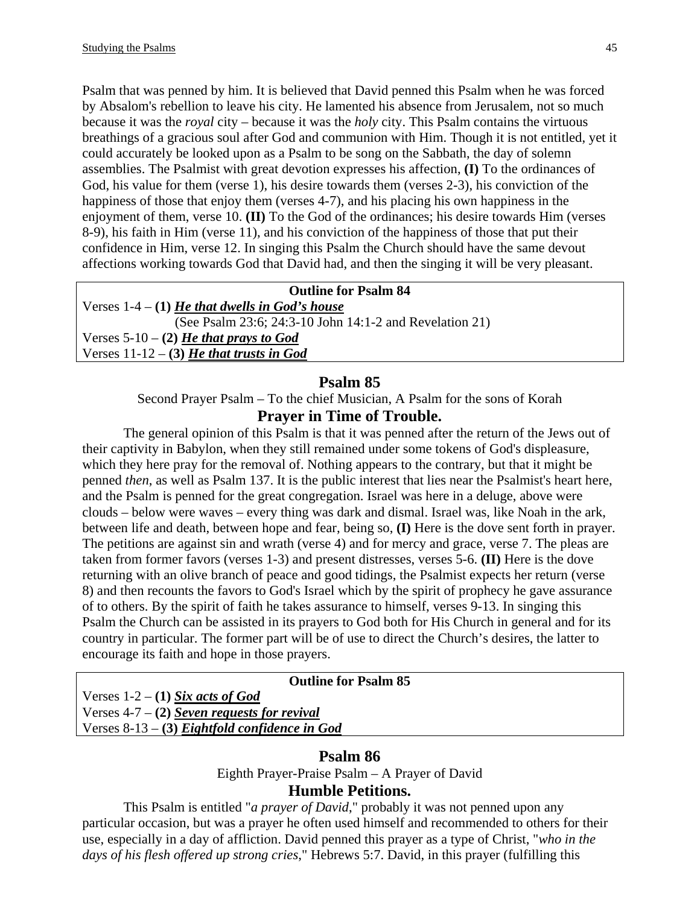Psalm that was penned by him. It is believed that David penned this Psalm when he was forced by Absalom's rebellion to leave his city. He lamented his absence from Jerusalem, not so much because it was the *royal* city – because it was the *holy* city. This Psalm contains the virtuous breathings of a gracious soul after God and communion with Him. Though it is not entitled, yet it could accurately be looked upon as a Psalm to be song on the Sabbath, the day of solemn assemblies. The Psalmist with great devotion expresses his affection, **(I)** To the ordinances of God, his value for them (verse 1), his desire towards them (verses 2-3), his conviction of the happiness of those that enjoy them (verses 4-7), and his placing his own happiness in the enjoyment of them, verse 10. **(II)** To the God of the ordinances; his desire towards Him (verses 8-9), his faith in Him (verse 11), and his conviction of the happiness of those that put their confidence in Him, verse 12. In singing this Psalm the Church should have the same devout affections working towards God that David had, and then the singing it will be very pleasant.

| **Outline for Psalm 84** |
|---|
| Verses 1-4 – **(1)** ***He that dwells in God's house*** |
| (See Psalm 23:6; 24:3-10 John 14:1-2 and Revelation 21) |
| Verses 5-10 – **(2)** ***He that prays to God*** |
| Verses 11-12 – **(3)** ***He that trusts in God*** |

## Psalm 85

Second Prayer Psalm – To the chief Musician, A Psalm for the sons of Korah

### Prayer in Time of Trouble.

The general opinion of this Psalm is that it was penned after the return of the Jews out of their captivity in Babylon, when they still remained under some tokens of God's displeasure, which they here pray for the removal of. Nothing appears to the contrary, but that it might be penned *then*, as well as Psalm 137. It is the public interest that lies near the Psalmist's heart here, and the Psalm is penned for the great congregation. Israel was here in a deluge, above were clouds – below were waves – every thing was dark and dismal. Israel was, like Noah in the ark, between life and death, between hope and fear, being so, **(I)** Here is the dove sent forth in prayer. The petitions are against sin and wrath (verse 4) and for mercy and grace, verse 7. The pleas are taken from former favors (verses 1-3) and present distresses, verses 5-6. **(II)** Here is the dove returning with an olive branch of peace and good tidings, the Psalmist expects her return (verse 8) and then recounts the favors to God's Israel which by the spirit of prophecy he gave assurance of to others. By the spirit of faith he takes assurance to himself, verses 9-13. In singing this Psalm the Church can be assisted in its prayers to God both for His Church in general and for its country in particular. The former part will be of use to direct the Church's desires, the latter to encourage its faith and hope in those prayers.

| **Outline for Psalm 85** |
|---|
| Verses 1-2 – **(1)** ***Six acts of God*** |
| Verses 4-7 – **(2)** ***Seven requests for revival*** |
| Verses 8-13 – **(3)** ***Eightfold confidence in God*** |

## Psalm 86

Eighth Prayer-Praise Psalm – A Prayer of David

### Humble Petitions.

This Psalm is entitled "*a prayer of David*," probably it was not penned upon any particular occasion, but was a prayer he often used himself and recommended to others for their use, especially in a day of affliction. David penned this prayer as a type of Christ, "*who in the days of his flesh offered up strong cries*," Hebrews 5:7. David, in this prayer (fulfilling this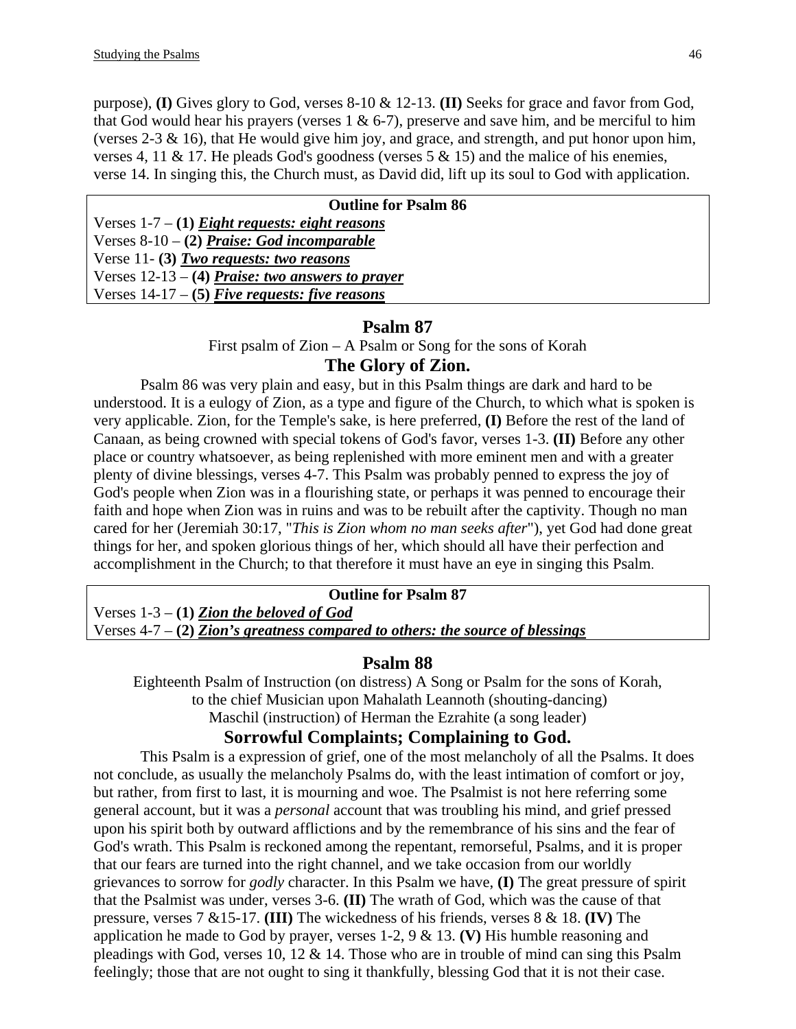purpose), **(I)** Gives glory to God, verses 8-10 & 12-13. **(II)** Seeks for grace and favor from God, that God would hear his prayers (verses 1 & 6-7), preserve and save him, and be merciful to him (verses 2-3 & 16), that He would give him joy, and grace, and strength, and put honor upon him, verses 4, 11 & 17. He pleads God's goodness (verses 5 & 15) and the malice of his enemies, verse 14. In singing this, the Church must, as David did, lift up its soul to God with application.

| **Outline for Psalm 86** |
|---|
| Verses 1-7 – **(1)** ***Eight requests: eight reasons*** |
| Verses 8-10 – **(2)** ***Praise: God incomparable*** |
| Verse 11- **(3)** ***Two requests: two reasons*** |
| Verses 12-13 – **(4)** ***Praise: two answers to prayer*** |
| Verses 14-17 – **(5)** ***Five requests: five reasons*** |

## Psalm 87

First psalm of Zion – A Psalm or Song for the sons of Korah

### The Glory of Zion.

Psalm 86 was very plain and easy, but in this Psalm things are dark and hard to be understood. It is a eulogy of Zion, as a type and figure of the Church, to which what is spoken is very applicable. Zion, for the Temple's sake, is here preferred, **(I)** Before the rest of the land of Canaan, as being crowned with special tokens of God's favor, verses 1-3. **(II)** Before any other place or country whatsoever, as being replenished with more eminent men and with a greater plenty of divine blessings, verses 4-7. This Psalm was probably penned to express the joy of God's people when Zion was in a flourishing state, or perhaps it was penned to encourage their faith and hope when Zion was in ruins and was to be rebuilt after the captivity. Though no man cared for her (Jeremiah 30:17, "*This is Zion whom no man seeks after*"), yet God had done great things for her, and spoken glorious things of her, which should all have their perfection and accomplishment in the Church; to that therefore it must have an eye in singing this Psalm.

| **Outline for Psalm 87** |
|---|
| Verses 1-3 – **(1)** ***Zion the beloved of God*** |
| Verses 4-7 – **(2)** ***Zion's greatness compared to others: the source of blessings*** |

## Psalm 88

Eighteenth Psalm of Instruction (on distress) A Song or Psalm for the sons of Korah,
to the chief Musician upon Mahalath Leannoth (shouting-dancing)
Maschil (instruction) of Herman the Ezrahite (a song leader)

### Sorrowful Complaints; Complaining to God.

This Psalm is a expression of grief, one of the most melancholy of all the Psalms. It does not conclude, as usually the melancholy Psalms do, with the least intimation of comfort or joy, but rather, from first to last, it is mourning and woe. The Psalmist is not here referring some general account, but it was a *personal* account that was troubling his mind, and grief pressed upon his spirit both by outward afflictions and by the remembrance of his sins and the fear of God's wrath. This Psalm is reckoned among the repentant, remorseful, Psalms, and it is proper that our fears are turned into the right channel, and we take occasion from our worldly grievances to sorrow for *godly* character. In this Psalm we have, **(I)** The great pressure of spirit that the Psalmist was under, verses 3-6. **(II)** The wrath of God, which was the cause of that pressure, verses 7 &15-17. **(III)** The wickedness of his friends, verses 8 & 18. **(IV)** The application he made to God by prayer, verses 1-2, 9 & 13. **(V)** His humble reasoning and pleadings with God, verses 10, 12 & 14. Those who are in trouble of mind can sing this Psalm feelingly; those that are not ought to sing it thankfully, blessing God that it is not their case.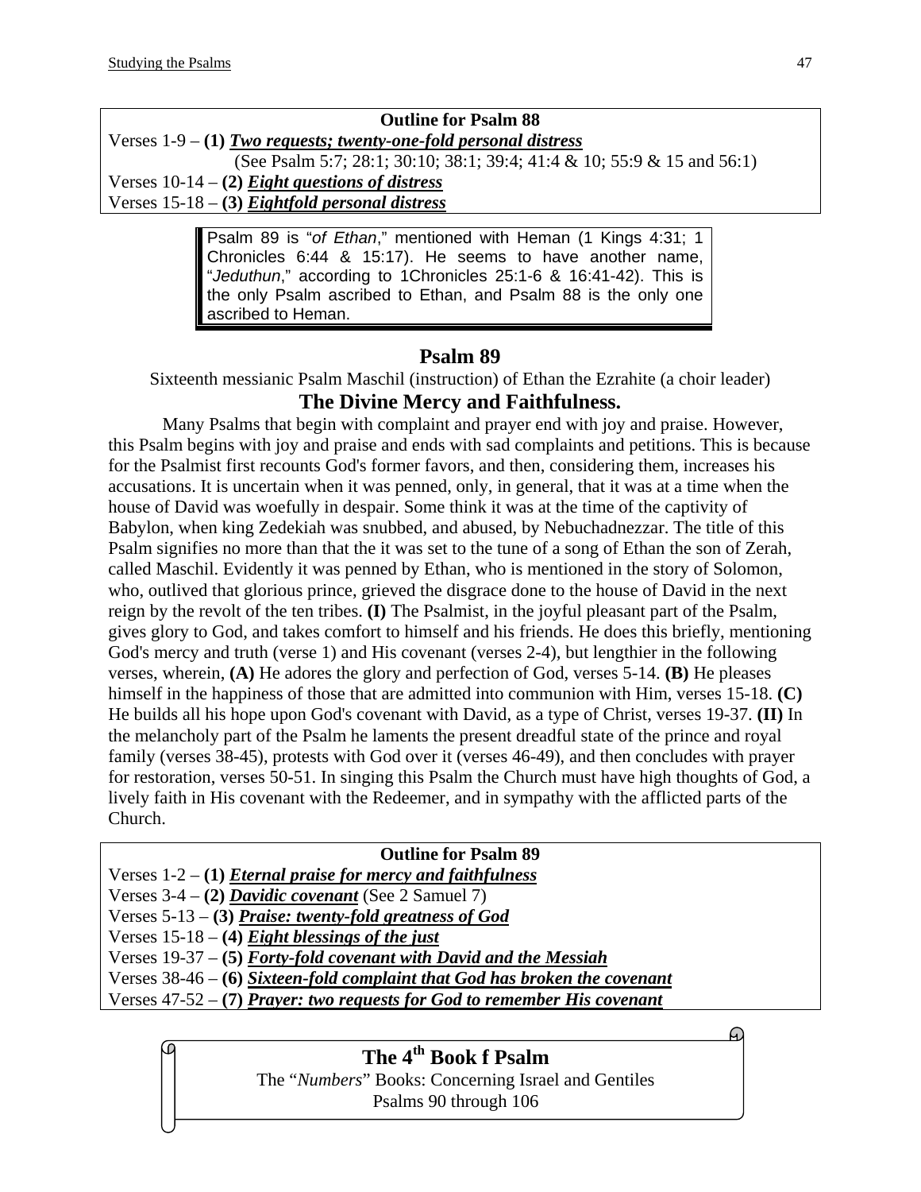**Outline for Psalm 88**

Verses 1-9 – **(1)** ***Two requests; twenty-one-fold personal distress***

(See Psalm 5:7; 28:1; 30:10; 38:1; 39:4; 41:4 & 10; 55:9 & 15 and 56:1)

Verses 10-14 – **(2)** ***Eight questions of distress***

Verses 15-18 – **(3)** ***Eightfold personal distress***

> Psalm 89 is "*of Ethan*," mentioned with Heman (1 Kings 4:31; 1 Chronicles 6:44 & 15:17). He seems to have another name, "*Jeduthun*," according to 1Chronicles 25:1-6 & 16:41-42). This is the only Psalm ascribed to Ethan, and Psalm 88 is the only one ascribed to Heman.

## Psalm 89

Sixteenth messianic Psalm Maschil (instruction) of Ethan the Ezrahite (a choir leader)

### The Divine Mercy and Faithfulness.

Many Psalms that begin with complaint and prayer end with joy and praise. However, this Psalm begins with joy and praise and ends with sad complaints and petitions. This is because for the Psalmist first recounts God's former favors, and then, considering them, increases his accusations. It is uncertain when it was penned, only, in general, that it was at a time when the house of David was woefully in despair. Some think it was at the time of the captivity of Babylon, when king Zedekiah was snubbed, and abused, by Nebuchadnezzar. The title of this Psalm signifies no more than that the it was set to the tune of a song of Ethan the son of Zerah, called Maschil. Evidently it was penned by Ethan, who is mentioned in the story of Solomon, who, outlived that glorious prince, grieved the disgrace done to the house of David in the next reign by the revolt of the ten tribes. **(I)** The Psalmist, in the joyful pleasant part of the Psalm, gives glory to God, and takes comfort to himself and his friends. He does this briefly, mentioning God's mercy and truth (verse 1) and His covenant (verses 2-4), but lengthier in the following verses, wherein, **(A)** He adores the glory and perfection of God, verses 5-14. **(B)** He pleases himself in the happiness of those that are admitted into communion with Him, verses 15-18. **(C)** He builds all his hope upon God's covenant with David, as a type of Christ, verses 19-37. **(II)** In the melancholy part of the Psalm he laments the present dreadful state of the prince and royal family (verses 38-45), protests with God over it (verses 46-49), and then concludes with prayer for restoration, verses 50-51. In singing this Psalm the Church must have high thoughts of God, a lively faith in His covenant with the Redeemer, and in sympathy with the afflicted parts of the Church.

**Outline for Psalm 89**

Verses 1-2 – **(1)** ***Eternal praise for mercy and faithfulness***

Verses 3-4 – **(2)** ***Davidic covenant*** (See 2 Samuel 7)

Verses 5-13 – **(3)** ***Praise: twenty-fold greatness of God***

Verses 15-18 – **(4)** ***Eight blessings of the just***

Verses 19-37 – **(5)** ***Forty-fold covenant with David and the Messiah***

Verses 38-46 – **(6)** ***Sixteen-fold complaint that God has broken the covenant***

Verses 47-52 – **(7)** ***Prayer: two requests for God to remember His covenant***

# The 4th Book f Psalm

The "*Numbers*" Books: Concerning Israel and Gentiles

Psalms 90 through 106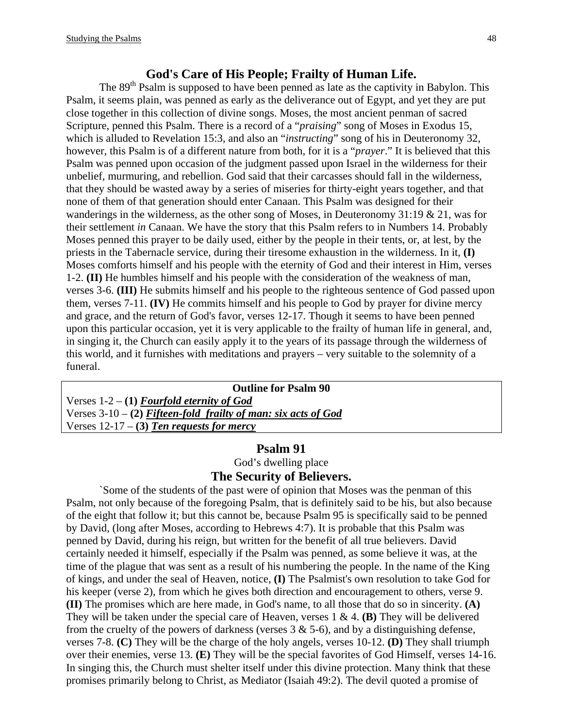## God's Care of His People; Frailty of Human Life.

The 89th Psalm is supposed to have been penned as late as the captivity in Babylon. This Psalm, it seems plain, was penned as early as the deliverance out of Egypt, and yet they are put close together in this collection of divine songs. Moses, the most ancient penman of sacred Scripture, penned this Psalm. There is a record of a "*praising*" song of Moses in Exodus 15, which is alluded to Revelation 15:3, and also an "*instructing*" song of his in Deuteronomy 32, however, this Psalm is of a different nature from both, for it is a "*prayer*." It is believed that this Psalm was penned upon occasion of the judgment passed upon Israel in the wilderness for their unbelief, murmuring, and rebellion. God said that their carcasses should fall in the wilderness, that they should be wasted away by a series of miseries for thirty-eight years together, and that none of them of that generation should enter Canaan. This Psalm was designed for their wanderings in the wilderness, as the other song of Moses, in Deuteronomy 31:19 & 21, was for their settlement *in* Canaan. We have the story that this Psalm refers to in Numbers 14. Probably Moses penned this prayer to be daily used, either by the people in their tents, or, at lest, by the priests in the Tabernacle service, during their tiresome exhaustion in the wilderness. In it, **(I)** Moses comforts himself and his people with the eternity of God and their interest in Him, verses 1-2. **(II)** He humbles himself and his people with the consideration of the weakness of man, verses 3-6. **(III)** He submits himself and his people to the righteous sentence of God passed upon them, verses 7-11. **(IV)** He commits himself and his people to God by prayer for divine mercy and grace, and the return of God's favor, verses 12-17. Though it seems to have been penned upon this particular occasion, yet it is very applicable to the frailty of human life in general, and, in singing it, the Church can easily apply it to the years of its passage through the wilderness of this world, and it furnishes with meditations and prayers – very suitable to the solemnity of a funeral.

| **Outline for Psalm 90** |
|---|
| Verses 1-2 – **(1) *Fourfold eternity of God*** |
| Verses 3-10 – **(2) *Fifteen-fold frailty of man: six acts of God*** |
| Verses 12-17 – **(3) *Ten requests for mercy*** |

## Psalm 91

God's dwelling place

## The Security of Believers.

`Some of the students of the past were of opinion that Moses was the penman of this Psalm, not only because of the foregoing Psalm, that is definitely said to be his, but also because of the eight that follow it; but this cannot be, because Psalm 95 is specifically said to be penned by David, (long after Moses, according to Hebrews 4:7). It is probable that this Psalm was penned by David, during his reign, but written for the benefit of all true believers. David certainly needed it himself, especially if the Psalm was penned, as some believe it was, at the time of the plague that was sent as a result of his numbering the people. In the name of the King of kings, and under the seal of Heaven, notice, **(I)** The Psalmist's own resolution to take God for his keeper (verse 2), from which he gives both direction and encouragement to others, verse 9. **(II)** The promises which are here made, in God's name, to all those that do so in sincerity. **(A)** They will be taken under the special care of Heaven, verses 1 & 4. **(B)** They will be delivered from the cruelty of the powers of darkness (verses 3 & 5-6), and by a distinguishing defense, verses 7-8. **(C)** They will be the charge of the holy angels, verses 10-12. **(D)** They shall triumph over their enemies, verse 13. **(E)** They will be the special favorites of God Himself, verses 14-16. In singing this, the Church must shelter itself under this divine protection. Many think that these promises primarily belong to Christ, as Mediator (Isaiah 49:2). The devil quoted a promise of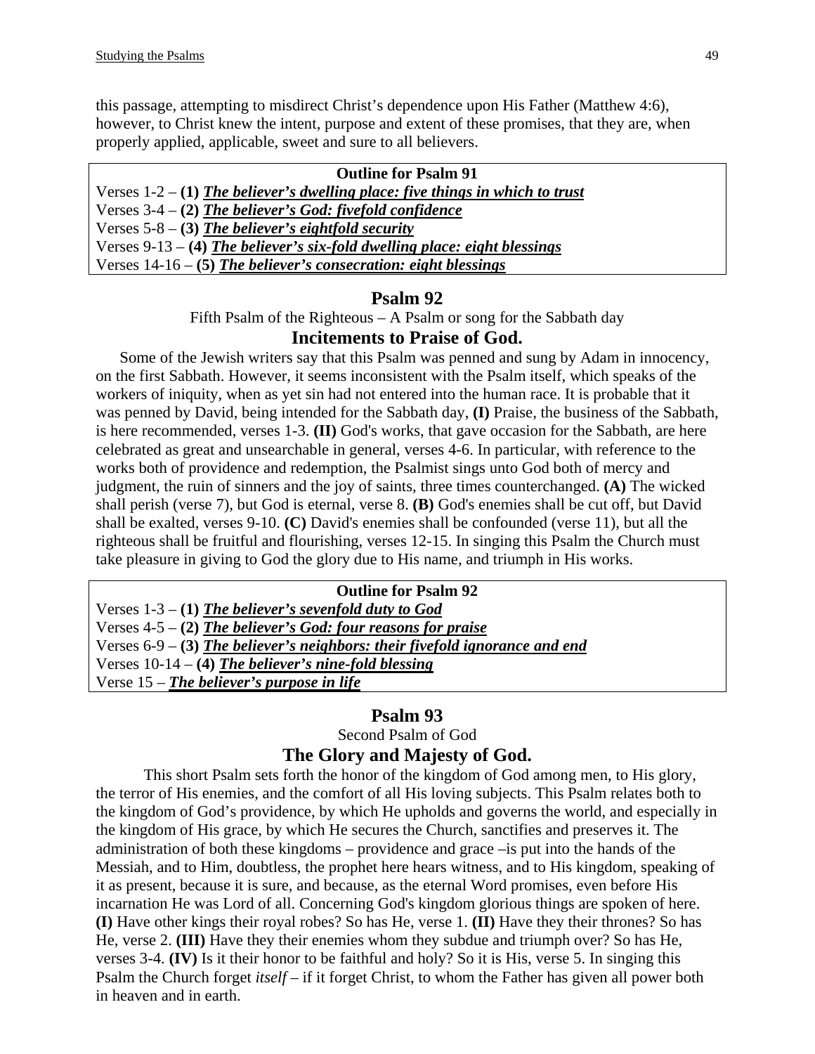this passage, attempting to misdirect Christ's dependence upon His Father (Matthew 4:6), however, to Christ knew the intent, purpose and extent of these promises, that they are, when properly applied, applicable, sweet and sure to all believers.

**Outline for Psalm 91**

Verses 1-2 – **(1)** ***The believer's dwelling place: five things in which to trust***
Verses 3-4 – **(2)** ***The believer's God: fivefold confidence***
Verses 5-8 – **(3)** ***The believer's eightfold security***
Verses 9-13 – **(4)** ***The believer's six-fold dwelling place: eight blessings***
Verses 14-16 – **(5)** ***The believer's consecration: eight blessings***

## Psalm 92

Fifth Psalm of the Righteous – A Psalm or song for the Sabbath day

### Incitements to Praise of God.

Some of the Jewish writers say that this Psalm was penned and sung by Adam in innocency, on the first Sabbath. However, it seems inconsistent with the Psalm itself, which speaks of the workers of iniquity, when as yet sin had not entered into the human race. It is probable that it was penned by David, being intended for the Sabbath day, **(I)** Praise, the business of the Sabbath, is here recommended, verses 1-3. **(II)** God's works, that gave occasion for the Sabbath, are here celebrated as great and unsearchable in general, verses 4-6. In particular, with reference to the works both of providence and redemption, the Psalmist sings unto God both of mercy and judgment, the ruin of sinners and the joy of saints, three times counterchanged. **(A)** The wicked shall perish (verse 7), but God is eternal, verse 8. **(B)** God's enemies shall be cut off, but David shall be exalted, verses 9-10. **(C)** David's enemies shall be confounded (verse 11), but all the righteous shall be fruitful and flourishing, verses 12-15. In singing this Psalm the Church must take pleasure in giving to God the glory due to His name, and triumph in His works.

**Outline for Psalm 92**

Verses 1-3 – **(1)** ***The believer's sevenfold duty to God***
Verses 4-5 – **(2)** ***The believer's God: four reasons for praise***
Verses 6-9 – **(3)** ***The believer's neighbors: their fivefold ignorance and end***
Verses 10-14 – **(4)** ***The believer's nine-fold blessing***
Verse 15 – ***The believer's purpose in life***

## Psalm 93

Second Psalm of God

### The Glory and Majesty of God.

This short Psalm sets forth the honor of the kingdom of God among men, to His glory, the terror of His enemies, and the comfort of all His loving subjects. This Psalm relates both to the kingdom of God's providence, by which He upholds and governs the world, and especially in the kingdom of His grace, by which He secures the Church, sanctifies and preserves it. The administration of both these kingdoms – providence and grace –is put into the hands of the Messiah, and to Him, doubtless, the prophet here hears witness, and to His kingdom, speaking of it as present, because it is sure, and because, as the eternal Word promises, even before His incarnation He was Lord of all. Concerning God's kingdom glorious things are spoken of here. **(I)** Have other kings their royal robes? So has He, verse 1. **(II)** Have they their thrones? So has He, verse 2. **(III)** Have they their enemies whom they subdue and triumph over? So has He, verses 3-4. **(IV)** Is it their honor to be faithful and holy? So it is His, verse 5. In singing this Psalm the Church forget *itself* – if it forget Christ, to whom the Father has given all power both in heaven and in earth.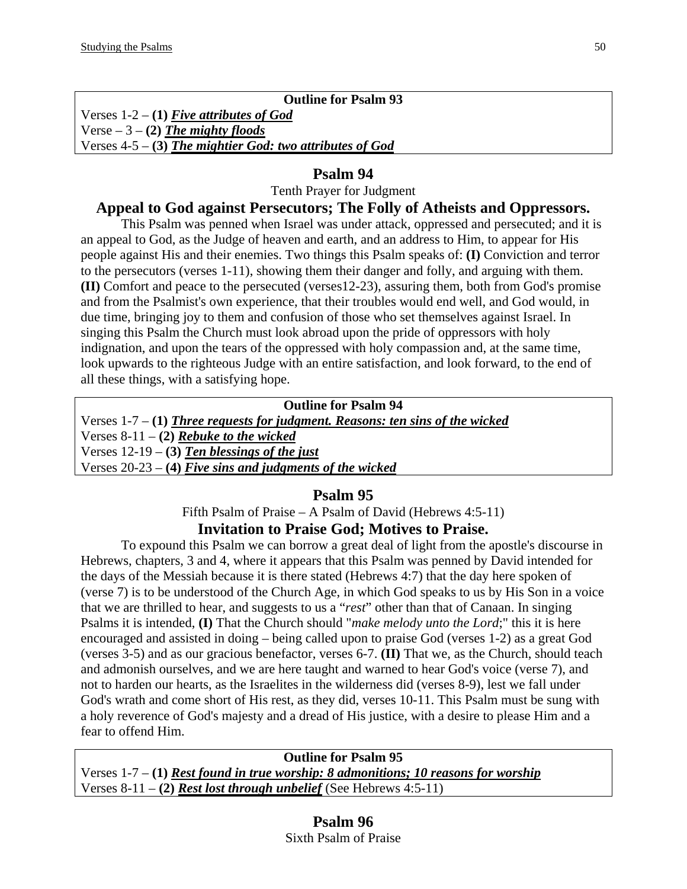**Outline for Psalm 93**
Verses 1-2 – **(1)** ***Five attributes of God***
Verse – 3 – **(2)** ***The mighty floods***
Verses 4-5 – **(3)** ***The mightier God: two attributes of God***

## Psalm 94

Tenth Prayer for Judgment

### Appeal to God against Persecutors; The Folly of Atheists and Oppressors.

This Psalm was penned when Israel was under attack, oppressed and persecuted; and it is an appeal to God, as the Judge of heaven and earth, and an address to Him, to appear for His people against His and their enemies. Two things this Psalm speaks of: **(I)** Conviction and terror to the persecutors (verses 1-11), showing them their danger and folly, and arguing with them. **(II)** Comfort and peace to the persecuted (verses12-23), assuring them, both from God's promise and from the Psalmist's own experience, that their troubles would end well, and God would, in due time, bringing joy to them and confusion of those who set themselves against Israel. In singing this Psalm the Church must look abroad upon the pride of oppressors with holy indignation, and upon the tears of the oppressed with holy compassion and, at the same time, look upwards to the righteous Judge with an entire satisfaction, and look forward, to the end of all these things, with a satisfying hope.

**Outline for Psalm 94**
Verses 1-7 – **(1)** ***Three requests for judgment. Reasons: ten sins of the wicked***
Verses 8-11 – **(2)** ***Rebuke to the wicked***
Verses 12-19 – **(3)** ***Ten blessings of the just***
Verses 20-23 – **(4)** ***Five sins and judgments of the wicked***

## Psalm 95

Fifth Psalm of Praise – A Psalm of David (Hebrews 4:5-11)

### Invitation to Praise God; Motives to Praise.

To expound this Psalm we can borrow a great deal of light from the apostle's discourse in Hebrews, chapters, 3 and 4, where it appears that this Psalm was penned by David intended for the days of the Messiah because it is there stated (Hebrews 4:7) that the day here spoken of (verse 7) is to be understood of the Church Age, in which God speaks to us by His Son in a voice that we are thrilled to hear, and suggests to us a "*rest*" other than that of Canaan. In singing Psalms it is intended, **(I)** That the Church should "*make melody unto the Lord*;" this it is here encouraged and assisted in doing – being called upon to praise God (verses 1-2) as a great God (verses 3-5) and as our gracious benefactor, verses 6-7. **(II)** That we, as the Church, should teach and admonish ourselves, and we are here taught and warned to hear God's voice (verse 7), and not to harden our hearts, as the Israelites in the wilderness did (verses 8-9), lest we fall under God's wrath and come short of His rest, as they did, verses 10-11. This Psalm must be sung with a holy reverence of God's majesty and a dread of His justice, with a desire to please Him and a fear to offend Him.

**Outline for Psalm 95**
Verses 1-7 – **(1)** ***Rest found in true worship: 8 admonitions; 10 reasons for worship***
Verses 8-11 – **(2)** ***Rest lost through unbelief*** (See Hebrews 4:5-11)

## Psalm 96

Sixth Psalm of Praise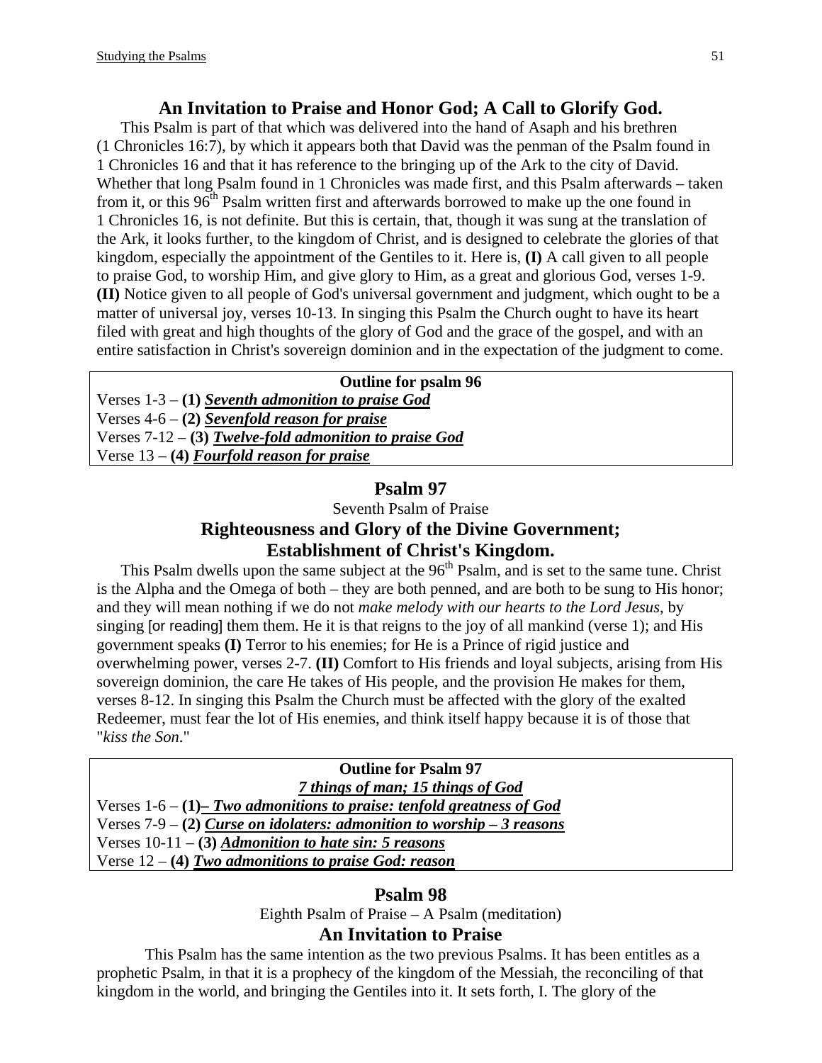## An Invitation to Praise and Honor God; A Call to Glorify God.

This Psalm is part of that which was delivered into the hand of Asaph and his brethren (1 Chronicles 16:7), by which it appears both that David was the penman of the Psalm found in 1 Chronicles 16 and that it has reference to the bringing up of the Ark to the city of David. Whether that long Psalm found in 1 Chronicles was made first, and this Psalm afterwards – taken from it, or this 96th Psalm written first and afterwards borrowed to make up the one found in 1 Chronicles 16, is not definite. But this is certain, that, though it was sung at the translation of the Ark, it looks further, to the kingdom of Christ, and is designed to celebrate the glories of that kingdom, especially the appointment of the Gentiles to it. Here is, **(I)** A call given to all people to praise God, to worship Him, and give glory to Him, as a great and glorious God, verses 1-9. **(II)** Notice given to all people of God's universal government and judgment, which ought to be a matter of universal joy, verses 10-13. In singing this Psalm the Church ought to have its heart filed with great and high thoughts of the glory of God and the grace of the gospel, and with an entire satisfaction in Christ's sovereign dominion and in the expectation of the judgment to come.

| **Outline for psalm 96** |
|---|
| Verses 1-3 – **(1)** ***Seventh admonition to praise God*** |
| Verses 4-6 – **(2)** ***Sevenfold reason for praise*** |
| Verses 7-12 – **(3)** ***Twelve-fold admonition to praise God*** |
| Verse 13 – **(4)** ***Fourfold reason for praise*** |

## Psalm 97

Seventh Psalm of Praise

### Righteousness and Glory of the Divine Government; Establishment of Christ's Kingdom.

This Psalm dwells upon the same subject at the 96th Psalm, and is set to the same tune. Christ is the Alpha and the Omega of both – they are both penned, and are both to be sung to His honor; and they will mean nothing if we do not *make melody with our hearts to the Lord Jesus*, by singing [or reading] them them. He it is that reigns to the joy of all mankind (verse 1); and His government speaks **(I)** Terror to his enemies; for He is a Prince of rigid justice and overwhelming power, verses 2-7. **(II)** Comfort to His friends and loyal subjects, arising from His sovereign dominion, the care He takes of His people, and the provision He makes for them, verses 8-12. In singing this Psalm the Church must be affected with the glory of the exalted Redeemer, must fear the lot of His enemies, and think itself happy because it is of those that "*kiss the Son*."

| **Outline for Psalm 97** |
|---|
| ***7 things of man; 15 things of God*** |
| Verses 1-6 – **(1)** ***– Two admonitions to praise: tenfold greatness of God*** |
| Verses 7-9 – **(2)** ***Curse on idolaters: admonition to worship – 3 reasons*** |
| Verses 10-11 – **(3)** ***Admonition to hate sin: 5 reasons*** |
| Verse 12 – **(4)** ***Two admonitions to praise God: reason*** |

## Psalm 98

Eighth Psalm of Praise – A Psalm (meditation)

### An Invitation to Praise

This Psalm has the same intention as the two previous Psalms. It has been entitles as a prophetic Psalm, in that it is a prophecy of the kingdom of the Messiah, the reconciling of that kingdom in the world, and bringing the Gentiles into it. It sets forth, I. The glory of the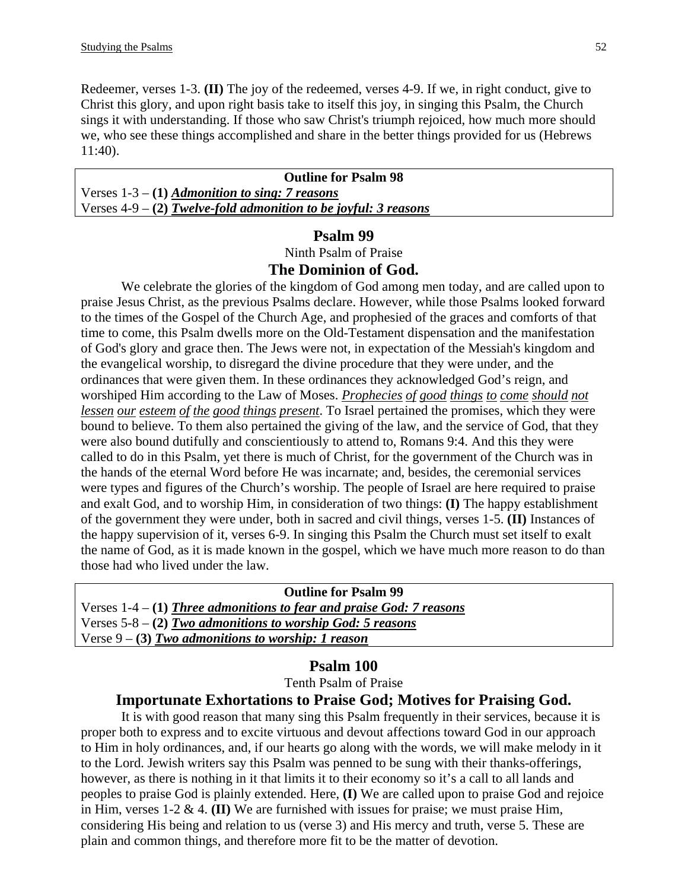Redeemer, verses 1-3. **(II)** The joy of the redeemed, verses 4-9. If we, in right conduct, give to Christ this glory, and upon right basis take to itself this joy, in singing this Psalm, the Church sings it with understanding. If those who saw Christ's triumph rejoiced, how much more should we, who see these things accomplished and share in the better things provided for us (Hebrews 11:40).

| **Outline for Psalm 98** |
|---|
| Verses 1-3 – **(1)** ***<u>Admonition to sing: 7 reasons</u>*** |
| Verses 4-9 – **(2)** ***<u>Twelve-fold admonition to be joyful: 3 reasons</u>*** |

## Psalm 99

Ninth Psalm of Praise

### The Dominion of God.

We celebrate the glories of the kingdom of God among men today, and are called upon to praise Jesus Christ, as the previous Psalms declare. However, while those Psalms looked forward to the times of the Gospel of the Church Age, and prophesied of the graces and comforts of that time to come, this Psalm dwells more on the Old-Testament dispensation and the manifestation of God's glory and grace then. The Jews were not, in expectation of the Messiah's kingdom and the evangelical worship, to disregard the divine procedure that they were under, and the ordinances that were given them. In these ordinances they acknowledged God's reign, and worshiped Him according to the Law of Moses. *<u>Prophecies of good things to come should not lessen our esteem of the good things present</u>*. To Israel pertained the promises, which they were bound to believe. To them also pertained the giving of the law, and the service of God, that they were also bound dutifully and conscientiously to attend to, Romans 9:4. And this they were called to do in this Psalm, yet there is much of Christ, for the government of the Church was in the hands of the eternal Word before He was incarnate; and, besides, the ceremonial services were types and figures of the Church's worship. The people of Israel are here required to praise and exalt God, and to worship Him, in consideration of two things: **(I)** The happy establishment of the government they were under, both in sacred and civil things, verses 1-5. **(II)** Instances of the happy supervision of it, verses 6-9. In singing this Psalm the Church must set itself to exalt the name of God, as it is made known in the gospel, which we have much more reason to do than those had who lived under the law.

| **Outline for Psalm 99** |
|---|
| Verses 1-4 – **(1)** ***<u>Three admonitions to fear and praise God: 7 reasons</u>*** |
| Verses 5-8 – **(2)** ***<u>Two admonitions to worship God: 5 reasons</u>*** |
| Verse 9 – **(3)** ***<u>Two admonitions to worship: 1 reason</u>*** |

## Psalm 100

Tenth Psalm of Praise

### Importunate Exhortations to Praise God; Motives for Praising God.

It is with good reason that many sing this Psalm frequently in their services, because it is proper both to express and to excite virtuous and devout affections toward God in our approach to Him in holy ordinances, and, if our hearts go along with the words, we will make melody in it to the Lord. Jewish writers say this Psalm was penned to be sung with their thanks-offerings, however, as there is nothing in it that limits it to their economy so it's a call to all lands and peoples to praise God is plainly extended. Here, **(I)** We are called upon to praise God and rejoice in Him, verses 1-2 & 4. **(II)** We are furnished with issues for praise; we must praise Him, considering His being and relation to us (verse 3) and His mercy and truth, verse 5. These are plain and common things, and therefore more fit to be the matter of devotion.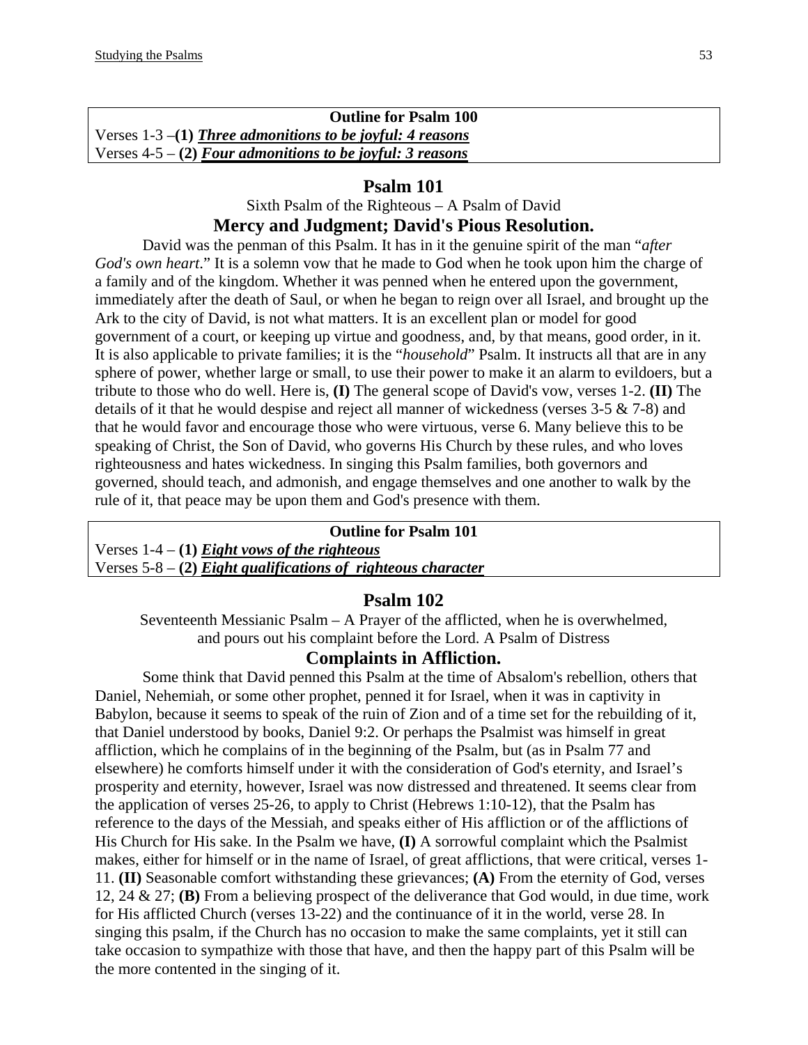**Outline for Psalm 100**

Verses 1-3 –**(1)** ***Three admonitions to be joyful: 4 reasons***
Verses 4-5 – **(2)** ***Four admonitions to be joyful: 3 reasons***

## Psalm 101

Sixth Psalm of the Righteous – A Psalm of David

### Mercy and Judgment; David's Pious Resolution.

David was the penman of this Psalm. It has in it the genuine spirit of the man "*after God's own heart*." It is a solemn vow that he made to God when he took upon him the charge of a family and of the kingdom. Whether it was penned when he entered upon the government, immediately after the death of Saul, or when he began to reign over all Israel, and brought up the Ark to the city of David, is not what matters. It is an excellent plan or model for good government of a court, or keeping up virtue and goodness, and, by that means, good order, in it. It is also applicable to private families; it is the "*household*" Psalm. It instructs all that are in any sphere of power, whether large or small, to use their power to make it an alarm to evildoers, but a tribute to those who do well. Here is, **(I)** The general scope of David's vow, verses 1-2. **(II)** The details of it that he would despise and reject all manner of wickedness (verses 3-5 & 7-8) and that he would favor and encourage those who were virtuous, verse 6. Many believe this to be speaking of Christ, the Son of David, who governs His Church by these rules, and who loves righteousness and hates wickedness. In singing this Psalm families, both governors and governed, should teach, and admonish, and engage themselves and one another to walk by the rule of it, that peace may be upon them and God's presence with them.

**Outline for Psalm 101**

Verses 1-4 – **(1)** ***Eight vows of the righteous***
Verses 5-8 – **(2)** ***Eight qualifications of righteous character***

## Psalm 102

Seventeenth Messianic Psalm – A Prayer of the afflicted, when he is overwhelmed, and pours out his complaint before the Lord. A Psalm of Distress

### Complaints in Affliction.

Some think that David penned this Psalm at the time of Absalom's rebellion, others that Daniel, Nehemiah, or some other prophet, penned it for Israel, when it was in captivity in Babylon, because it seems to speak of the ruin of Zion and of a time set for the rebuilding of it, that Daniel understood by books, Daniel 9:2. Or perhaps the Psalmist was himself in great affliction, which he complains of in the beginning of the Psalm, but (as in Psalm 77 and elsewhere) he comforts himself under it with the consideration of God's eternity, and Israel's prosperity and eternity, however, Israel was now distressed and threatened. It seems clear from the application of verses 25-26, to apply to Christ (Hebrews 1:10-12), that the Psalm has reference to the days of the Messiah, and speaks either of His affliction or of the afflictions of His Church for His sake. In the Psalm we have, **(I)** A sorrowful complaint which the Psalmist makes, either for himself or in the name of Israel, of great afflictions, that were critical, verses 1-11. **(II)** Seasonable comfort withstanding these grievances; **(A)** From the eternity of God, verses 12, 24 & 27; **(B)** From a believing prospect of the deliverance that God would, in due time, work for His afflicted Church (verses 13-22) and the continuance of it in the world, verse 28. In singing this psalm, if the Church has no occasion to make the same complaints, yet it still can take occasion to sympathize with those that have, and then the happy part of this Psalm will be the more contented in the singing of it.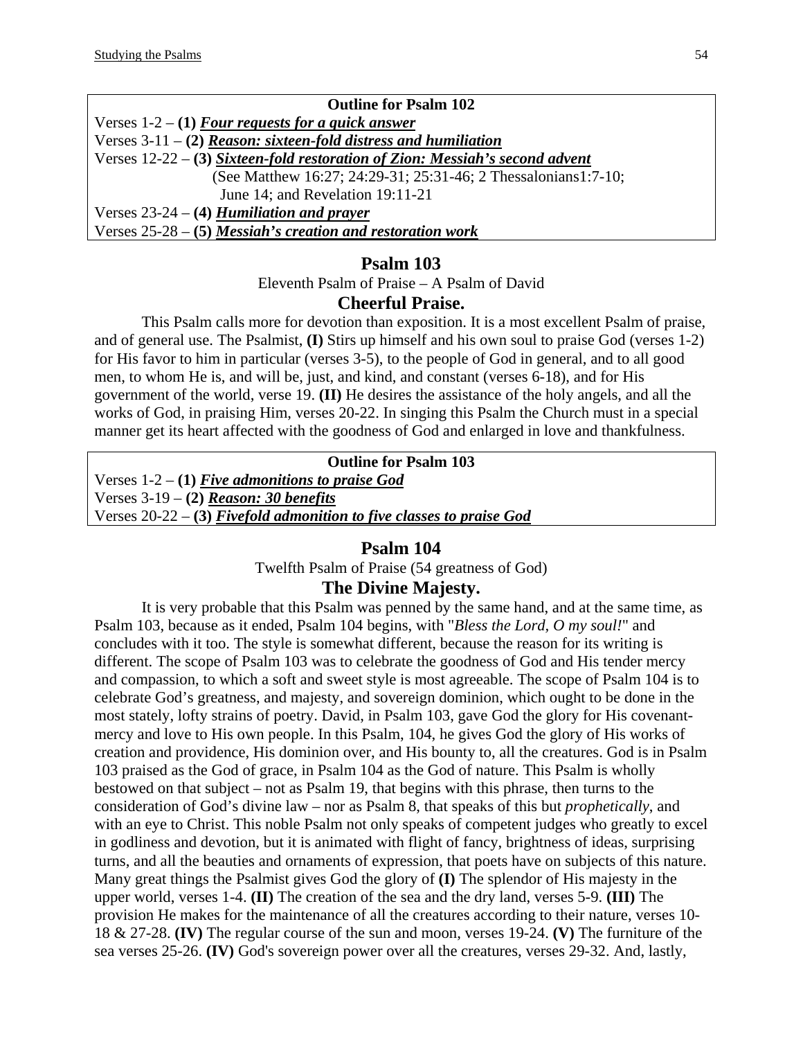**Outline for Psalm 102**

Verses 1-2 – **(1)** ***<u>Four requests for a quick answer</u>***
Verses 3-11 – **(2)** ***<u>Reason: sixteen-fold distress and humiliation</u>***
Verses 12-22 – **(3)** ***<u>Sixteen-fold restoration of Zion: Messiah's second advent</u>***
(See Matthew 16:27; 24:29-31; 25:31-46; 2 Thessalonians1:7-10; June 14; and Revelation 19:11-21
Verses 23-24 – **(4)** ***<u>Humiliation and prayer</u>***
Verses 25-28 – **(5)** ***<u>Messiah's creation and restoration work</u>***

## Psalm 103

Eleventh Psalm of Praise – A Psalm of David

### Cheerful Praise.

This Psalm calls more for devotion than exposition. It is a most excellent Psalm of praise, and of general use. The Psalmist, **(I)** Stirs up himself and his own soul to praise God (verses 1-2) for His favor to him in particular (verses 3-5), to the people of God in general, and to all good men, to whom He is, and will be, just, and kind, and constant (verses 6-18), and for His government of the world, verse 19. **(II)** He desires the assistance of the holy angels, and all the works of God, in praising Him, verses 20-22. In singing this Psalm the Church must in a special manner get its heart affected with the goodness of God and enlarged in love and thankfulness.

**Outline for Psalm 103**

Verses 1-2 – **(1)** ***<u>Five admonitions to praise God</u>***
Verses 3-19 – **(2)** ***<u>Reason: 30 benefits</u>***
Verses 20-22 – **(3)** ***<u>Fivefold admonition to five classes to praise God</u>***

## Psalm 104

Twelfth Psalm of Praise (54 greatness of God)

### The Divine Majesty.

It is very probable that this Psalm was penned by the same hand, and at the same time, as Psalm 103, because as it ended, Psalm 104 begins, with "*Bless the Lord, O my soul!*" and concludes with it too. The style is somewhat different, because the reason for its writing is different. The scope of Psalm 103 was to celebrate the goodness of God and His tender mercy and compassion, to which a soft and sweet style is most agreeable. The scope of Psalm 104 is to celebrate God's greatness, and majesty, and sovereign dominion, which ought to be done in the most stately, lofty strains of poetry. David, in Psalm 103, gave God the glory for His covenant-mercy and love to His own people. In this Psalm, 104, he gives God the glory of His works of creation and providence, His dominion over, and His bounty to, all the creatures. God is in Psalm 103 praised as the God of grace, in Psalm 104 as the God of nature. This Psalm is wholly bestowed on that subject – not as Psalm 19, that begins with this phrase, then turns to the consideration of God's divine law – nor as Psalm 8, that speaks of this but *prophetically*, and with an eye to Christ. This noble Psalm not only speaks of competent judges who greatly to excel in godliness and devotion, but it is animated with flight of fancy, brightness of ideas, surprising turns, and all the beauties and ornaments of expression, that poets have on subjects of this nature. Many great things the Psalmist gives God the glory of **(I)** The splendor of His majesty in the upper world, verses 1-4. **(II)** The creation of the sea and the dry land, verses 5-9. **(III)** The provision He makes for the maintenance of all the creatures according to their nature, verses 10-18 & 27-28. **(IV)** The regular course of the sun and moon, verses 19-24. **(V)** The furniture of the sea verses 25-26. **(IV)** God's sovereign power over all the creatures, verses 29-32. And, lastly,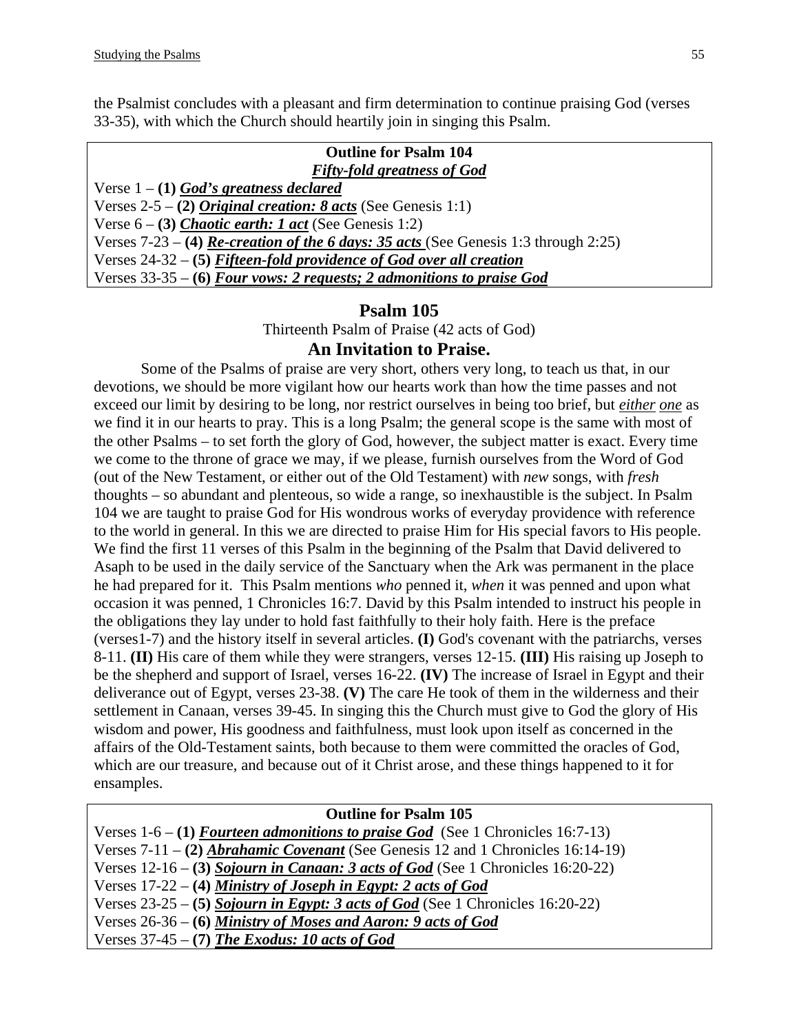the Psalmist concludes with a pleasant and firm determination to continue praising God (verses 33-35), with which the Church should heartily join in singing this Psalm.

**Outline for Psalm 104**
***Fifty-fold greatness of God***

Verse 1 – **(1) *God's greatness declared***
Verses 2-5 – **(2) *Original creation: 8 acts*** (See Genesis 1:1)
Verse 6 – **(3) *Chaotic earth: 1 act*** (See Genesis 1:2)
Verses 7-23 – **(4) *Re-creation of the 6 days: 35 acts*** (See Genesis 1:3 through 2:25)
Verses 24-32 – **(5) *Fifteen-fold providence of God over all creation***
Verses 33-35 – **(6) *Four vows: 2 requests; 2 admonitions to praise God***

## Psalm 105

Thirteenth Psalm of Praise (42 acts of God)

### An Invitation to Praise.

Some of the Psalms of praise are very short, others very long, to teach us that, in our devotions, we should be more vigilant how our hearts work than how the time passes and not exceed our limit by desiring to be long, nor restrict ourselves in being too brief, but *either one* as we find it in our hearts to pray. This is a long Psalm; the general scope is the same with most of the other Psalms – to set forth the glory of God, however, the subject matter is exact. Every time we come to the throne of grace we may, if we please, furnish ourselves from the Word of God (out of the New Testament, or either out of the Old Testament) with *new* songs, with *fresh* thoughts – so abundant and plenteous, so wide a range, so inexhaustible is the subject. In Psalm 104 we are taught to praise God for His wondrous works of everyday providence with reference to the world in general. In this we are directed to praise Him for His special favors to His people. We find the first 11 verses of this Psalm in the beginning of the Psalm that David delivered to Asaph to be used in the daily service of the Sanctuary when the Ark was permanent in the place he had prepared for it. This Psalm mentions *who* penned it, *when* it was penned and upon what occasion it was penned, 1 Chronicles 16:7. David by this Psalm intended to instruct his people in the obligations they lay under to hold fast faithfully to their holy faith. Here is the preface (verses1-7) and the history itself in several articles. **(I)** God's covenant with the patriarchs, verses 8-11. **(II)** His care of them while they were strangers, verses 12-15. **(III)** His raising up Joseph to be the shepherd and support of Israel, verses 16-22. **(IV)** The increase of Israel in Egypt and their deliverance out of Egypt, verses 23-38. **(V)** The care He took of them in the wilderness and their settlement in Canaan, verses 39-45. In singing this the Church must give to God the glory of His wisdom and power, His goodness and faithfulness, must look upon itself as concerned in the affairs of the Old-Testament saints, both because to them were committed the oracles of God, which are our treasure, and because out of it Christ arose, and these things happened to it for ensamples.

**Outline for Psalm 105**

Verses 1-6 – **(1) *Fourteen admonitions to praise God*** (See 1 Chronicles 16:7-13)
Verses 7-11 – **(2) *Abrahamic Covenant*** (See Genesis 12 and 1 Chronicles 16:14-19)
Verses 12-16 – **(3) *Sojourn in Canaan: 3 acts of God*** (See 1 Chronicles 16:20-22)
Verses 17-22 – **(4) *Ministry of Joseph in Egypt: 2 acts of God***
Verses 23-25 – **(5) *Sojourn in Egypt: 3 acts of God*** (See 1 Chronicles 16:20-22)
Verses 26-36 – **(6) *Ministry of Moses and Aaron: 9 acts of God***
Verses 37-45 – **(7) *The Exodus: 10 acts of God***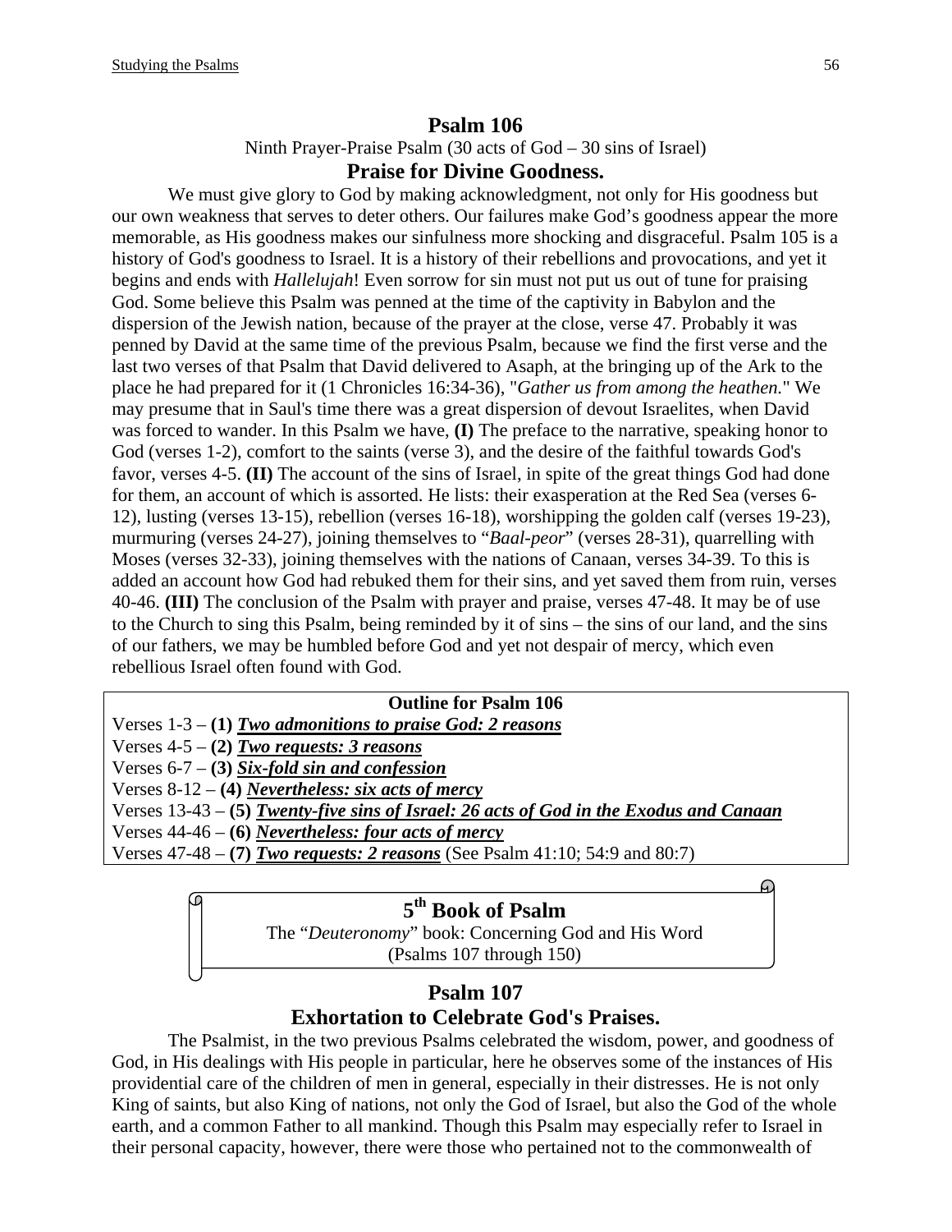## Psalm 106

Ninth Prayer-Praise Psalm (30 acts of God – 30 sins of Israel)

### Praise for Divine Goodness.

We must give glory to God by making acknowledgment, not only for His goodness but our own weakness that serves to deter others. Our failures make God's goodness appear the more memorable, as His goodness makes our sinfulness more shocking and disgraceful. Psalm 105 is a history of God's goodness to Israel. It is a history of their rebellions and provocations, and yet it begins and ends with *Hallelujah*! Even sorrow for sin must not put us out of tune for praising God. Some believe this Psalm was penned at the time of the captivity in Babylon and the dispersion of the Jewish nation, because of the prayer at the close, verse 47. Probably it was penned by David at the same time of the previous Psalm, because we find the first verse and the last two verses of that Psalm that David delivered to Asaph, at the bringing up of the Ark to the place he had prepared for it (1 Chronicles 16:34-36), "*Gather us from among the heathen.*" We may presume that in Saul's time there was a great dispersion of devout Israelites, when David was forced to wander. In this Psalm we have, **(I)** The preface to the narrative, speaking honor to God (verses 1-2), comfort to the saints (verse 3), and the desire of the faithful towards God's favor, verses 4-5. **(II)** The account of the sins of Israel, in spite of the great things God had done for them, an account of which is assorted. He lists: their exasperation at the Red Sea (verses 6-12), lusting (verses 13-15), rebellion (verses 16-18), worshipping the golden calf (verses 19-23), murmuring (verses 24-27), joining themselves to "*Baal-peor*" (verses 28-31), quarrelling with Moses (verses 32-33), joining themselves with the nations of Canaan, verses 34-39. To this is added an account how God had rebuked them for their sins, and yet saved them from ruin, verses 40-46. **(III)** The conclusion of the Psalm with prayer and praise, verses 47-48. It may be of use to the Church to sing this Psalm, being reminded by it of sins – the sins of our land, and the sins of our fathers, we may be humbled before God and yet not despair of mercy, which even rebellious Israel often found with God.

**Outline for Psalm 106**

Verses 1-3 – **(1)** ***Two admonitions to praise God: 2 reasons***
Verses 4-5 – **(2)** ***Two requests: 3 reasons***
Verses 6-7 – **(3)** ***Six-fold sin and confession***
Verses 8-12 – **(4)** ***Nevertheless: six acts of mercy***
Verses 13-43 – **(5)** ***Twenty-five sins of Israel: 26 acts of God in the Exodus and Canaan***
Verses 44-46 – **(6)** ***Nevertheless: four acts of mercy***
Verses 47-48 – **(7)** ***Two requests: 2 reasons*** (See Psalm 41:10; 54:9 and 80:7)

## 5th Book of Psalm

The "*Deuteronomy*" book: Concerning God and His Word
(Psalms 107 through 150)

## Psalm 107

### Exhortation to Celebrate God's Praises.

The Psalmist, in the two previous Psalms celebrated the wisdom, power, and goodness of God, in His dealings with His people in particular, here he observes some of the instances of His providential care of the children of men in general, especially in their distresses. He is not only King of saints, but also King of nations, not only the God of Israel, but also the God of the whole earth, and a common Father to all mankind. Though this Psalm may especially refer to Israel in their personal capacity, however, there were those who pertained not to the commonwealth of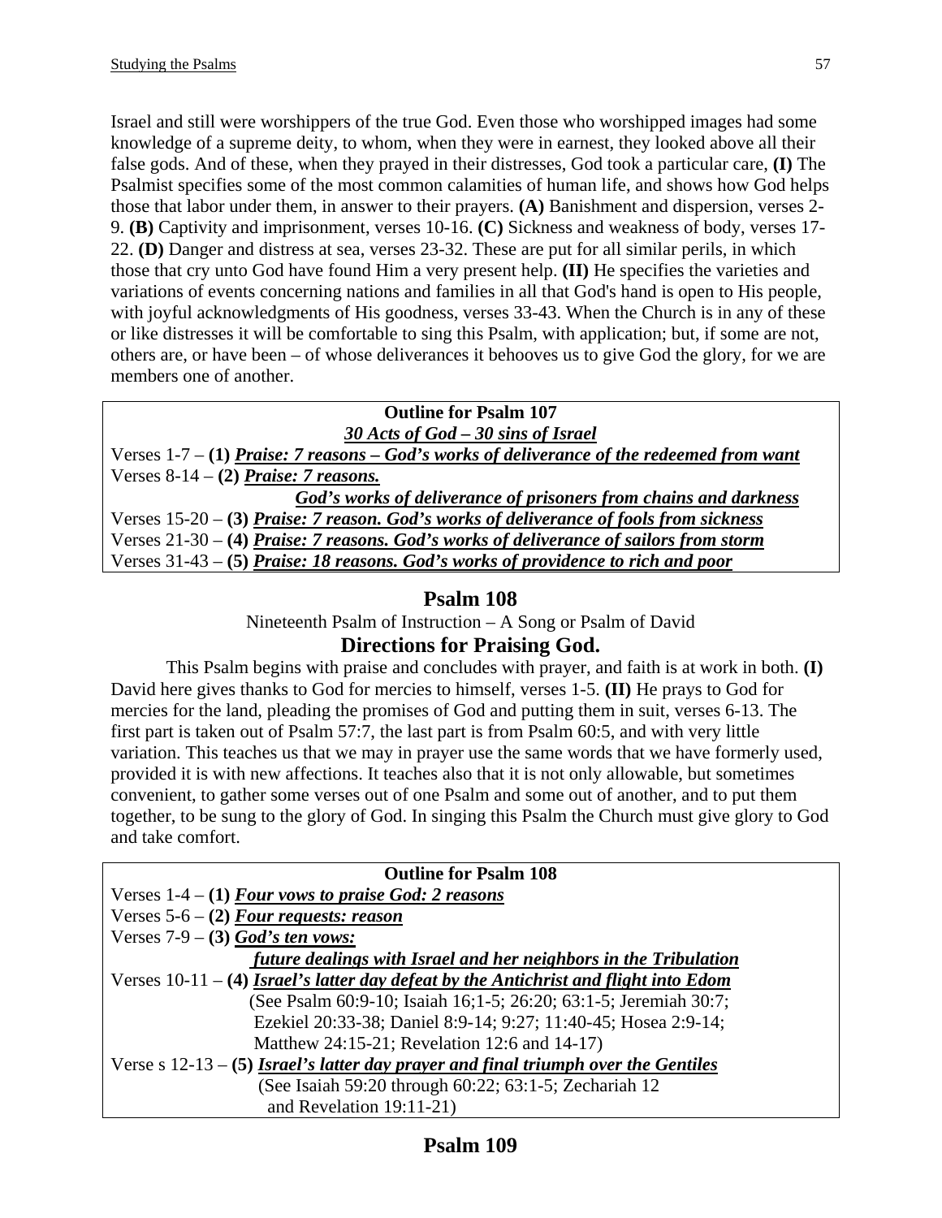Israel and still were worshippers of the true God. Even those who worshipped images had some knowledge of a supreme deity, to whom, when they were in earnest, they looked above all their false gods. And of these, when they prayed in their distresses, God took a particular care, **(I)** The Psalmist specifies some of the most common calamities of human life, and shows how God helps those that labor under them, in answer to their prayers. **(A)** Banishment and dispersion, verses 2-9. **(B)** Captivity and imprisonment, verses 10-16. **(C)** Sickness and weakness of body, verses 17-22. **(D)** Danger and distress at sea, verses 23-32. These are put for all similar perils, in which those that cry unto God have found Him a very present help. **(II)** He specifies the varieties and variations of events concerning nations and families in all that God's hand is open to His people, with joyful acknowledgments of His goodness, verses 33-43. When the Church is in any of these or like distresses it will be comfortable to sing this Psalm, with application; but, if some are not, others are, or have been – of whose deliverances it behooves us to give God the glory, for we are members one of another.

**Outline for Psalm 107**

***30 Acts of God – 30 sins of Israel***

Verses 1-7 – **(1)** ***Praise: 7 reasons – God's works of deliverance of the redeemed from want***

Verses 8-14 – **(2)** ***Praise: 7 reasons.***
***God's works of deliverance of prisoners from chains and darkness***

Verses 15-20 – **(3)** ***Praise: 7 reason. God's works of deliverance of fools from sickness***

Verses 21-30 – **(4)** ***Praise: 7 reasons. God's works of deliverance of sailors from storm***

Verses 31-43 – **(5)** ***Praise: 18 reasons. God's works of providence to rich and poor***

## Psalm 108

Nineteenth Psalm of Instruction – A Song or Psalm of David

### Directions for Praising God.

This Psalm begins with praise and concludes with prayer, and faith is at work in both. **(I)** David here gives thanks to God for mercies to himself, verses 1-5. **(II)** He prays to God for mercies for the land, pleading the promises of God and putting them in suit, verses 6-13. The first part is taken out of Psalm 57:7, the last part is from Psalm 60:5, and with very little variation. This teaches us that we may in prayer use the same words that we have formerly used, provided it is with new affections. It teaches also that it is not only allowable, but sometimes convenient, to gather some verses out of one Psalm and some out of another, and to put them together, to be sung to the glory of God. In singing this Psalm the Church must give glory to God and take comfort.

**Outline for Psalm 108**

Verses 1-4 – **(1)** ***Four vows to praise God: 2 reasons***

Verses 5-6 – **(2)** ***Four requests: reason***

Verses 7-9 – **(3)** ***God's ten vows:***
***future dealings with Israel and her neighbors in the Tribulation***

Verses 10-11 – **(4)** ***Israel's latter day defeat by the Antichrist and flight into Edom***
(See Psalm 60:9-10; Isaiah 16;1-5; 26:20; 63:1-5; Jeremiah 30:7; Ezekiel 20:33-38; Daniel 8:9-14; 9:27; 11:40-45; Hosea 2:9-14; Matthew 24:15-21; Revelation 12:6 and 14-17)

Verse s 12-13 – **(5)** ***Israel's latter day prayer and final triumph over the Gentiles***
(See Isaiah 59:20 through 60:22; 63:1-5; Zechariah 12 and Revelation 19:11-21)

## Psalm 109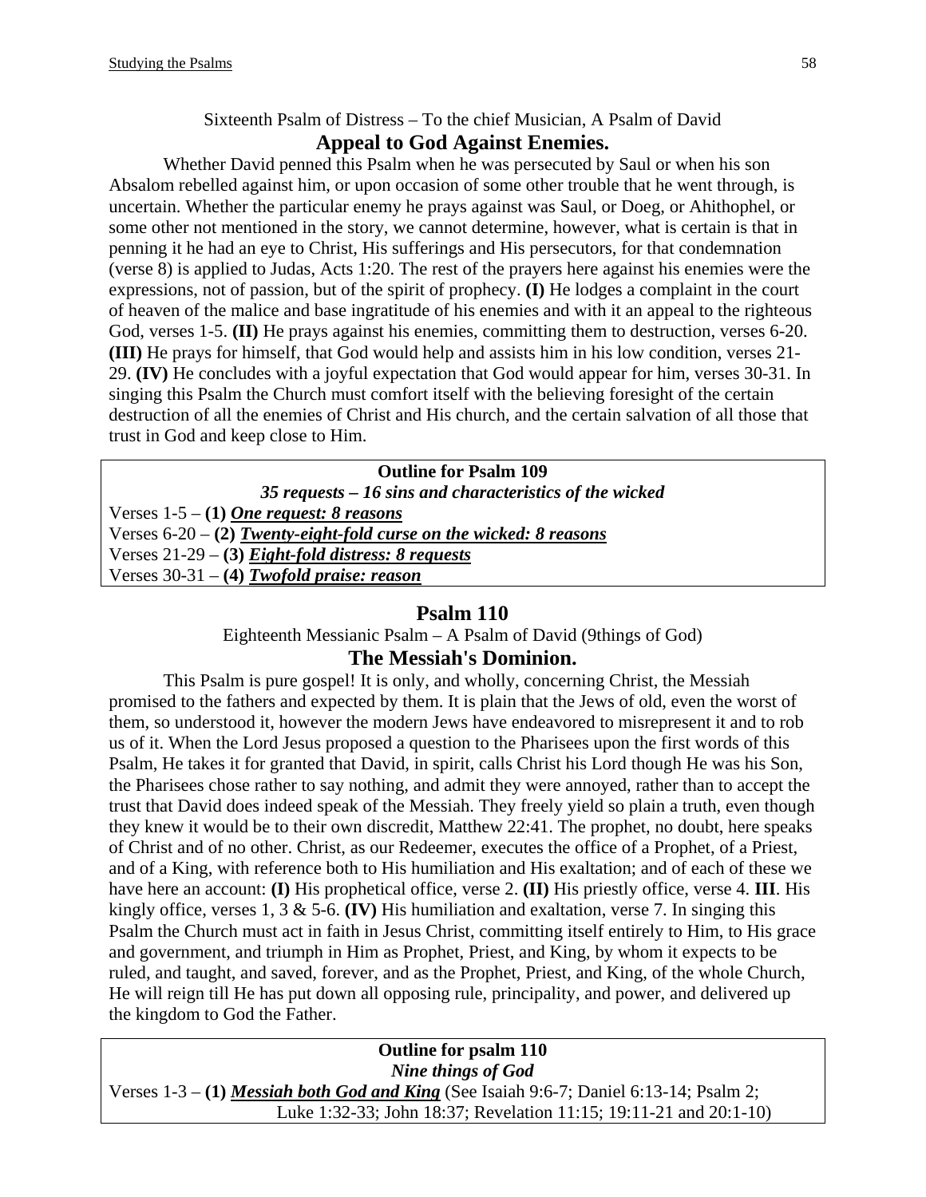Sixteenth Psalm of Distress – To the chief Musician, A Psalm of David

## Appeal to God Against Enemies.

Whether David penned this Psalm when he was persecuted by Saul or when his son Absalom rebelled against him, or upon occasion of some other trouble that he went through, is uncertain. Whether the particular enemy he prays against was Saul, or Doeg, or Ahithophel, or some other not mentioned in the story, we cannot determine, however, what is certain is that in penning it he had an eye to Christ, His sufferings and His persecutors, for that condemnation (verse 8) is applied to Judas, Acts 1:20. The rest of the prayers here against his enemies were the expressions, not of passion, but of the spirit of prophecy. **(I)** He lodges a complaint in the court of heaven of the malice and base ingratitude of his enemies and with it an appeal to the righteous God, verses 1-5. **(II)** He prays against his enemies, committing them to destruction, verses 6-20. **(III)** He prays for himself, that God would help and assists him in his low condition, verses 21-29. **(IV)** He concludes with a joyful expectation that God would appear for him, verses 30-31. In singing this Psalm the Church must comfort itself with the believing foresight of the certain destruction of all the enemies of Christ and His church, and the certain salvation of all those that trust in God and keep close to Him.

**Outline for Psalm 109**

***35 requests – 16 sins and characteristics of the wicked***

Verses 1-5 – **(1)** ***One request: 8 reasons***
Verses 6-20 – **(2)** ***Twenty-eight-fold curse on the wicked: 8 reasons***
Verses 21-29 – **(3)** ***Eight-fold distress: 8 requests***
Verses 30-31 – **(4)** ***Twofold praise: reason***

## Psalm 110

Eighteenth Messianic Psalm – A Psalm of David (9things of God)

## The Messiah's Dominion.

This Psalm is pure gospel! It is only, and wholly, concerning Christ, the Messiah promised to the fathers and expected by them. It is plain that the Jews of old, even the worst of them, so understood it, however the modern Jews have endeavored to misrepresent it and to rob us of it. When the Lord Jesus proposed a question to the Pharisees upon the first words of this Psalm, He takes it for granted that David, in spirit, calls Christ his Lord though He was his Son, the Pharisees chose rather to say nothing, and admit they were annoyed, rather than to accept the trust that David does indeed speak of the Messiah. They freely yield so plain a truth, even though they knew it would be to their own discredit, Matthew 22:41. The prophet, no doubt, here speaks of Christ and of no other. Christ, as our Redeemer, executes the office of a Prophet, of a Priest, and of a King, with reference both to His humiliation and His exaltation; and of each of these we have here an account: **(I)** His prophetical office, verse 2. **(II)** His priestly office, verse 4. **III**. His kingly office, verses 1, 3 & 5-6. **(IV)** His humiliation and exaltation, verse 7. In singing this Psalm the Church must act in faith in Jesus Christ, committing itself entirely to Him, to His grace and government, and triumph in Him as Prophet, Priest, and King, by whom it expects to be ruled, and taught, and saved, forever, and as the Prophet, Priest, and King, of the whole Church, He will reign till He has put down all opposing rule, principality, and power, and delivered up the kingdom to God the Father.

**Outline for psalm 110**

***Nine things of God***

Verses 1-3 – **(1)** ***Messiah both God and King*** (See Isaiah 9:6-7; Daniel 6:13-14; Psalm 2; Luke 1:32-33; John 18:37; Revelation 11:15; 19:11-21 and 20:1-10)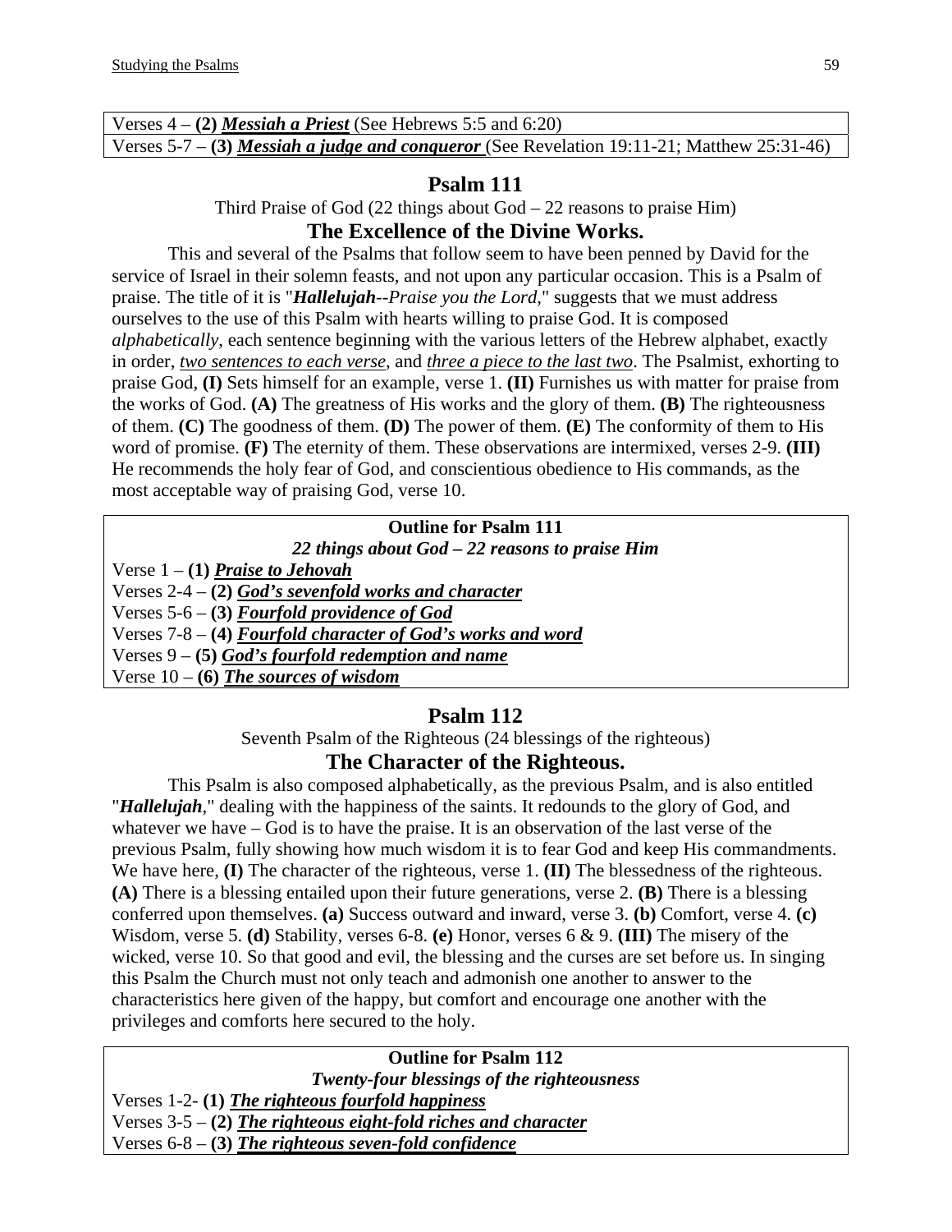| Verses 4 – **(2)** ***Messiah a Priest*** (See Hebrews 5:5 and 6:20) |
|---|
| Verses 5-7 – **(3)** ***Messiah a judge and conqueror*** (See Revelation 19:11-21; Matthew 25:31-46) |

## Psalm 111

Third Praise of God (22 things about God – 22 reasons to praise Him)

### The Excellence of the Divine Works.

This and several of the Psalms that follow seem to have been penned by David for the service of Israel in their solemn feasts, and not upon any particular occasion. This is a Psalm of praise. The title of it is "***Hallelujah****--Praise you the Lord*," suggests that we must address ourselves to the use of this Psalm with hearts willing to praise God. It is composed *alphabetically*, each sentence beginning with the various letters of the Hebrew alphabet, exactly in order, *two sentences to each verse*, and *three a piece to the last two*. The Psalmist, exhorting to praise God, **(I)** Sets himself for an example, verse 1. **(II)** Furnishes us with matter for praise from the works of God. **(A)** The greatness of His works and the glory of them. **(B)** The righteousness of them. **(C)** The goodness of them. **(D)** The power of them. **(E)** The conformity of them to His word of promise. **(F)** The eternity of them. These observations are intermixed, verses 2-9. **(III)** He recommends the holy fear of God, and conscientious obedience to His commands, as the most acceptable way of praising God, verse 10.

| **Outline for Psalm 111**<br>***22 things about God – 22 reasons to praise Him*** |
|---|
| Verse 1 – **(1)** ***Praise to Jehovah*** |
| Verses 2-4 – **(2)** ***God's sevenfold works and character*** |
| Verses 5-6 – **(3)** ***Fourfold providence of God*** |
| Verses 7-8 – **(4)** ***Fourfold character of God's works and word*** |
| Verses 9 – **(5)** ***God's fourfold redemption and name*** |
| Verse 10 – **(6)** ***The sources of wisdom*** |

## Psalm 112

Seventh Psalm of the Righteous (24 blessings of the righteous)

### The Character of the Righteous.

This Psalm is also composed alphabetically, as the previous Psalm, and is also entitled "***Hallelujah***," dealing with the happiness of the saints. It redounds to the glory of God, and whatever we have – God is to have the praise. It is an observation of the last verse of the previous Psalm, fully showing how much wisdom it is to fear God and keep His commandments. We have here, **(I)** The character of the righteous, verse 1. **(II)** The blessedness of the righteous. **(A)** There is a blessing entailed upon their future generations, verse 2. **(B)** There is a blessing conferred upon themselves. **(a)** Success outward and inward, verse 3. **(b)** Comfort, verse 4. **(c)** Wisdom, verse 5. **(d)** Stability, verses 6-8. **(e)** Honor, verses 6 & 9. **(III)** The misery of the wicked, verse 10. So that good and evil, the blessing and the curses are set before us. In singing this Psalm the Church must not only teach and admonish one another to answer to the characteristics here given of the happy, but comfort and encourage one another with the privileges and comforts here secured to the holy.

| **Outline for Psalm 112**<br>***Twenty-four blessings of the righteousness*** |
|---|
| Verses 1-2- **(1)** ***The righteous fourfold happiness*** |
| Verses 3-5 – **(2)** ***The righteous eight-fold riches and character*** |
| Verses 6-8 – **(3)** ***The righteous seven-fold confidence*** |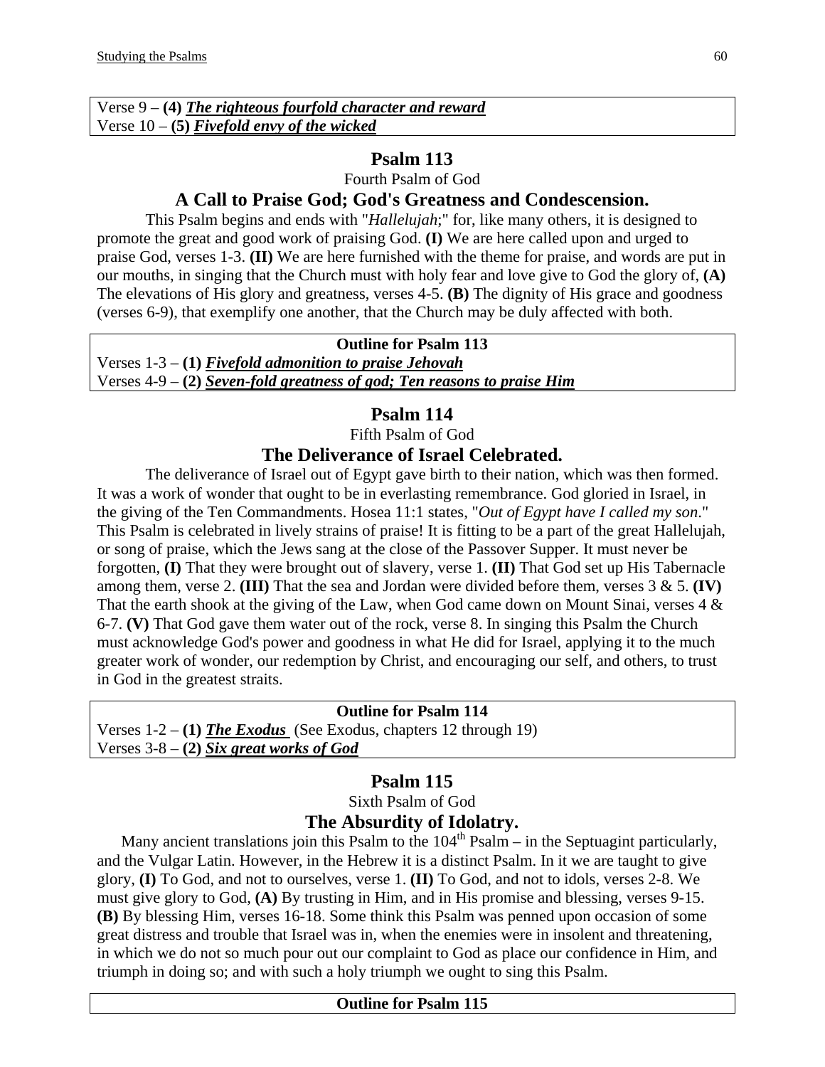Verse 9 – **(4)** ***<u>The righteous fourfold character and reward</u>***
Verse 10 – **(5)** ***<u>Fivefold envy of the wicked</u>***

## Psalm 113

Fourth Psalm of God

### A Call to Praise God; God's Greatness and Condescension.

This Psalm begins and ends with "*Hallelujah*;" for, like many others, it is designed to promote the great and good work of praising God. **(I)** We are here called upon and urged to praise God, verses 1-3. **(II)** We are here furnished with the theme for praise, and words are put in our mouths, in singing that the Church must with holy fear and love give to God the glory of, **(A)** The elevations of His glory and greatness, verses 4-5. **(B)** The dignity of His grace and goodness (verses 6-9), that exemplify one another, that the Church may be duly affected with both.

**Outline for Psalm 113**
Verses 1-3 – **(1)** ***<u>Fivefold admonition to praise Jehovah</u>***
Verses 4-9 – **(2)** ***<u>Seven-fold greatness of god; Ten reasons to praise Him</u>***

## Psalm 114

Fifth Psalm of God

### The Deliverance of Israel Celebrated.

The deliverance of Israel out of Egypt gave birth to their nation, which was then formed. It was a work of wonder that ought to be in everlasting remembrance. God gloried in Israel, in the giving of the Ten Commandments. Hosea 11:1 states, "*Out of Egypt have I called my son*." This Psalm is celebrated in lively strains of praise! It is fitting to be a part of the great Hallelujah, or song of praise, which the Jews sang at the close of the Passover Supper. It must never be forgotten, **(I)** That they were brought out of slavery, verse 1. **(II)** That God set up His Tabernacle among them, verse 2. **(III)** That the sea and Jordan were divided before them, verses 3 & 5. **(IV)** That the earth shook at the giving of the Law, when God came down on Mount Sinai, verses 4 & 6-7. **(V)** That God gave them water out of the rock, verse 8. In singing this Psalm the Church must acknowledge God's power and goodness in what He did for Israel, applying it to the much greater work of wonder, our redemption by Christ, and encouraging our self, and others, to trust in God in the greatest straits.

**Outline for Psalm 114**
Verses 1-2 – **(1)** ***<u>The Exodus</u>*** (See Exodus, chapters 12 through 19)
Verses 3-8 – **(2)** ***<u>Six great works of God</u>***

## Psalm 115

Sixth Psalm of God

### The Absurdity of Idolatry.

Many ancient translations join this Psalm to the 104th Psalm – in the Septuagint particularly, and the Vulgar Latin. However, in the Hebrew it is a distinct Psalm. In it we are taught to give glory, **(I)** To God, and not to ourselves, verse 1. **(II)** To God, and not to idols, verses 2-8. We must give glory to God, **(A)** By trusting in Him, and in His promise and blessing, verses 9-15. **(B)** By blessing Him, verses 16-18. Some think this Psalm was penned upon occasion of some great distress and trouble that Israel was in, when the enemies were in insolent and threatening, in which we do not so much pour out our complaint to God as place our confidence in Him, and triumph in doing so; and with such a holy triumph we ought to sing this Psalm.

**Outline for Psalm 115**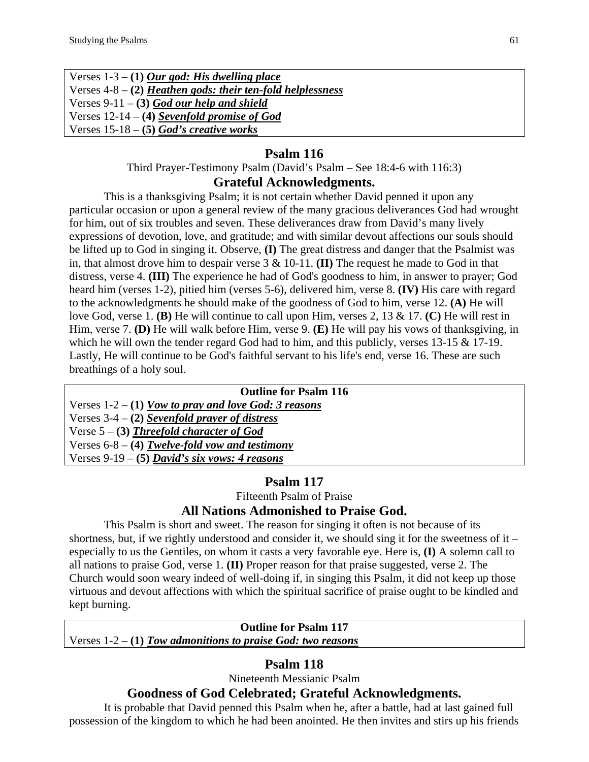Verses 1-3 – **(1)** ***<u>Our god: His dwelling place</u>***
Verses 4-8 – **(2)** ***<u>Heathen gods: their ten-fold helplessness</u>***
Verses 9-11 – **(3)** ***<u>God our help and shield</u>***
Verses 12-14 – **(4)** ***<u>Sevenfold promise of God</u>***
Verses 15-18 – **(5)** ***<u>God's creative works</u>***

## Psalm 116

Third Prayer-Testimony Psalm (David's Psalm – See 18:4-6 with 116:3)

### Grateful Acknowledgments.

This is a thanksgiving Psalm; it is not certain whether David penned it upon any particular occasion or upon a general review of the many gracious deliverances God had wrought for him, out of six troubles and seven. These deliverances draw from David's many lively expressions of devotion, love, and gratitude; and with similar devout affections our souls should be lifted up to God in singing it. Observe, **(I)** The great distress and danger that the Psalmist was in, that almost drove him to despair verse 3 & 10-11. **(II)** The request he made to God in that distress, verse 4. **(III)** The experience he had of God's goodness to him, in answer to prayer; God heard him (verses 1-2), pitied him (verses 5-6), delivered him, verse 8. **(IV)** His care with regard to the acknowledgments he should make of the goodness of God to him, verse 12. **(A)** He will love God, verse 1. **(B)** He will continue to call upon Him, verses 2, 13 & 17. **(C)** He will rest in Him, verse 7. **(D)** He will walk before Him, verse 9. **(E)** He will pay his vows of thanksgiving, in which he will own the tender regard God had to him, and this publicly, verses 13-15 & 17-19. Lastly, He will continue to be God's faithful servant to his life's end, verse 16. These are such breathings of a holy soul.

**Outline for Psalm 116**

Verses 1-2 – **(1)** ***<u>Vow to pray and love God: 3 reasons</u>***
Verses 3-4 – **(2)** ***<u>Sevenfold prayer of distress</u>***
Verse 5 – **(3)** ***<u>Threefold character of God</u>***
Verses 6-8 – **(4)** ***<u>Twelve-fold vow and testimony</u>***
Verses 9-19 – **(5)** ***<u>David's six vows: 4 reasons</u>***

## Psalm 117

Fifteenth Psalm of Praise

### All Nations Admonished to Praise God.

This Psalm is short and sweet. The reason for singing it often is not because of its shortness, but, if we rightly understood and consider it, we should sing it for the sweetness of it – especially to us the Gentiles, on whom it casts a very favorable eye. Here is, **(I)** A solemn call to all nations to praise God, verse 1. **(II)** Proper reason for that praise suggested, verse 2. The Church would soon weary indeed of well-doing if, in singing this Psalm, it did not keep up those virtuous and devout affections with which the spiritual sacrifice of praise ought to be kindled and kept burning.

**Outline for Psalm 117**

Verses 1-2 – **(1)** ***<u>Tow admonitions to praise God: two reasons</u>***

## Psalm 118

Nineteenth Messianic Psalm

### Goodness of God Celebrated; Grateful Acknowledgments.

It is probable that David penned this Psalm when he, after a battle, had at last gained full possession of the kingdom to which he had been anointed. He then invites and stirs up his friends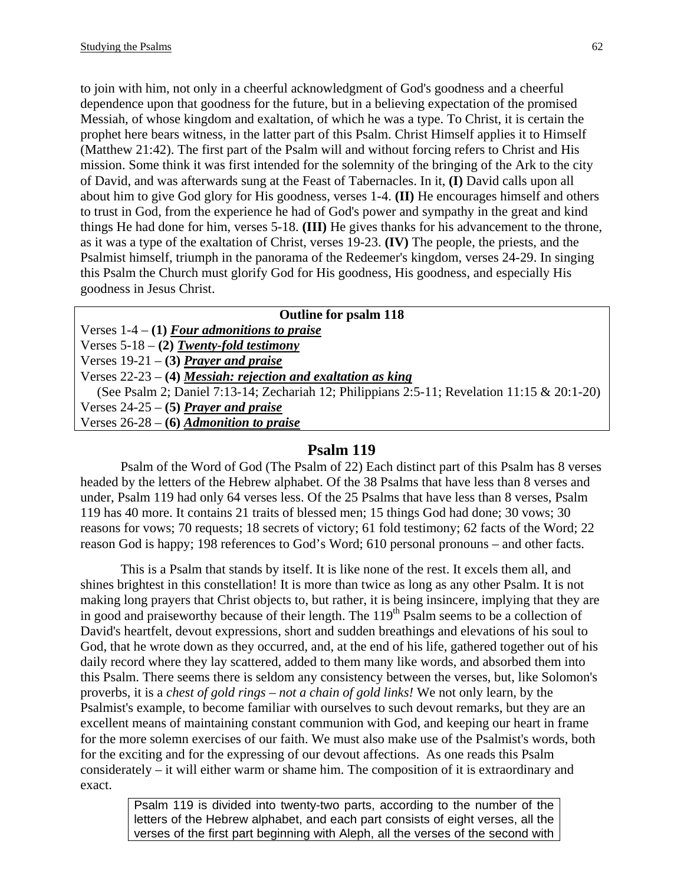to join with him, not only in a cheerful acknowledgment of God's goodness and a cheerful dependence upon that goodness for the future, but in a believing expectation of the promised Messiah, of whose kingdom and exaltation, of which he was a type. To Christ, it is certain the prophet here bears witness, in the latter part of this Psalm. Christ Himself applies it to Himself (Matthew 21:42). The first part of the Psalm will and without forcing refers to Christ and His mission. Some think it was first intended for the solemnity of the bringing of the Ark to the city of David, and was afterwards sung at the Feast of Tabernacles. In it, **(I)** David calls upon all about him to give God glory for His goodness, verses 1-4. **(II)** He encourages himself and others to trust in God, from the experience he had of God's power and sympathy in the great and kind things He had done for him, verses 5-18. **(III)** He gives thanks for his advancement to the throne, as it was a type of the exaltation of Christ, verses 19-23. **(IV)** The people, the priests, and the Psalmist himself, triumph in the panorama of the Redeemer's kingdom, verses 24-29. In singing this Psalm the Church must glorify God for His goodness, His goodness, and especially His goodness in Jesus Christ.

**Outline for psalm 118**

Verses 1-4 – **(1)** ***Four admonitions to praise***
Verses 5-18 – **(2)** ***Twenty-fold testimony***
Verses 19-21 – **(3)** ***Prayer and praise***
Verses 22-23 – **(4)** ***Messiah: rejection and exaltation as king***
(See Psalm 2; Daniel 7:13-14; Zechariah 12; Philippians 2:5-11; Revelation 11:15 & 20:1-20)
Verses 24-25 – **(5)** ***Prayer and praise***
Verses 26-28 – **(6)** ***Admonition to praise***

## Psalm 119

Psalm of the Word of God (The Psalm of 22) Each distinct part of this Psalm has 8 verses headed by the letters of the Hebrew alphabet. Of the 38 Psalms that have less than 8 verses and under, Psalm 119 had only 64 verses less. Of the 25 Psalms that have less than 8 verses, Psalm 119 has 40 more. It contains 21 traits of blessed men; 15 things God had done; 30 vows; 30 reasons for vows; 70 requests; 18 secrets of victory; 61 fold testimony; 62 facts of the Word; 22 reason God is happy; 198 references to God's Word; 610 personal pronouns – and other facts.

This is a Psalm that stands by itself. It is like none of the rest. It excels them all, and shines brightest in this constellation! It is more than twice as long as any other Psalm. It is not making long prayers that Christ objects to, but rather, it is being insincere, implying that they are in good and praiseworthy because of their length. The 119th Psalm seems to be a collection of David's heartfelt, devout expressions, short and sudden breathings and elevations of his soul to God, that he wrote down as they occurred, and, at the end of his life, gathered together out of his daily record where they lay scattered, added to them many like words, and absorbed them into this Psalm. There seems there is seldom any consistency between the verses, but, like Solomon's proverbs, it is a *chest of gold rings – not a chain of gold links!* We not only learn, by the Psalmist's example, to become familiar with ourselves to such devout remarks, but they are an excellent means of maintaining constant communion with God, and keeping our heart in frame for the more solemn exercises of our faith. We must also make use of the Psalmist's words, both for the exciting and for the expressing of our devout affections. As one reads this Psalm considerately – it will either warm or shame him. The composition of it is extraordinary and exact.

Psalm 119 is divided into twenty-two parts, according to the number of the letters of the Hebrew alphabet, and each part consists of eight verses, all the verses of the first part beginning with Aleph, all the verses of the second with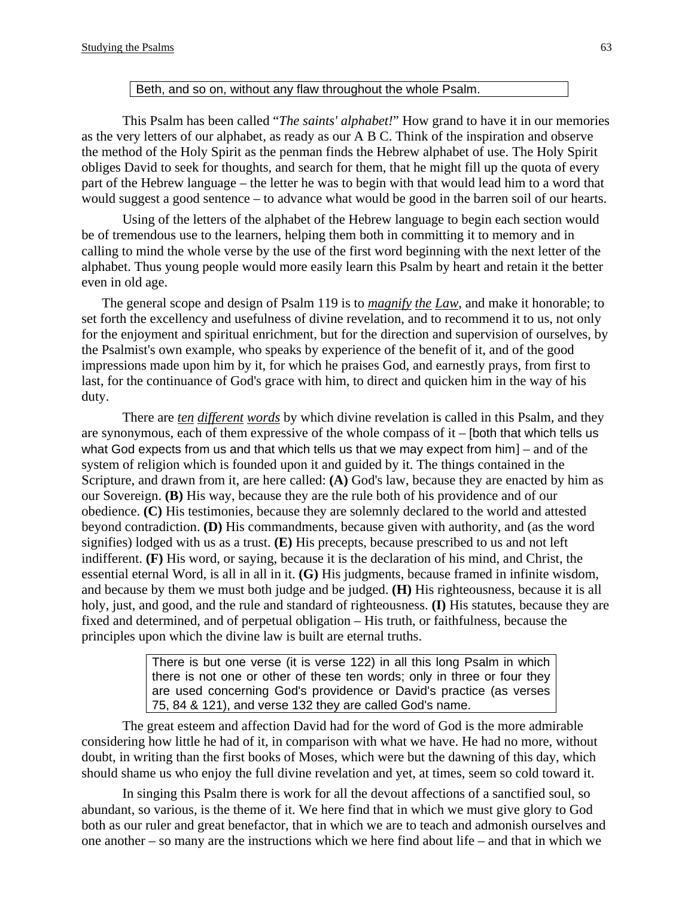Beth, and so on, without any flaw throughout the whole Psalm.

This Psalm has been called "*The saints' alphabet!*" How grand to have it in our memories as the very letters of our alphabet, as ready as our A B C. Think of the inspiration and observe the method of the Holy Spirit as the penman finds the Hebrew alphabet of use. The Holy Spirit obliges David to seek for thoughts, and search for them, that he might fill up the quota of every part of the Hebrew language – the letter he was to begin with that would lead him to a word that would suggest a good sentence – to advance what would be good in the barren soil of our hearts.

Using of the letters of the alphabet of the Hebrew language to begin each section would be of tremendous use to the learners, helping them both in committing it to memory and in calling to mind the whole verse by the use of the first word beginning with the next letter of the alphabet. Thus young people would more easily learn this Psalm by heart and retain it the better even in old age.

The general scope and design of Psalm 119 is to ***magnify the Law***, and make it honorable; to set forth the excellency and usefulness of divine revelation, and to recommend it to us, not only for the enjoyment and spiritual enrichment, but for the direction and supervision of ourselves, by the Psalmist's own example, who speaks by experience of the benefit of it, and of the good impressions made upon him by it, for which he praises God, and earnestly prays, from first to last, for the continuance of God's grace with him, to direct and quicken him in the way of his duty.

There are ***ten different words*** by which divine revelation is called in this Psalm, and they are synonymous, each of them expressive of the whole compass of it – [both that which tells us what God expects from us and that which tells us that we may expect from him] – and of the system of religion which is founded upon it and guided by it. The things contained in the Scripture, and drawn from it, are here called: **(A)** God's law, because they are enacted by him as our Sovereign. **(B)** His way, because they are the rule both of his providence and of our obedience. **(C)** His testimonies, because they are solemnly declared to the world and attested beyond contradiction. **(D)** His commandments, because given with authority, and (as the word signifies) lodged with us as a trust. **(E)** His precepts, because prescribed to us and not left indifferent. **(F)** His word, or saying, because it is the declaration of his mind, and Christ, the essential eternal Word, is all in all in it. **(G)** His judgments, because framed in infinite wisdom, and because by them we must both judge and be judged. **(H)** His righteousness, because it is all holy, just, and good, and the rule and standard of righteousness. **(I)** His statutes, because they are fixed and determined, and of perpetual obligation – His truth, or faithfulness, because the principles upon which the divine law is built are eternal truths.

There is but one verse (it is verse 122) in all this long Psalm in which there is not one or other of these ten words; only in three or four they are used concerning God's providence or David's practice (as verses 75, 84 & 121), and verse 132 they are called God's name.

The great esteem and affection David had for the word of God is the more admirable considering how little he had of it, in comparison with what we have. He had no more, without doubt, in writing than the first books of Moses, which were but the dawning of this day, which should shame us who enjoy the full divine revelation and yet, at times, seem so cold toward it.

In singing this Psalm there is work for all the devout affections of a sanctified soul, so abundant, so various, is the theme of it. We here find that in which we must give glory to God both as our ruler and great benefactor, that in which we are to teach and admonish ourselves and one another – so many are the instructions which we here find about life – and that in which we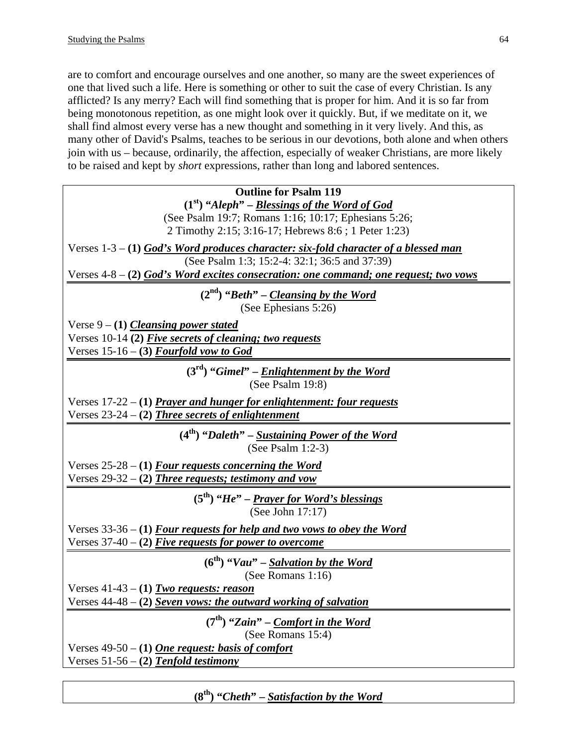are to comfort and encourage ourselves and one another, so many are the sweet experiences of one that lived such a life. Here is something or other to suit the case of every Christian. Is any afflicted? Is any merry? Each will find something that is proper for him. And it is so far from being monotonous repetition, as one might look over it quickly. But, if we meditate on it, we shall find almost every verse has a new thought and something in it very lively. And this, as many other of David's Psalms, teaches to be serious in our devotions, both alone and when others join with us – because, ordinarily, the affection, especially of weaker Christians, are more likely to be raised and kept by *short* expressions, rather than long and labored sentences.

**Outline for Psalm 119**

**(1st) "*Aleph*" – *Blessings of the Word of God***

(See Psalm 19:7; Romans 1:16; 10:17; Ephesians 5:26; 2 Timothy 2:15; 3:16-17; Hebrews 8:6 ; 1 Peter 1:23)

Verses 1-3 – **(1) *God's Word produces character: six-fold character of a blessed man***

(See Psalm 1:3; 15:2-4: 32:1; 36:5 and 37:39)

Verses 4-8 – **(2) *God's Word excites consecration: one command; one request; two vows***

**(2nd) "*Beth*" – *Cleansing by the Word***

(See Ephesians 5:26)

Verse 9 – **(1) *Cleansing power stated***

Verses 10-14 **(2) *Five secrets of cleaning; two requests***

Verses 15-16 – **(3) *Fourfold vow to God***

**(3rd) "*Gimel*" – *Enlightenment by the Word***

(See Psalm 19:8)

Verses 17-22 – **(1) *Prayer and hunger for enlightenment: four requests***

Verses 23-24 – **(2) *Three secrets of enlightenment***

**(4th) "*Daleth*" – *Sustaining Power of the Word***

(See Psalm 1:2-3)

Verses 25-28 – **(1) *Four requests concerning the Word***

Verses 29-32 – **(2) *Three requests; testimony and vow***

**(5th) "*He*" – *Prayer for Word's blessings***

(See John 17:17)

Verses 33-36 – **(1) *Four requests for help and two vows to obey the Word***

Verses 37-40 – **(2) *Five requests for power to overcome***

**(6th) "*Vau*" – *Salvation by the Word***

(See Romans 1:16)

Verses 41-43 – **(1) *Two requests: reason***

Verses 44-48 – **(2) *Seven vows: the outward working of salvation***

**(7th) "*Zain*" – *Comfort in the Word***

(See Romans 15:4)

Verses 49-50 – **(1) *One request: basis of comfort***

Verses 51-56 – **(2) *Tenfold testimony***

**(8th) "*Cheth*" – *Satisfaction by the Word***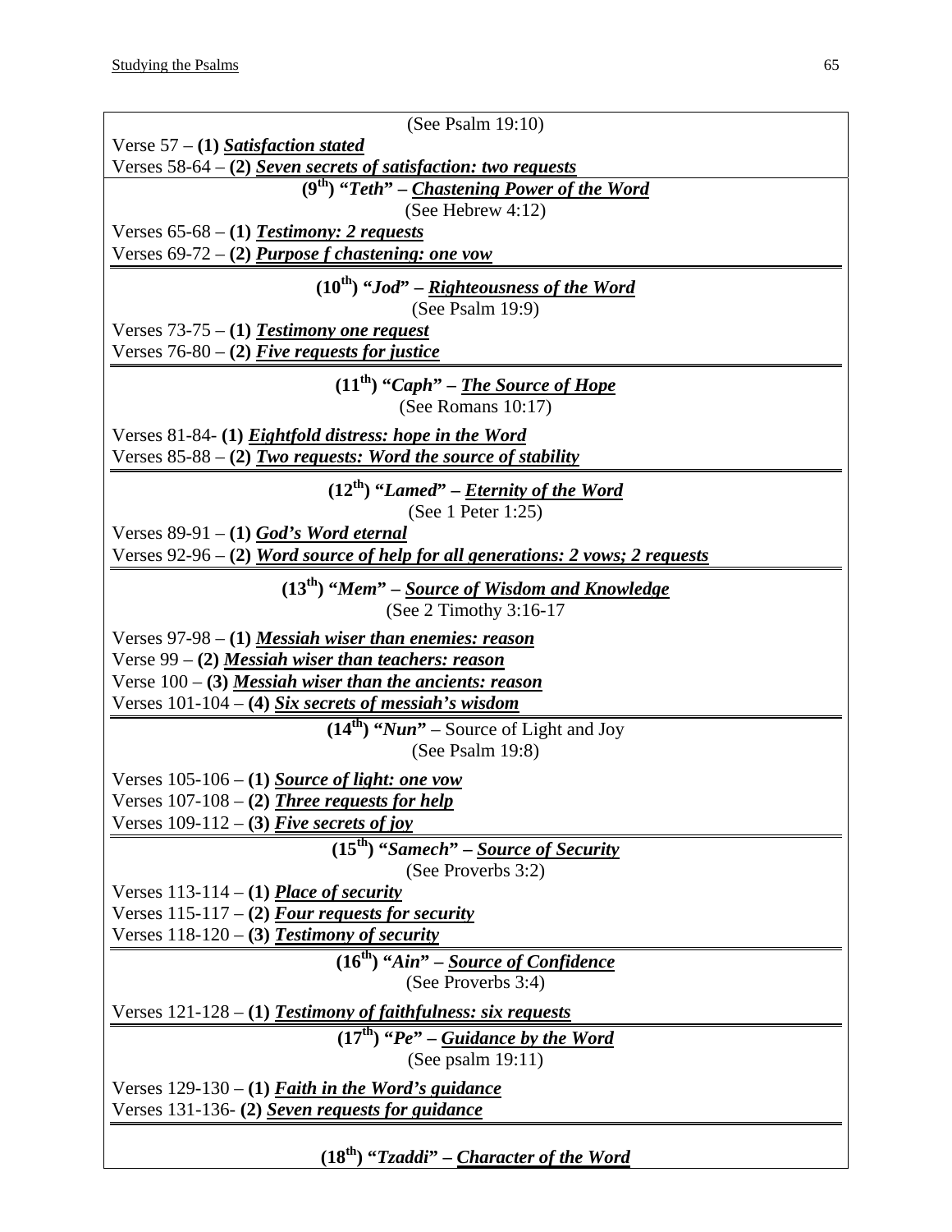(See Psalm 19:10)

Verse 57 – **(1)** ***Satisfaction stated***

Verses 58-64 – **(2)** ***Seven secrets of satisfaction: two requests***

**(9th) "*Teth*" – *Chastening Power of the Word***

(See Hebrew 4:12)

Verses 65-68 – **(1)** ***Testimony: 2 requests***

Verses 69-72 – **(2)** ***Purpose f chastening: one vow***

---

**(10th) "*Jod*" – *Righteousness of the Word***

(See Psalm 19:9)

Verses 73-75 – **(1)** ***Testimony one request***

Verses 76-80 – **(2)** ***Five requests for justice***

---

**(11th) "*Caph*" – *The Source of Hope***

(See Romans 10:17)

Verses 81-84- **(1)** ***Eightfold distress: hope in the Word***

Verses 85-88 – **(2)** ***Two requests: Word the source of stability***

---

**(12th) "*Lamed*" – *Eternity of the Word***

(See 1 Peter 1:25)

Verses 89-91 – **(1)** ***God's Word eternal***

Verses 92-96 – **(2)** ***Word source of help for all generations: 2 vows; 2 requests***

---

**(13th) "*Mem*" – *Source of Wisdom and Knowledge***

(See 2 Timothy 3:16-17

Verses 97-98 – **(1)** ***Messiah wiser than enemies: reason***

Verse 99 – **(2)** ***Messiah wiser than teachers: reason***

Verse 100 – **(3)** ***Messiah wiser than the ancients: reason***

Verses 101-104 – **(4)** ***Six secrets of messiah's wisdom***

---

**(14th) "*Nun*"** – Source of Light and Joy

(See Psalm 19:8)

Verses 105-106 – **(1)** ***Source of light: one vow***

Verses 107-108 – **(2)** ***Three requests for help***

Verses 109-112 – **(3)** ***Five secrets of joy***

---

**(15th) "*Samech*" – *Source of Security***

(See Proverbs 3:2)

Verses 113-114 – **(1)** ***Place of security***

Verses 115-117 – **(2)** ***Four requests for security***

Verses 118-120 – **(3)** ***Testimony of security***

---

**(16th) "*Ain*" – *Source of Confidence***

(See Proverbs 3:4)

Verses 121-128 – **(1)** ***Testimony of faithfulness: six requests***

---

**(17th) "*Pe*" – *Guidance by the Word***

(See psalm 19:11)

Verses 129-130 – **(1)** ***Faith in the Word's guidance***

Verses 131-136- **(2)** ***Seven requests for guidance***

---

**(18th) "*Tzaddi*" – *Character of the Word***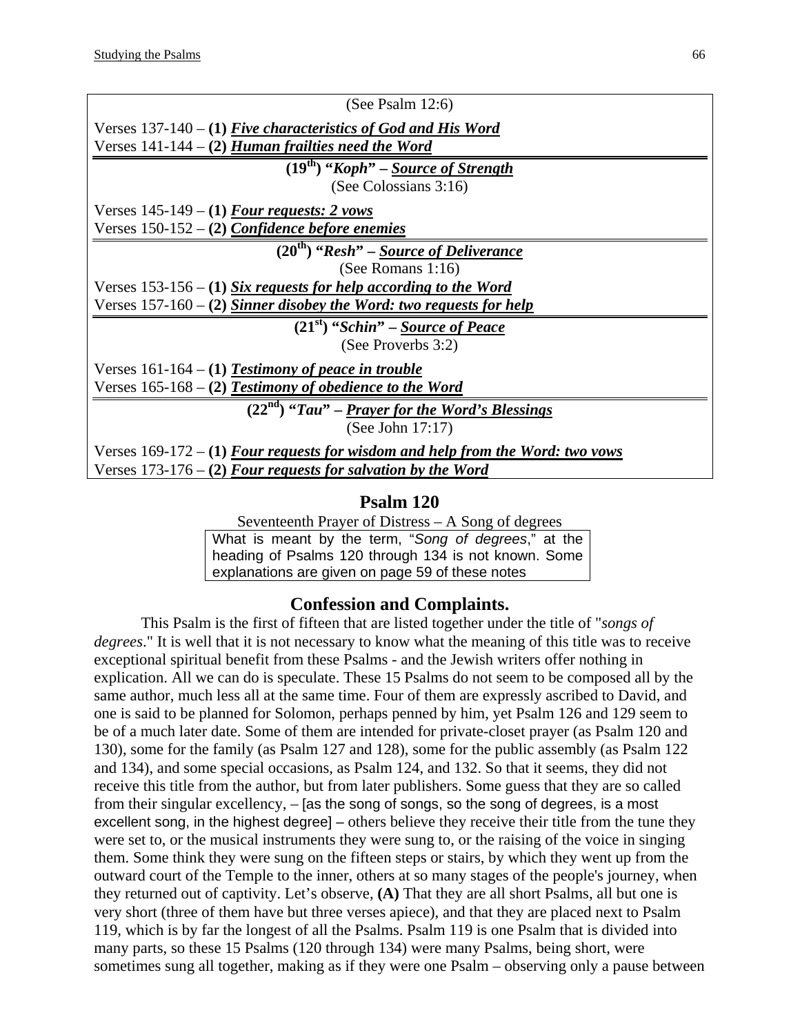(See Psalm 12:6)

Verses 137-140 – **(1)** ***Five characteristics of God and His Word***
Verses 141-144 – **(2)** ***Human frailties need the Word***

**(19th) "*Koph*" – *Source of Strength***
(See Colossians 3:16)

Verses 145-149 – **(1)** ***Four requests: 2 vows***
Verses 150-152 – **(2)** ***Confidence before enemies***

**(20th) "*Resh*" – *Source of Deliverance***
(See Romans 1:16)

Verses 153-156 – **(1)** ***Six requests for help according to the Word***
Verses 157-160 – **(2)** ***Sinner disobey the Word: two requests for help***

**(21st) "*Schin*" – *Source of Peace***
(See Proverbs 3:2)

Verses 161-164 – **(1)** ***Testimony of peace in trouble***
Verses 165-168 – **(2)** ***Testimony of obedience to the Word***

**(22nd) "*Tau*" – *Prayer for the Word's Blessings***
(See John 17:17)

Verses 169-172 – **(1)** ***Four requests for wisdom and help from the Word: two vows***
Verses 173-176 – **(2)** ***Four requests for salvation by the Word***

## Psalm 120

Seventeenth Prayer of Distress – A Song of degrees

What is meant by the term, "*Song of degrees*," at the heading of Psalms 120 through 134 is not known. Some explanations are given on page 59 of these notes

### Confession and Complaints.

This Psalm is the first of fifteen that are listed together under the title of "*songs of degrees*." It is well that it is not necessary to know what the meaning of this title was to receive exceptional spiritual benefit from these Psalms - and the Jewish writers offer nothing in explication. All we can do is speculate. These 15 Psalms do not seem to be composed all by the same author, much less all at the same time. Four of them are expressly ascribed to David, and one is said to be planned for Solomon, perhaps penned by him, yet Psalm 126 and 129 seem to be of a much later date. Some of them are intended for private-closet prayer (as Psalm 120 and 130), some for the family (as Psalm 127 and 128), some for the public assembly (as Psalm 122 and 134), and some special occasions, as Psalm 124, and 132. So that it seems, they did not receive this title from the author, but from later publishers. Some guess that they are so called from their singular excellency, – [as the song of songs, so the song of degrees, is a most excellent song, in the highest degree] – others believe they receive their title from the tune they were set to, or the musical instruments they were sung to, or the raising of the voice in singing them. Some think they were sung on the fifteen steps or stairs, by which they went up from the outward court of the Temple to the inner, others at so many stages of the people's journey, when they returned out of captivity. Let's observe, **(A)** That they are all short Psalms, all but one is very short (three of them have but three verses apiece), and that they are placed next to Psalm 119, which is by far the longest of all the Psalms. Psalm 119 is one Psalm that is divided into many parts, so these 15 Psalms (120 through 134) were many Psalms, being short, were sometimes sung all together, making as if they were one Psalm – observing only a pause between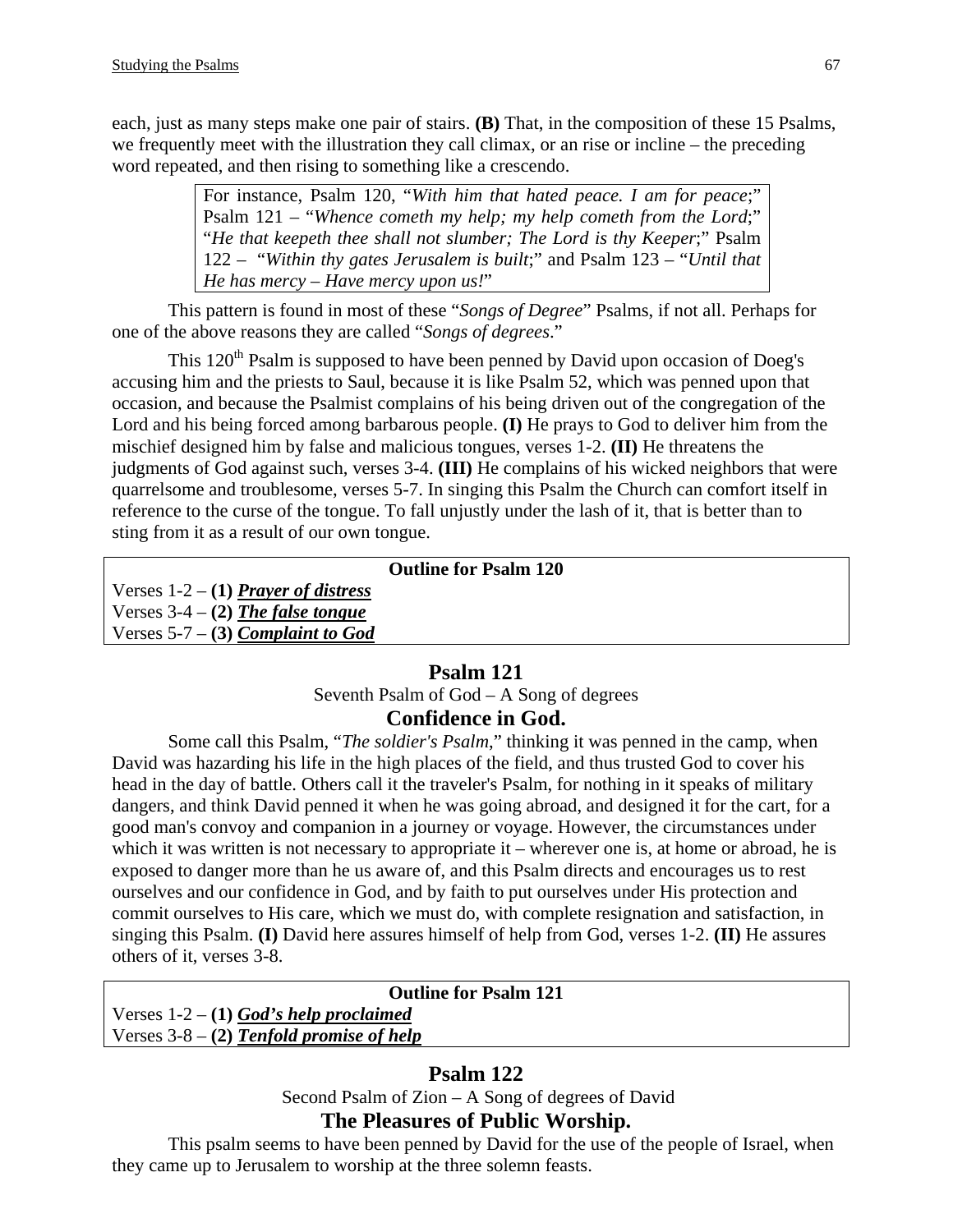each, just as many steps make one pair of stairs. **(B)** That, in the composition of these 15 Psalms, we frequently meet with the illustration they call climax, or an rise or incline – the preceding word repeated, and then rising to something like a crescendo.

> For instance, Psalm 120, "*With him that hated peace. I am for peace*;" Psalm 121 – "*Whence cometh my help; my help cometh from the Lord*;" "*He that keepeth thee shall not slumber; The Lord is thy Keeper*;" Psalm 122 – "*Within thy gates Jerusalem is built*;" and Psalm 123 – "*Until that He has mercy – Have mercy upon us!*"

This pattern is found in most of these "*Songs of Degree*" Psalms, if not all. Perhaps for one of the above reasons they are called "*Songs of degrees*."

This 120th Psalm is supposed to have been penned by David upon occasion of Doeg's accusing him and the priests to Saul, because it is like Psalm 52, which was penned upon that occasion, and because the Psalmist complains of his being driven out of the congregation of the Lord and his being forced among barbarous people. **(I)** He prays to God to deliver him from the mischief designed him by false and malicious tongues, verses 1-2. **(II)** He threatens the judgments of God against such, verses 3-4. **(III)** He complains of his wicked neighbors that were quarrelsome and troublesome, verses 5-7. In singing this Psalm the Church can comfort itself in reference to the curse of the tongue. To fall unjustly under the lash of it, that is better than to sting from it as a result of our own tongue.

| **Outline for Psalm 120** |
|---|
| Verses 1-2 – **(1)** ***Prayer of distress*** |
| Verses 3-4 – **(2)** ***The false tongue*** |
| Verses 5-7 – **(3)** ***Complaint to God*** |

## Psalm 121

Seventh Psalm of God – A Song of degrees

### Confidence in God.

Some call this Psalm, "*The soldier's Psalm*," thinking it was penned in the camp, when David was hazarding his life in the high places of the field, and thus trusted God to cover his head in the day of battle. Others call it the traveler's Psalm, for nothing in it speaks of military dangers, and think David penned it when he was going abroad, and designed it for the cart, for a good man's convoy and companion in a journey or voyage. However, the circumstances under which it was written is not necessary to appropriate it – wherever one is, at home or abroad, he is exposed to danger more than he us aware of, and this Psalm directs and encourages us to rest ourselves and our confidence in God, and by faith to put ourselves under His protection and commit ourselves to His care, which we must do, with complete resignation and satisfaction, in singing this Psalm. **(I)** David here assures himself of help from God, verses 1-2. **(II)** He assures others of it, verses 3-8.

| **Outline for Psalm 121** |
|---|
| Verses 1-2 – **(1)** ***God's help proclaimed*** |
| Verses 3-8 – **(2)** ***Tenfold promise of help*** |

## Psalm 122

Second Psalm of Zion – A Song of degrees of David

### The Pleasures of Public Worship.

This psalm seems to have been penned by David for the use of the people of Israel, when they came up to Jerusalem to worship at the three solemn feasts.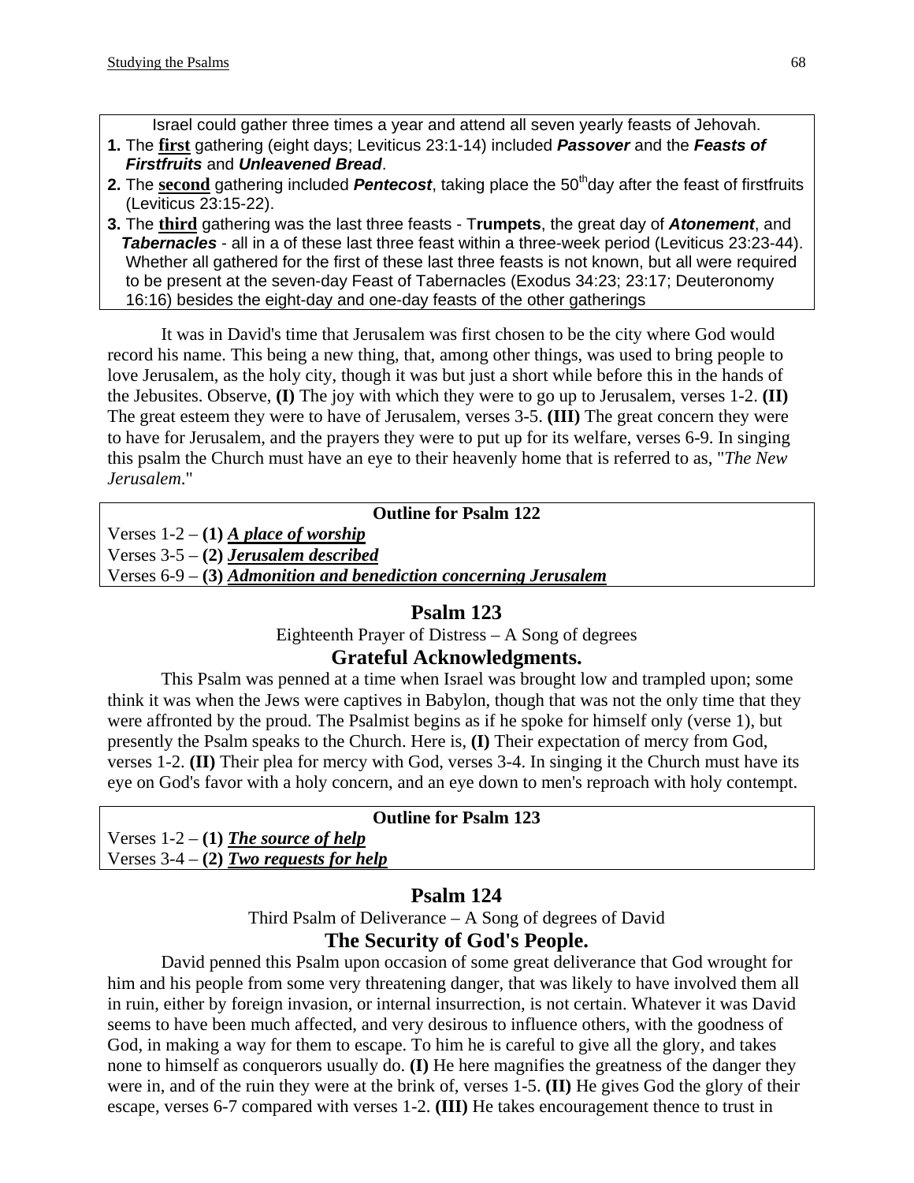Israel could gather three times a year and attend all seven yearly feasts of Jehovah.

1. The **first** gathering (eight days; Leviticus 23:1-14) included ***Passover*** and the ***Feasts of Firstfruits*** and ***Unleavened Bread***.
2. The **second** gathering included ***Pentecost***, taking place the 50th day after the feast of firstfruits (Leviticus 23:15-22).
3. The **third** gathering was the last three feasts - T**rumpets**, the great day of ***Atonement***, and ***Tabernacles*** - all in a of these last three feast within a three-week period (Leviticus 23:23-44). Whether all gathered for the first of these last three feasts is not known, but all were required to be present at the seven-day Feast of Tabernacles (Exodus 34:23; 23:17; Deuteronomy 16:16) besides the eight-day and one-day feasts of the other gatherings

It was in David's time that Jerusalem was first chosen to be the city where God would record his name. This being a new thing, that, among other things, was used to bring people to love Jerusalem, as the holy city, though it was but just a short while before this in the hands of the Jebusites. Observe, **(I)** The joy with which they were to go up to Jerusalem, verses 1-2. **(II)** The great esteem they were to have of Jerusalem, verses 3-5. **(III)** The great concern they were to have for Jerusalem, and the prayers they were to put up for its welfare, verses 6-9. In singing this psalm the Church must have an eye to their heavenly home that is referred to as, "*The New Jerusalem*."

**Outline for Psalm 122**

Verses 1-2 – **(1)** ***A place of worship***
Verses 3-5 – **(2)** ***Jerusalem described***
Verses 6-9 – **(3)** ***Admonition and benediction concerning Jerusalem***

## Psalm 123

Eighteenth Prayer of Distress – A Song of degrees

### Grateful Acknowledgments.

This Psalm was penned at a time when Israel was brought low and trampled upon; some think it was when the Jews were captives in Babylon, though that was not the only time that they were affronted by the proud. The Psalmist begins as if he spoke for himself only (verse 1), but presently the Psalm speaks to the Church. Here is, **(I)** Their expectation of mercy from God, verses 1-2. **(II)** Their plea for mercy with God, verses 3-4. In singing it the Church must have its eye on God's favor with a holy concern, and an eye down to men's reproach with holy contempt.

**Outline for Psalm 123**

Verses 1-2 – **(1)** ***The source of help***
Verses 3-4 – **(2)** ***Two requests for help***

## Psalm 124

Third Psalm of Deliverance – A Song of degrees of David

### The Security of God's People.

David penned this Psalm upon occasion of some great deliverance that God wrought for him and his people from some very threatening danger, that was likely to have involved them all in ruin, either by foreign invasion, or internal insurrection, is not certain. Whatever it was David seems to have been much affected, and very desirous to influence others, with the goodness of God, in making a way for them to escape. To him he is careful to give all the glory, and takes none to himself as conquerors usually do. **(I)** He here magnifies the greatness of the danger they were in, and of the ruin they were at the brink of, verses 1-5. **(II)** He gives God the glory of their escape, verses 6-7 compared with verses 1-2. **(III)** He takes encouragement thence to trust in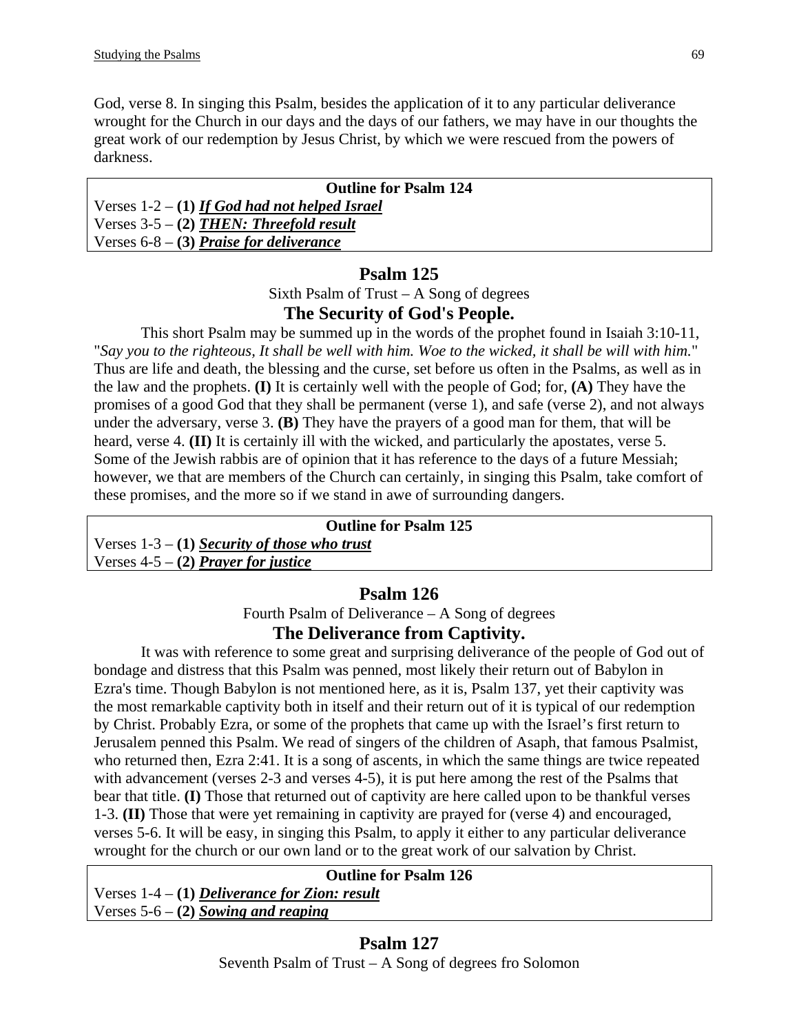God, verse 8. In singing this Psalm, besides the application of it to any particular deliverance wrought for the Church in our days and the days of our fathers, we may have in our thoughts the great work of our redemption by Jesus Christ, by which we were rescued from the powers of darkness.

| **Outline for Psalm 124** |
|---|
| Verses 1-2 – **(1)** ***If God had not helped Israel*** |
| Verses 3-5 – **(2)** ***THEN: Threefold result*** |
| Verses 6-8 – **(3)** ***Praise for deliverance*** |

## Psalm 125

Sixth Psalm of Trust – A Song of degrees

### The Security of God's People.

This short Psalm may be summed up in the words of the prophet found in Isaiah 3:10-11, "*Say you to the righteous, It shall be well with him. Woe to the wicked, it shall be will with him.*" Thus are life and death, the blessing and the curse, set before us often in the Psalms, as well as in the law and the prophets. **(I)** It is certainly well with the people of God; for, **(A)** They have the promises of a good God that they shall be permanent (verse 1), and safe (verse 2), and not always under the adversary, verse 3. **(B)** They have the prayers of a good man for them, that will be heard, verse 4. **(II)** It is certainly ill with the wicked, and particularly the apostates, verse 5. Some of the Jewish rabbis are of opinion that it has reference to the days of a future Messiah; however, we that are members of the Church can certainly, in singing this Psalm, take comfort of these promises, and the more so if we stand in awe of surrounding dangers.

| **Outline for Psalm 125** |
|---|
| Verses 1-3 – **(1)** ***Security of those who trust*** |
| Verses 4-5 – **(2)** ***Prayer for justice*** |

## Psalm 126

Fourth Psalm of Deliverance – A Song of degrees

### The Deliverance from Captivity.

It was with reference to some great and surprising deliverance of the people of God out of bondage and distress that this Psalm was penned, most likely their return out of Babylon in Ezra's time. Though Babylon is not mentioned here, as it is, Psalm 137, yet their captivity was the most remarkable captivity both in itself and their return out of it is typical of our redemption by Christ. Probably Ezra, or some of the prophets that came up with the Israel's first return to Jerusalem penned this Psalm. We read of singers of the children of Asaph, that famous Psalmist, who returned then, Ezra 2:41. It is a song of ascents, in which the same things are twice repeated with advancement (verses 2-3 and verses 4-5), it is put here among the rest of the Psalms that bear that title. **(I)** Those that returned out of captivity are here called upon to be thankful verses 1-3. **(II)** Those that were yet remaining in captivity are prayed for (verse 4) and encouraged, verses 5-6. It will be easy, in singing this Psalm, to apply it either to any particular deliverance wrought for the church or our own land or to the great work of our salvation by Christ.

| **Outline for Psalm 126** |
|---|
| Verses 1-4 – **(1)** ***Deliverance for Zion: result*** |
| Verses 5-6 – **(2)** ***Sowing and reaping*** |

## Psalm 127

Seventh Psalm of Trust – A Song of degrees fro Solomon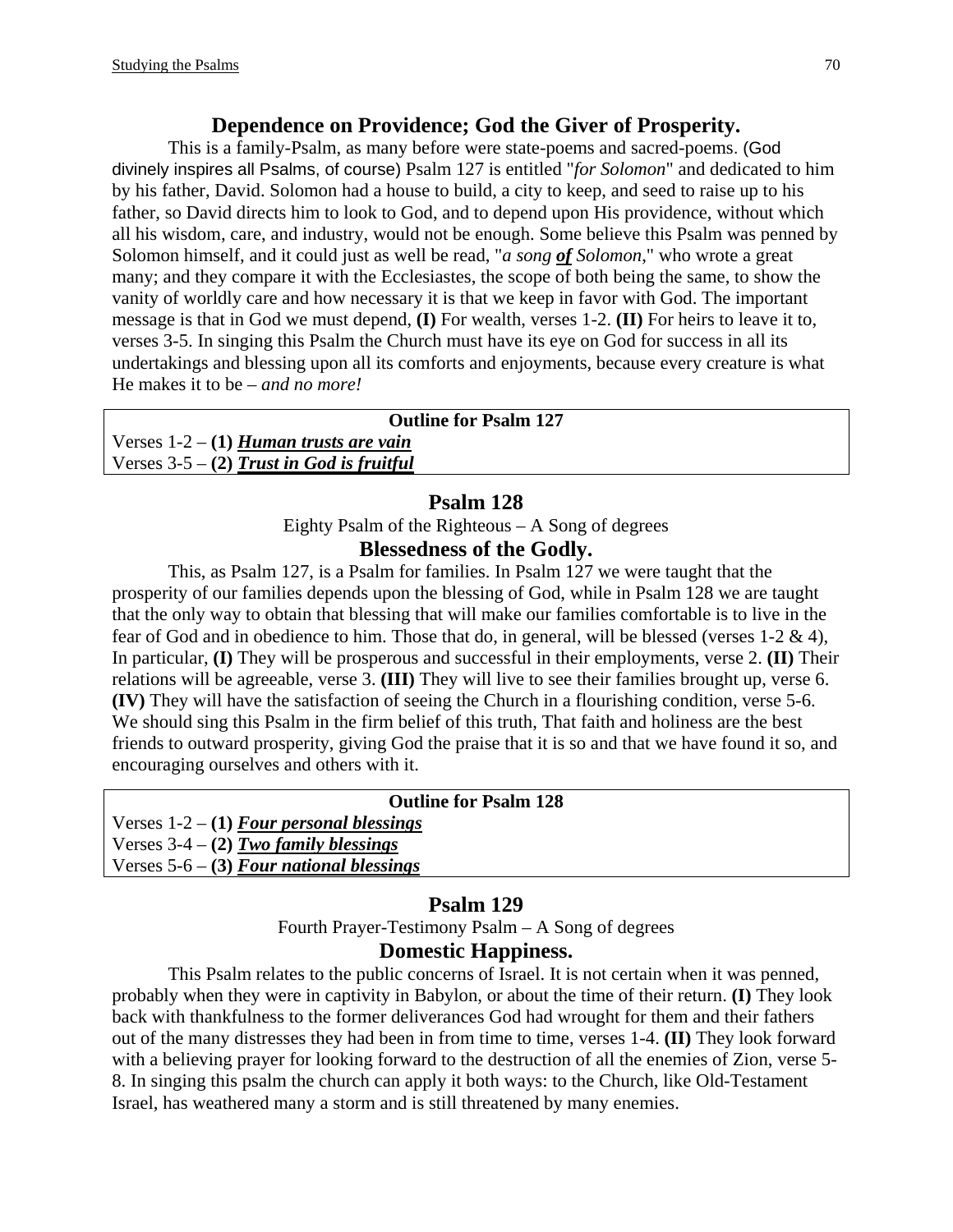## Dependence on Providence; God the Giver of Prosperity.

This is a family-Psalm, as many before were state-poems and sacred-poems. (God divinely inspires all Psalms, of course) Psalm 127 is entitled "*for Solomon*" and dedicated to him by his father, David. Solomon had a house to build, a city to keep, and seed to raise up to his father, so David directs him to look to God, and to depend upon His providence, without which all his wisdom, care, and industry, would not be enough. Some believe this Psalm was penned by Solomon himself, and it could just as well be read, "*a song* ***of*** *Solomon*," who wrote a great many; and they compare it with the Ecclesiastes, the scope of both being the same, to show the vanity of worldly care and how necessary it is that we keep in favor with God. The important message is that in God we must depend, **(I)** For wealth, verses 1-2. **(II)** For heirs to leave it to, verses 3-5. In singing this Psalm the Church must have its eye on God for success in all its undertakings and blessing upon all its comforts and enjoyments, because every creature is what He makes it to be – *and no more!*

| Outline for Psalm 127 |
|---|
| Verses 1-2 – **(1)** ***Human trusts are vain*** |
| Verses 3-5 – **(2)** ***Trust in God is fruitful*** |

## Psalm 128

Eighty Psalm of the Righteous – A Song of degrees

### Blessedness of the Godly.

This, as Psalm 127, is a Psalm for families. In Psalm 127 we were taught that the prosperity of our families depends upon the blessing of God, while in Psalm 128 we are taught that the only way to obtain that blessing that will make our families comfortable is to live in the fear of God and in obedience to him. Those that do, in general, will be blessed (verses 1-2 & 4), In particular, **(I)** They will be prosperous and successful in their employments, verse 2. **(II)** Their relations will be agreeable, verse 3. **(III)** They will live to see their families brought up, verse 6. **(IV)** They will have the satisfaction of seeing the Church in a flourishing condition, verse 5-6. We should sing this Psalm in the firm belief of this truth, That faith and holiness are the best friends to outward prosperity, giving God the praise that it is so and that we have found it so, and encouraging ourselves and others with it.

| Outline for Psalm 128 |
|---|
| Verses 1-2 – **(1)** ***Four personal blessings*** |
| Verses 3-4 – **(2)** ***Two family blessings*** |
| Verses 5-6 – **(3)** ***Four national blessings*** |

## Psalm 129

Fourth Prayer-Testimony Psalm – A Song of degrees

### Domestic Happiness.

This Psalm relates to the public concerns of Israel. It is not certain when it was penned, probably when they were in captivity in Babylon, or about the time of their return. **(I)** They look back with thankfulness to the former deliverances God had wrought for them and their fathers out of the many distresses they had been in from time to time, verses 1-4. **(II)** They look forward with a believing prayer for looking forward to the destruction of all the enemies of Zion, verse 5-8. In singing this psalm the church can apply it both ways: to the Church, like Old-Testament Israel, has weathered many a storm and is still threatened by many enemies.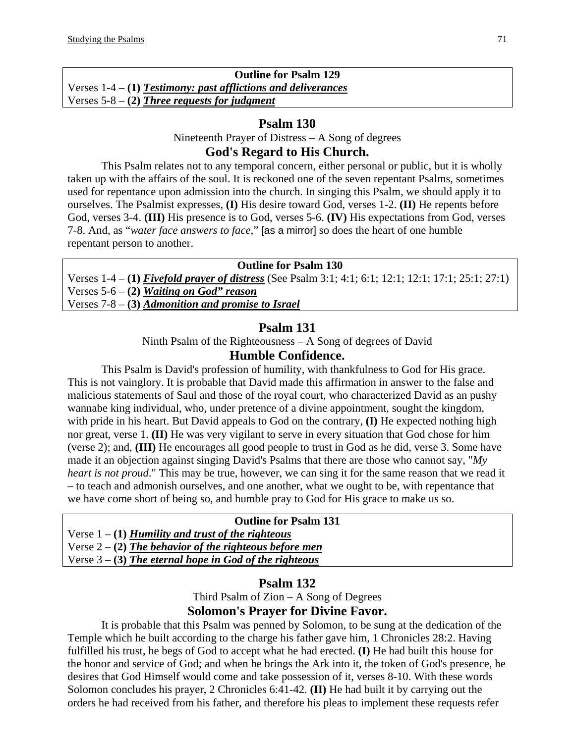**Outline for Psalm 129**

Verses 1-4 – **(1)** ***Testimony: past afflictions and deliverances***

Verses 5-8 – **(2)** ***Three requests for judgment***

## Psalm 130

Nineteenth Prayer of Distress – A Song of degrees

### God's Regard to His Church.

This Psalm relates not to any temporal concern, either personal or public, but it is wholly taken up with the affairs of the soul. It is reckoned one of the seven repentant Psalms, sometimes used for repentance upon admission into the church. In singing this Psalm, we should apply it to ourselves. The Psalmist expresses, **(I)** His desire toward God, verses 1-2. **(II)** He repents before God, verses 3-4. **(III)** His presence is to God, verses 5-6. **(IV)** His expectations from God, verses 7-8. And, as "*water face answers to face*," [as a mirror] so does the heart of one humble repentant person to another.

**Outline for Psalm 130**

Verses 1-4 – **(1)** ***Fivefold prayer of distress*** (See Psalm 3:1; 4:1; 6:1; 12:1; 12:1; 17:1; 25:1; 27:1)

Verses 5-6 – **(2)** ***Waiting on God" reason***

Verses 7-8 – **(3)** ***Admonition and promise to Israel***

## Psalm 131

Ninth Psalm of the Righteousness – A Song of degrees of David

### Humble Confidence.

This Psalm is David's profession of humility, with thankfulness to God for His grace. This is not vainglory. It is probable that David made this affirmation in answer to the false and malicious statements of Saul and those of the royal court, who characterized David as an pushy wannabe king individual, who, under pretence of a divine appointment, sought the kingdom, with pride in his heart. But David appeals to God on the contrary, **(I)** He expected nothing high nor great, verse 1. **(II)** He was very vigilant to serve in every situation that God chose for him (verse 2); and, **(III)** He encourages all good people to trust in God as he did, verse 3. Some have made it an objection against singing David's Psalms that there are those who cannot say, "*My heart is not proud*." This may be true, however, we can sing it for the same reason that we read it – to teach and admonish ourselves, and one another, what we ought to be, with repentance that we have come short of being so, and humble pray to God for His grace to make us so.

**Outline for Psalm 131**

Verse 1 – **(1)** ***Humility and trust of the righteous***

Verse 2 – **(2)** ***The behavior of the righteous before men***

Verse 3 – **(3)** ***The eternal hope in God of the righteous***

## Psalm 132

Third Psalm of Zion – A Song of Degrees

### Solomon's Prayer for Divine Favor.

It is probable that this Psalm was penned by Solomon, to be sung at the dedication of the Temple which he built according to the charge his father gave him, 1 Chronicles 28:2. Having fulfilled his trust, he begs of God to accept what he had erected. **(I)** He had built this house for the honor and service of God; and when he brings the Ark into it, the token of God's presence, he desires that God Himself would come and take possession of it, verses 8-10. With these words Solomon concludes his prayer, 2 Chronicles 6:41-42. **(II)** He had built it by carrying out the orders he had received from his father, and therefore his pleas to implement these requests refer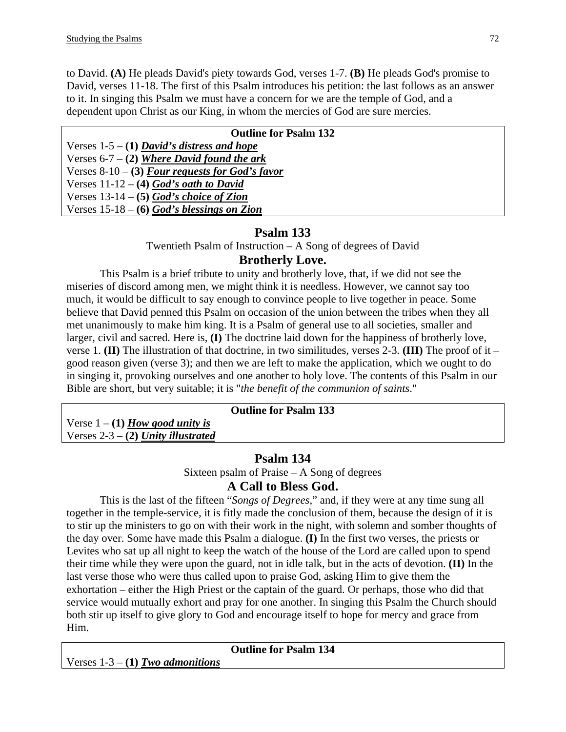to David. **(A)** He pleads David's piety towards God, verses 1-7. **(B)** He pleads God's promise to David, verses 11-18. The first of this Psalm introduces his petition: the last follows as an answer to it. In singing this Psalm we must have a concern for we are the temple of God, and a dependent upon Christ as our King, in whom the mercies of God are sure mercies.

| **Outline for Psalm 132** |
|---|
| Verses 1-5 – **(1)** ***David's distress and hope*** |
| Verses 6-7 – **(2)** ***Where David found the ark*** |
| Verses 8-10 – **(3)** ***Four requests for God's favor*** |
| Verses 11-12 – **(4)** ***God's oath to David*** |
| Verses 13-14 – **(5)** ***God's choice of Zion*** |
| Verses 15-18 – **(6)** ***God's blessings on Zion*** |

## Psalm 133

Twentieth Psalm of Instruction – A Song of degrees of David

## Brotherly Love.

This Psalm is a brief tribute to unity and brotherly love, that, if we did not see the miseries of discord among men, we might think it is needless. However, we cannot say too much, it would be difficult to say enough to convince people to live together in peace. Some believe that David penned this Psalm on occasion of the union between the tribes when they all met unanimously to make him king. It is a Psalm of general use to all societies, smaller and larger, civil and sacred. Here is, **(I)** The doctrine laid down for the happiness of brotherly love, verse 1. **(II)** The illustration of that doctrine, in two similitudes, verses 2-3. **(III)** The proof of it – good reason given (verse 3); and then we are left to make the application, which we ought to do in singing it, provoking ourselves and one another to holy love. The contents of this Psalm in our Bible are short, but very suitable; it is "*the benefit of the communion of saints*."

| **Outline for Psalm 133** |
|---|
| Verse 1 – **(1)** ***How good unity is*** |
| Verses 2-3 – **(2)** ***Unity illustrated*** |

## Psalm 134

Sixteen psalm of Praise – A Song of degrees

## A Call to Bless God.

This is the last of the fifteen "*Songs of Degrees*," and, if they were at any time sung all together in the temple-service, it is fitly made the conclusion of them, because the design of it is to stir up the ministers to go on with their work in the night, with solemn and somber thoughts of the day over. Some have made this Psalm a dialogue. **(I)** In the first two verses, the priests or Levites who sat up all night to keep the watch of the house of the Lord are called upon to spend their time while they were upon the guard, not in idle talk, but in the acts of devotion. **(II)** In the last verse those who were thus called upon to praise God, asking Him to give them the exhortation – either the High Priest or the captain of the guard. Or perhaps, those who did that service would mutually exhort and pray for one another. In singing this Psalm the Church should both stir up itself to give glory to God and encourage itself to hope for mercy and grace from Him.

| **Outline for Psalm 134** |
|---|
| Verses 1-3 – **(1)** ***Two admonitions*** |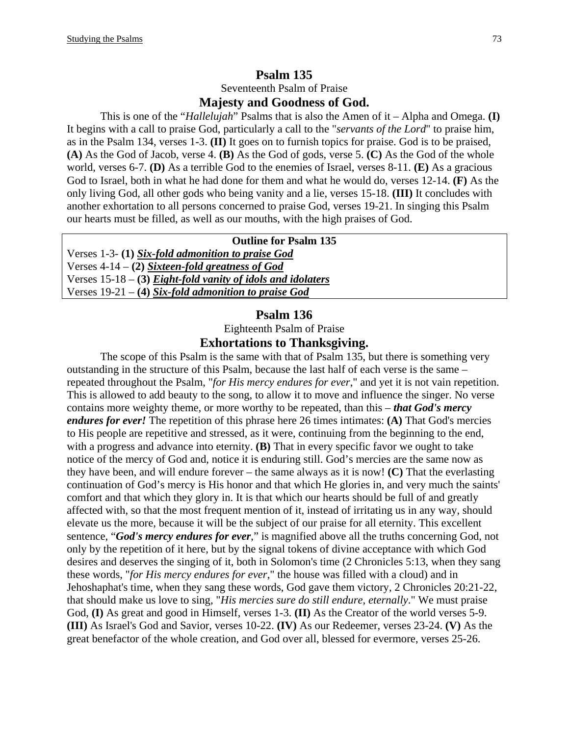# Psalm 135

Seventeenth Psalm of Praise

## Majesty and Goodness of God.

This is one of the "*Hallelujah*" Psalms that is also the Amen of it – Alpha and Omega. **(I)** It begins with a call to praise God, particularly a call to the "*servants of the Lord*" to praise him, as in the Psalm 134, verses 1-3. **(II)** It goes on to furnish topics for praise. God is to be praised, **(A)** As the God of Jacob, verse 4. **(B)** As the God of gods, verse 5. **(C)** As the God of the whole world, verses 6-7. **(D)** As a terrible God to the enemies of Israel, verses 8-11. **(E)** As a gracious God to Israel, both in what he had done for them and what he would do, verses 12-14. **(F)** As the only living God, all other gods who being vanity and a lie, verses 15-18. **(III)** It concludes with another exhortation to all persons concerned to praise God, verses 19-21. In singing this Psalm our hearts must be filled, as well as our mouths, with the high praises of God.

| **Outline for Psalm 135** |
|---|
| Verses 1-3- **(1)** ***<u>Six-fold admonition to praise God</u>*** |
| Verses 4-14 – **(2)** ***<u>Sixteen-fold greatness of God</u>*** |
| Verses 15-18 – **(3)** ***<u>Eight-fold vanity of idols and idolaters</u>*** |
| Verses 19-21 – **(4)** ***<u>Six-fold admonition to praise God</u>*** |

# Psalm 136

Eighteenth Psalm of Praise

## Exhortations to Thanksgiving.

The scope of this Psalm is the same with that of Psalm 135, but there is something very outstanding in the structure of this Psalm, because the last half of each verse is the same – repeated throughout the Psalm, "*for His mercy endures for ever*," and yet it is not vain repetition. This is allowed to add beauty to the song, to allow it to move and influence the singer. No verse contains more weighty theme, or more worthy to be repeated, than this – ***that God's mercy endures for ever!*** The repetition of this phrase here 26 times intimates: **(A)** That God's mercies to His people are repetitive and stressed, as it were, continuing from the beginning to the end, with a progress and advance into eternity. **(B)** That in every specific favor we ought to take notice of the mercy of God and, notice it is enduring still. God's mercies are the same now as they have been, and will endure forever – the same always as it is now! **(C)** That the everlasting continuation of God's mercy is His honor and that which He glories in, and very much the saints' comfort and that which they glory in. It is that which our hearts should be full of and greatly affected with, so that the most frequent mention of it, instead of irritating us in any way, should elevate us the more, because it will be the subject of our praise for all eternity. This excellent sentence, "***God's mercy endures for ever***," is magnified above all the truths concerning God, not only by the repetition of it here, but by the signal tokens of divine acceptance with which God desires and deserves the singing of it, both in Solomon's time (2 Chronicles 5:13, when they sang these words, "*for His mercy endures for ever*," the house was filled with a cloud) and in Jehoshaphat's time, when they sang these words, God gave them victory, 2 Chronicles 20:21-22, that should make us love to sing, "*His mercies sure do still endure, eternally*." We must praise God, **(I)** As great and good in Himself, verses 1-3. **(II)** As the Creator of the world verses 5-9. **(III)** As Israel's God and Savior, verses 10-22. **(IV)** As our Redeemer, verses 23-24. **(V)** As the great benefactor of the whole creation, and God over all, blessed for evermore, verses 25-26.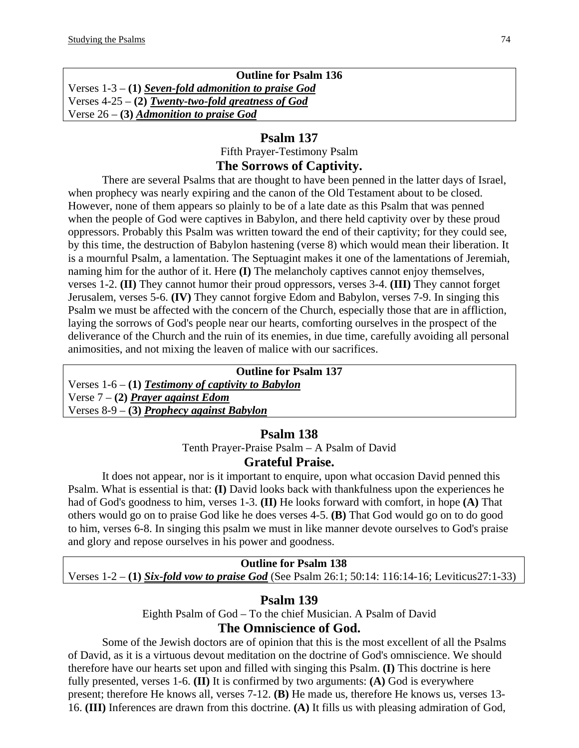**Outline for Psalm 136**

Verses 1-3 – **(1)** ***<u>Seven-fold admonition to praise God</u>***
Verses 4-25 – **(2)** ***<u>Twenty-two-fold greatness of God</u>***
Verse 26 – **(3)** ***<u>Admonition to praise God</u>***

## Psalm 137

Fifth Prayer-Testimony Psalm

### The Sorrows of Captivity.

There are several Psalms that are thought to have been penned in the latter days of Israel, when prophecy was nearly expiring and the canon of the Old Testament about to be closed. However, none of them appears so plainly to be of a late date as this Psalm that was penned when the people of God were captives in Babylon, and there held captivity over by these proud oppressors. Probably this Psalm was written toward the end of their captivity; for they could see, by this time, the destruction of Babylon hastening (verse 8) which would mean their liberation. It is a mournful Psalm, a lamentation. The Septuagint makes it one of the lamentations of Jeremiah, naming him for the author of it. Here **(I)** The melancholy captives cannot enjoy themselves, verses 1-2. **(II)** They cannot humor their proud oppressors, verses 3-4. **(III)** They cannot forget Jerusalem, verses 5-6. **(IV)** They cannot forgive Edom and Babylon, verses 7-9. In singing this Psalm we must be affected with the concern of the Church, especially those that are in affliction, laying the sorrows of God's people near our hearts, comforting ourselves in the prospect of the deliverance of the Church and the ruin of its enemies, in due time, carefully avoiding all personal animosities, and not mixing the leaven of malice with our sacrifices.

**Outline for Psalm 137**

Verses 1-6 – **(1)** ***<u>Testimony of captivity to Babylon</u>***
Verse 7 – **(2)** ***<u>Prayer against Edom</u>***
Verses 8-9 – **(3)** ***<u>Prophecy against Babylon</u>***

## Psalm 138

Tenth Prayer-Praise Psalm – A Psalm of David

### Grateful Praise.

It does not appear, nor is it important to enquire, upon what occasion David penned this Psalm. What is essential is that: **(I)** David looks back with thankfulness upon the experiences he had of God's goodness to him, verses 1-3. **(II)** He looks forward with comfort, in hope **(A)** That others would go on to praise God like he does verses 4-5. **(B)** That God would go on to do good to him, verses 6-8. In singing this psalm we must in like manner devote ourselves to God's praise and glory and repose ourselves in his power and goodness.

**Outline for Psalm 138**

Verses 1-2 – **(1)** ***<u>Six-fold vow to praise God</u>*** (See Psalm 26:1; 50:14: 116:14-16; Leviticus27:1-33)

## Psalm 139

Eighth Psalm of God – To the chief Musician. A Psalm of David

### The Omniscience of God.

Some of the Jewish doctors are of opinion that this is the most excellent of all the Psalms of David, as it is a virtuous devout meditation on the doctrine of God's omniscience. We should therefore have our hearts set upon and filled with singing this Psalm. **(I)** This doctrine is here fully presented, verses 1-6. **(II)** It is confirmed by two arguments: **(A)** God is everywhere present; therefore He knows all, verses 7-12. **(B)** He made us, therefore He knows us, verses 13-16. **(III)** Inferences are drawn from this doctrine. **(A)** It fills us with pleasing admiration of God,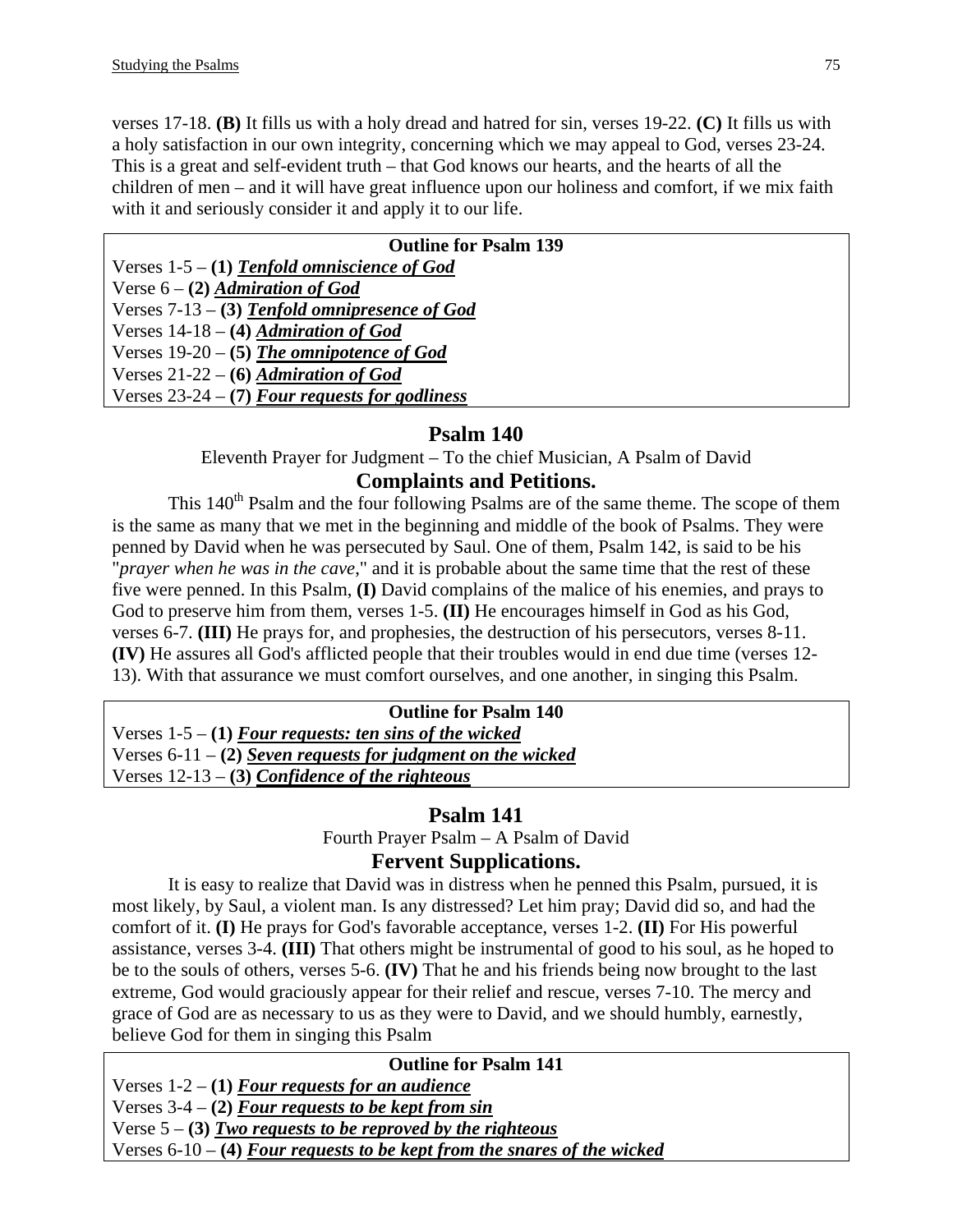verses 17-18. **(B)** It fills us with a holy dread and hatred for sin, verses 19-22. **(C)** It fills us with a holy satisfaction in our own integrity, concerning which we may appeal to God, verses 23-24. This is a great and self-evident truth – that God knows our hearts, and the hearts of all the children of men – and it will have great influence upon our holiness and comfort, if we mix faith with it and seriously consider it and apply it to our life.

| **Outline for Psalm 139** |
|---|
| Verses 1-5 – **(1)** ***Tenfold omniscience of God*** |
| Verse 6 – **(2)** ***Admiration of God*** |
| Verses 7-13 – **(3)** ***Tenfold omnipresence of God*** |
| Verses 14-18 – **(4)** ***Admiration of God*** |
| Verses 19-20 – **(5)** ***The omnipotence of God*** |
| Verses 21-22 – **(6)** ***Admiration of God*** |
| Verses 23-24 – **(7)** ***Four requests for godliness*** |

## Psalm 140

Eleventh Prayer for Judgment – To the chief Musician, A Psalm of David

### Complaints and Petitions.

This 140th Psalm and the four following Psalms are of the same theme. The scope of them is the same as many that we met in the beginning and middle of the book of Psalms. They were penned by David when he was persecuted by Saul. One of them, Psalm 142, is said to be his "*prayer when he was in the cave*," and it is probable about the same time that the rest of these five were penned. In this Psalm, **(I)** David complains of the malice of his enemies, and prays to God to preserve him from them, verses 1-5. **(II)** He encourages himself in God as his God, verses 6-7. **(III)** He prays for, and prophesies, the destruction of his persecutors, verses 8-11. **(IV)** He assures all God's afflicted people that their troubles would in end due time (verses 12-13). With that assurance we must comfort ourselves, and one another, in singing this Psalm.

| **Outline for Psalm 140** |
|---|
| Verses 1-5 – **(1)** ***Four requests: ten sins of the wicked*** |
| Verses 6-11 – **(2)** ***Seven requests for judgment on the wicked*** |
| Verses 12-13 – **(3)** ***Confidence of the righteous*** |

## Psalm 141

Fourth Prayer Psalm – A Psalm of David

### Fervent Supplications.

It is easy to realize that David was in distress when he penned this Psalm, pursued, it is most likely, by Saul, a violent man. Is any distressed? Let him pray; David did so, and had the comfort of it. **(I)** He prays for God's favorable acceptance, verses 1-2. **(II)** For His powerful assistance, verses 3-4. **(III)** That others might be instrumental of good to his soul, as he hoped to be to the souls of others, verses 5-6. **(IV)** That he and his friends being now brought to the last extreme, God would graciously appear for their relief and rescue, verses 7-10. The mercy and grace of God are as necessary to us as they were to David, and we should humbly, earnestly, believe God for them in singing this Psalm

| **Outline for Psalm 141** |
|---|
| Verses 1-2 – **(1)** ***Four requests for an audience*** |
| Verses 3-4 – **(2)** ***Four requests to be kept from sin*** |
| Verse 5 – **(3)** ***Two requests to be reproved by the righteous*** |
| Verses 6-10 – **(4)** ***Four requests to be kept from the snares of the wicked*** |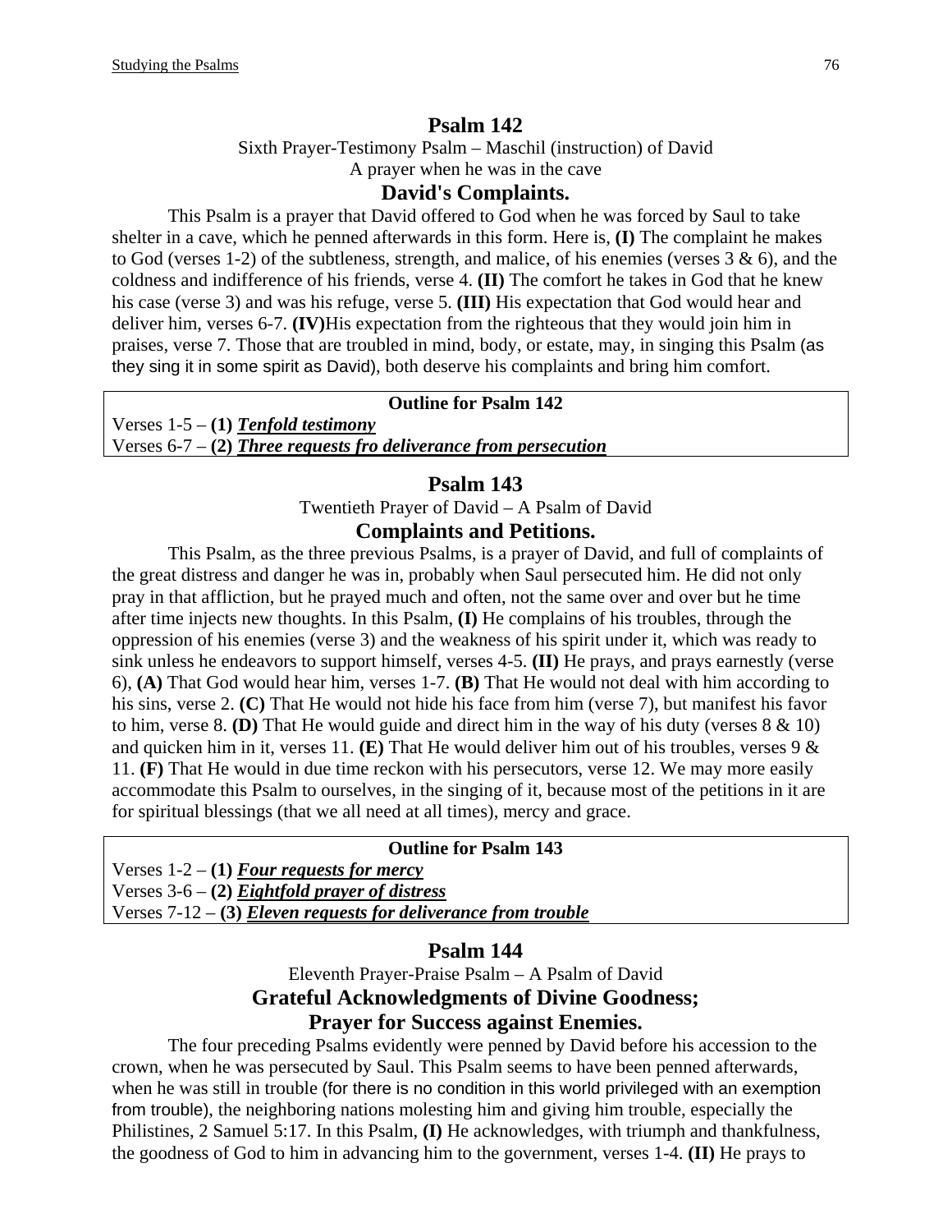## Psalm 142

Sixth Prayer-Testimony Psalm – Maschil (instruction) of David
A prayer when he was in the cave

### David's Complaints.

This Psalm is a prayer that David offered to God when he was forced by Saul to take shelter in a cave, which he penned afterwards in this form. Here is, **(I)** The complaint he makes to God (verses 1-2) of the subtleness, strength, and malice, of his enemies (verses 3 & 6), and the coldness and indifference of his friends, verse 4. **(II)** The comfort he takes in God that he knew his case (verse 3) and was his refuge, verse 5. **(III)** His expectation that God would hear and deliver him, verses 6-7. **(IV)**His expectation from the righteous that they would join him in praises, verse 7. Those that are troubled in mind, body, or estate, may, in singing this Psalm (as they sing it in some spirit as David), both deserve his complaints and bring him comfort.

| **Outline for Psalm 142** |
|---|
| Verses 1-5 – **(1)** ***Tenfold testimony*** |
| Verses 6-7 – **(2)** ***Three requests fro deliverance from persecution*** |

## Psalm 143

Twentieth Prayer of David – A Psalm of David

### Complaints and Petitions.

This Psalm, as the three previous Psalms, is a prayer of David, and full of complaints of the great distress and danger he was in, probably when Saul persecuted him. He did not only pray in that affliction, but he prayed much and often, not the same over and over but he time after time injects new thoughts. In this Psalm, **(I)** He complains of his troubles, through the oppression of his enemies (verse 3) and the weakness of his spirit under it, which was ready to sink unless he endeavors to support himself, verses 4-5. **(II)** He prays, and prays earnestly (verse 6), **(A)** That God would hear him, verses 1-7. **(B)** That He would not deal with him according to his sins, verse 2. **(C)** That He would not hide his face from him (verse 7), but manifest his favor to him, verse 8. **(D)** That He would guide and direct him in the way of his duty (verses 8 & 10) and quicken him in it, verses 11. **(E)** That He would deliver him out of his troubles, verses 9 & 11. **(F)** That He would in due time reckon with his persecutors, verse 12. We may more easily accommodate this Psalm to ourselves, in the singing of it, because most of the petitions in it are for spiritual blessings (that we all need at all times), mercy and grace.

| **Outline for Psalm 143** |
|---|
| Verses 1-2 – **(1)** ***Four requests for mercy*** |
| Verses 3-6 – **(2)** ***Eightfold prayer of distress*** |
| Verses 7-12 – **(3)** ***Eleven requests for deliverance from trouble*** |

## Psalm 144

Eleventh Prayer-Praise Psalm – A Psalm of David

### Grateful Acknowledgments of Divine Goodness; Prayer for Success against Enemies.

The four preceding Psalms evidently were penned by David before his accession to the crown, when he was persecuted by Saul. This Psalm seems to have been penned afterwards, when he was still in trouble (for there is no condition in this world privileged with an exemption from trouble), the neighboring nations molesting him and giving him trouble, especially the Philistines, 2 Samuel 5:17. In this Psalm, **(I)** He acknowledges, with triumph and thankfulness, the goodness of God to him in advancing him to the government, verses 1-4. **(II)** He prays to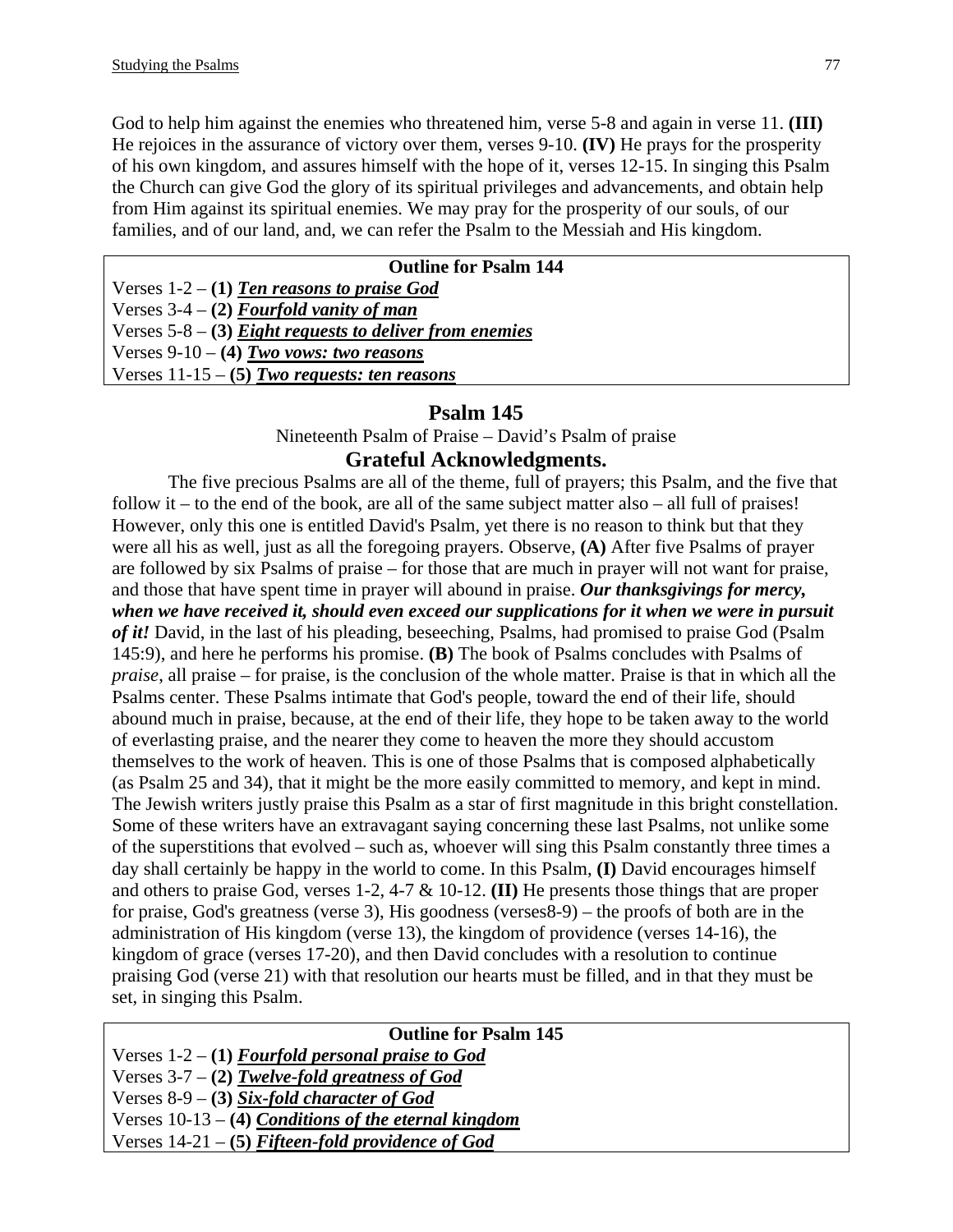God to help him against the enemies who threatened him, verse 5-8 and again in verse 11. **(III)** He rejoices in the assurance of victory over them, verses 9-10. **(IV)** He prays for the prosperity of his own kingdom, and assures himself with the hope of it, verses 12-15. In singing this Psalm the Church can give God the glory of its spiritual privileges and advancements, and obtain help from Him against its spiritual enemies. We may pray for the prosperity of our souls, of our families, and of our land, and, we can refer the Psalm to the Messiah and His kingdom.

| **Outline for Psalm 144** |
|---|
| Verses 1-2 – **(1)** ***Ten reasons to praise God*** |
| Verses 3-4 – **(2)** ***Fourfold vanity of man*** |
| Verses 5-8 – **(3)** ***Eight requests to deliver from enemies*** |
| Verses 9-10 – **(4)** ***Two vows: two reasons*** |
| Verses 11-15 – **(5)** ***Two requests: ten reasons*** |

## Psalm 145

Nineteenth Psalm of Praise – David's Psalm of praise

### Grateful Acknowledgments.

The five precious Psalms are all of the theme, full of prayers; this Psalm, and the five that follow it – to the end of the book, are all of the same subject matter also – all full of praises! However, only this one is entitled David's Psalm, yet there is no reason to think but that they were all his as well, just as all the foregoing prayers. Observe, **(A)** After five Psalms of prayer are followed by six Psalms of praise – for those that are much in prayer will not want for praise, and those that have spent time in prayer will abound in praise. ***Our thanksgivings for mercy, when we have received it, should even exceed our supplications for it when we were in pursuit of it!*** David, in the last of his pleading, beseeching, Psalms, had promised to praise God (Psalm 145:9), and here he performs his promise. **(B)** The book of Psalms concludes with Psalms of *praise*, all praise – for praise, is the conclusion of the whole matter. Praise is that in which all the Psalms center. These Psalms intimate that God's people, toward the end of their life, should abound much in praise, because, at the end of their life, they hope to be taken away to the world of everlasting praise, and the nearer they come to heaven the more they should accustom themselves to the work of heaven. This is one of those Psalms that is composed alphabetically (as Psalm 25 and 34), that it might be the more easily committed to memory, and kept in mind. The Jewish writers justly praise this Psalm as a star of first magnitude in this bright constellation. Some of these writers have an extravagant saying concerning these last Psalms, not unlike some of the superstitions that evolved – such as, whoever will sing this Psalm constantly three times a day shall certainly be happy in the world to come. In this Psalm, **(I)** David encourages himself and others to praise God, verses 1-2, 4-7 & 10-12. **(II)** He presents those things that are proper for praise, God's greatness (verse 3), His goodness (verses8-9) – the proofs of both are in the administration of His kingdom (verse 13), the kingdom of providence (verses 14-16), the kingdom of grace (verses 17-20), and then David concludes with a resolution to continue praising God (verse 21) with that resolution our hearts must be filled, and in that they must be set, in singing this Psalm.

| **Outline for Psalm 145** |
|---|
| Verses 1-2 – **(1)** ***Fourfold personal praise to God*** |
| Verses 3-7 – **(2)** ***Twelve-fold greatness of God*** |
| Verses 8-9 – **(3)** ***Six-fold character of God*** |
| Verses 10-13 – **(4)** ***Conditions of the eternal kingdom*** |
| Verses 14-21 – **(5)** ***Fifteen-fold providence of God*** |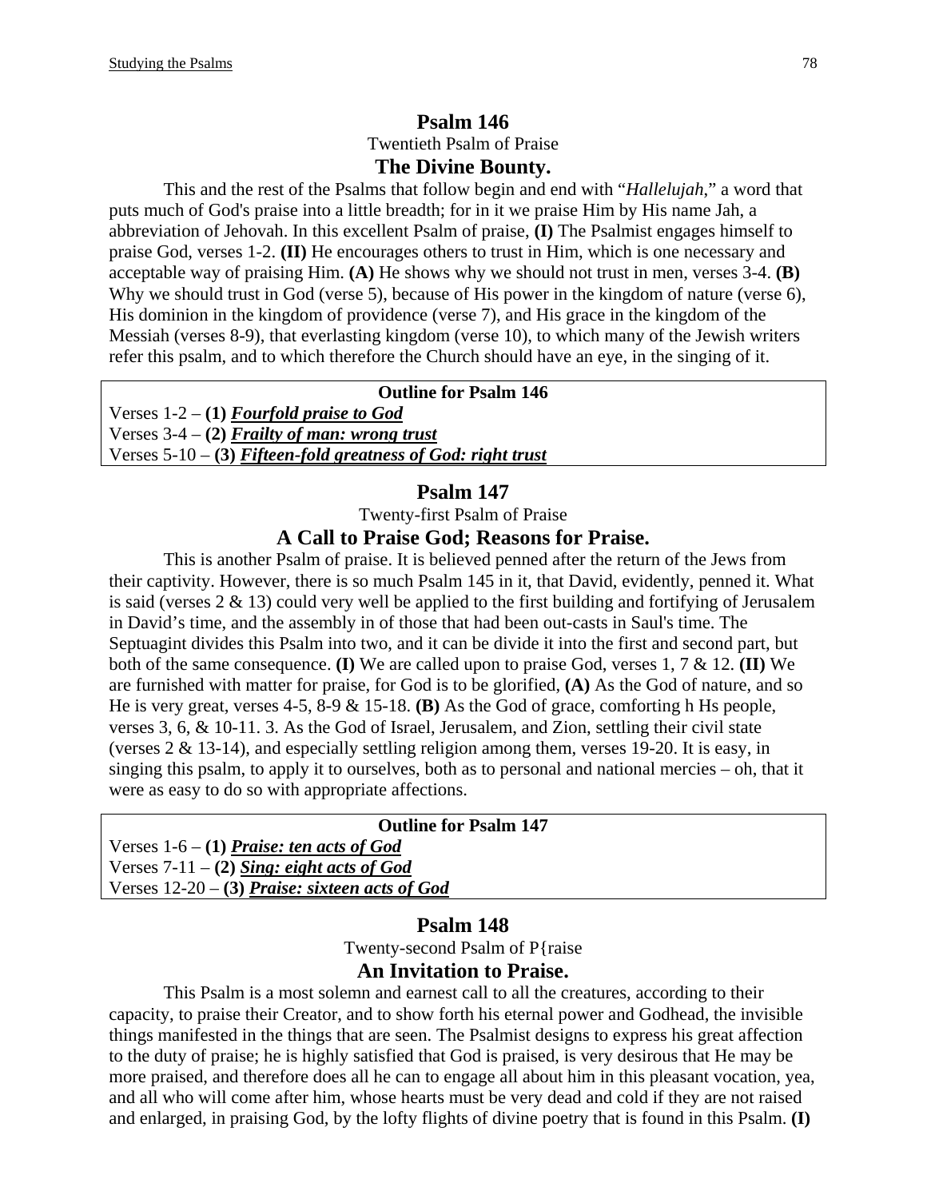## Psalm 146

Twentieth Psalm of Praise

### The Divine Bounty.

This and the rest of the Psalms that follow begin and end with "*Hallelujah*," a word that puts much of God's praise into a little breadth; for in it we praise Him by His name Jah, a abbreviation of Jehovah. In this excellent Psalm of praise, **(I)** The Psalmist engages himself to praise God, verses 1-2. **(II)** He encourages others to trust in Him, which is one necessary and acceptable way of praising Him. **(A)** He shows why we should not trust in men, verses 3-4. **(B)** Why we should trust in God (verse 5), because of His power in the kingdom of nature (verse 6), His dominion in the kingdom of providence (verse 7), and His grace in the kingdom of the Messiah (verses 8-9), that everlasting kingdom (verse 10), to which many of the Jewish writers refer this psalm, and to which therefore the Church should have an eye, in the singing of it.

| **Outline for Psalm 146** |
|---|
| Verses 1-2 – **(1)** ***Fourfold praise to God*** |
| Verses 3-4 – **(2)** ***Frailty of man: wrong trust*** |
| Verses 5-10 – **(3)** ***Fifteen-fold greatness of God: right trust*** |

## Psalm 147

Twenty-first Psalm of Praise

### A Call to Praise God; Reasons for Praise.

This is another Psalm of praise. It is believed penned after the return of the Jews from their captivity. However, there is so much Psalm 145 in it, that David, evidently, penned it. What is said (verses 2 & 13) could very well be applied to the first building and fortifying of Jerusalem in David's time, and the assembly in of those that had been out-casts in Saul's time. The Septuagint divides this Psalm into two, and it can be divide it into the first and second part, but both of the same consequence. **(I)** We are called upon to praise God, verses 1, 7 & 12. **(II)** We are furnished with matter for praise, for God is to be glorified, **(A)** As the God of nature, and so He is very great, verses 4-5, 8-9 & 15-18. **(B)** As the God of grace, comforting h Hs people, verses 3, 6, & 10-11. 3. As the God of Israel, Jerusalem, and Zion, settling their civil state (verses 2 & 13-14), and especially settling religion among them, verses 19-20. It is easy, in singing this psalm, to apply it to ourselves, both as to personal and national mercies – oh, that it were as easy to do so with appropriate affections.

| **Outline for Psalm 147** |
|---|
| Verses 1-6 – **(1)** ***Praise: ten acts of God*** |
| Verses 7-11 – **(2)** ***Sing: eight acts of God*** |
| Verses 12-20 – **(3)** ***Praise: sixteen acts of God*** |

## Psalm 148

Twenty-second Psalm of P{raise

### An Invitation to Praise.

This Psalm is a most solemn and earnest call to all the creatures, according to their capacity, to praise their Creator, and to show forth his eternal power and Godhead, the invisible things manifested in the things that are seen. The Psalmist designs to express his great affection to the duty of praise; he is highly satisfied that God is praised, is very desirous that He may be more praised, and therefore does all he can to engage all about him in this pleasant vocation, yea, and all who will come after him, whose hearts must be very dead and cold if they are not raised and enlarged, in praising God, by the lofty flights of divine poetry that is found in this Psalm. **(I)**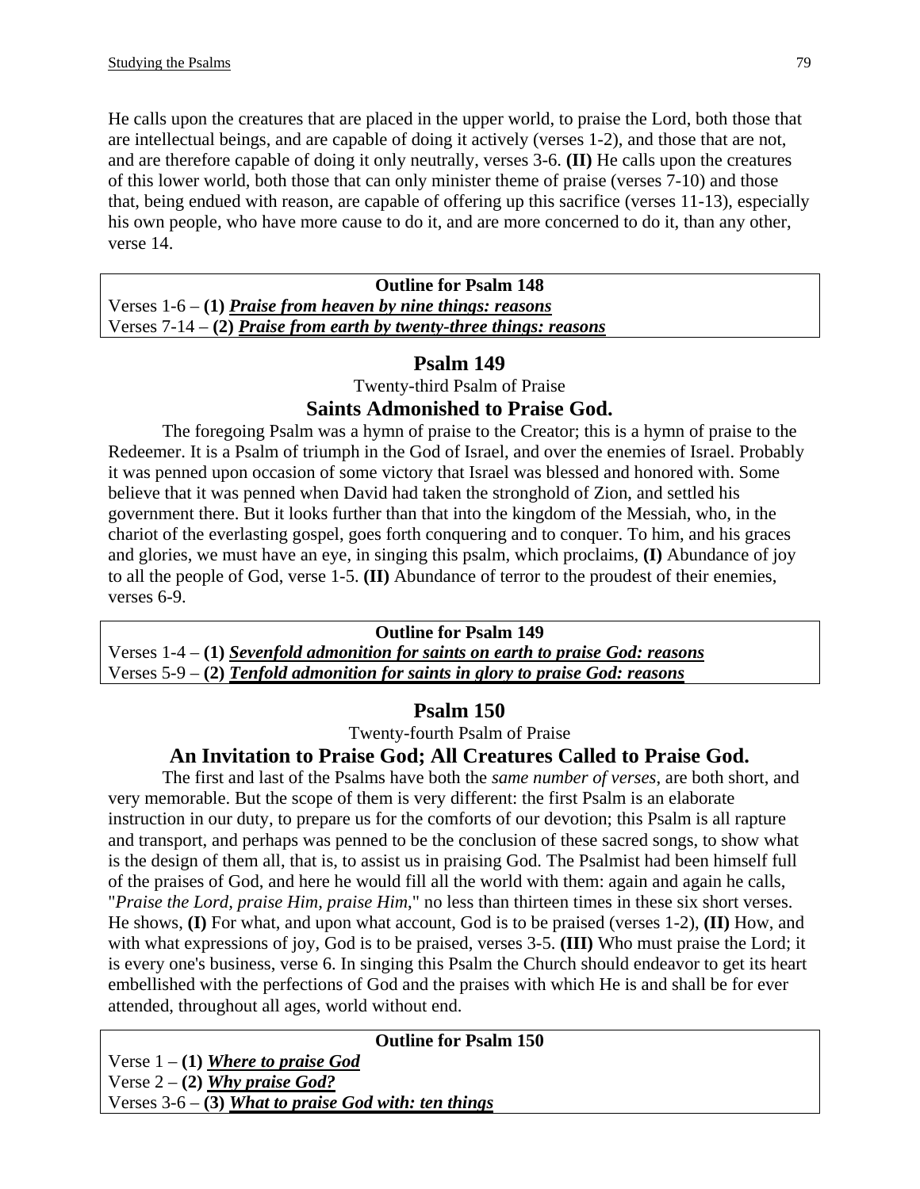He calls upon the creatures that are placed in the upper world, to praise the Lord, both those that are intellectual beings, and are capable of doing it actively (verses 1-2), and those that are not, and are therefore capable of doing it only neutrally, verses 3-6. **(II)** He calls upon the creatures of this lower world, both those that can only minister theme of praise (verses 7-10) and those that, being endued with reason, are capable of offering up this sacrifice (verses 11-13), especially his own people, who have more cause to do it, and are more concerned to do it, than any other, verse 14.

**Outline for Psalm 148**
Verses 1-6 – **(1)** ***Praise from heaven by nine things: reasons***
Verses 7-14 – **(2)** ***Praise from earth by twenty-three things: reasons***

## Psalm 149

Twenty-third Psalm of Praise

### Saints Admonished to Praise God.

The foregoing Psalm was a hymn of praise to the Creator; this is a hymn of praise to the Redeemer. It is a Psalm of triumph in the God of Israel, and over the enemies of Israel. Probably it was penned upon occasion of some victory that Israel was blessed and honored with. Some believe that it was penned when David had taken the stronghold of Zion, and settled his government there. But it looks further than that into the kingdom of the Messiah, who, in the chariot of the everlasting gospel, goes forth conquering and to conquer. To him, and his graces and glories, we must have an eye, in singing this psalm, which proclaims, **(I)** Abundance of joy to all the people of God, verse 1-5. **(II)** Abundance of terror to the proudest of their enemies, verses 6-9.

**Outline for Psalm 149**
Verses 1-4 – **(1)** ***Sevenfold admonition for saints on earth to praise God: reasons***
Verses 5-9 – **(2)** ***Tenfold admonition for saints in glory to praise God: reasons***

## Psalm 150

Twenty-fourth Psalm of Praise

### An Invitation to Praise God; All Creatures Called to Praise God.

The first and last of the Psalms have both the *same number of verses*, are both short, and very memorable. But the scope of them is very different: the first Psalm is an elaborate instruction in our duty, to prepare us for the comforts of our devotion; this Psalm is all rapture and transport, and perhaps was penned to be the conclusion of these sacred songs, to show what is the design of them all, that is, to assist us in praising God. The Psalmist had been himself full of the praises of God, and here he would fill all the world with them: again and again he calls, "*Praise the Lord, praise Him, praise Him*," no less than thirteen times in these six short verses. He shows, **(I)** For what, and upon what account, God is to be praised (verses 1-2), **(II)** How, and with what expressions of joy, God is to be praised, verses 3-5. **(III)** Who must praise the Lord; it is every one's business, verse 6. In singing this Psalm the Church should endeavor to get its heart embellished with the perfections of God and the praises with which He is and shall be for ever attended, throughout all ages, world without end.

**Outline for Psalm 150**
Verse 1 – **(1)** ***Where to praise God***
Verse 2 – **(2)** ***Why praise God?***
Verses 3-6 – **(3)** ***What to praise God with: ten things***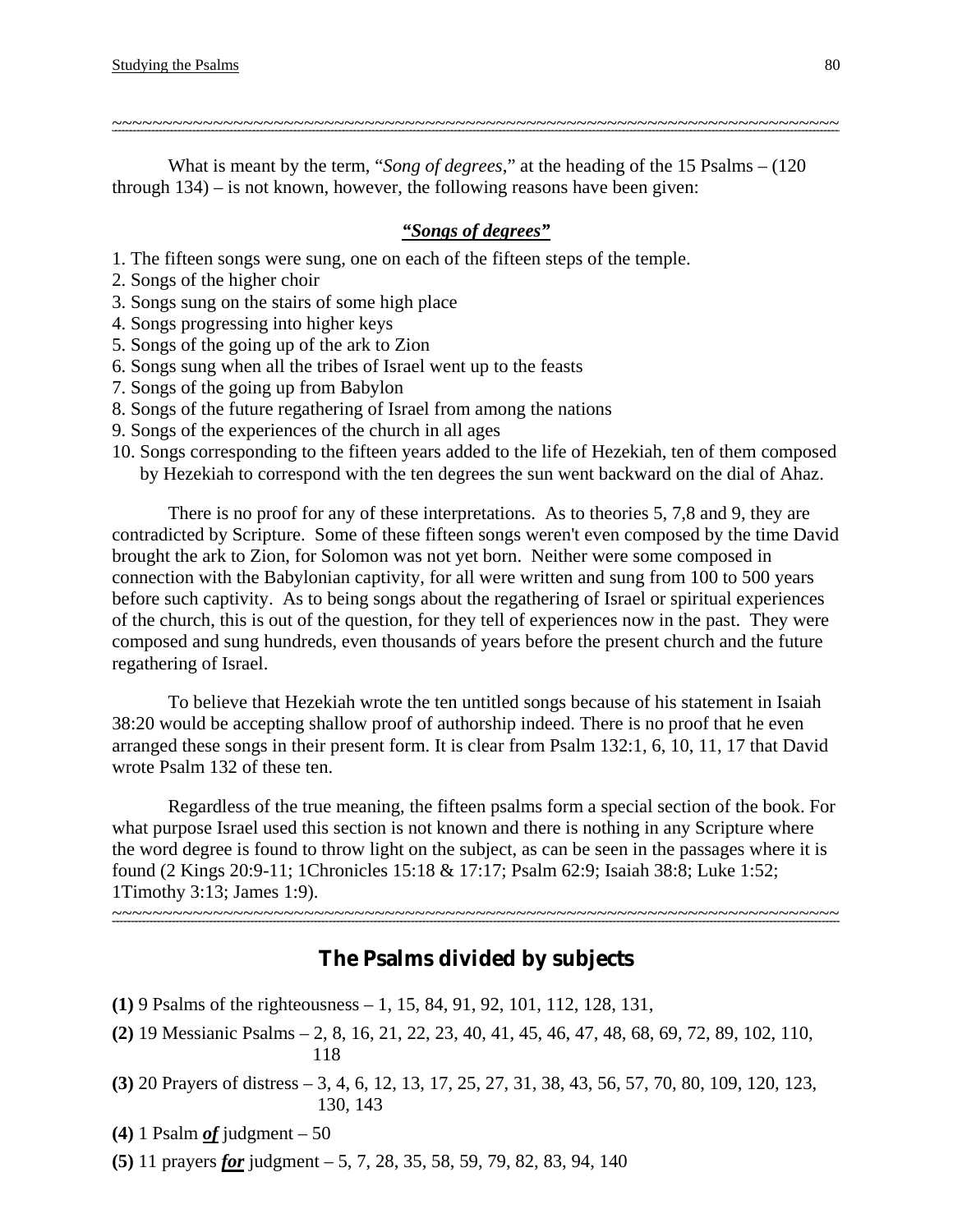What is meant by the term, "*Song of degrees*," at the heading of the 15 Psalms – (120 through 134) – is not known, however, the following reasons have been given:

***"Songs of degrees"***

1. The fifteen songs were sung, one on each of the fifteen steps of the temple.
2. Songs of the higher choir
3. Songs sung on the stairs of some high place
4. Songs progressing into higher keys
5. Songs of the going up of the ark to Zion
6. Songs sung when all the tribes of Israel went up to the feasts
7. Songs of the going up from Babylon
8. Songs of the future regathering of Israel from among the nations
9. Songs of the experiences of the church in all ages
10. Songs corresponding to the fifteen years added to the life of Hezekiah, ten of them composed by Hezekiah to correspond with the ten degrees the sun went backward on the dial of Ahaz.

There is no proof for any of these interpretations. As to theories 5, 7,8 and 9, they are contradicted by Scripture. Some of these fifteen songs weren't even composed by the time David brought the ark to Zion, for Solomon was not yet born. Neither were some composed in connection with the Babylonian captivity, for all were written and sung from 100 to 500 years before such captivity. As to being songs about the regathering of Israel or spiritual experiences of the church, this is out of the question, for they tell of experiences now in the past. They were composed and sung hundreds, even thousands of years before the present church and the future regathering of Israel.

To believe that Hezekiah wrote the ten untitled songs because of his statement in Isaiah 38:20 would be accepting shallow proof of authorship indeed. There is no proof that he even arranged these songs in their present form. It is clear from Psalm 132:1, 6, 10, 11, 17 that David wrote Psalm 132 of these ten.

Regardless of the true meaning, the fifteen psalms form a special section of the book. For what purpose Israel used this section is not known and there is nothing in any Scripture where the word degree is found to throw light on the subject, as can be seen in the passages where it is found (2 Kings 20:9-11; 1Chronicles 15:18 & 17:17; Psalm 62:9; Isaiah 38:8; Luke 1:52; 1Timothy 3:13; James 1:9).

## The Psalms divided by subjects

**(1)** 9 Psalms of the righteousness – 1, 15, 84, 91, 92, 101, 112, 128, 131,

**(2)** 19 Messianic Psalms – 2, 8, 16, 21, 22, 23, 40, 41, 45, 46, 47, 48, 68, 69, 72, 89, 102, 110, 118

**(3)** 20 Prayers of distress – 3, 4, 6, 12, 13, 17, 25, 27, 31, 38, 43, 56, 57, 70, 80, 109, 120, 123, 130, 143

**(4)** 1 Psalm ***of*** judgment – 50

**(5)** 11 prayers ***for*** judgment – 5, 7, 28, 35, 58, 59, 79, 82, 83, 94, 140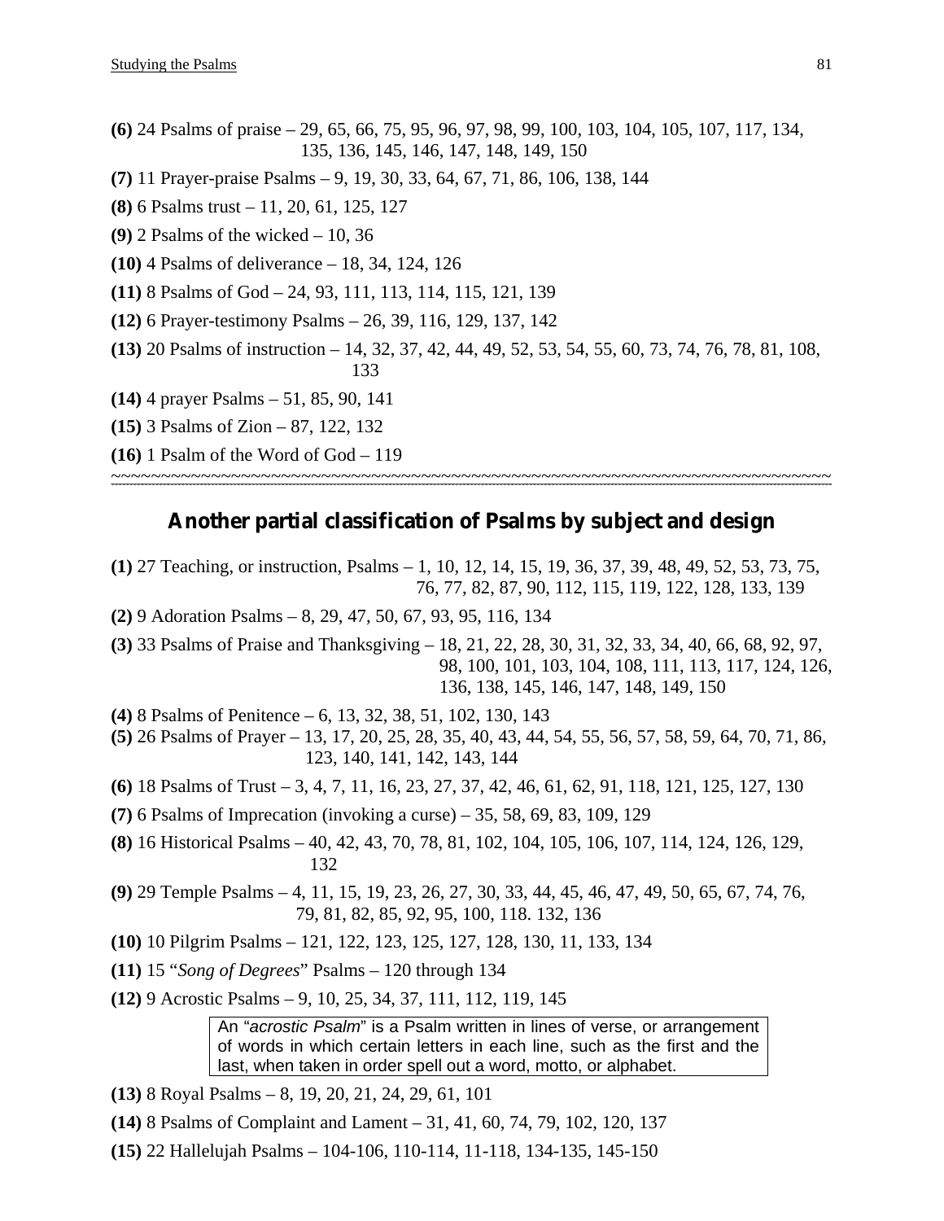**(6)** 24 Psalms of praise – 29, 65, 66, 75, 95, 96, 97, 98, 99, 100, 103, 104, 105, 107, 117, 134, 135, 136, 145, 146, 147, 148, 149, 150

**(7)** 11 Prayer-praise Psalms – 9, 19, 30, 33, 64, 67, 71, 86, 106, 138, 144

**(8)** 6 Psalms trust – 11, 20, 61, 125, 127

**(9)** 2 Psalms of the wicked – 10, 36

**(10)** 4 Psalms of deliverance – 18, 34, 124, 126

**(11)** 8 Psalms of God – 24, 93, 111, 113, 114, 115, 121, 139

**(12)** 6 Prayer-testimony Psalms – 26, 39, 116, 129, 137, 142

**(13)** 20 Psalms of instruction – 14, 32, 37, 42, 44, 49, 52, 53, 54, 55, 60, 73, 74, 76, 78, 81, 108, 133

**(14)** 4 prayer Psalms – 51, 85, 90, 141

**(15)** 3 Psalms of Zion – 87, 122, 132

**(16)** 1 Psalm of the Word of God – 119

~~~~~~~~~~~~~~~~~~~~~~~~~~~~~~~~~~~~~~~~~~~~~~~~~~~~~~~~~~~~~~~~~~~~~~~~~~~~

## Another partial classification of Psalms by subject and design

**(1)** 27 Teaching, or instruction, Psalms – 1, 10, 12, 14, 15, 19, 36, 37, 39, 48, 49, 52, 53, 73, 75, 76, 77, 82, 87, 90, 112, 115, 119, 122, 128, 133, 139

**(2)** 9 Adoration Psalms – 8, 29, 47, 50, 67, 93, 95, 116, 134

**(3)** 33 Psalms of Praise and Thanksgiving – 18, 21, 22, 28, 30, 31, 32, 33, 34, 40, 66, 68, 92, 97, 98, 100, 101, 103, 104, 108, 111, 113, 117, 124, 126, 136, 138, 145, 146, 147, 148, 149, 150

**(4)** 8 Psalms of Penitence – 6, 13, 32, 38, 51, 102, 130, 143

**(5)** 26 Psalms of Prayer – 13, 17, 20, 25, 28, 35, 40, 43, 44, 54, 55, 56, 57, 58, 59, 64, 70, 71, 86, 123, 140, 141, 142, 143, 144

**(6)** 18 Psalms of Trust – 3, 4, 7, 11, 16, 23, 27, 37, 42, 46, 61, 62, 91, 118, 121, 125, 127, 130

**(7)** 6 Psalms of Imprecation (invoking a curse) – 35, 58, 69, 83, 109, 129

**(8)** 16 Historical Psalms – 40, 42, 43, 70, 78, 81, 102, 104, 105, 106, 107, 114, 124, 126, 129, 132

**(9)** 29 Temple Psalms – 4, 11, 15, 19, 23, 26, 27, 30, 33, 44, 45, 46, 47, 49, 50, 65, 67, 74, 76, 79, 81, 82, 85, 92, 95, 100, 118. 132, 136

**(10)** 10 Pilgrim Psalms – 121, 122, 123, 125, 127, 128, 130, 11, 133, 134

**(11)** 15 "*Song of Degrees*" Psalms – 120 through 134

**(12)** 9 Acrostic Psalms – 9, 10, 25, 34, 37, 111, 112, 119, 145

> An "*acrostic Psalm*" is a Psalm written in lines of verse, or arrangement of words in which certain letters in each line, such as the first and the last, when taken in order spell out a word, motto, or alphabet.

**(13)** 8 Royal Psalms – 8, 19, 20, 21, 24, 29, 61, 101

**(14)** 8 Psalms of Complaint and Lament – 31, 41, 60, 74, 79, 102, 120, 137

**(15)** 22 Hallelujah Psalms – 104-106, 110-114, 11-118, 134-135, 145-150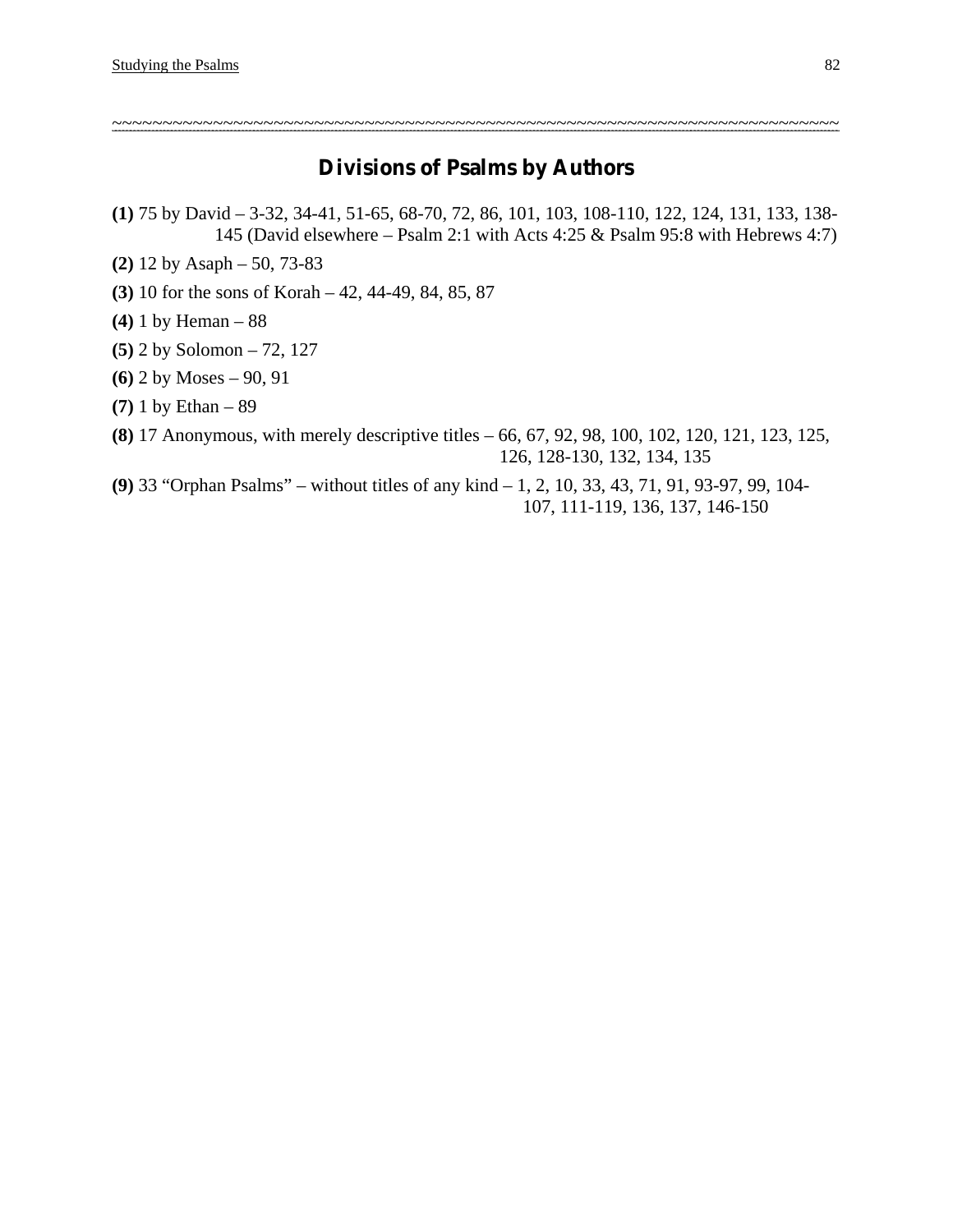## Divisions of Psalms by Authors

**(1)** 75 by David – 3-32, 34-41, 51-65, 68-70, 72, 86, 101, 103, 108-110, 122, 124, 131, 133, 138-145 (David elsewhere – Psalm 2:1 with Acts 4:25 & Psalm 95:8 with Hebrews 4:7)

**(2)** 12 by Asaph – 50, 73-83

**(3)** 10 for the sons of Korah – 42, 44-49, 84, 85, 87

**(4)** 1 by Heman – 88

**(5)** 2 by Solomon – 72, 127

**(6)** 2 by Moses – 90, 91

**(7)** 1 by Ethan – 89

**(8)** 17 Anonymous, with merely descriptive titles – 66, 67, 92, 98, 100, 102, 120, 121, 123, 125, 126, 128-130, 132, 134, 135

**(9)** 33 "Orphan Psalms" – without titles of any kind – 1, 2, 10, 33, 43, 71, 91, 93-97, 99, 104-107, 111-119, 136, 137, 146-150